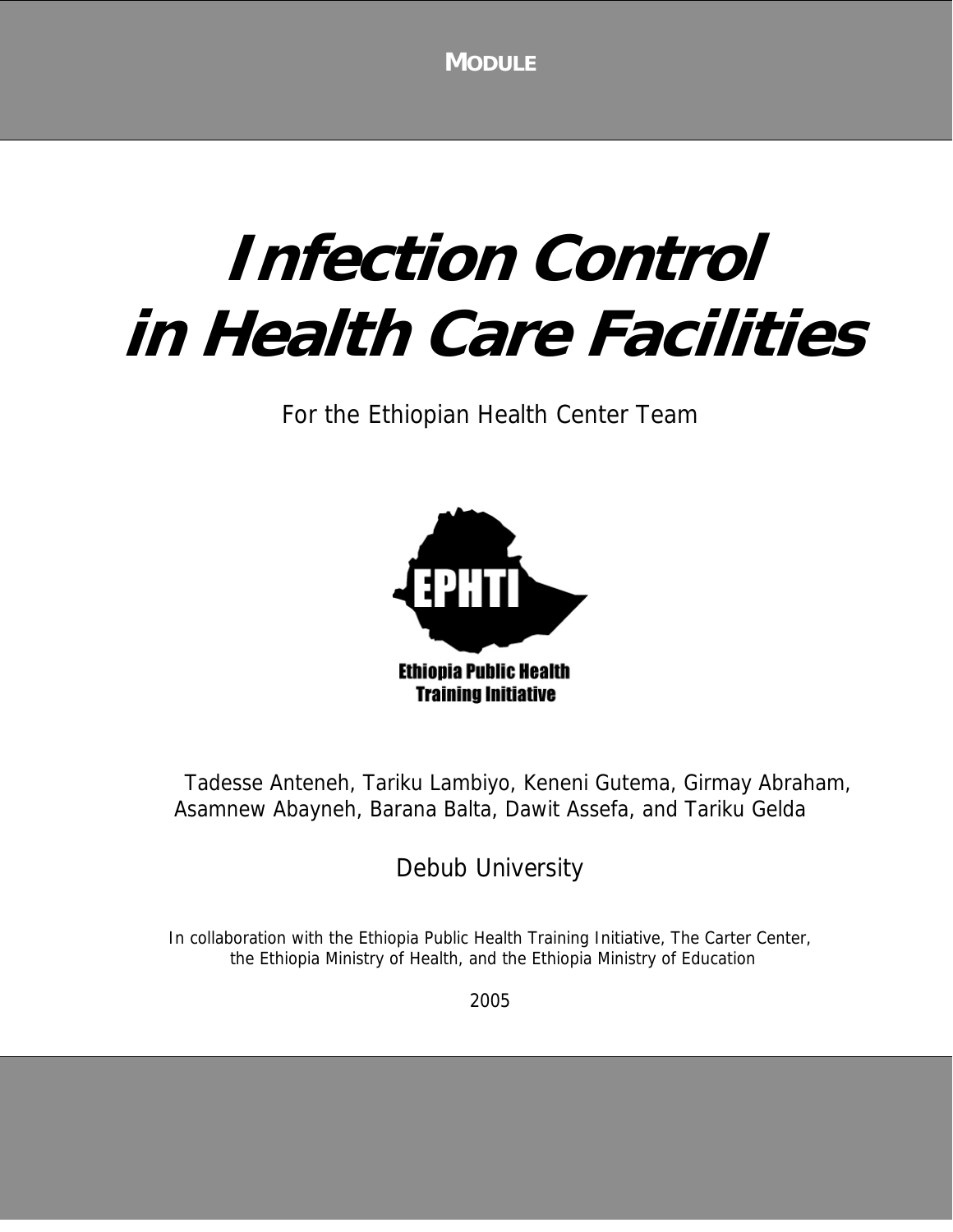MODULE

# Infection Control in Health Care Facilities

For the Ethiopian Health Center Team

EPHTI

Ethiopia Public Health Training Initiative

Tadesse Anteneh, Tariku Lambiyo, Keneni Gutema, Girmay Abraham, Asamnew Abayneh, Barana Balta, Dawit Assefa, and Tariku Gelda

Debub University

*In collaboration with the Ethiopia Public Health Training Initiative, The Carter Center, the Ethiopia Ministry of Health, and the Ethiopia Ministry of Education*

2005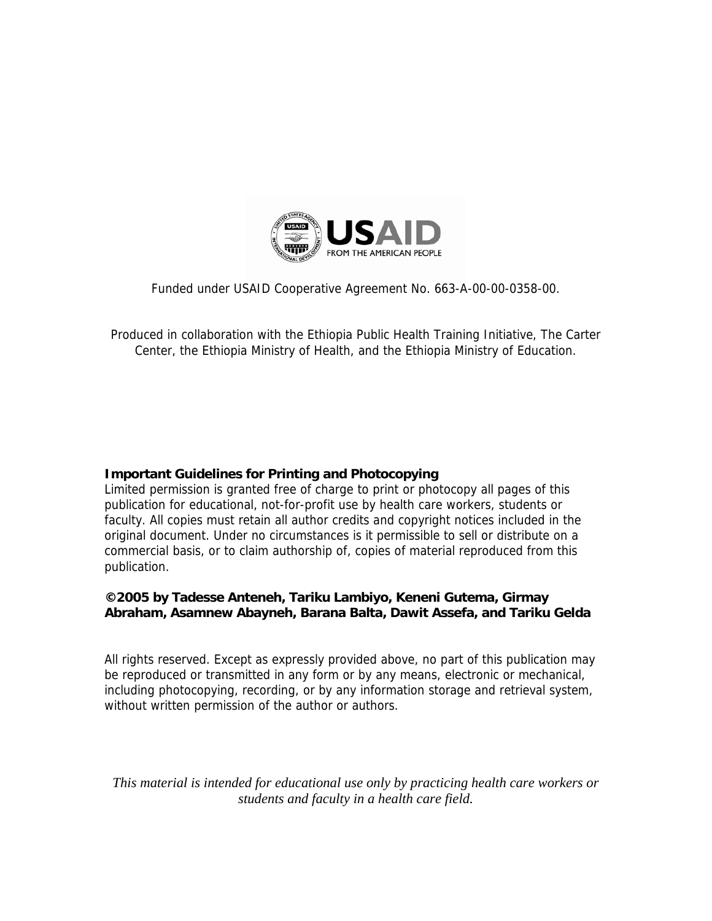Funded under USAID Cooperative Agreement No. 663-A-00-00-0358-00.

Produced in collaboration with the Ethiopia Public Health Training Initiative, The Carter Center, the Ethiopia Ministry of Health, and the Ethiopia Ministry of Education.

**Important Guidelines for Printing and Photocopying**
Limited permission is granted free of charge to print or photocopy all pages of this publication for educational, not-for-profit use by health care workers, students or faculty. All copies must retain all author credits and copyright notices included in the original document. Under no circumstances is it permissible to sell or distribute on a commercial basis, or to claim authorship of, copies of material reproduced from this publication.

**©2005 by Tadesse Anteneh, Tariku Lambiyo, Keneni Gutema, Girmay Abraham, Asamnew Abayneh, Barana Balta, Dawit Assefa, and Tariku Gelda**

All rights reserved. Except as expressly provided above, no part of this publication may be reproduced or transmitted in any form or by any means, electronic or mechanical, including photocopying, recording, or by any information storage and retrieval system, without written permission of the author or authors.

*This material is intended for educational use only by practicing health care workers or students and faculty in a health care field.*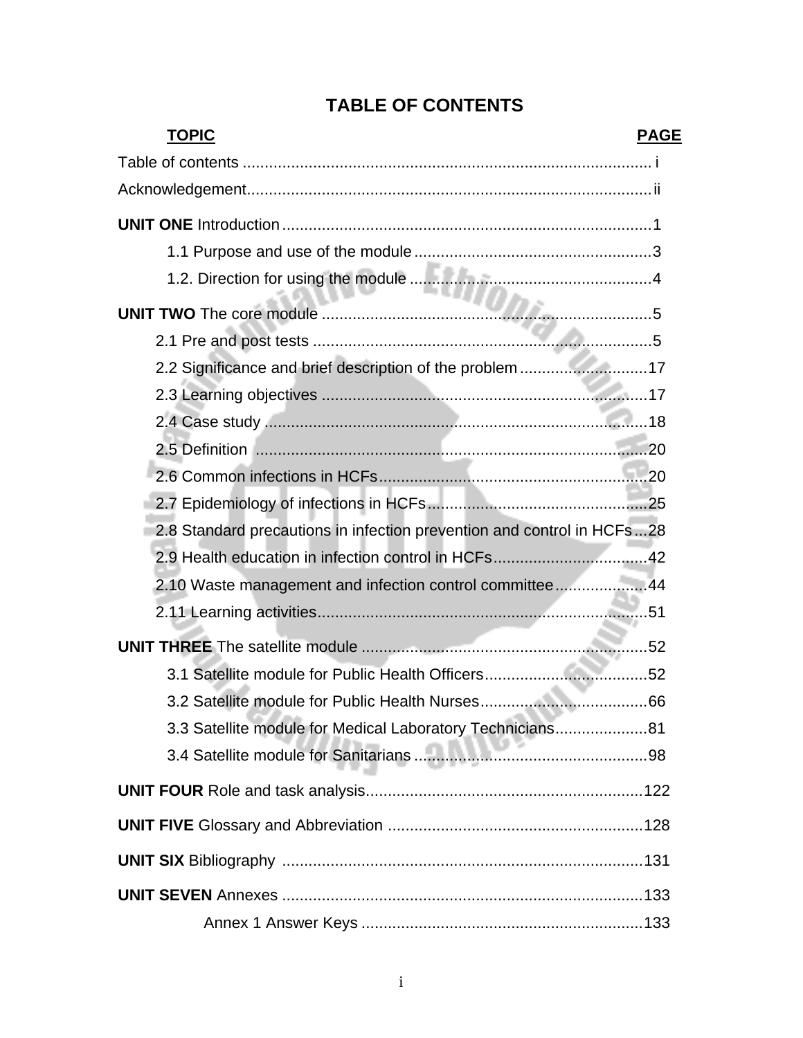# TABLE OF CONTENTS

| TOPIC | PAGE |
|---|---|
| Table of contents | i |
| Acknowledgement | ii |
| **UNIT ONE** Introduction | 1 |
| 1.1 Purpose and use of the module | 3 |
| 1.2. Direction for using the module | 4 |
| **UNIT TWO** The core module | 5 |
| 2.1 Pre and post tests | 5 |
| 2.2 Significance and brief description of the problem | 17 |
| 2.3 Learning objectives | 17 |
| 2.4 Case study | 18 |
| 2.5 Definition | 20 |
| 2.6 Common infections in HCFs | 20 |
| 2.7 Epidemiology of infections in HCFs | 25 |
| 2.8 Standard precautions in infection prevention and control in HCFs | 28 |
| 2.9 Health education in infection control in HCFs | 42 |
| 2.10 Waste management and infection control committee | 44 |
| 2.11 Learning activities | 51 |
| **UNIT THREE** The satellite module | 52 |
| 3.1 Satellite module for Public Health Officers | 52 |
| 3.2 Satellite module for Public Health Nurses | 66 |
| 3.3 Satellite module for Medical Laboratory Technicians | 81 |
| 3.4 Satellite module for Sanitarians | 98 |
| **UNIT FOUR** Role and task analysis | 122 |
| **UNIT FIVE** Glossary and Abbreviation | 128 |
| **UNIT SIX** Bibliography | 131 |
| **UNIT SEVEN** Annexes | 133 |
| Annex 1 Answer Keys | 133 |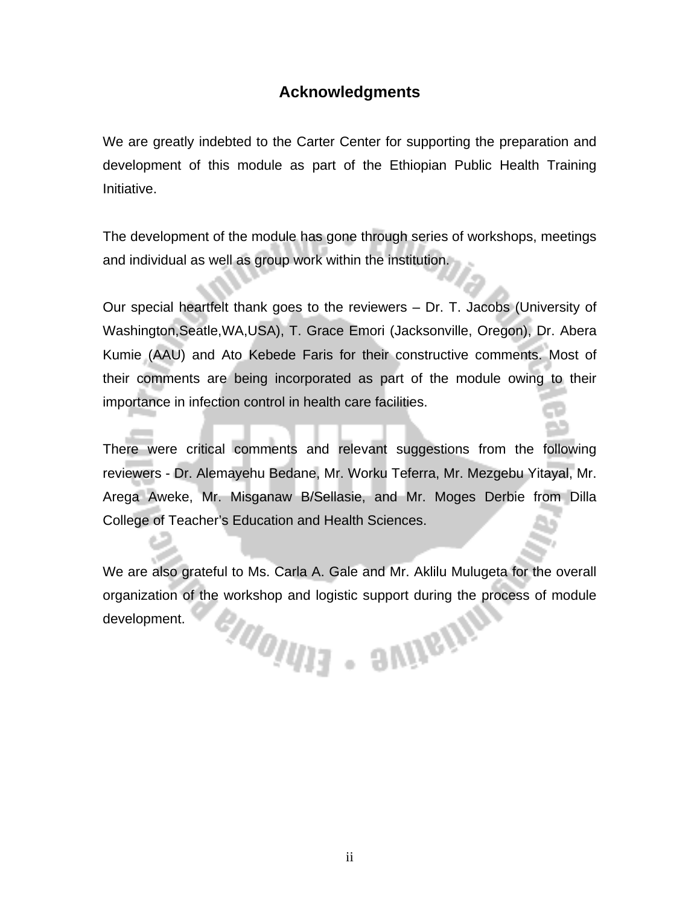# Acknowledgments

We are greatly indebted to the Carter Center for supporting the preparation and development of this module as part of the Ethiopian Public Health Training Initiative.

The development of the module has gone through series of workshops, meetings and individual as well as group work within the institution.

Our special heartfelt thank goes to the reviewers – Dr. T. Jacobs (University of Washington,Seatle,WA,USA), T. Grace Emori (Jacksonville, Oregon), Dr. Abera Kumie (AAU) and Ato Kebede Faris for their constructive comments. Most of their comments are being incorporated as part of the module owing to their importance in infection control in health care facilities.

There were critical comments and relevant suggestions from the following reviewers - Dr. Alemayehu Bedane, Mr. Worku Teferra, Mr. Mezgebu Yitayal, Mr. Arega Aweke, Mr. Misganaw B/Sellasie, and Mr. Moges Derbie from Dilla College of Teacher's Education and Health Sciences.

We are also grateful to Ms. Carla A. Gale and Mr. Aklilu Mulugeta for the overall organization of the workshop and logistic support during the process of module development.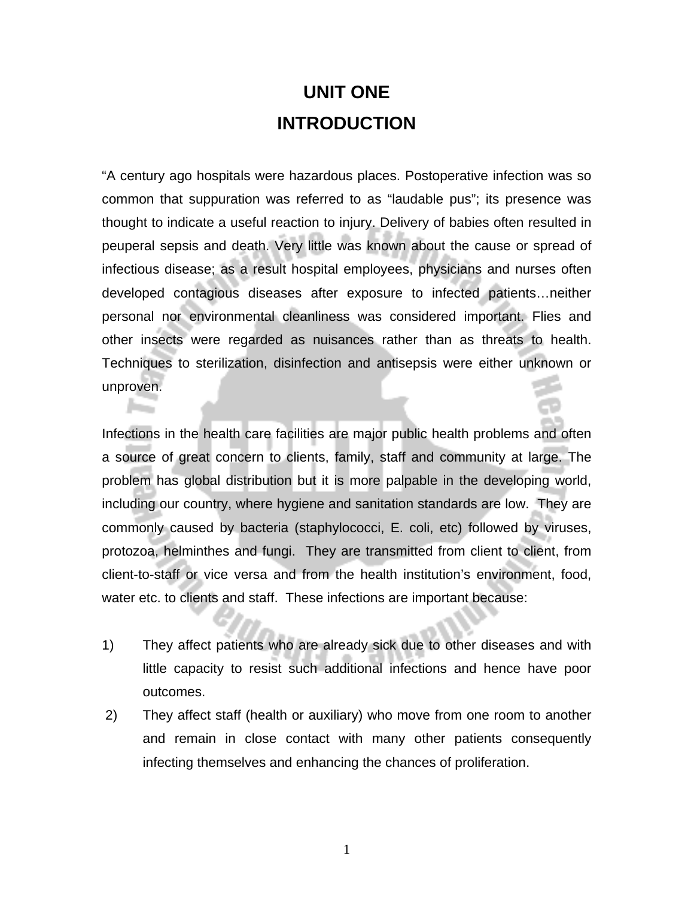# UNIT ONE

# INTRODUCTION

"A century ago hospitals were hazardous places. Postoperative infection was so common that suppuration was referred to as "laudable pus"; its presence was thought to indicate a useful reaction to injury. Delivery of babies often resulted in peuperal sepsis and death. Very little was known about the cause or spread of infectious disease; as a result hospital employees, physicians and nurses often developed contagious diseases after exposure to infected patients…neither personal nor environmental cleanliness was considered important. Flies and other insects were regarded as nuisances rather than as threats to health. Techniques to sterilization, disinfection and antisepsis were either unknown or unproven.

Infections in the health care facilities are major public health problems and often a source of great concern to clients, family, staff and community at large. The problem has global distribution but it is more palpable in the developing world, including our country, where hygiene and sanitation standards are low. They are commonly caused by bacteria (staphylococci, E. coli, etc) followed by viruses, protozoa, helminthes and fungi. They are transmitted from client to client, from client-to-staff or vice versa and from the health institution's environment, food, water etc. to clients and staff. These infections are important because:

1) They affect patients who are already sick due to other diseases and with little capacity to resist such additional infections and hence have poor outcomes.
2) They affect staff (health or auxiliary) who move from one room to another and remain in close contact with many other patients consequently infecting themselves and enhancing the chances of proliferation.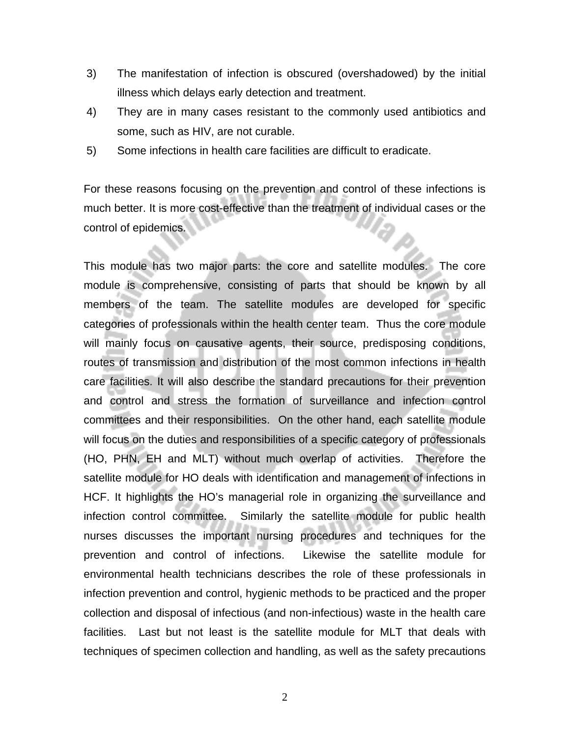3) The manifestation of infection is obscured (overshadowed) by the initial illness which delays early detection and treatment.
4) They are in many cases resistant to the commonly used antibiotics and some, such as HIV, are not curable.
5) Some infections in health care facilities are difficult to eradicate.

For these reasons focusing on the prevention and control of these infections is much better. It is more cost-effective than the treatment of individual cases or the control of epidemics.

This module has two major parts: the core and satellite modules. The core module is comprehensive, consisting of parts that should be known by all members of the team. The satellite modules are developed for specific categories of professionals within the health center team. Thus the core module will mainly focus on causative agents, their source, predisposing conditions, routes of transmission and distribution of the most common infections in health care facilities. It will also describe the standard precautions for their prevention and control and stress the formation of surveillance and infection control committees and their responsibilities. On the other hand, each satellite module will focus on the duties and responsibilities of a specific category of professionals (HO, PHN, EH and MLT) without much overlap of activities. Therefore the satellite module for HO deals with identification and management of infections in HCF. It highlights the HO's managerial role in organizing the surveillance and infection control committee. Similarly the satellite module for public health nurses discusses the important nursing procedures and techniques for the prevention and control of infections. Likewise the satellite module for environmental health technicians describes the role of these professionals in infection prevention and control, hygienic methods to be practiced and the proper collection and disposal of infectious (and non-infectious) waste in the health care facilities. Last but not least is the satellite module for MLT that deals with techniques of specimen collection and handling, as well as the safety precautions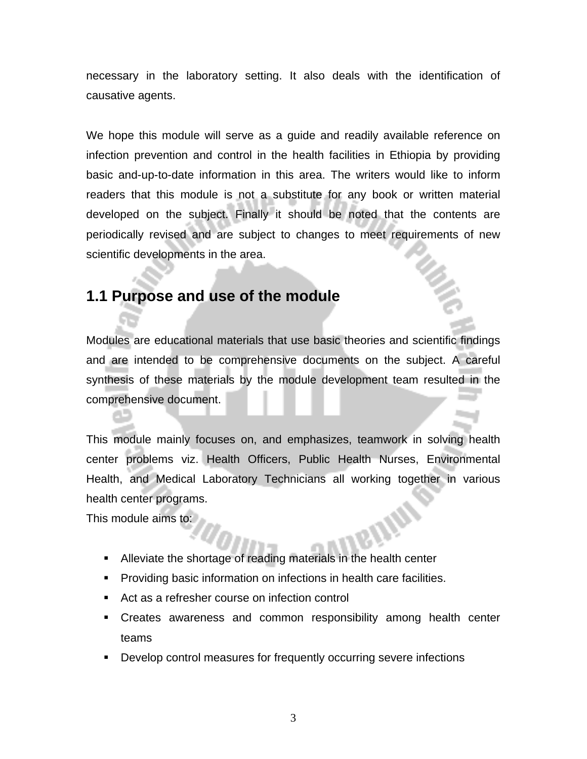necessary in the laboratory setting. It also deals with the identification of causative agents.

We hope this module will serve as a guide and readily available reference on infection prevention and control in the health facilities in Ethiopia by providing basic and-up-to-date information in this area. The writers would like to inform readers that this module is not a substitute for any book or written material developed on the subject. Finally it should be noted that the contents are periodically revised and are subject to changes to meet requirements of new scientific developments in the area.

## 1.1 Purpose and use of the module

Modules are educational materials that use basic theories and scientific findings and are intended to be comprehensive documents on the subject. A careful synthesis of these materials by the module development team resulted in the comprehensive document.

This module mainly focuses on, and emphasizes, teamwork in solving health center problems viz. Health Officers, Public Health Nurses, Environmental Health, and Medical Laboratory Technicians all working together in various health center programs.

This module aims to:

- Alleviate the shortage of reading materials in the health center
- Providing basic information on infections in health care facilities.
- Act as a refresher course on infection control
- Creates awareness and common responsibility among health center teams
- Develop control measures for frequently occurring severe infections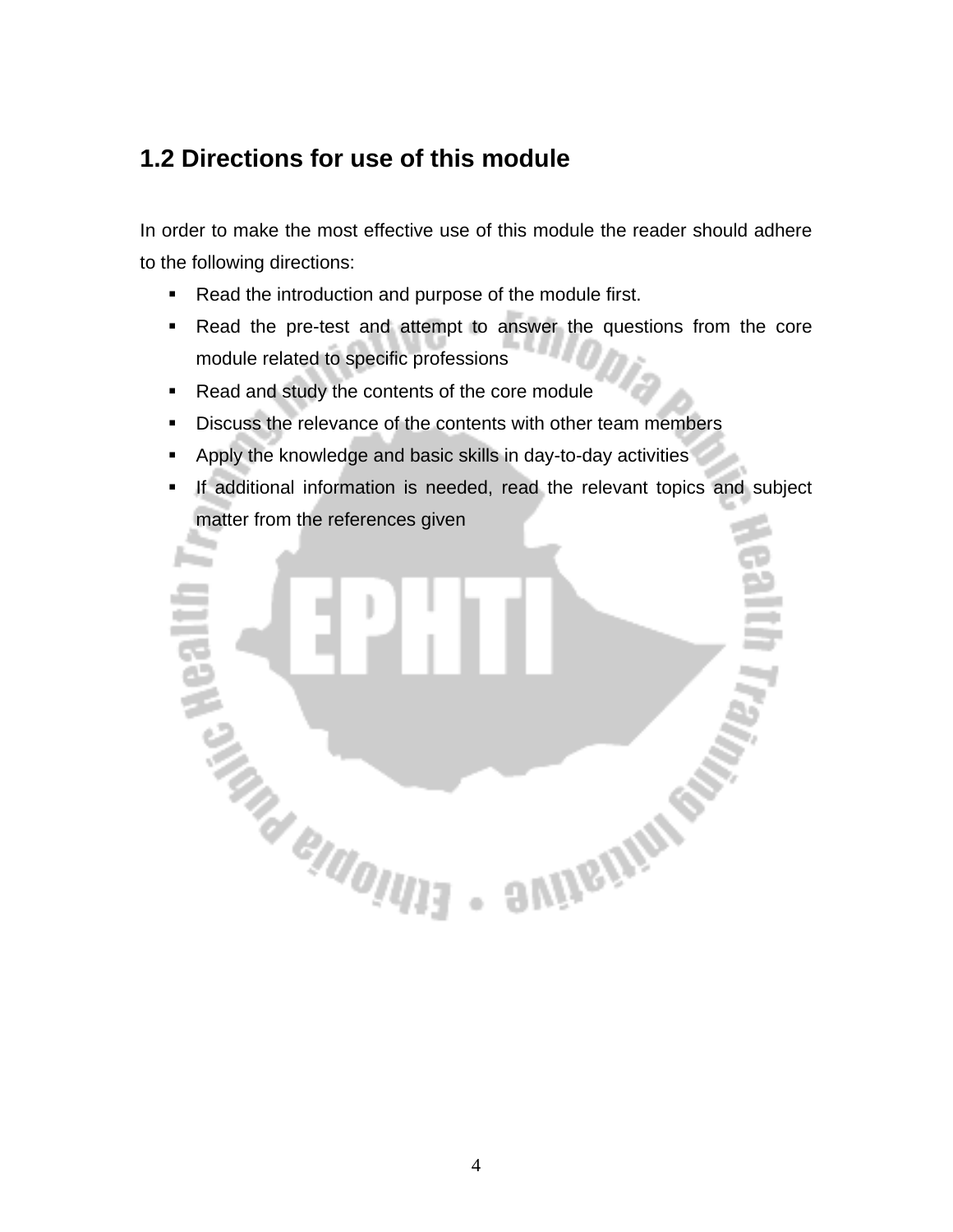## 1.2 Directions for use of this module

In order to make the most effective use of this module the reader should adhere to the following directions:

- Read the introduction and purpose of the module first.
- Read the pre-test and attempt to answer the questions from the core module related to specific professions
- Read and study the contents of the core module
- Discuss the relevance of the contents with other team members
- Apply the knowledge and basic skills in day-to-day activities
- If additional information is needed, read the relevant topics and subject matter from the references given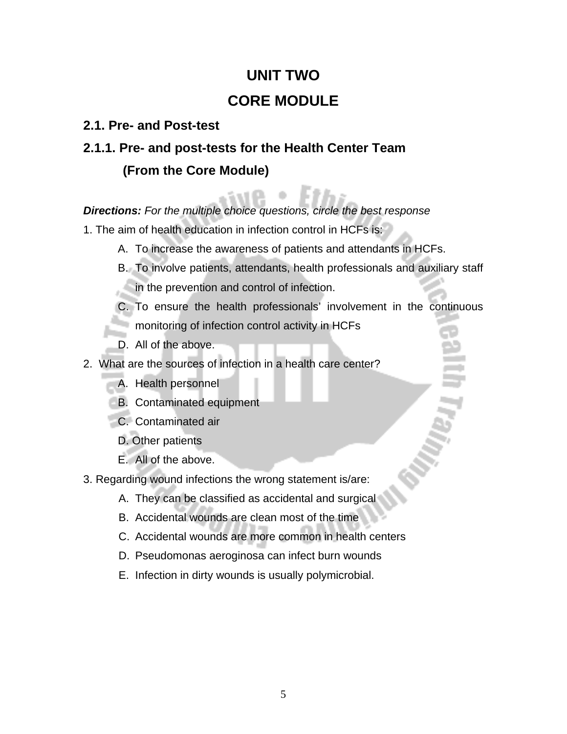# UNIT TWO

# CORE MODULE

## 2.1. Pre- and Post-test

### 2.1.1. Pre- and post-tests for the Health Center Team (From the Core Module)

***Directions:*** *For the multiple choice questions, circle the best response*

1. The aim of health education in infection control in HCFs is:
   - A. To increase the awareness of patients and attendants in HCFs.
   - B. To involve patients, attendants, health professionals and auxiliary staff in the prevention and control of infection.
   - C. To ensure the health professionals' involvement in the continuous monitoring of infection control activity in HCFs
   - D. All of the above.

2. What are the sources of infection in a health care center?
   - A. Health personnel
   - B. Contaminated equipment
   - C. Contaminated air
   - D. Other patients
   - E. All of the above.

3. Regarding wound infections the wrong statement is/are:
   - A. They can be classified as accidental and surgical
   - B. Accidental wounds are clean most of the time
   - C. Accidental wounds are more common in health centers
   - D. Pseudomonas aeroginosa can infect burn wounds
   - E. Infection in dirty wounds is usually polymicrobial.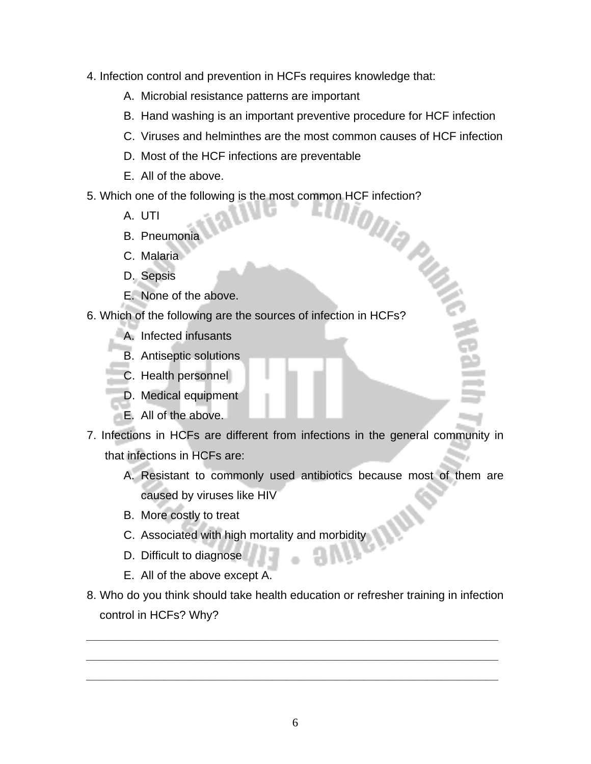4. Infection control and prevention in HCFs requires knowledge that:

    A. Microbial resistance patterns are important
    B. Hand washing is an important preventive procedure for HCF infection
    C. Viruses and helminthes are the most common causes of HCF infection
    D. Most of the HCF infections are preventable
    E. All of the above.

5. Which one of the following is the most common HCF infection?

    A. UTI
    B. Pneumonia
    C. Malaria
    D. Sepsis
    E. None of the above.

6. Which of the following are the sources of infection in HCFs?

    A. Infected infusants
    B. Antiseptic solutions
    C. Health personnel
    D. Medical equipment
    E. All of the above.

7. Infections in HCFs are different from infections in the general community in that infections in HCFs are:

    A. Resistant to commonly used antibiotics because most of them are caused by viruses like HIV
    B. More costly to treat
    C. Associated with high mortality and morbidity
    D. Difficult to diagnose
    E. All of the above except A.

8. Who do you think should take health education or refresher training in infection control in HCFs? Why?

_________________________________________________________________

_________________________________________________________________

_________________________________________________________________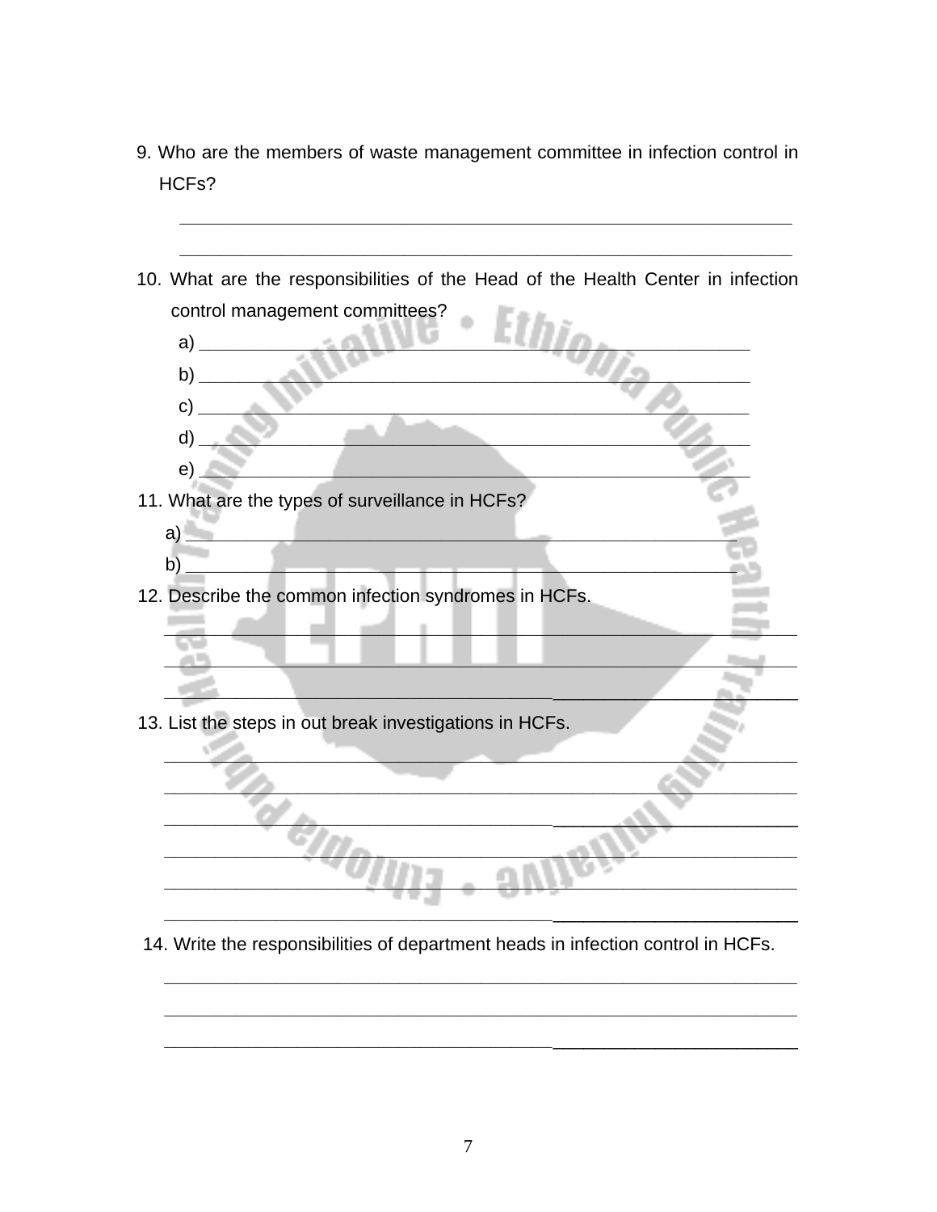9. Who are the members of waste management committee in infection control in HCFs?

   ___________________________________________________________

   ___________________________________________________________

10. What are the responsibilities of the Head of the Health Center in infection control management committees?

    a) ___________________________________________________

    b) ___________________________________________________

    c) ___________________________________________________

    d) ___________________________________________________

    e) ___________________________________________________

11. What are the types of surveillance in HCFs?

    a) ___________________________________________________

    b) ___________________________________________________

12. Describe the common infection syndromes in HCFs.

    ___________________________________________________________

    ___________________________________________________________

    ___________________________________________________________

13. List the steps in out break investigations in HCFs.

    ___________________________________________________________

    ___________________________________________________________

    ___________________________________________________________

    ___________________________________________________________

    ___________________________________________________________

    ___________________________________________________________

14. Write the responsibilities of department heads in infection control in HCFs.

    ___________________________________________________________

    ___________________________________________________________

    ___________________________________________________________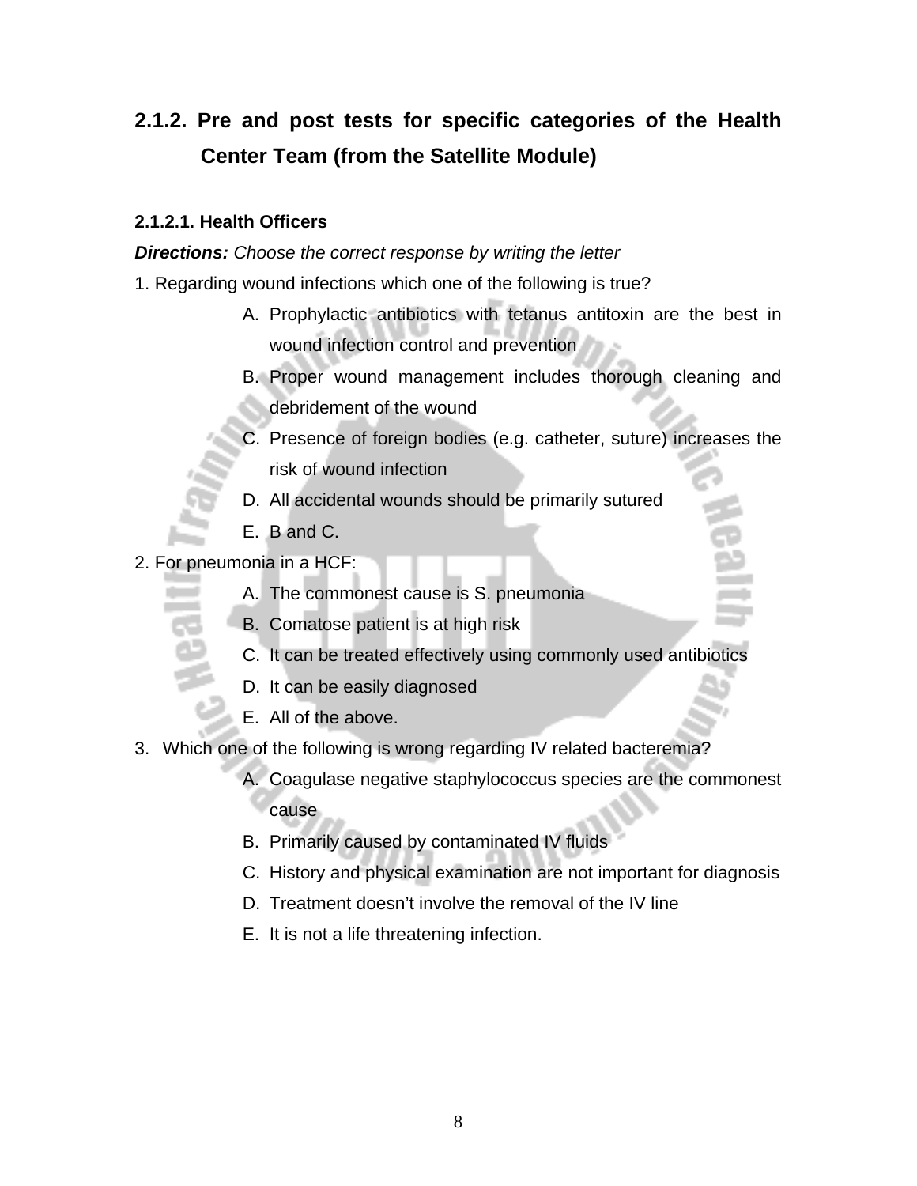## 2.1.2. Pre and post tests for specific categories of the Health Center Team (from the Satellite Module)

### 2.1.2.1. Health Officers

***Directions:*** *Choose the correct response by writing the letter*

1. Regarding wound infections which one of the following is true?
   - A. Prophylactic antibiotics with tetanus antitoxin are the best in wound infection control and prevention
   - B. Proper wound management includes thorough cleaning and debridement of the wound
   - C. Presence of foreign bodies (e.g. catheter, suture) increases the risk of wound infection
   - D. All accidental wounds should be primarily sutured
   - E. B and C.

2. For pneumonia in a HCF:
   - A. The commonest cause is S. pneumonia
   - B. Comatose patient is at high risk
   - C. It can be treated effectively using commonly used antibiotics
   - D. It can be easily diagnosed
   - E. All of the above.

3. Which one of the following is wrong regarding IV related bacteremia?
   - A. Coagulase negative staphylococcus species are the commonest cause
   - B. Primarily caused by contaminated IV fluids
   - C. History and physical examination are not important for diagnosis
   - D. Treatment doesn't involve the removal of the IV line
   - E. It is not a life threatening infection.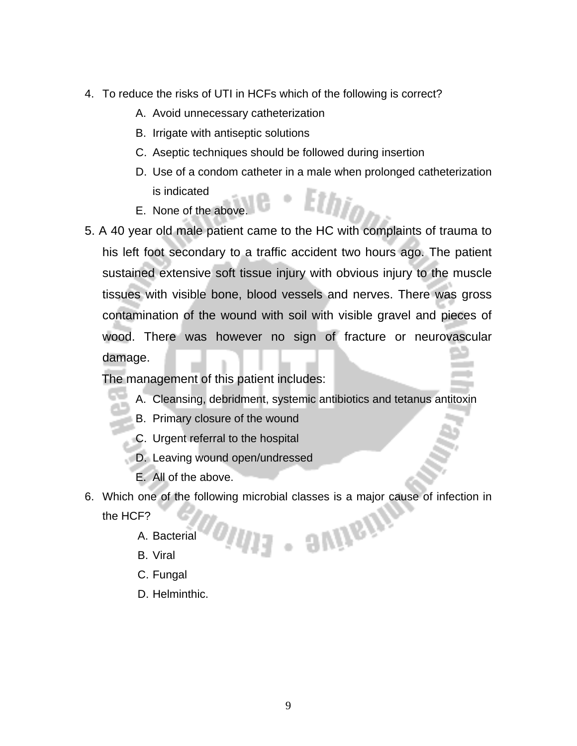4. To reduce the risks of UTI in HCFs which of the following is correct?
   - A. Avoid unnecessary catheterization
   - B. Irrigate with antiseptic solutions
   - C. Aseptic techniques should be followed during insertion
   - D. Use of a condom catheter in a male when prolonged catheterization is indicated
   - E. None of the above.

5. A 40 year old male patient came to the HC with complaints of trauma to his left foot secondary to a traffic accident two hours ago. The patient sustained extensive soft tissue injury with obvious injury to the muscle tissues with visible bone, blood vessels and nerves. There was gross contamination of the wound with soil with visible gravel and pieces of wood. There was however no sign of fracture or neurovascular damage.

   The management of this patient includes:
   - A. Cleansing, debridment, systemic antibiotics and tetanus antitoxin
   - B. Primary closure of the wound
   - C. Urgent referral to the hospital
   - D. Leaving wound open/undressed
   - E. All of the above.

6. Which one of the following microbial classes is a major cause of infection in the HCF?
   - A. Bacterial
   - B. Viral
   - C. Fungal
   - D. Helminthic.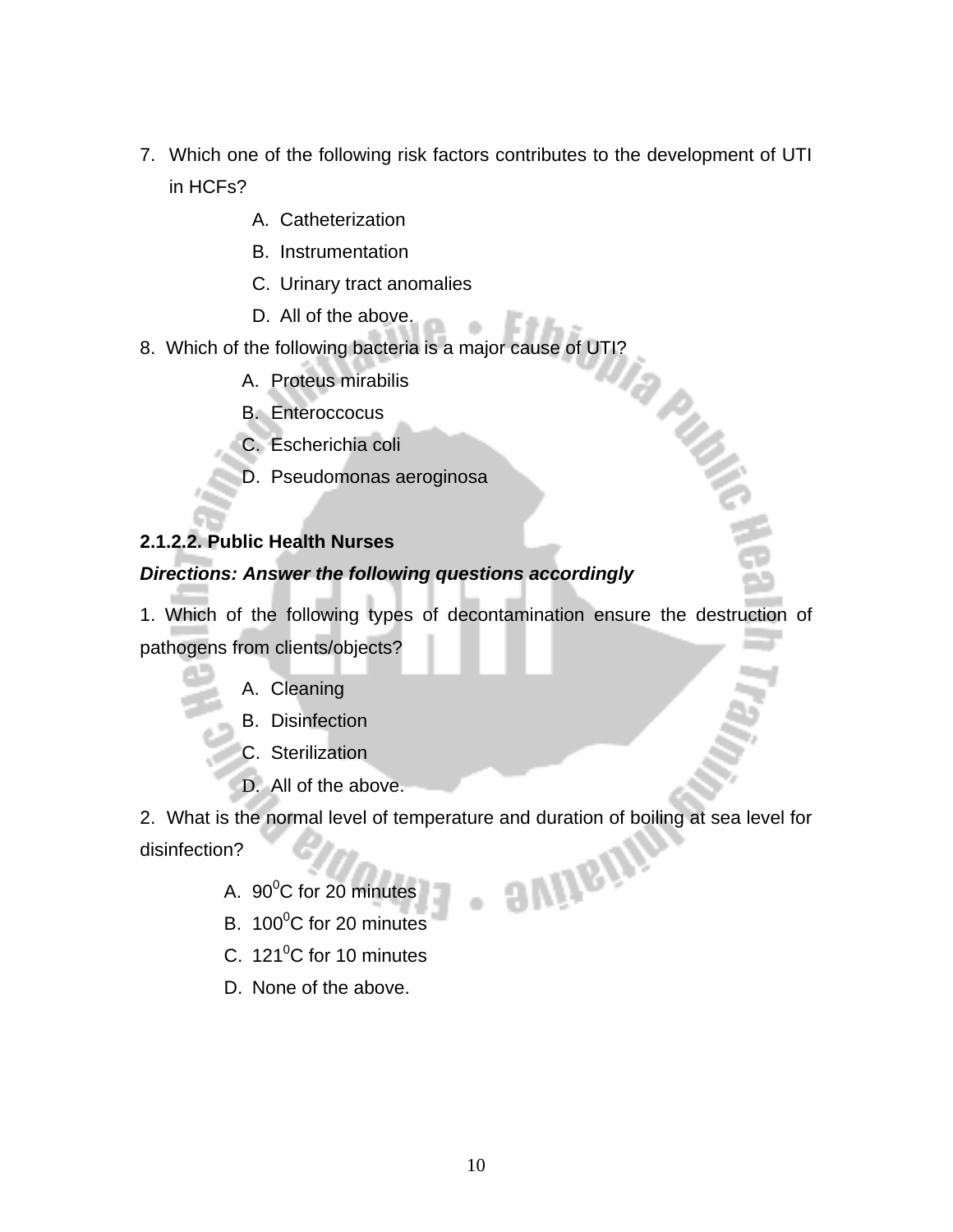7. Which one of the following risk factors contributes to the development of UTI in HCFs?
   - A. Catheterization
   - B. Instrumentation
   - C. Urinary tract anomalies
   - D. All of the above.

8. Which of the following bacteria is a major cause of UTI?
   - A. Proteus mirabilis
   - B. Enteroccocus
   - C. Escherichia coli
   - D. Pseudomonas aeroginosa

**2.1.2.2. Public Health Nurses**

***Directions: Answer the following questions accordingly***

1. Which of the following types of decontamination ensure the destruction of pathogens from clients/objects?
   - A. Cleaning
   - B. Disinfection
   - C. Sterilization
   - D. All of the above.

2. What is the normal level of temperature and duration of boiling at sea level for disinfection?
   - A. $90^0$C for 20 minutes
   - B. $100^0$C for 20 minutes
   - C. $121^0$C for 10 minutes
   - D. None of the above.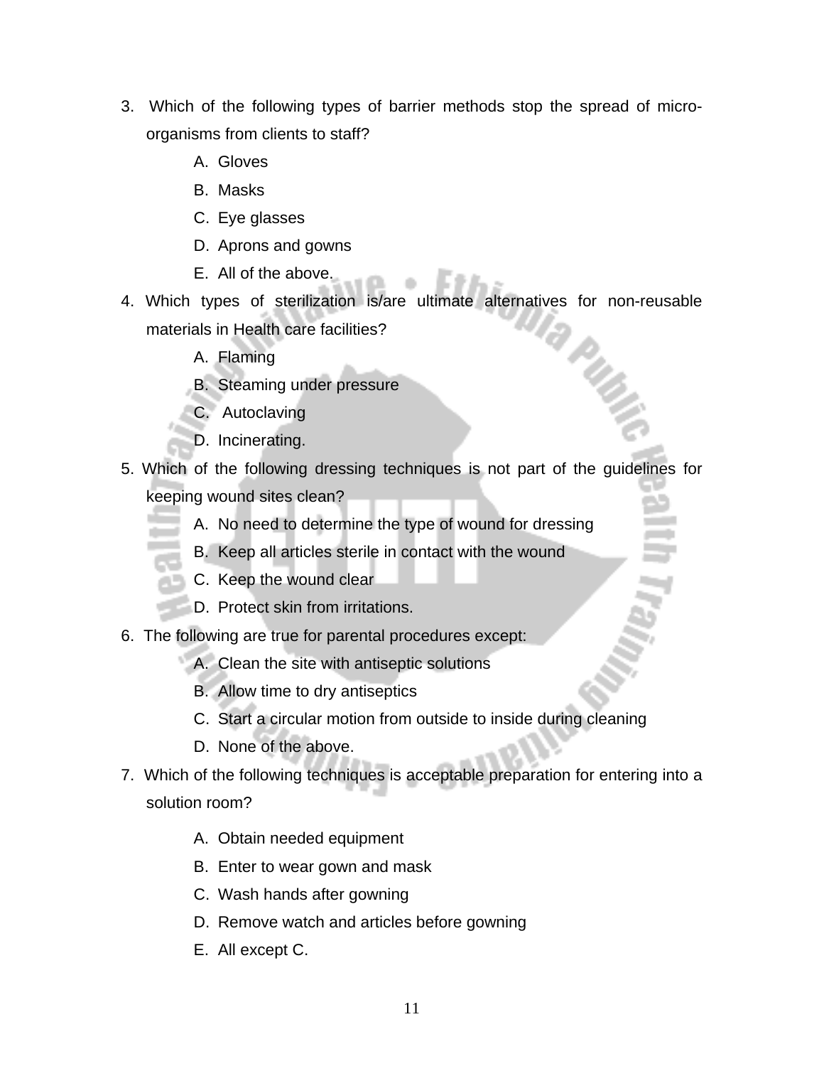3. Which of the following types of barrier methods stop the spread of micro-organisms from clients to staff?
   - A. Gloves
   - B. Masks
   - C. Eye glasses
   - D. Aprons and gowns
   - E. All of the above.
4. Which types of sterilization is/are ultimate alternatives for non-reusable materials in Health care facilities?
   - A. Flaming
   - B. Steaming under pressure
   - C. Autoclaving
   - D. Incinerating.
5. Which of the following dressing techniques is not part of the guidelines for keeping wound sites clean?
   - A. No need to determine the type of wound for dressing
   - B. Keep all articles sterile in contact with the wound
   - C. Keep the wound clear
   - D. Protect skin from irritations.
6. The following are true for parental procedures except:
   - A. Clean the site with antiseptic solutions
   - B. Allow time to dry antiseptics
   - C. Start a circular motion from outside to inside during cleaning
   - D. None of the above.
7. Which of the following techniques is acceptable preparation for entering into a solution room?
   - A. Obtain needed equipment
   - B. Enter to wear gown and mask
   - C. Wash hands after gowning
   - D. Remove watch and articles before gowning
   - E. All except C.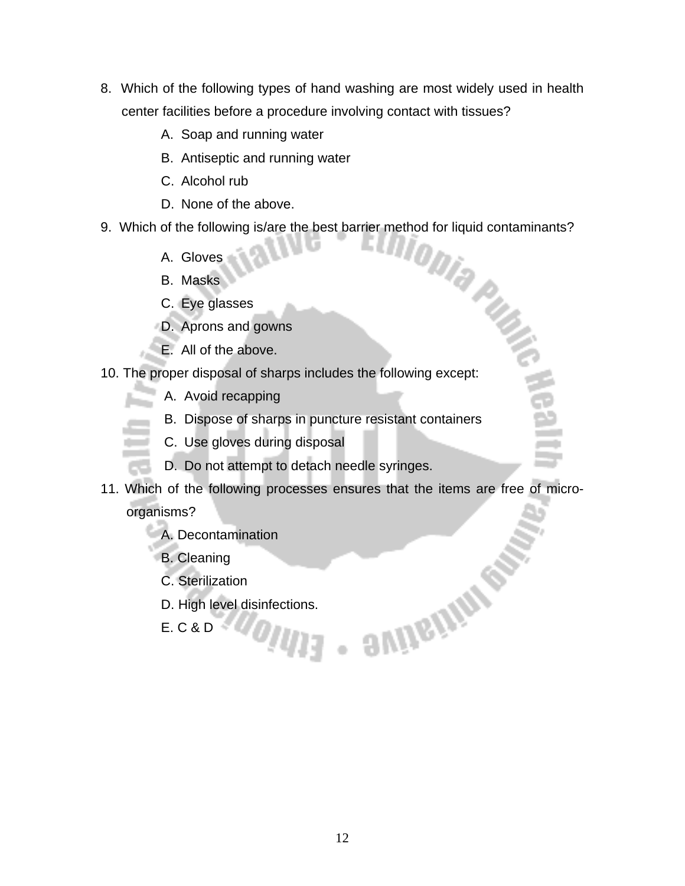8. Which of the following types of hand washing are most widely used in health center facilities before a procedure involving contact with tissues?
   A. Soap and running water
   B. Antiseptic and running water
   C. Alcohol rub
   D. None of the above.
9. Which of the following is/are the best barrier method for liquid contaminants?
   A. Gloves
   B. Masks
   C. Eye glasses
   D. Aprons and gowns
   E. All of the above.
10. The proper disposal of sharps includes the following except:
    A. Avoid recapping
    B. Dispose of sharps in puncture resistant containers
    C. Use gloves during disposal
    D. Do not attempt to detach needle syringes.
11. Which of the following processes ensures that the items are free of micro-organisms?
    A. Decontamination
    B. Cleaning
    C. Sterilization
    D. High level disinfections.
    E. C & D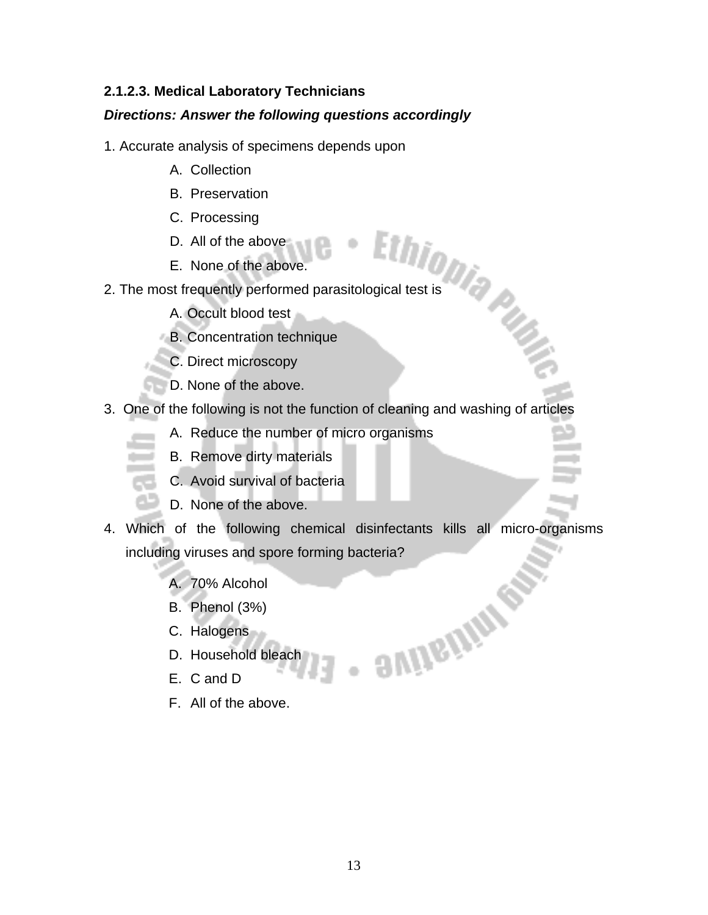### 2.1.2.3. Medical Laboratory Technicians

***Directions: Answer the following questions accordingly***

1. Accurate analysis of specimens depends upon

   A. Collection

   B. Preservation

   C. Processing

   D. All of the above

   E. None of the above.

2. The most frequently performed parasitological test is

   A. Occult blood test

   B. Concentration technique

   C. Direct microscopy

   D. None of the above.

3. One of the following is not the function of cleaning and washing of articles

   A. Reduce the number of micro organisms

   B. Remove dirty materials

   C. Avoid survival of bacteria

   D. None of the above.

4. Which of the following chemical disinfectants kills all micro-organisms including viruses and spore forming bacteria?

   A. 70% Alcohol

   B. Phenol (3%)

   C. Halogens

   D. Household bleach

   E. C and D

   F. All of the above.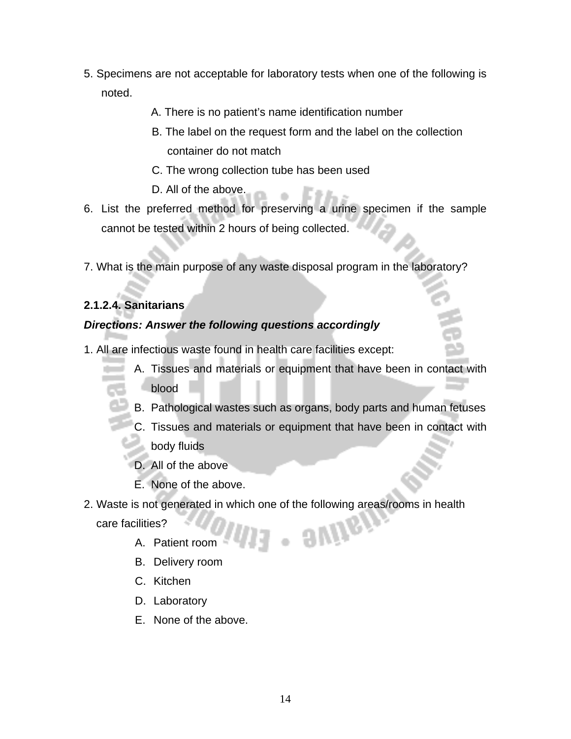5. Specimens are not acceptable for laboratory tests when one of the following is noted.

   A. There is no patient's name identification number
   
   B. The label on the request form and the label on the collection container do not match
   
   C. The wrong collection tube has been used
   
   D. All of the above.

6. List the preferred method for preserving a urine specimen if the sample cannot be tested within 2 hours of being collected.

7. What is the main purpose of any waste disposal program in the laboratory?

**2.1.2.4. Sanitarians**

***Directions: Answer the following questions accordingly***

1. All are infectious waste found in health care facilities except:

   A. Tissues and materials or equipment that have been in contact with blood
   
   B. Pathological wastes such as organs, body parts and human fetuses
   
   C. Tissues and materials or equipment that have been in contact with body fluids
   
   D. All of the above
   
   E. None of the above.

2. Waste is not generated in which one of the following areas/rooms in health care facilities?

   A. Patient room
   
   B. Delivery room
   
   C. Kitchen
   
   D. Laboratory
   
   E. None of the above.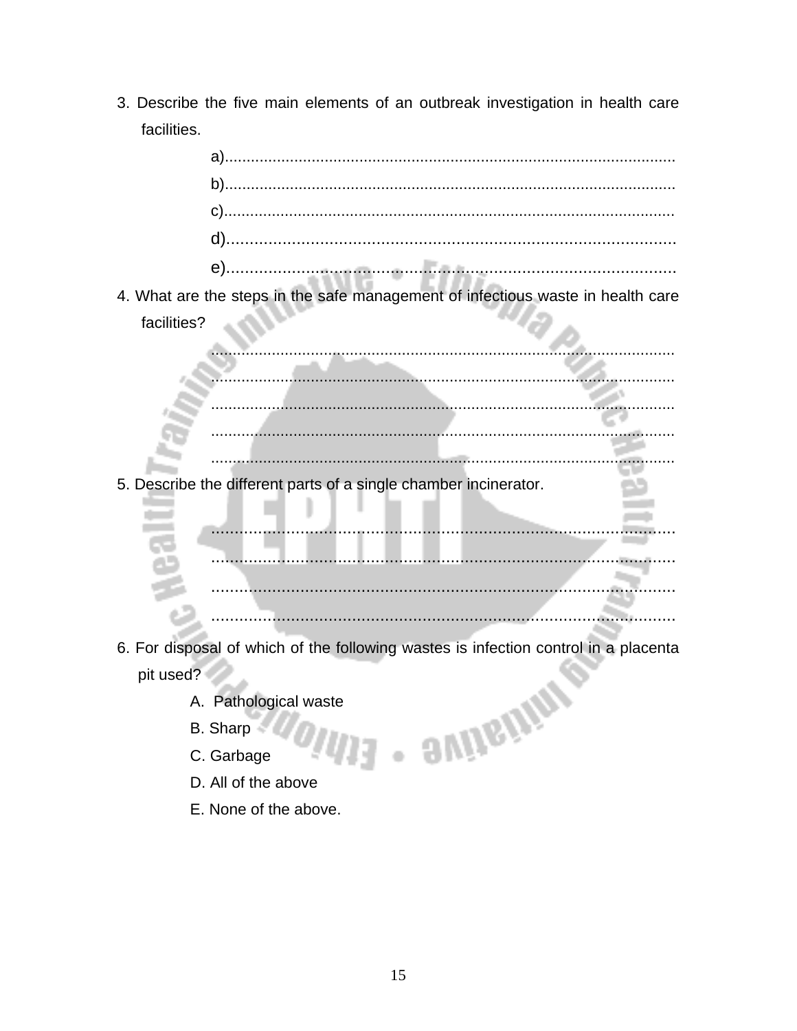3. Describe the five main elements of an outbreak investigation in health care facilities.

   a).......................................................................................................

   b).......................................................................................................

   c).......................................................................................................

   d).......................................................................................................

   e).......................................................................................................

4. What are the steps in the safe management of infectious waste in health care facilities?

   .........................................................................................................

   .........................................................................................................

   .........................................................................................................

   .........................................................................................................

   .........................................................................................................

5. Describe the different parts of a single chamber incinerator.

   .........................................................................................................

   .........................................................................................................

   .........................................................................................................

   .........................................................................................................

6. For disposal of which of the following wastes is infection control in a placenta pit used?

   A. Pathological waste

   B. Sharp

   C. Garbage

   D. All of the above

   E. None of the above.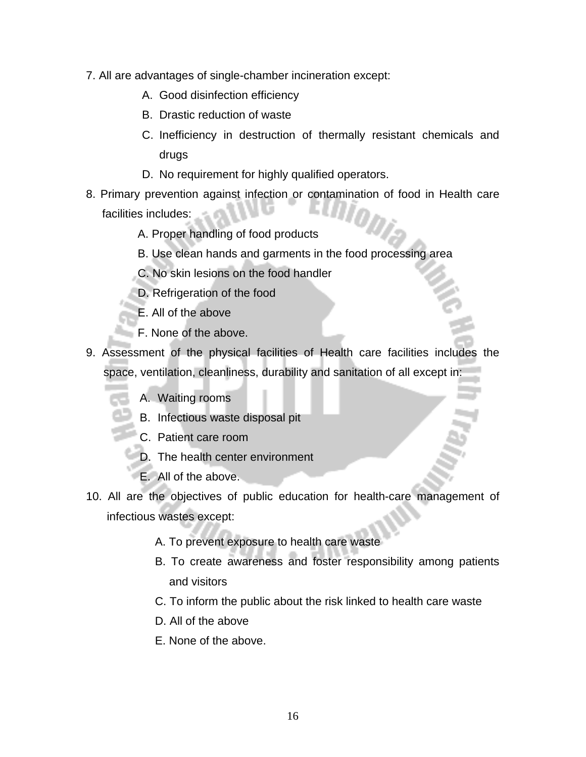7. All are advantages of single-chamber incineration except:

   A. Good disinfection efficiency

   B. Drastic reduction of waste

   C. Inefficiency in destruction of thermally resistant chemicals and drugs

   D. No requirement for highly qualified operators.

8. Primary prevention against infection or contamination of food in Health care facilities includes:

   A. Proper handling of food products

   B. Use clean hands and garments in the food processing area

   C. No skin lesions on the food handler

   D. Refrigeration of the food

   E. All of the above

   F. None of the above.

9. Assessment of the physical facilities of Health care facilities includes the space, ventilation, cleanliness, durability and sanitation of all except in:

   A. Waiting rooms

   B. Infectious waste disposal pit

   C. Patient care room

   D. The health center environment

   E. All of the above.

10. All are the objectives of public education for health-care management of infectious wastes except:

    A. To prevent exposure to health care waste

    B. To create awareness and foster responsibility among patients and visitors

    C. To inform the public about the risk linked to health care waste

    D. All of the above

    E. None of the above.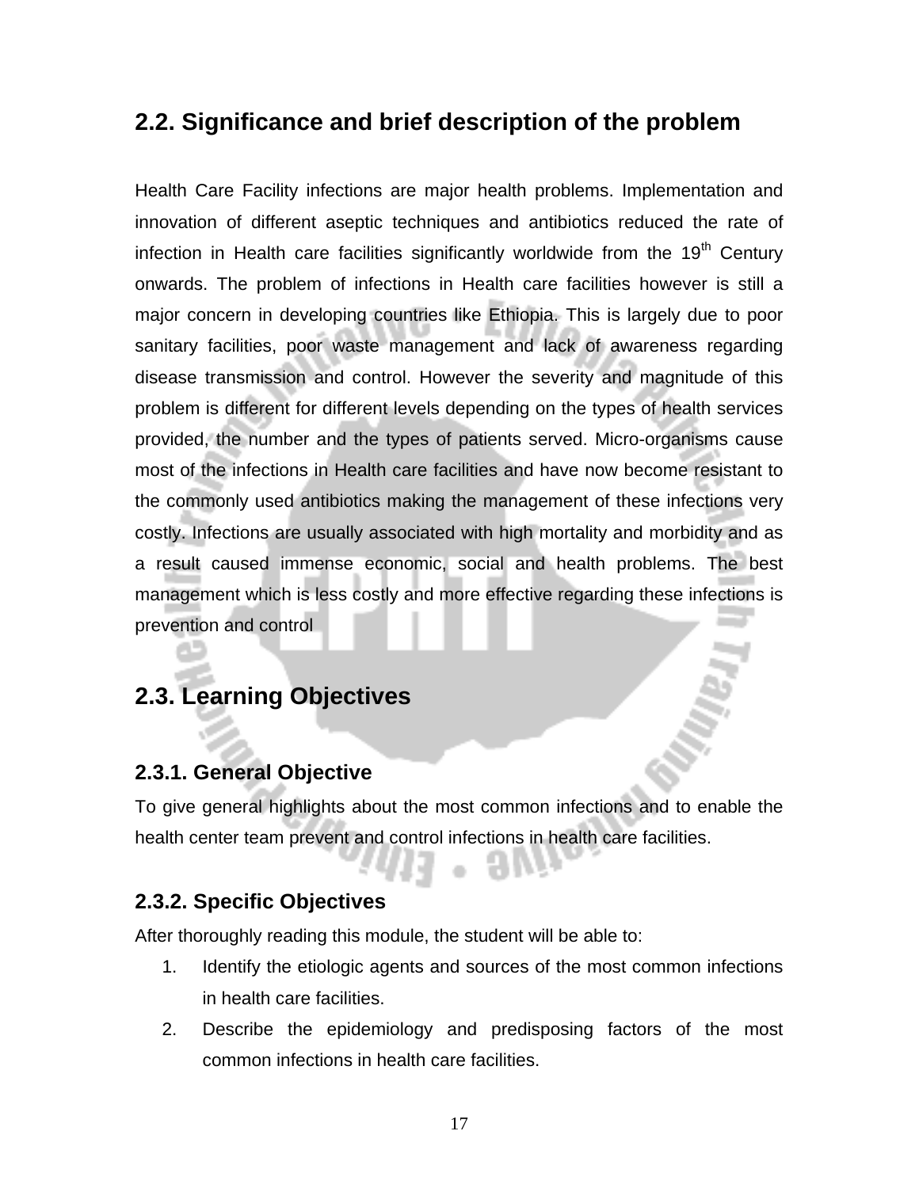## 2.2. Significance and brief description of the problem

Health Care Facility infections are major health problems. Implementation and innovation of different aseptic techniques and antibiotics reduced the rate of infection in Health care facilities significantly worldwide from the 19th Century onwards. The problem of infections in Health care facilities however is still a major concern in developing countries like Ethiopia. This is largely due to poor sanitary facilities, poor waste management and lack of awareness regarding disease transmission and control. However the severity and magnitude of this problem is different for different levels depending on the types of health services provided, the number and the types of patients served. Micro-organisms cause most of the infections in Health care facilities and have now become resistant to the commonly used antibiotics making the management of these infections very costly. Infections are usually associated with high mortality and morbidity and as a result caused immense economic, social and health problems. The best management which is less costly and more effective regarding these infections is prevention and control

## 2.3. Learning Objectives

### 2.3.1. General Objective

To give general highlights about the most common infections and to enable the health center team prevent and control infections in health care facilities.

### 2.3.2. Specific Objectives

After thoroughly reading this module, the student will be able to:

1. Identify the etiologic agents and sources of the most common infections in health care facilities.
2. Describe the epidemiology and predisposing factors of the most common infections in health care facilities.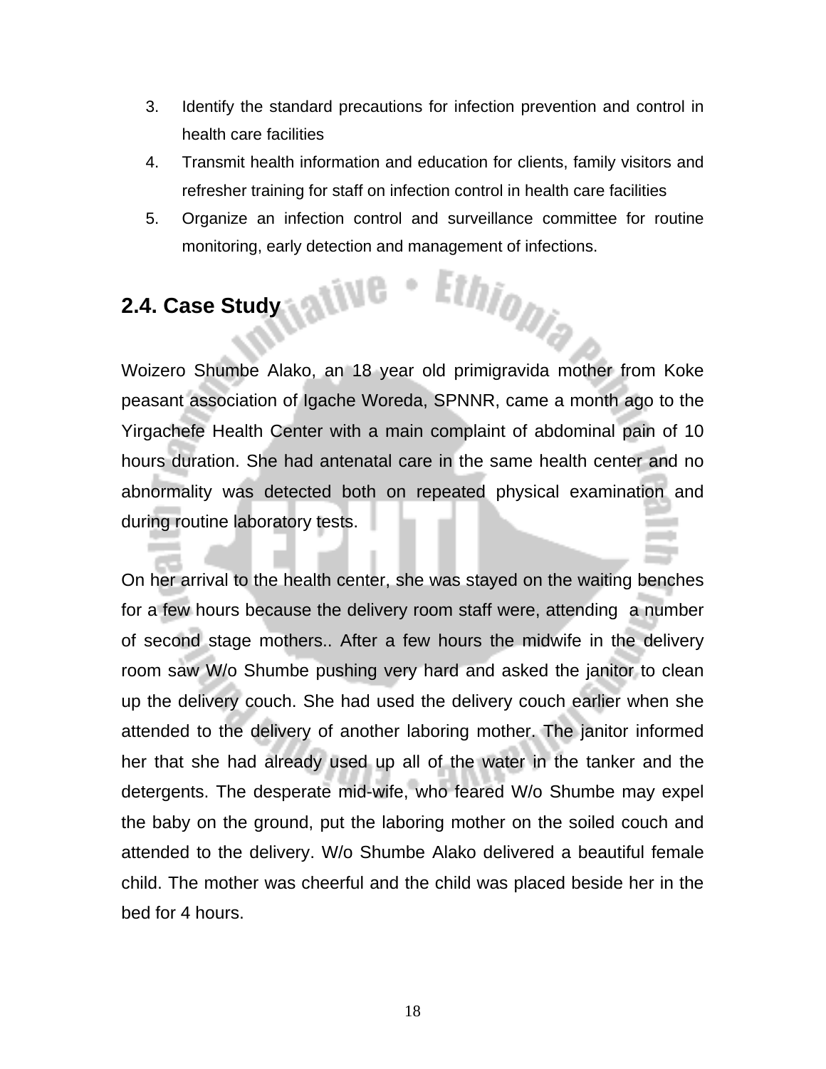3. Identify the standard precautions for infection prevention and control in health care facilities
4. Transmit health information and education for clients, family visitors and refresher training for staff on infection control in health care facilities
5. Organize an infection control and surveillance committee for routine monitoring, early detection and management of infections.

## 2.4. Case Study

Woizero Shumbe Alako, an 18 year old primigravida mother from Koke peasant association of Igache Woreda, SPNNR, came a month ago to the Yirgachefe Health Center with a main complaint of abdominal pain of 10 hours duration. She had antenatal care in the same health center and no abnormality was detected both on repeated physical examination and during routine laboratory tests.

On her arrival to the health center, she was stayed on the waiting benches for a few hours because the delivery room staff were, attending a number of second stage mothers.. After a few hours the midwife in the delivery room saw W/o Shumbe pushing very hard and asked the janitor to clean up the delivery couch. She had used the delivery couch earlier when she attended to the delivery of another laboring mother. The janitor informed her that she had already used up all of the water in the tanker and the detergents. The desperate mid-wife, who feared W/o Shumbe may expel the baby on the ground, put the laboring mother on the soiled couch and attended to the delivery. W/o Shumbe Alako delivered a beautiful female child. The mother was cheerful and the child was placed beside her in the bed for 4 hours.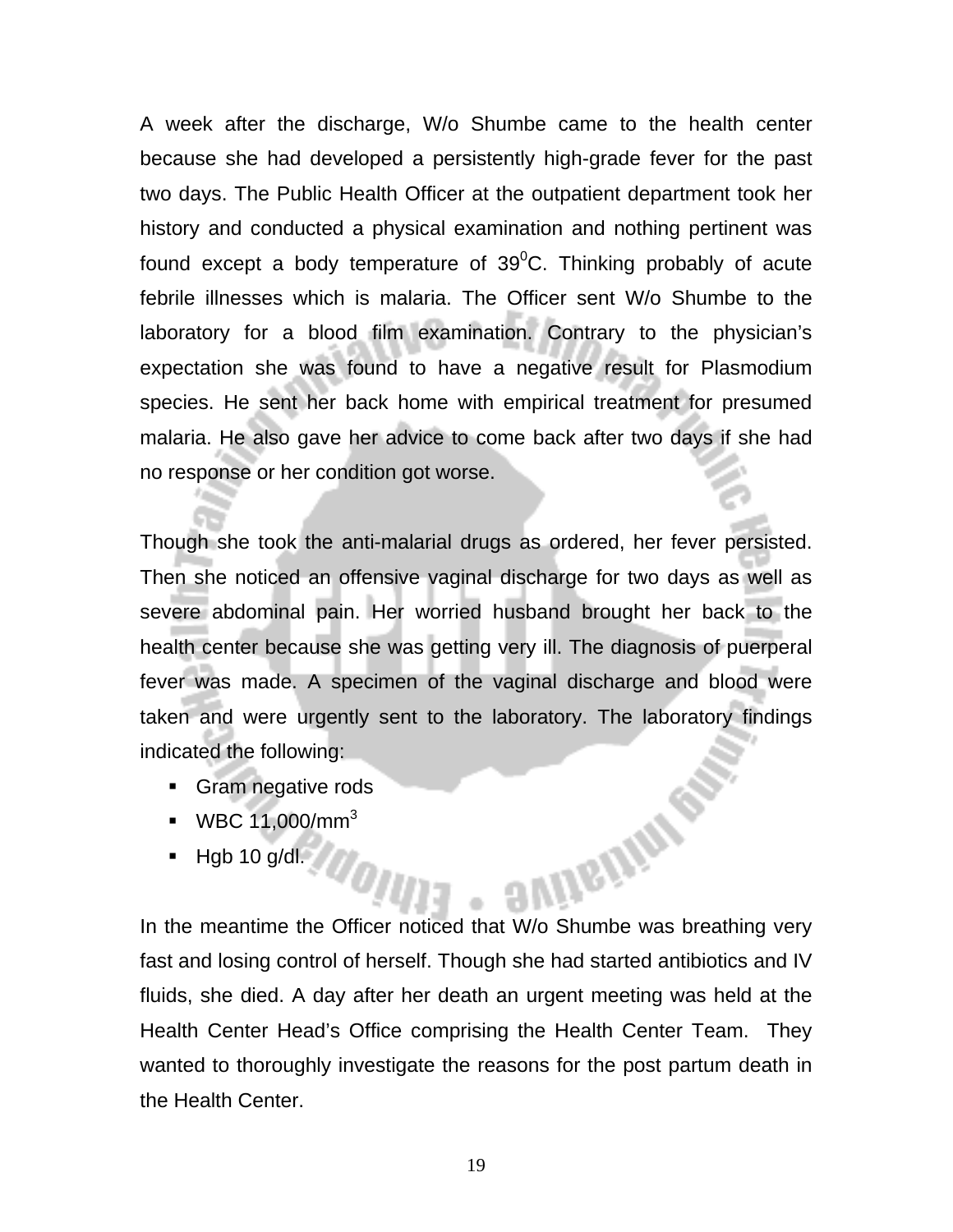A week after the discharge, W/o Shumbe came to the health center because she had developed a persistently high-grade fever for the past two days. The Public Health Officer at the outpatient department took her history and conducted a physical examination and nothing pertinent was found except a body temperature of $39^0$C. Thinking probably of acute febrile illnesses which is malaria. The Officer sent W/o Shumbe to the laboratory for a blood film examination. Contrary to the physician's expectation she was found to have a negative result for Plasmodium species. He sent her back home with empirical treatment for presumed malaria. He also gave her advice to come back after two days if she had no response or her condition got worse.

Though she took the anti-malarial drugs as ordered, her fever persisted. Then she noticed an offensive vaginal discharge for two days as well as severe abdominal pain. Her worried husband brought her back to the health center because she was getting very ill. The diagnosis of puerperal fever was made. A specimen of the vaginal discharge and blood were taken and were urgently sent to the laboratory. The laboratory findings indicated the following:

- Gram negative rods
- WBC 11,000/$mm^3$
- Hgb 10 g/dl.

In the meantime the Officer noticed that W/o Shumbe was breathing very fast and losing control of herself. Though she had started antibiotics and IV fluids, she died. A day after her death an urgent meeting was held at the Health Center Head's Office comprising the Health Center Team. They wanted to thoroughly investigate the reasons for the post partum death in the Health Center.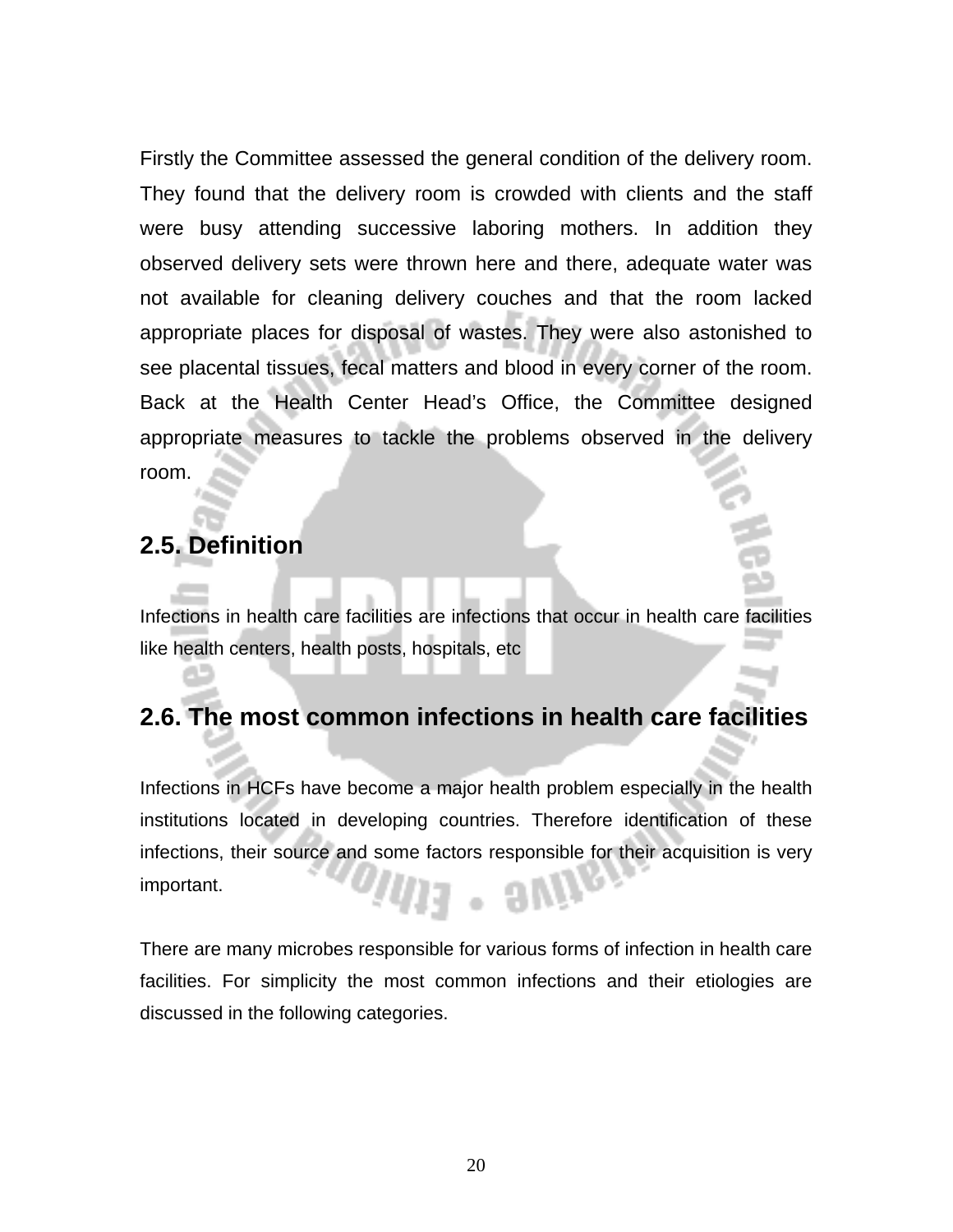Firstly the Committee assessed the general condition of the delivery room. They found that the delivery room is crowded with clients and the staff were busy attending successive laboring mothers. In addition they observed delivery sets were thrown here and there, adequate water was not available for cleaning delivery couches and that the room lacked appropriate places for disposal of wastes. They were also astonished to see placental tissues, fecal matters and blood in every corner of the room. Back at the Health Center Head's Office, the Committee designed appropriate measures to tackle the problems observed in the delivery room.

## 2.5. Definition

Infections in health care facilities are infections that occur in health care facilities like health centers, health posts, hospitals, etc

## 2.6. The most common infections in health care facilities

Infections in HCFs have become a major health problem especially in the health institutions located in developing countries. Therefore identification of these infections, their source and some factors responsible for their acquisition is very important.

There are many microbes responsible for various forms of infection in health care facilities. For simplicity the most common infections and their etiologies are discussed in the following categories.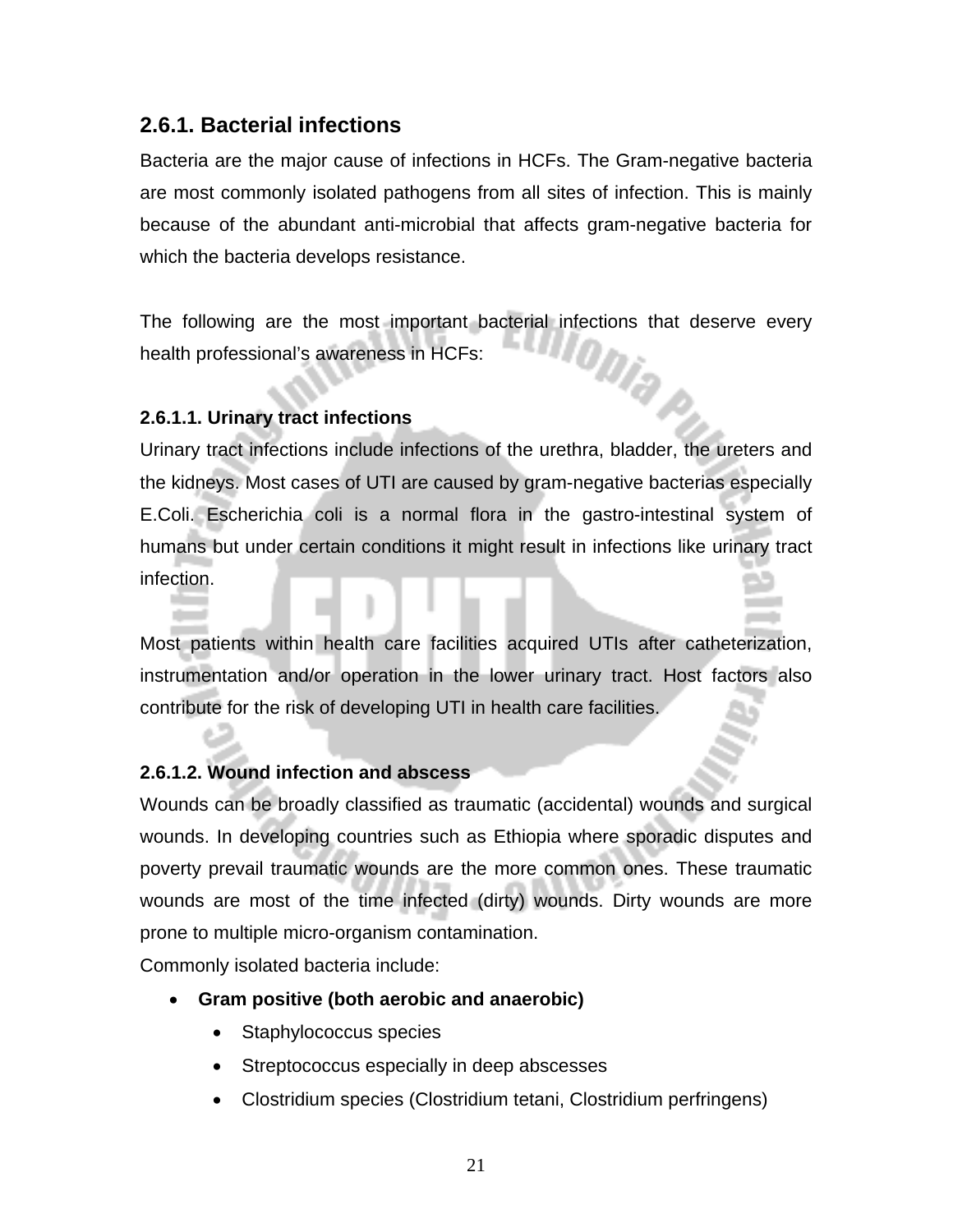### 2.6.1. Bacterial infections

Bacteria are the major cause of infections in HCFs. The Gram-negative bacteria are most commonly isolated pathogens from all sites of infection. This is mainly because of the abundant anti-microbial that affects gram-negative bacteria for which the bacteria develops resistance.

The following are the most important bacterial infections that deserve every health professional's awareness in HCFs:

#### 2.6.1.1. Urinary tract infections

Urinary tract infections include infections of the urethra, bladder, the ureters and the kidneys. Most cases of UTI are caused by gram-negative bacterias especially E.Coli. Escherichia coli is a normal flora in the gastro-intestinal system of humans but under certain conditions it might result in infections like urinary tract infection.

Most patients within health care facilities acquired UTIs after catheterization, instrumentation and/or operation in the lower urinary tract. Host factors also contribute for the risk of developing UTI in health care facilities.

#### 2.6.1.2. Wound infection and abscess

Wounds can be broadly classified as traumatic (accidental) wounds and surgical wounds. In developing countries such as Ethiopia where sporadic disputes and poverty prevail traumatic wounds are the more common ones. These traumatic wounds are most of the time infected (dirty) wounds. Dirty wounds are more prone to multiple micro-organism contamination.

Commonly isolated bacteria include:

- **Gram positive (both aerobic and anaerobic)**
  - Staphylococcus species
  - Streptococcus especially in deep abscesses
  - Clostridium species (Clostridium tetani, Clostridium perfringens)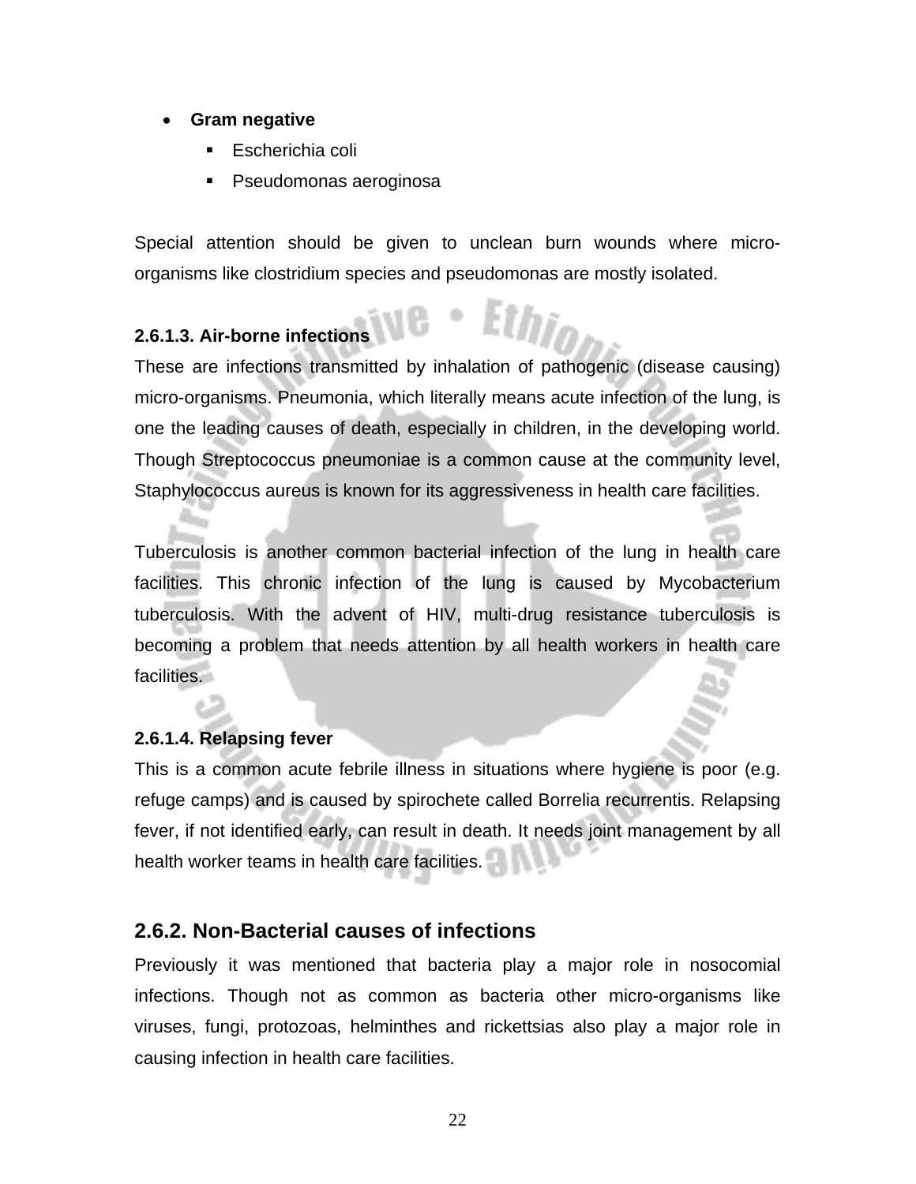- **Gram negative**
  - Escherichia coli
  - Pseudomonas aeroginosa

Special attention should be given to unclean burn wounds where micro-organisms like clostridium species and pseudomonas are mostly isolated.

#### 2.6.1.3. Air-borne infections

These are infections transmitted by inhalation of pathogenic (disease causing) micro-organisms. Pneumonia, which literally means acute infection of the lung, is one the leading causes of death, especially in children, in the developing world. Though Streptococcus pneumoniae is a common cause at the community level, Staphylococcus aureus is known for its aggressiveness in health care facilities.

Tuberculosis is another common bacterial infection of the lung in health care facilities. This chronic infection of the lung is caused by Mycobacterium tuberculosis. With the advent of HIV, multi-drug resistance tuberculosis is becoming a problem that needs attention by all health workers in health care facilities.

#### 2.6.1.4. Relapsing fever

This is a common acute febrile illness in situations where hygiene is poor (e.g. refuge camps) and is caused by spirochete called Borrelia recurrentis. Relapsing fever, if not identified early, can result in death. It needs joint management by all health worker teams in health care facilities.

### 2.6.2. Non-Bacterial causes of infections

Previously it was mentioned that bacteria play a major role in nosocomial infections. Though not as common as bacteria other micro-organisms like viruses, fungi, protozoas, helminthes and rickettsias also play a major role in causing infection in health care facilities.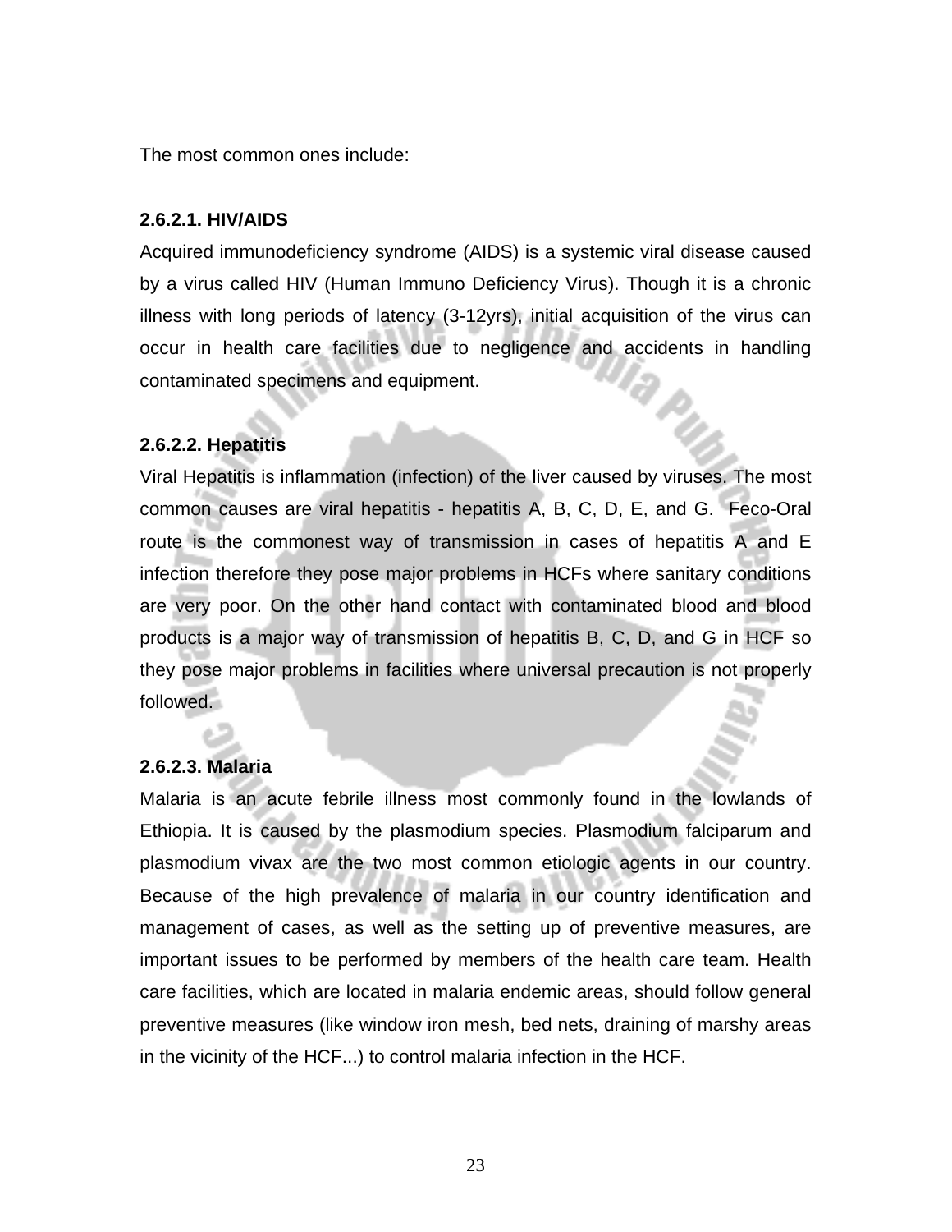The most common ones include:

### 2.6.2.1. HIV/AIDS

Acquired immunodeficiency syndrome (AIDS) is a systemic viral disease caused by a virus called HIV (Human Immuno Deficiency Virus). Though it is a chronic illness with long periods of latency (3-12yrs), initial acquisition of the virus can occur in health care facilities due to negligence and accidents in handling contaminated specimens and equipment.

### 2.6.2.2. Hepatitis

Viral Hepatitis is inflammation (infection) of the liver caused by viruses. The most common causes are viral hepatitis - hepatitis A, B, C, D, E, and G. Feco-Oral route is the commonest way of transmission in cases of hepatitis A and E infection therefore they pose major problems in HCFs where sanitary conditions are very poor. On the other hand contact with contaminated blood and blood products is a major way of transmission of hepatitis B, C, D, and G in HCF so they pose major problems in facilities where universal precaution is not properly followed.

### 2.6.2.3. Malaria

Malaria is an acute febrile illness most commonly found in the lowlands of Ethiopia. It is caused by the plasmodium species. Plasmodium falciparum and plasmodium vivax are the two most common etiologic agents in our country. Because of the high prevalence of malaria in our country identification and management of cases, as well as the setting up of preventive measures, are important issues to be performed by members of the health care team. Health care facilities, which are located in malaria endemic areas, should follow general preventive measures (like window iron mesh, bed nets, draining of marshy areas in the vicinity of the HCF...) to control malaria infection in the HCF.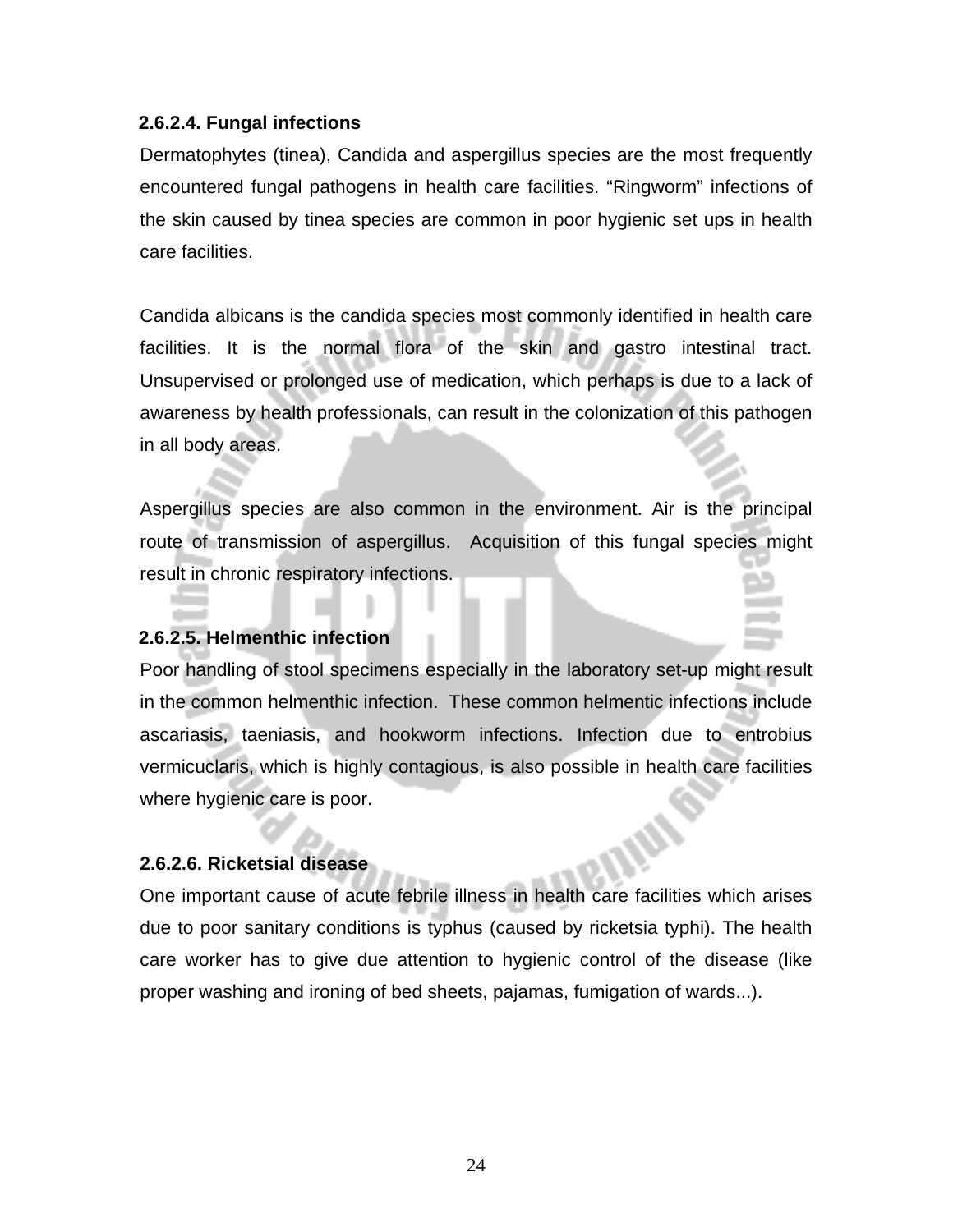#### 2.6.2.4. Fungal infections

Dermatophytes (tinea), Candida and aspergillus species are the most frequently encountered fungal pathogens in health care facilities. “Ringworm” infections of the skin caused by tinea species are common in poor hygienic set ups in health care facilities.

Candida albicans is the candida species most commonly identified in health care facilities. It is the normal flora of the skin and gastro intestinal tract. Unsupervised or prolonged use of medication, which perhaps is due to a lack of awareness by health professionals, can result in the colonization of this pathogen in all body areas.

Aspergillus species are also common in the environment. Air is the principal route of transmission of aspergillus. Acquisition of this fungal species might result in chronic respiratory infections.

#### 2.6.2.5. Helmenthic infection

Poor handling of stool specimens especially in the laboratory set-up might result in the common helmenthic infection. These common helmentic infections include ascariasis, taeniasis, and hookworm infections. Infection due to entrobius vermicuclaris, which is highly contagious, is also possible in health care facilities where hygienic care is poor.

#### 2.6.2.6. Ricketsial disease

One important cause of acute febrile illness in health care facilities which arises due to poor sanitary conditions is typhus (caused by ricketsia typhi). The health care worker has to give due attention to hygienic control of the disease (like proper washing and ironing of bed sheets, pajamas, fumigation of wards...).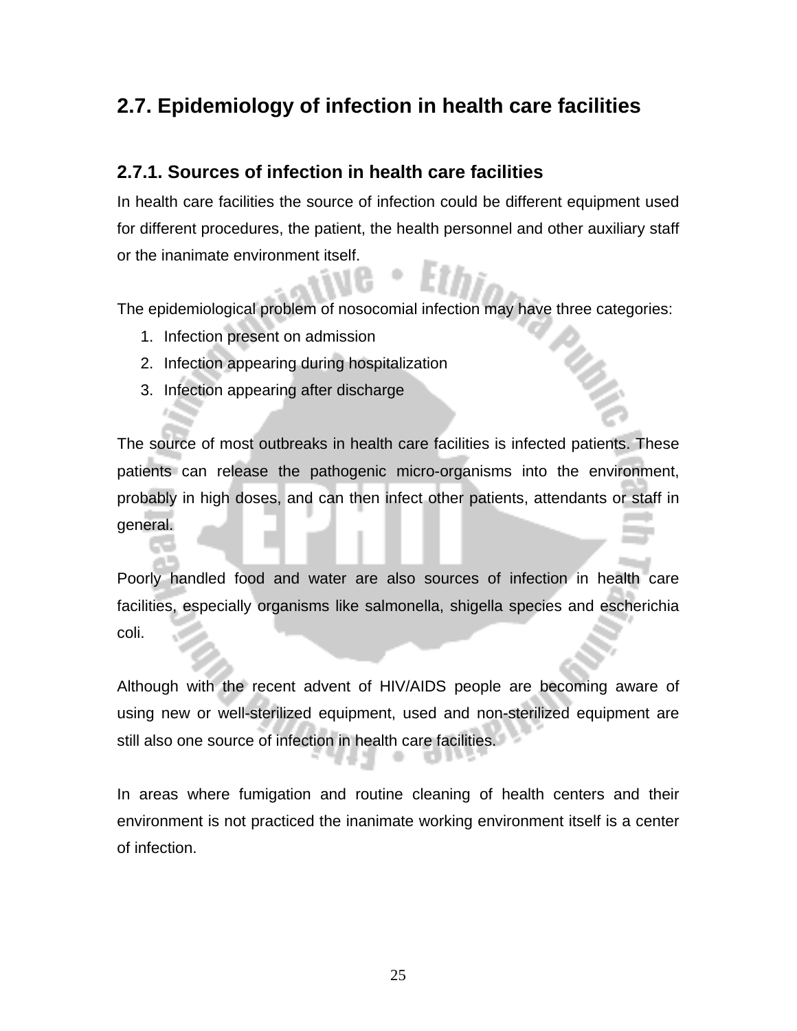## 2.7. Epidemiology of infection in health care facilities

### 2.7.1. Sources of infection in health care facilities

In health care facilities the source of infection could be different equipment used for different procedures, the patient, the health personnel and other auxiliary staff or the inanimate environment itself.

The epidemiological problem of nosocomial infection may have three categories:

1. Infection present on admission
2. Infection appearing during hospitalization
3. Infection appearing after discharge

The source of most outbreaks in health care facilities is infected patients. These patients can release the pathogenic micro-organisms into the environment, probably in high doses, and can then infect other patients, attendants or staff in general.

Poorly handled food and water are also sources of infection in health care facilities, especially organisms like salmonella, shigella species and escherichia coli.

Although with the recent advent of HIV/AIDS people are becoming aware of using new or well-sterilized equipment, used and non-sterilized equipment are still also one source of infection in health care facilities.

In areas where fumigation and routine cleaning of health centers and their environment is not practiced the inanimate working environment itself is a center of infection.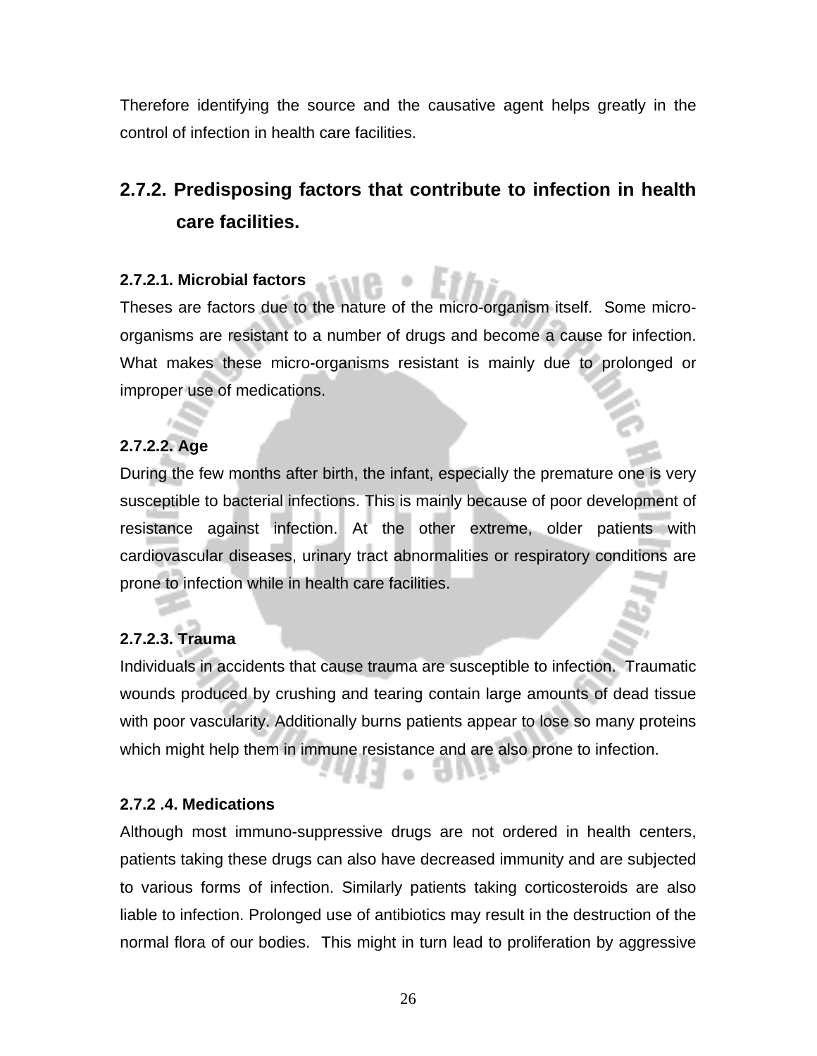Therefore identifying the source and the causative agent helps greatly in the control of infection in health care facilities.

## 2.7.2. Predisposing factors that contribute to infection in health care facilities.

### 2.7.2.1. Microbial factors

Theses are factors due to the nature of the micro-organism itself. Some micro-organisms are resistant to a number of drugs and become a cause for infection. What makes these micro-organisms resistant is mainly due to prolonged or improper use of medications.

### 2.7.2.2. Age

During the few months after birth, the infant, especially the premature one is very susceptible to bacterial infections. This is mainly because of poor development of resistance against infection. At the other extreme, older patients with cardiovascular diseases, urinary tract abnormalities or respiratory conditions are prone to infection while in health care facilities.

### 2.7.2.3. Trauma

Individuals in accidents that cause trauma are susceptible to infection. Traumatic wounds produced by crushing and tearing contain large amounts of dead tissue with poor vascularity. Additionally burns patients appear to lose so many proteins which might help them in immune resistance and are also prone to infection.

### 2.7.2 .4. Medications

Although most immuno-suppressive drugs are not ordered in health centers, patients taking these drugs can also have decreased immunity and are subjected to various forms of infection. Similarly patients taking corticosteroids are also liable to infection. Prolonged use of antibiotics may result in the destruction of the normal flora of our bodies. This might in turn lead to proliferation by aggressive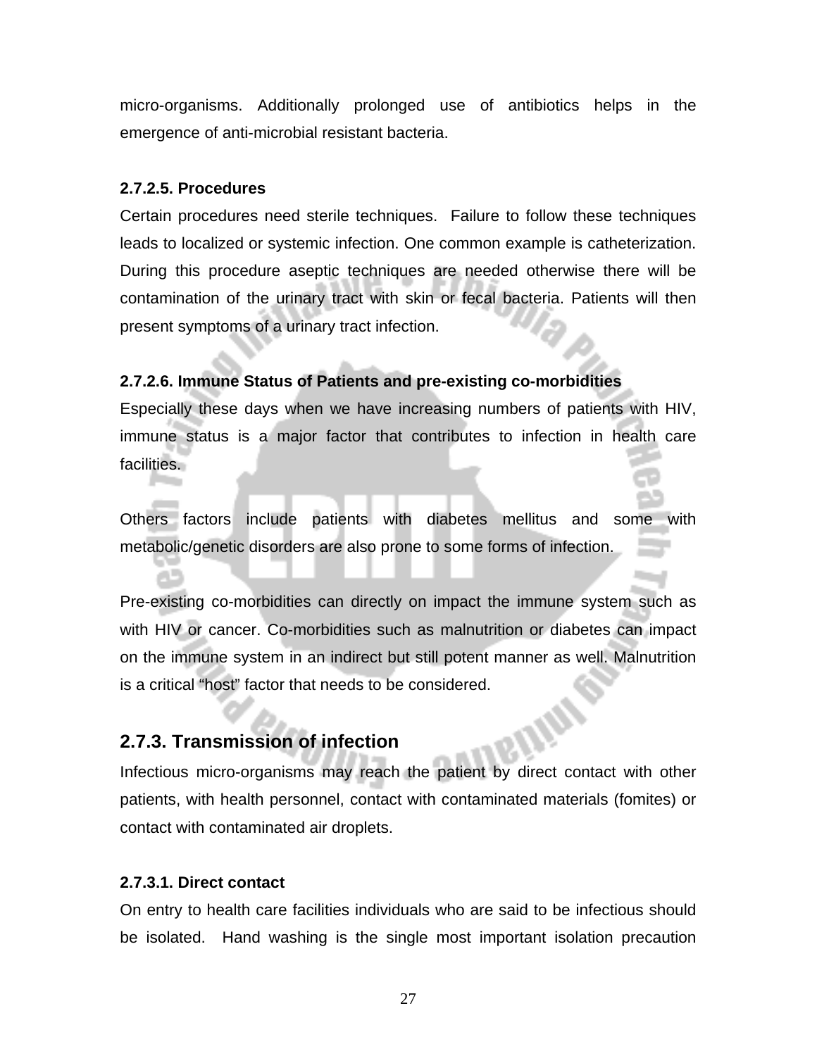micro-organisms. Additionally prolonged use of antibiotics helps in the emergence of anti-microbial resistant bacteria.

#### 2.7.2.5. Procedures

Certain procedures need sterile techniques. Failure to follow these techniques leads to localized or systemic infection. One common example is catheterization. During this procedure aseptic techniques are needed otherwise there will be contamination of the urinary tract with skin or fecal bacteria. Patients will then present symptoms of a urinary tract infection.

#### 2.7.2.6. Immune Status of Patients and pre-existing co-morbidities

Especially these days when we have increasing numbers of patients with HIV, immune status is a major factor that contributes to infection in health care facilities.

Others factors include patients with diabetes mellitus and some with metabolic/genetic disorders are also prone to some forms of infection.

Pre-existing co-morbidities can directly on impact the immune system such as with HIV or cancer. Co-morbidities such as malnutrition or diabetes can impact on the immune system in an indirect but still potent manner as well. Malnutrition is a critical "host" factor that needs to be considered.

### 2.7.3. Transmission of infection

Infectious micro-organisms may reach the patient by direct contact with other patients, with health personnel, contact with contaminated materials (fomites) or contact with contaminated air droplets.

#### 2.7.3.1. Direct contact

On entry to health care facilities individuals who are said to be infectious should be isolated. Hand washing is the single most important isolation precaution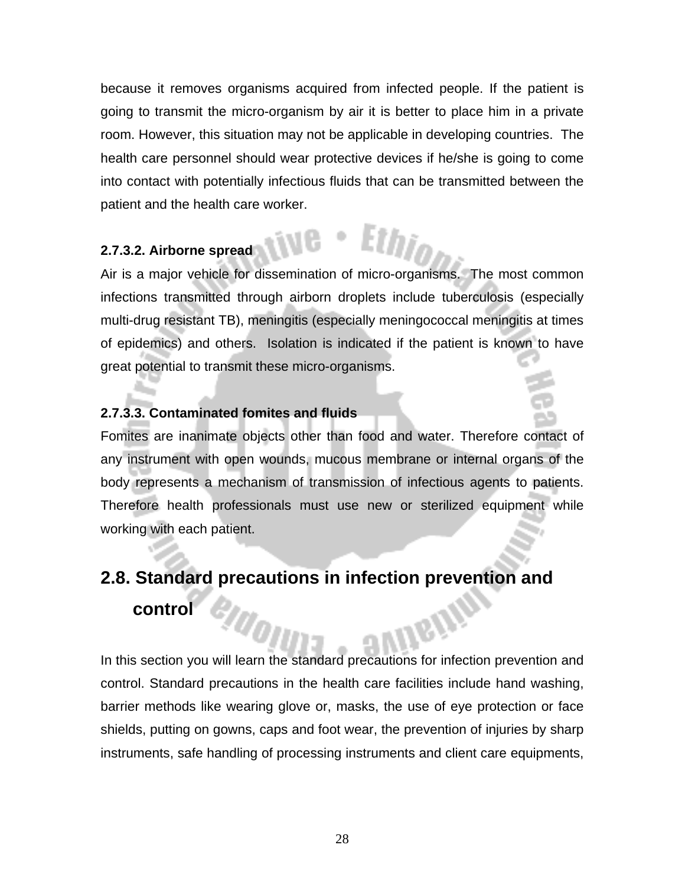because it removes organisms acquired from infected people. If the patient is going to transmit the micro-organism by air it is better to place him in a private room. However, this situation may not be applicable in developing countries. The health care personnel should wear protective devices if he/she is going to come into contact with potentially infectious fluids that can be transmitted between the patient and the health care worker.

#### 2.7.3.2. Airborne spread

Air is a major vehicle for dissemination of micro-organisms. The most common infections transmitted through airborn droplets include tuberculosis (especially multi-drug resistant TB), meningitis (especially meningococcal meningitis at times of epidemics) and others. Isolation is indicated if the patient is known to have great potential to transmit these micro-organisms.

#### 2.7.3.3. Contaminated fomites and fluids

Fomites are inanimate objects other than food and water. Therefore contact of any instrument with open wounds, mucous membrane or internal organs of the body represents a mechanism of transmission of infectious agents to patients. Therefore health professionals must use new or sterilized equipment while working with each patient.

## 2.8. Standard precautions in infection prevention and control

In this section you will learn the standard precautions for infection prevention and control. Standard precautions in the health care facilities include hand washing, barrier methods like wearing glove or, masks, the use of eye protection or face shields, putting on gowns, caps and foot wear, the prevention of injuries by sharp instruments, safe handling of processing instruments and client care equipments,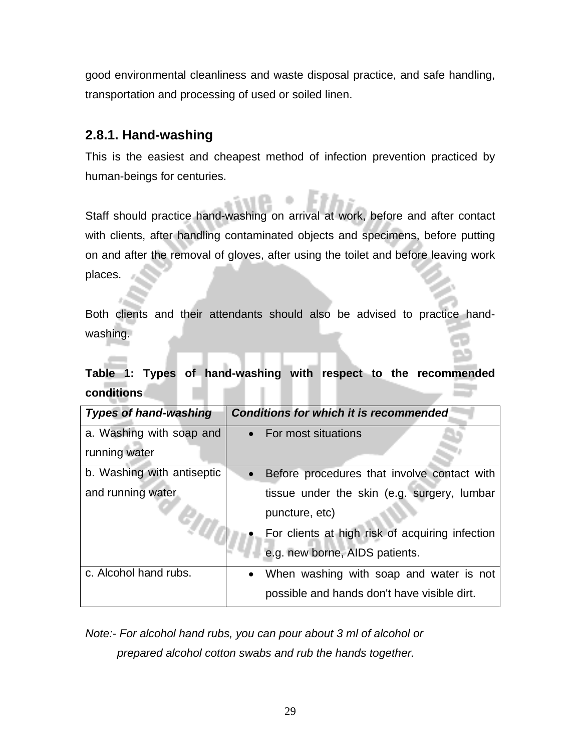good environmental cleanliness and waste disposal practice, and safe handling, transportation and processing of used or soiled linen.

### 2.8.1. Hand-washing

This is the easiest and cheapest method of infection prevention practiced by human-beings for centuries.

Staff should practice hand-washing on arrival at work, before and after contact with clients, after handling contaminated objects and specimens, before putting on and after the removal of gloves, after using the toilet and before leaving work places.

Both clients and their attendants should also be advised to practice hand-washing.

**Table 1: Types of hand-washing with respect to the recommended conditions**

| ***Types of hand-washing*** | ***Conditions for which it is recommended*** |
|---|---|
| a. Washing with soap and running water | • For most situations |
| b. Washing with antiseptic and running water | • Before procedures that involve contact with tissue under the skin (e.g. surgery, lumbar puncture, etc) <br> • For clients at high risk of acquiring infection e.g. new borne, AIDS patients. |
| c. Alcohol hand rubs. | • When washing with soap and water is not possible and hands don't have visible dirt. |

*Note:- For alcohol hand rubs, you can pour about 3 ml of alcohol or prepared alcohol cotton swabs and rub the hands together.*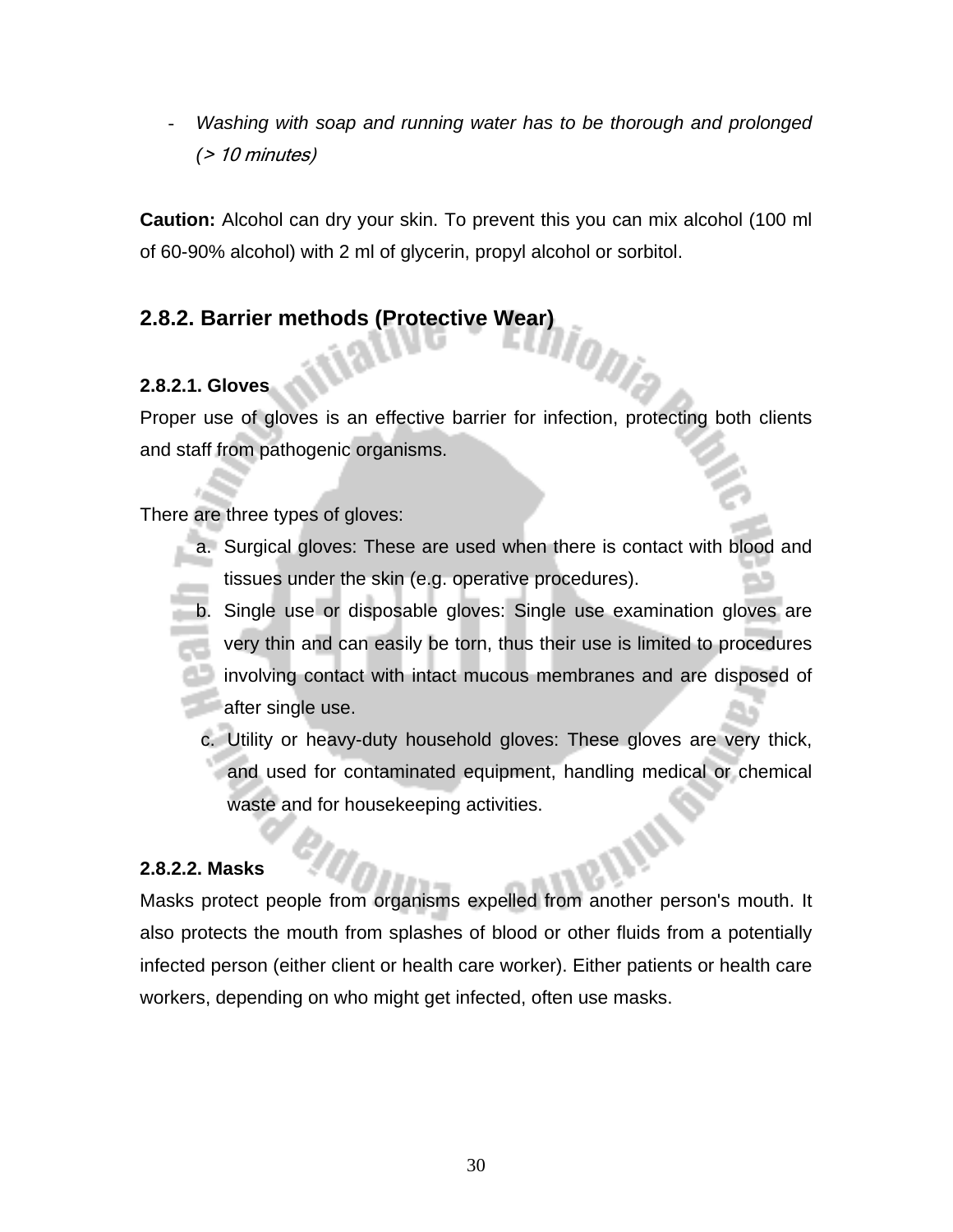- *Washing with soap and running water has to be thorough and prolonged (> 10 minutes)*

**Caution:** Alcohol can dry your skin. To prevent this you can mix alcohol (100 ml of 60-90% alcohol) with 2 ml of glycerin, propyl alcohol or sorbitol.

## 2.8.2. Barrier methods (Protective Wear)

### 2.8.2.1. Gloves

Proper use of gloves is an effective barrier for infection, protecting both clients and staff from pathogenic organisms.

There are three types of gloves:

a. Surgical gloves: These are used when there is contact with blood and tissues under the skin (e.g. operative procedures).
b. Single use or disposable gloves: Single use examination gloves are very thin and can easily be torn, thus their use is limited to procedures involving contact with intact mucous membranes and are disposed of after single use.
c. Utility or heavy-duty household gloves: These gloves are very thick, and used for contaminated equipment, handling medical or chemical waste and for housekeeping activities.

### 2.8.2.2. Masks

Masks protect people from organisms expelled from another person's mouth. It also protects the mouth from splashes of blood or other fluids from a potentially infected person (either client or health care worker). Either patients or health care workers, depending on who might get infected, often use masks.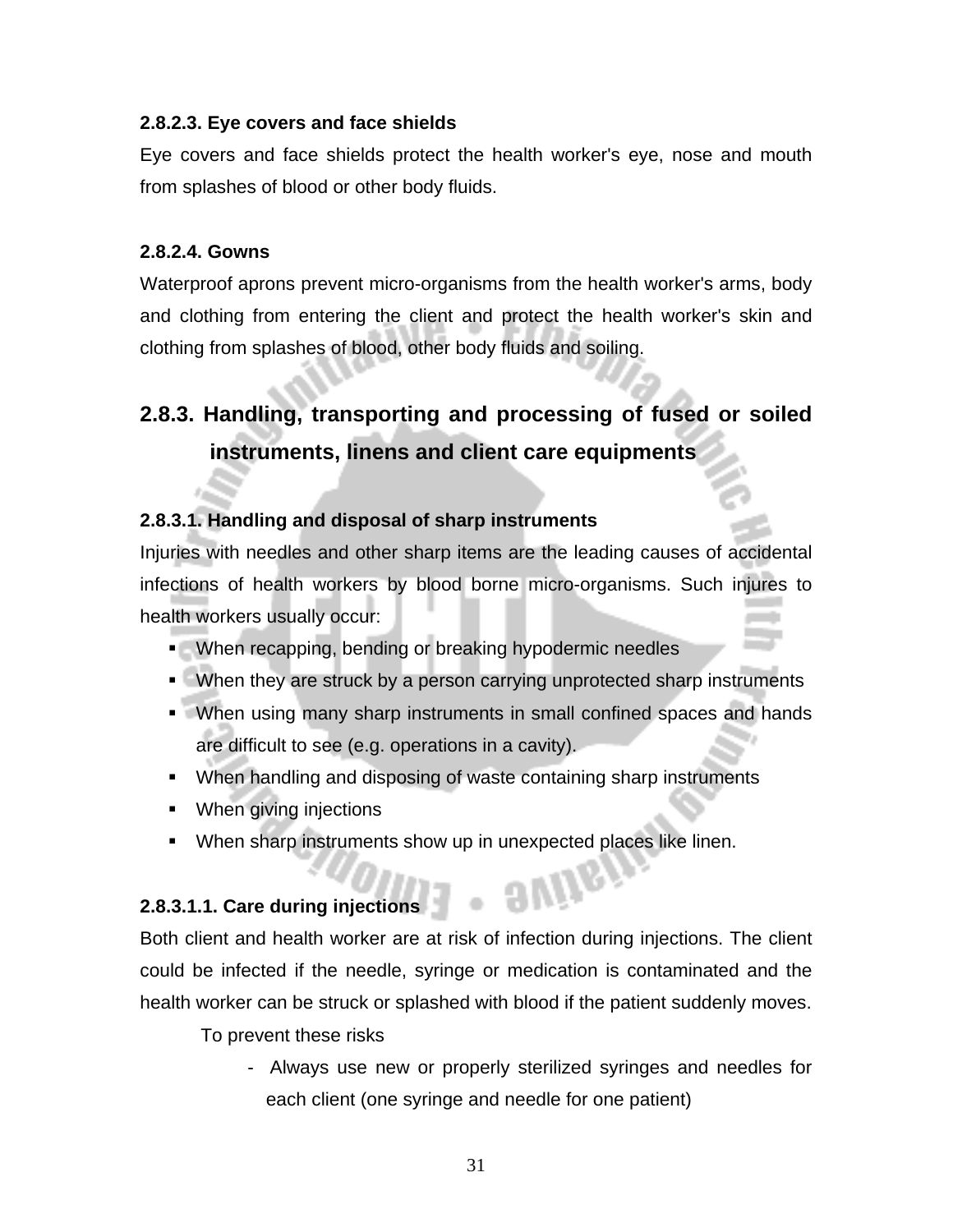#### 2.8.2.3. Eye covers and face shields

Eye covers and face shields protect the health worker's eye, nose and mouth from splashes of blood or other body fluids.

#### 2.8.2.4. Gowns

Waterproof aprons prevent micro-organisms from the health worker's arms, body and clothing from entering the client and protect the health worker's skin and clothing from splashes of blood, other body fluids and soiling.

### 2.8.3. Handling, transporting and processing of fused or soiled instruments, linens and client care equipments

#### 2.8.3.1. Handling and disposal of sharp instruments

Injuries with needles and other sharp items are the leading causes of accidental infections of health workers by blood borne micro-organisms. Such injures to health workers usually occur:

- When recapping, bending or breaking hypodermic needles
- When they are struck by a person carrying unprotected sharp instruments
- When using many sharp instruments in small confined spaces and hands are difficult to see (e.g. operations in a cavity).
- When handling and disposing of waste containing sharp instruments
- When giving injections
- When sharp instruments show up in unexpected places like linen.

#### 2.8.3.1.1. Care during injections

Both client and health worker are at risk of infection during injections. The client could be infected if the needle, syringe or medication is contaminated and the health worker can be struck or splashed with blood if the patient suddenly moves.

To prevent these risks

- Always use new or properly sterilized syringes and needles for each client (one syringe and needle for one patient)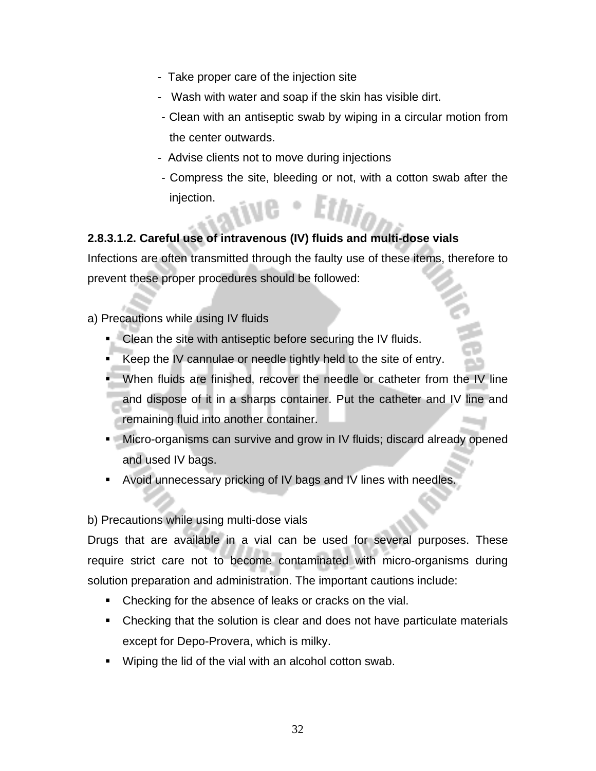- Take proper care of the injection site
- Wash with water and soap if the skin has visible dirt.
- Clean with an antiseptic swab by wiping in a circular motion from the center outwards.
- Advise clients not to move during injections
- Compress the site, bleeding or not, with a cotton swab after the injection.

**2.8.3.1.2. Careful use of intravenous (IV) fluids and multi-dose vials**

Infections are often transmitted through the faulty use of these items, therefore to prevent these proper procedures should be followed:

a) Precautions while using IV fluids

- Clean the site with antiseptic before securing the IV fluids.
- Keep the IV cannulae or needle tightly held to the site of entry.
- When fluids are finished, recover the needle or catheter from the IV line and dispose of it in a sharps container. Put the catheter and IV line and remaining fluid into another container.
- Micro-organisms can survive and grow in IV fluids; discard already opened and used IV bags.
- Avoid unnecessary pricking of IV bags and IV lines with needles.

b) Precautions while using multi-dose vials

Drugs that are available in a vial can be used for several purposes. These require strict care not to become contaminated with micro-organisms during solution preparation and administration. The important cautions include:

- Checking for the absence of leaks or cracks on the vial.
- Checking that the solution is clear and does not have particulate materials except for Depo-Provera, which is milky.
- Wiping the lid of the vial with an alcohol cotton swab.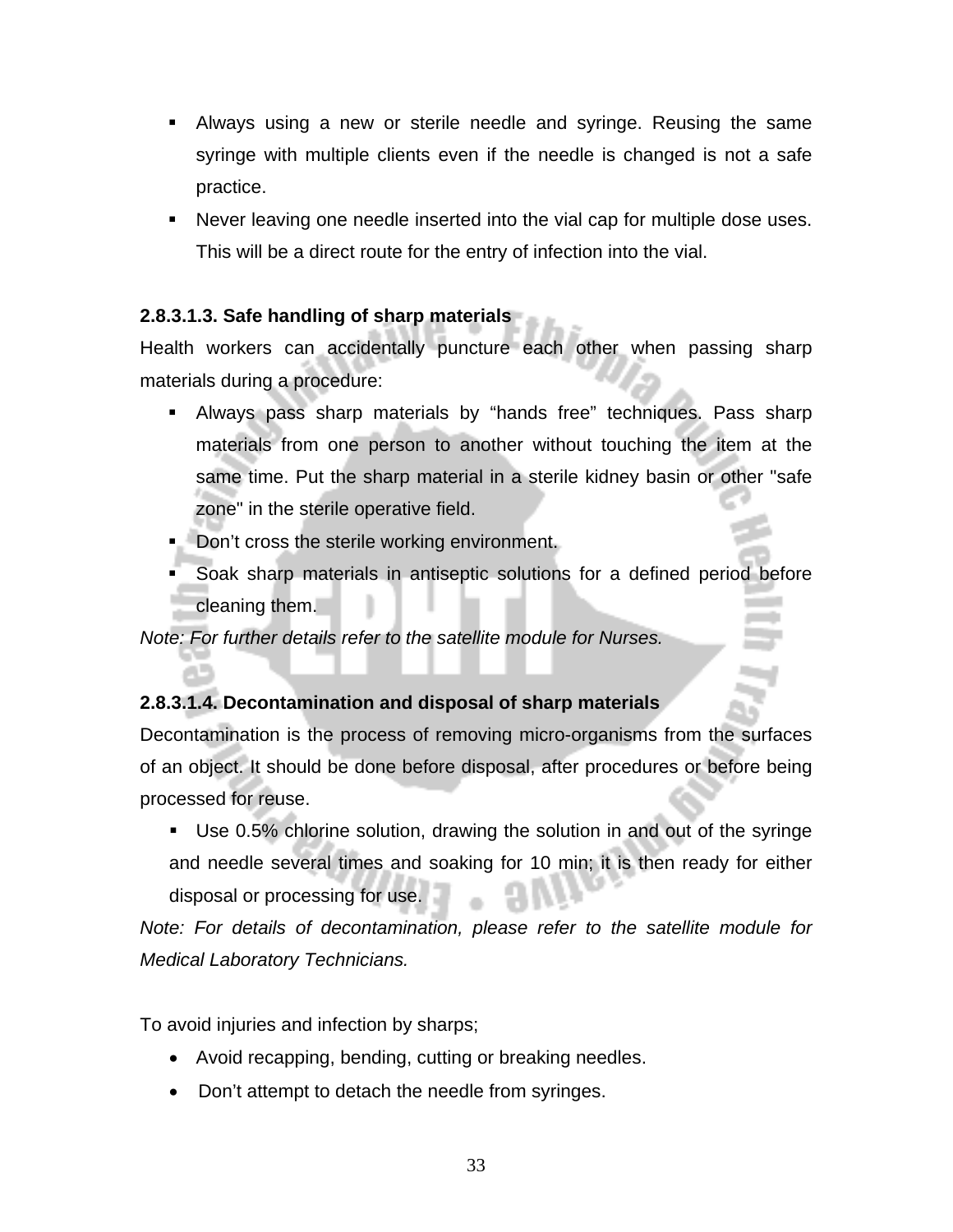- Always using a new or sterile needle and syringe. Reusing the same syringe with multiple clients even if the needle is changed is not a safe practice.
- Never leaving one needle inserted into the vial cap for multiple dose uses. This will be a direct route for the entry of infection into the vial.

**2.8.3.1.3. Safe handling of sharp materials**

Health workers can accidentally puncture each other when passing sharp materials during a procedure:

- Always pass sharp materials by "hands free" techniques. Pass sharp materials from one person to another without touching the item at the same time. Put the sharp material in a sterile kidney basin or other "safe zone" in the sterile operative field.
- Don't cross the sterile working environment.
- Soak sharp materials in antiseptic solutions for a defined period before cleaning them.

*Note: For further details refer to the satellite module for Nurses.*

**2.8.3.1.4. Decontamination and disposal of sharp materials**

Decontamination is the process of removing micro-organisms from the surfaces of an object. It should be done before disposal, after procedures or before being processed for reuse.

- Use 0.5% chlorine solution, drawing the solution in and out of the syringe and needle several times and soaking for 10 min; it is then ready for either disposal or processing for use.

*Note: For details of decontamination, please refer to the satellite module for Medical Laboratory Technicians.*

To avoid injuries and infection by sharps;

- Avoid recapping, bending, cutting or breaking needles.
- Don't attempt to detach the needle from syringes.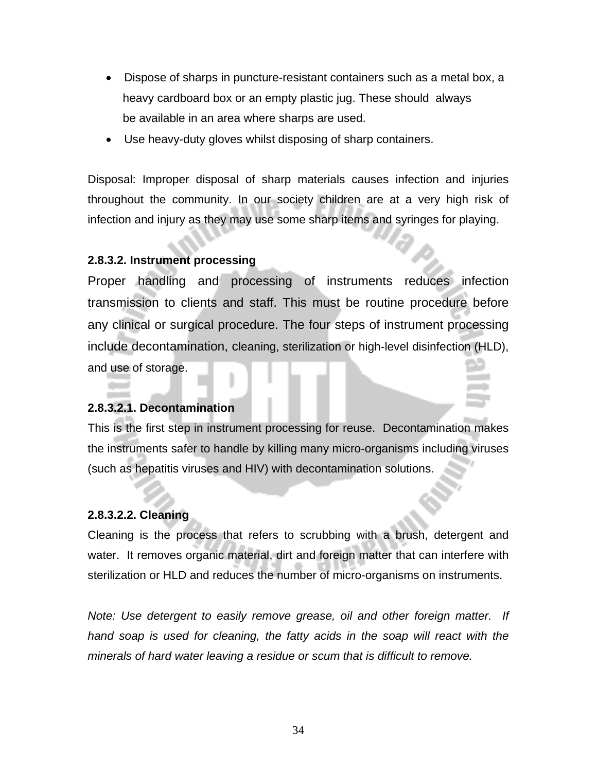- Dispose of sharps in puncture-resistant containers such as a metal box, a heavy cardboard box or an empty plastic jug. These should always be available in an area where sharps are used.
- Use heavy-duty gloves whilst disposing of sharp containers.

Disposal: Improper disposal of sharp materials causes infection and injuries throughout the community. In our society children are at a very high risk of infection and injury as they may use some sharp items and syringes for playing.

**2.8.3.2. Instrument processing**

Proper handling and processing of instruments reduces infection transmission to clients and staff. This must be routine procedure before any clinical or surgical procedure. The four steps of instrument processing include decontamination, cleaning, sterilization or high-level disinfection (HLD), and use of storage.

**2.8.3.2.1. Decontamination**

This is the first step in instrument processing for reuse. Decontamination makes the instruments safer to handle by killing many micro-organisms including viruses (such as hepatitis viruses and HIV) with decontamination solutions.

**2.8.3.2.2. Cleaning**

Cleaning is the process that refers to scrubbing with a brush, detergent and water. It removes organic material, dirt and foreign matter that can interfere with sterilization or HLD and reduces the number of micro-organisms on instruments.

*Note: Use detergent to easily remove grease, oil and other foreign matter. If hand soap is used for cleaning, the fatty acids in the soap will react with the minerals of hard water leaving a residue or scum that is difficult to remove.*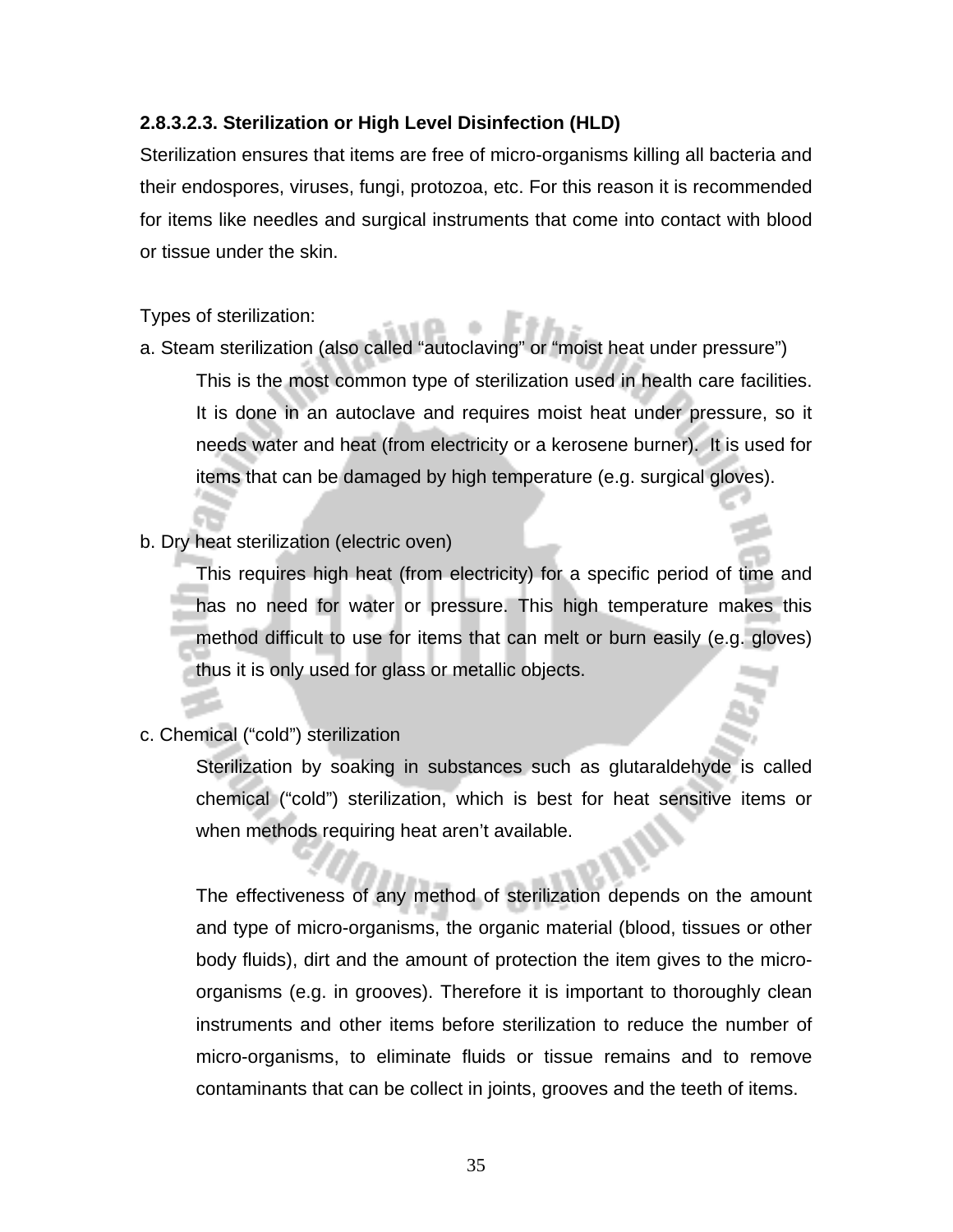**2.8.3.2.3. Sterilization or High Level Disinfection (HLD)**

Sterilization ensures that items are free of micro-organisms killing all bacteria and their endospores, viruses, fungi, protozoa, etc. For this reason it is recommended for items like needles and surgical instruments that come into contact with blood or tissue under the skin.

Types of sterilization:

a. Steam sterilization (also called "autoclaving" or "moist heat under pressure")

This is the most common type of sterilization used in health care facilities. It is done in an autoclave and requires moist heat under pressure, so it needs water and heat (from electricity or a kerosene burner). It is used for items that can be damaged by high temperature (e.g. surgical gloves).

b. Dry heat sterilization (electric oven)

This requires high heat (from electricity) for a specific period of time and has no need for water or pressure. This high temperature makes this method difficult to use for items that can melt or burn easily (e.g. gloves) thus it is only used for glass or metallic objects.

c. Chemical ("cold") sterilization

Sterilization by soaking in substances such as glutaraldehyde is called chemical ("cold") sterilization, which is best for heat sensitive items or when methods requiring heat aren't available.

The effectiveness of any method of sterilization depends on the amount and type of micro-organisms, the organic material (blood, tissues or other body fluids), dirt and the amount of protection the item gives to the micro-organisms (e.g. in grooves). Therefore it is important to thoroughly clean instruments and other items before sterilization to reduce the number of micro-organisms, to eliminate fluids or tissue remains and to remove contaminants that can be collect in joints, grooves and the teeth of items.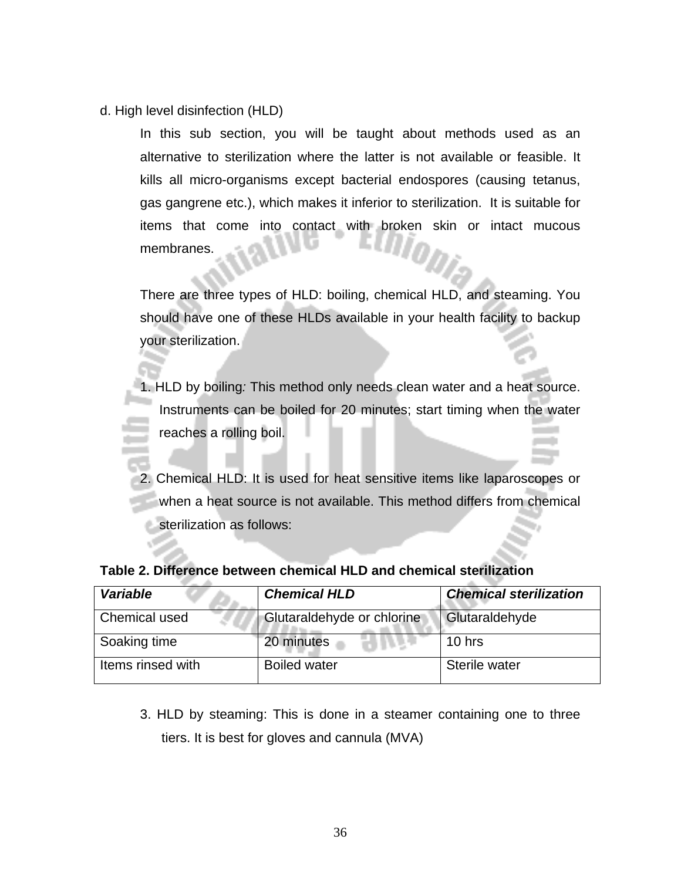d. High level disinfection (HLD)

In this sub section, you will be taught about methods used as an alternative to sterilization where the latter is not available or feasible. It kills all micro-organisms except bacterial endospores (causing tetanus, gas gangrene etc.), which makes it inferior to sterilization. It is suitable for items that come into contact with broken skin or intact mucous membranes.

There are three types of HLD: boiling, chemical HLD, and steaming. You should have one of these HLDs available in your health facility to backup your sterilization.

1. HLD by boiling*:* This method only needs clean water and a heat source. Instruments can be boiled for 20 minutes; start timing when the water reaches a rolling boil.

2. Chemical HLD: It is used for heat sensitive items like laparoscopes or when a heat source is not available. This method differs from chemical sterilization as follows:

**Table 2. Difference between chemical HLD and chemical sterilization**

| ***Variable*** | ***Chemical HLD*** | ***Chemical sterilization*** |
|---|---|---|
| Chemical used | Glutaraldehyde or chlorine | Glutaraldehyde |
| Soaking time | 20 minutes | 10 hrs |
| Items rinsed with | Boiled water | Sterile water |

3. HLD by steaming: This is done in a steamer containing one to three tiers. It is best for gloves and cannula (MVA)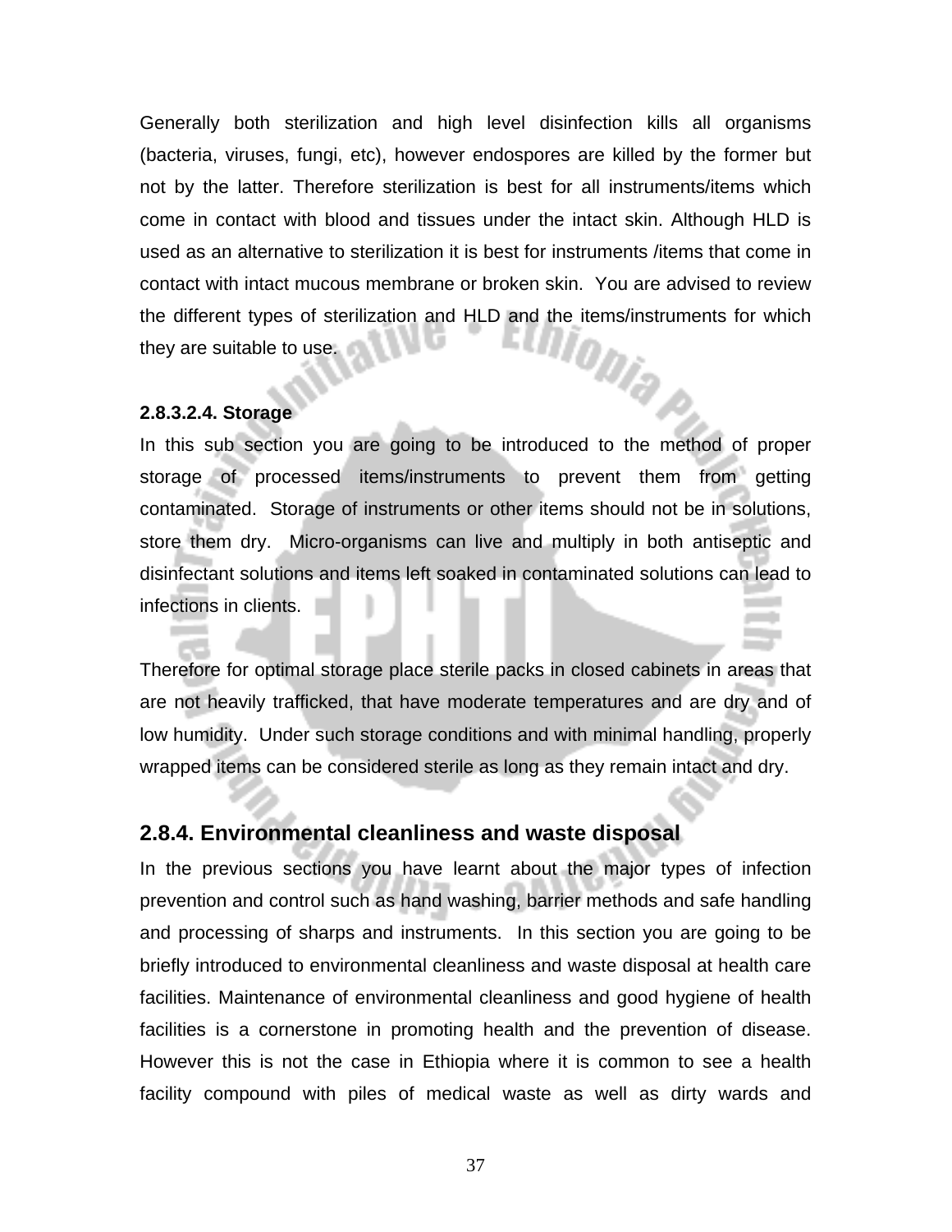Generally both sterilization and high level disinfection kills all organisms (bacteria, viruses, fungi, etc), however endospores are killed by the former but not by the latter. Therefore sterilization is best for all instruments/items which come in contact with blood and tissues under the intact skin. Although HLD is used as an alternative to sterilization it is best for instruments /items that come in contact with intact mucous membrane or broken skin. You are advised to review the different types of sterilization and HLD and the items/instruments for which they are suitable to use.

#### 2.8.3.2.4. Storage

In this sub section you are going to be introduced to the method of proper storage of processed items/instruments to prevent them from getting contaminated. Storage of instruments or other items should not be in solutions, store them dry. Micro-organisms can live and multiply in both antiseptic and disinfectant solutions and items left soaked in contaminated solutions can lead to infections in clients.

Therefore for optimal storage place sterile packs in closed cabinets in areas that are not heavily trafficked, that have moderate temperatures and are dry and of low humidity. Under such storage conditions and with minimal handling, properly wrapped items can be considered sterile as long as they remain intact and dry.

### 2.8.4. Environmental cleanliness and waste disposal

In the previous sections you have learnt about the major types of infection prevention and control such as hand washing, barrier methods and safe handling and processing of sharps and instruments. In this section you are going to be briefly introduced to environmental cleanliness and waste disposal at health care facilities. Maintenance of environmental cleanliness and good hygiene of health facilities is a cornerstone in promoting health and the prevention of disease. However this is not the case in Ethiopia where it is common to see a health facility compound with piles of medical waste as well as dirty wards and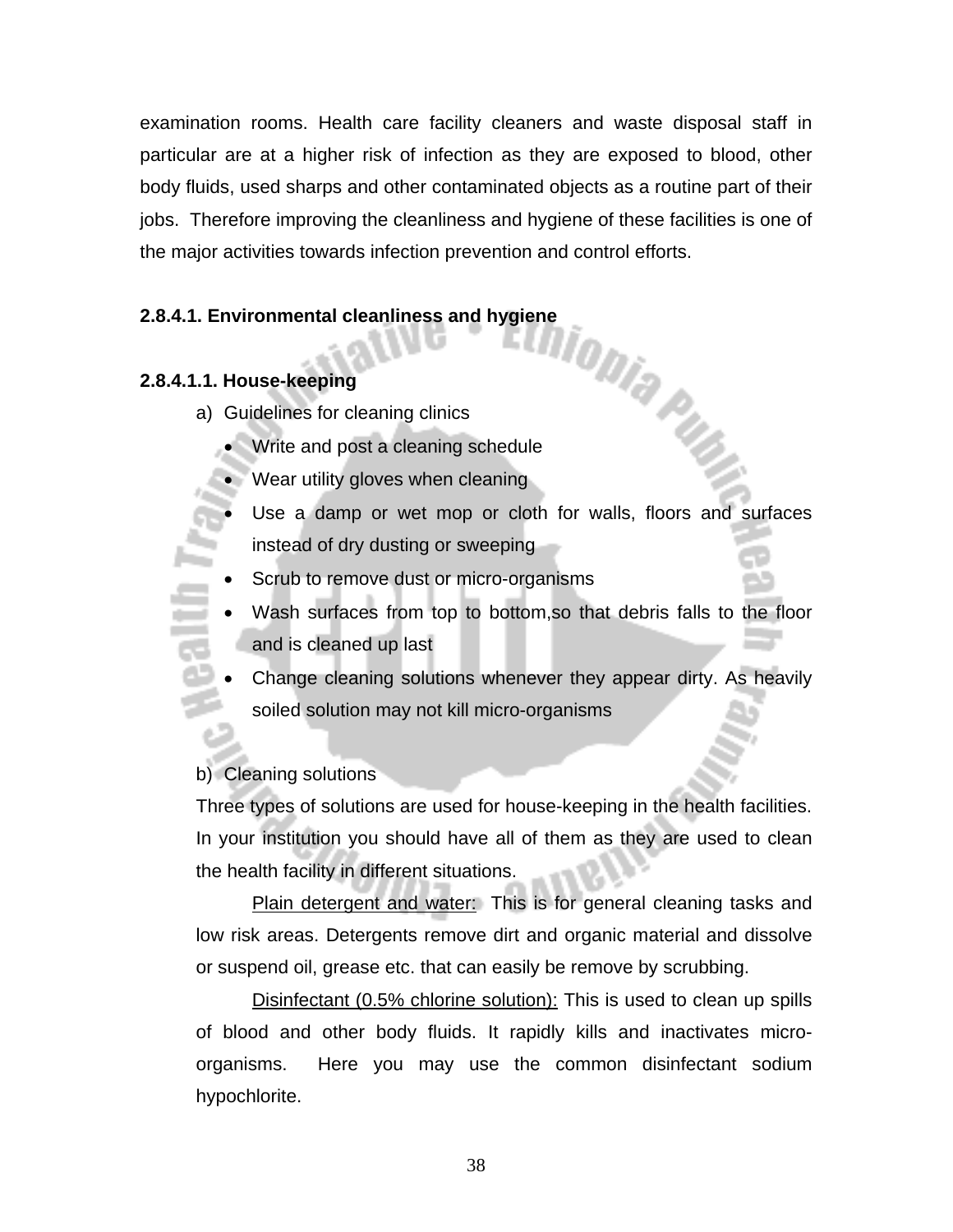examination rooms. Health care facility cleaners and waste disposal staff in particular are at a higher risk of infection as they are exposed to blood, other body fluids, used sharps and other contaminated objects as a routine part of their jobs. Therefore improving the cleanliness and hygiene of these facilities is one of the major activities towards infection prevention and control efforts.

**2.8.4.1. Environmental cleanliness and hygiene**

**2.8.4.1.1. House-keeping**

a) Guidelines for cleaning clinics

- Write and post a cleaning schedule
- Wear utility gloves when cleaning
- Use a damp or wet mop or cloth for walls, floors and surfaces instead of dry dusting or sweeping
- Scrub to remove dust or micro-organisms
- Wash surfaces from top to bottom,so that debris falls to the floor and is cleaned up last
- Change cleaning solutions whenever they appear dirty. As heavily soiled solution may not kill micro-organisms

b) Cleaning solutions

Three types of solutions are used for house-keeping in the health facilities. In your institution you should have all of them as they are used to clean the health facility in different situations.

<u>Plain detergent and water:</u> This is for general cleaning tasks and low risk areas. Detergents remove dirt and organic material and dissolve or suspend oil, grease etc. that can easily be remove by scrubbing.

<u>Disinfectant (0.5% chlorine solution):</u> This is used to clean up spills of blood and other body fluids. It rapidly kills and inactivates micro-organisms. Here you may use the common disinfectant sodium hypochlorite.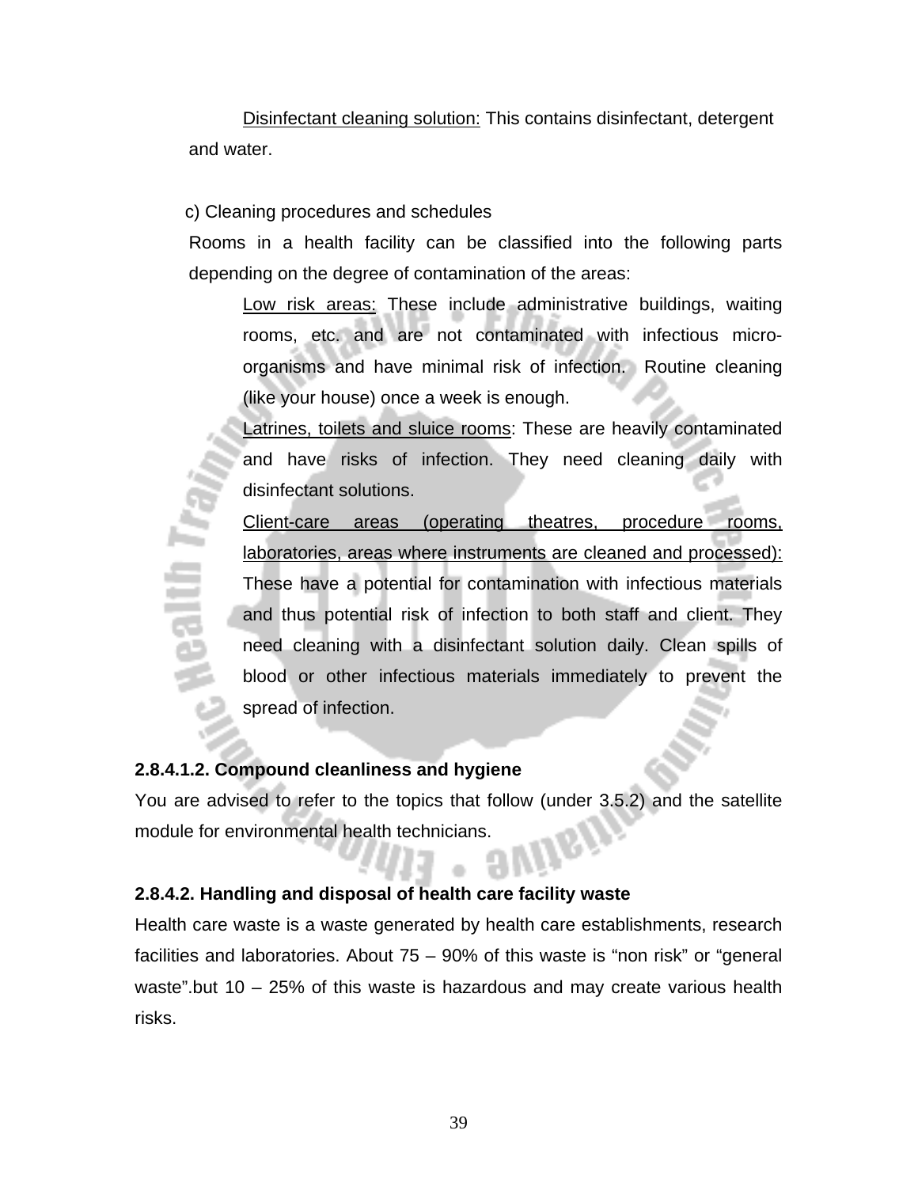Disinfectant cleaning solution: This contains disinfectant, detergent and water.

c) Cleaning procedures and schedules

Rooms in a health facility can be classified into the following parts depending on the degree of contamination of the areas:

- Low risk areas: These include administrative buildings, waiting rooms, etc. and are not contaminated with infectious micro-organisms and have minimal risk of infection. Routine cleaning (like your house) once a week is enough.
- Latrines, toilets and sluice rooms: These are heavily contaminated and have risks of infection. They need cleaning daily with disinfectant solutions.
- Client-care areas (operating theatres, procedure rooms, laboratories, areas where instruments are cleaned and processed): These have a potential for contamination with infectious materials and thus potential risk of infection to both staff and client. They need cleaning with a disinfectant solution daily. Clean spills of blood or other infectious materials immediately to prevent the spread of infection.

**2.8.4.1.2. Compound cleanliness and hygiene**

You are advised to refer to the topics that follow (under 3.5.2) and the satellite module for environmental health technicians.

**2.8.4.2. Handling and disposal of health care facility waste**

Health care waste is a waste generated by health care establishments, research facilities and laboratories. About 75 – 90% of this waste is “non risk” or “general waste”.but 10 – 25% of this waste is hazardous and may create various health risks.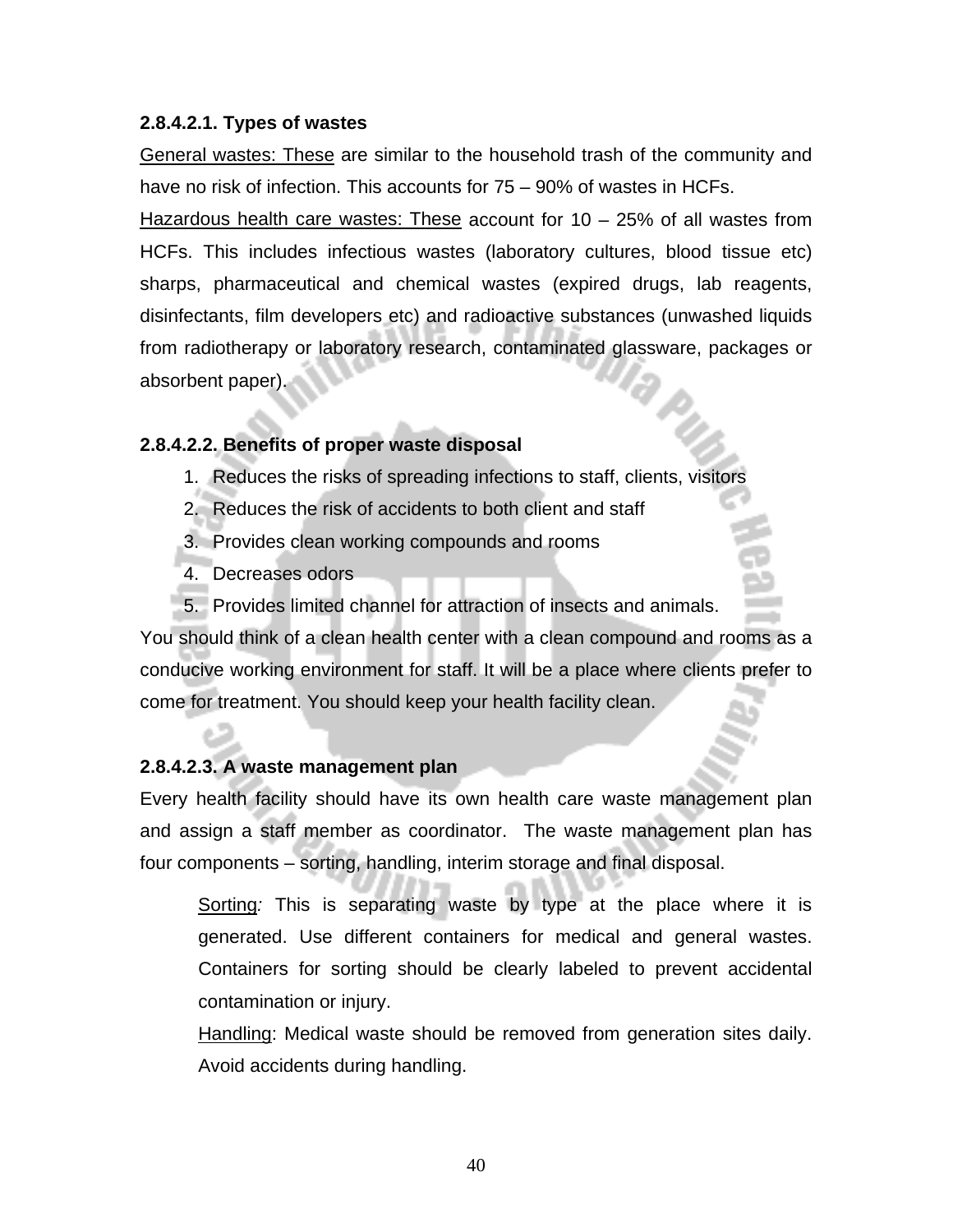#### 2.8.4.2.1. Types of wastes

General wastes: These are similar to the household trash of the community and have no risk of infection. This accounts for 75 – 90% of wastes in HCFs.

Hazardous health care wastes: These account for 10 – 25% of all wastes from HCFs. This includes infectious wastes (laboratory cultures, blood tissue etc) sharps, pharmaceutical and chemical wastes (expired drugs, lab reagents, disinfectants, film developers etc) and radioactive substances (unwashed liquids from radiotherapy or laboratory research, contaminated glassware, packages or absorbent paper).

#### 2.8.4.2.2. Benefits of proper waste disposal

1. Reduces the risks of spreading infections to staff, clients, visitors
2. Reduces the risk of accidents to both client and staff
3. Provides clean working compounds and rooms
4. Decreases odors
5. Provides limited channel for attraction of insects and animals.

You should think of a clean health center with a clean compound and rooms as a conducive working environment for staff. It will be a place where clients prefer to come for treatment. You should keep your health facility clean.

#### 2.8.4.2.3. A waste management plan

Every health facility should have its own health care waste management plan and assign a staff member as coordinator. The waste management plan has four components – sorting, handling, interim storage and final disposal.

> Sorting*:* This is separating waste by type at the place where it is generated. Use different containers for medical and general wastes. Containers for sorting should be clearly labeled to prevent accidental contamination or injury.
>
> Handling: Medical waste should be removed from generation sites daily. Avoid accidents during handling.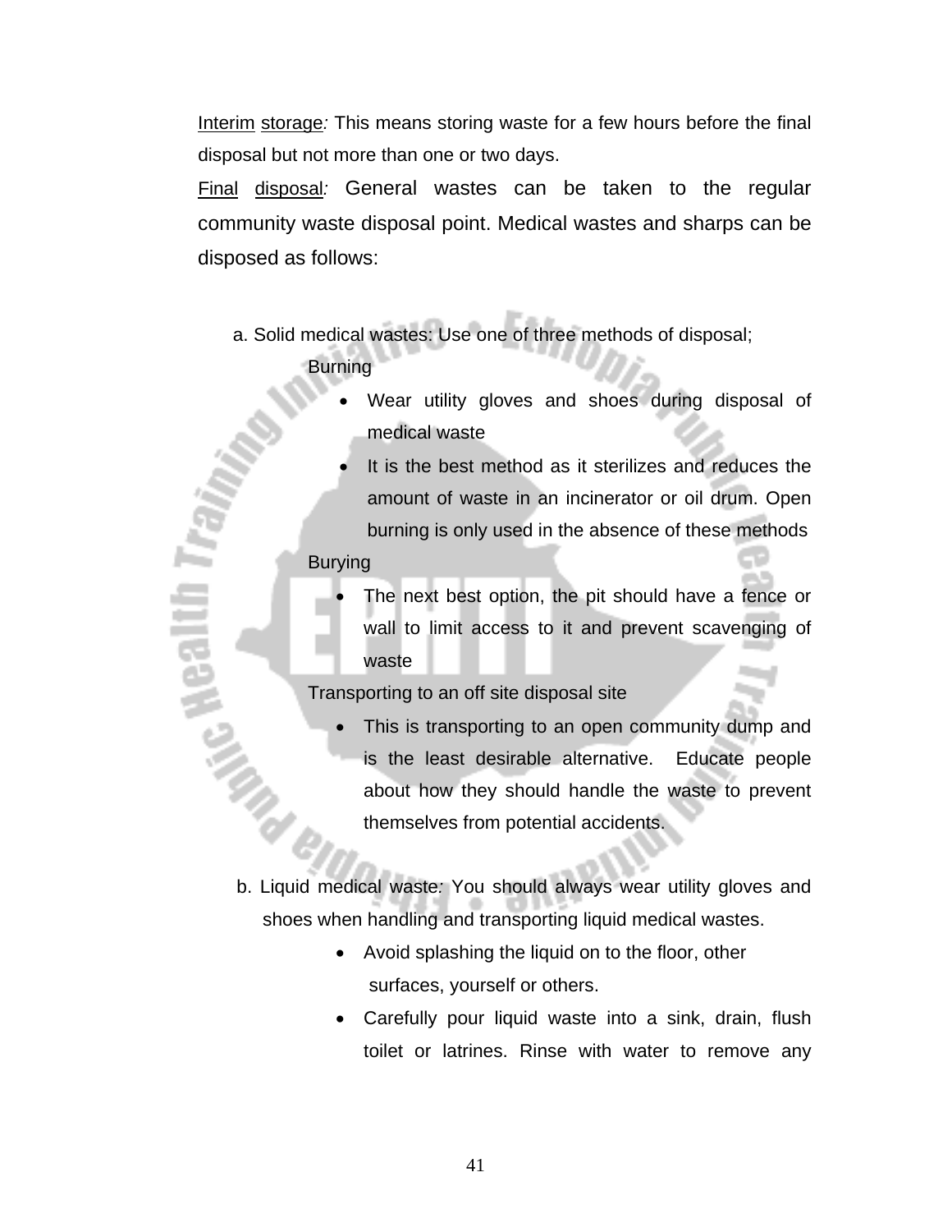<u>Interim</u> <u>storage</u>*:* This means storing waste for a few hours before the final disposal but not more than one or two days.

<u>Final</u> <u>disposal</u>*:* General wastes can be taken to the regular community waste disposal point. Medical wastes and sharps can be disposed as follows:

a. Solid medical wastes: Use one of three methods of disposal;

Burning

- Wear utility gloves and shoes during disposal of medical waste
- It is the best method as it sterilizes and reduces the amount of waste in an incinerator or oil drum. Open burning is only used in the absence of these methods

Burying

- The next best option, the pit should have a fence or wall to limit access to it and prevent scavenging of waste

Transporting to an off site disposal site

- This is transporting to an open community dump and is the least desirable alternative. Educate people about how they should handle the waste to prevent themselves from potential accidents.

b. Liquid medical waste*:* You should always wear utility gloves and shoes when handling and transporting liquid medical wastes.

- Avoid splashing the liquid on to the floor, other surfaces, yourself or others.
- Carefully pour liquid waste into a sink, drain, flush toilet or latrines. Rinse with water to remove any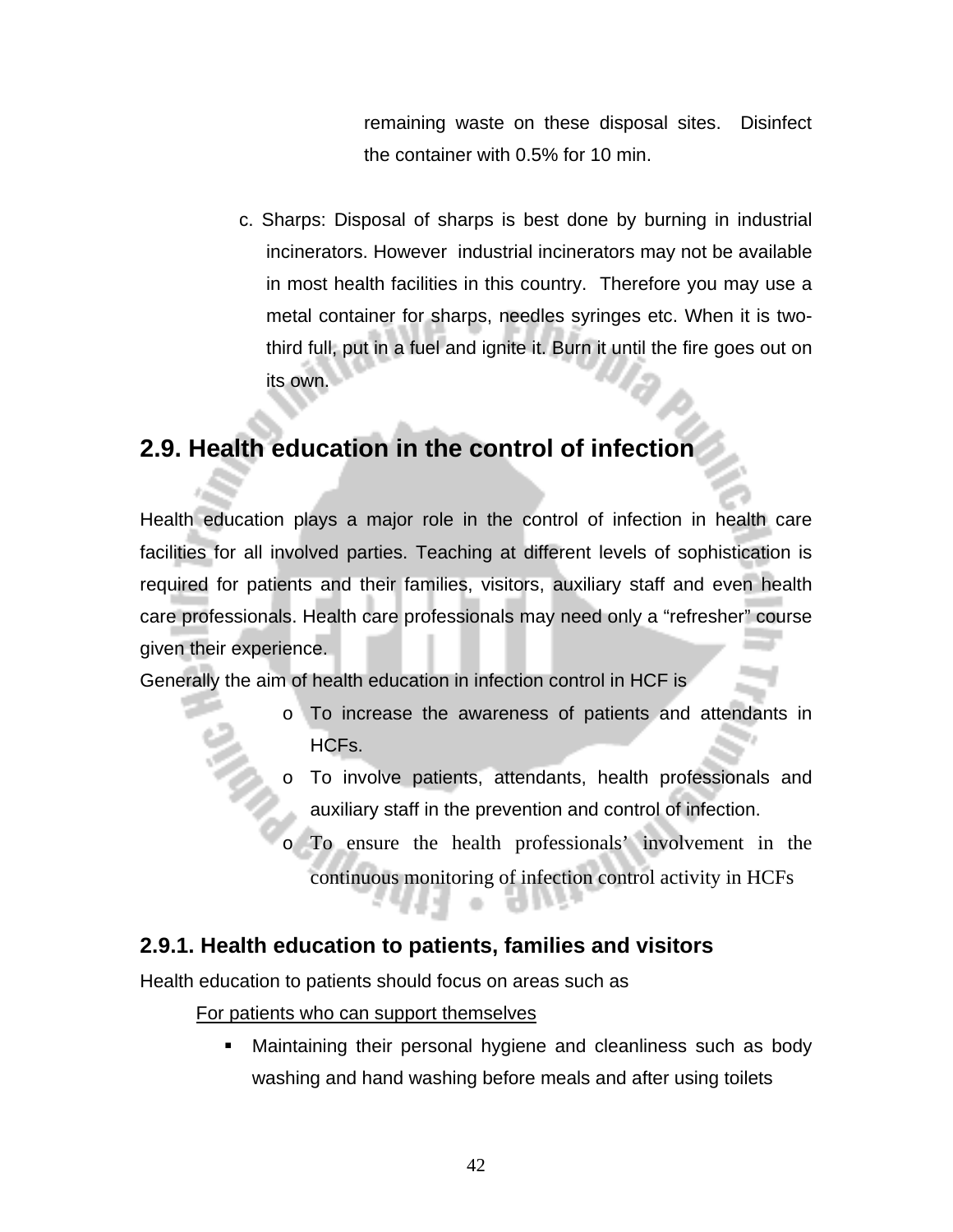remaining waste on these disposal sites. Disinfect the container with 0.5% for 10 min.

c. Sharps: Disposal of sharps is best done by burning in industrial incinerators. However industrial incinerators may not be available in most health facilities in this country. Therefore you may use a metal container for sharps, needles syringes etc. When it is two-third full, put in a fuel and ignite it. Burn it until the fire goes out on its own.

## 2.9. Health education in the control of infection

Health education plays a major role in the control of infection in health care facilities for all involved parties. Teaching at different levels of sophistication is required for patients and their families, visitors, auxiliary staff and even health care professionals. Health care professionals may need only a "refresher" course given their experience.

Generally the aim of health education in infection control in HCF is

- To increase the awareness of patients and attendants in HCFs.
- To involve patients, attendants, health professionals and auxiliary staff in the prevention and control of infection.
- To ensure the health professionals' involvement in the continuous monitoring of infection control activity in HCFs

### 2.9.1. Health education to patients, families and visitors

Health education to patients should focus on areas such as

For patients who can support themselves

- Maintaining their personal hygiene and cleanliness such as body washing and hand washing before meals and after using toilets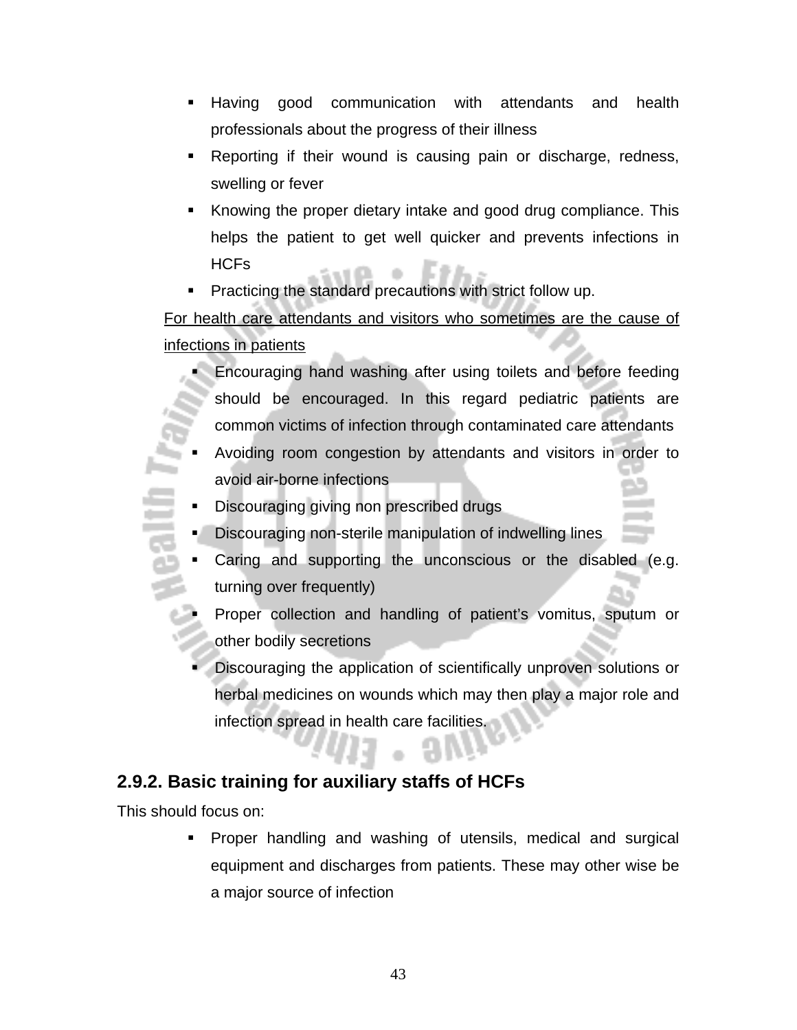- Having good communication with attendants and health professionals about the progress of their illness
- Reporting if their wound is causing pain or discharge, redness, swelling or fever
- Knowing the proper dietary intake and good drug compliance. This helps the patient to get well quicker and prevents infections in HCFs
- Practicing the standard precautions with strict follow up.

For health care attendants and visitors who sometimes are the cause of infections in patients

- Encouraging hand washing after using toilets and before feeding should be encouraged. In this regard pediatric patients are common victims of infection through contaminated care attendants
- Avoiding room congestion by attendants and visitors in order to avoid air-borne infections
- Discouraging giving non prescribed drugs
- Discouraging non-sterile manipulation of indwelling lines
- Caring and supporting the unconscious or the disabled (e.g. turning over frequently)
- Proper collection and handling of patient's vomitus, sputum or other bodily secretions
- Discouraging the application of scientifically unproven solutions or herbal medicines on wounds which may then play a major role and infection spread in health care facilities.

### 2.9.2. Basic training for auxiliary staffs of HCFs

This should focus on:

- Proper handling and washing of utensils, medical and surgical equipment and discharges from patients. These may other wise be a major source of infection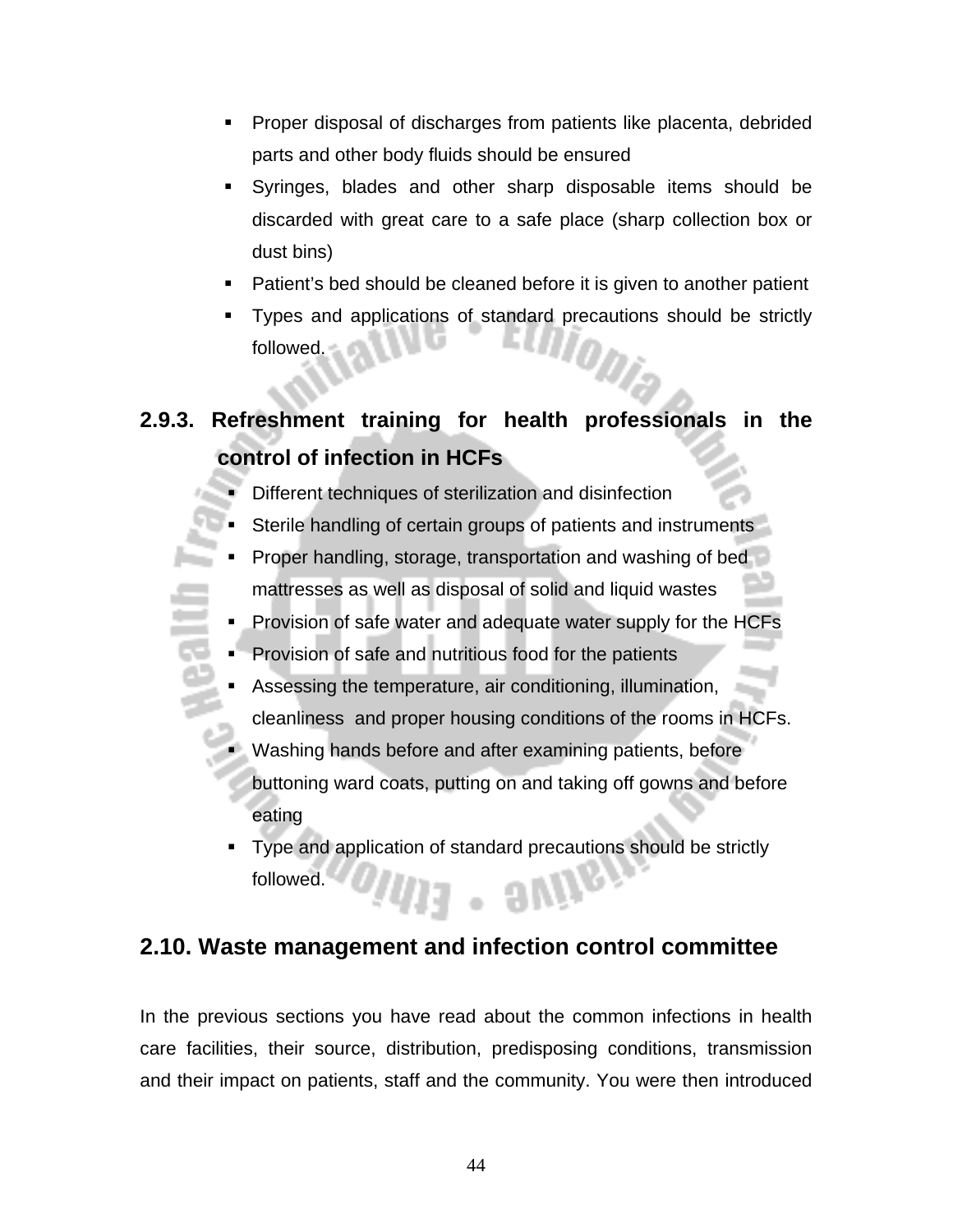- Proper disposal of discharges from patients like placenta, debrided parts and other body fluids should be ensured
- Syringes, blades and other sharp disposable items should be discarded with great care to a safe place (sharp collection box or dust bins)
- Patient's bed should be cleaned before it is given to another patient
- Types and applications of standard precautions should be strictly followed.

### 2.9.3. Refreshment training for health professionals in the control of infection in HCFs

- Different techniques of sterilization and disinfection
- Sterile handling of certain groups of patients and instruments
- Proper handling, storage, transportation and washing of bed mattresses as well as disposal of solid and liquid wastes
- Provision of safe water and adequate water supply for the HCFs
- Provision of safe and nutritious food for the patients
- Assessing the temperature, air conditioning, illumination, cleanliness and proper housing conditions of the rooms in HCFs.
- Washing hands before and after examining patients, before buttoning ward coats, putting on and taking off gowns and before eating
- Type and application of standard precautions should be strictly followed.

## 2.10. Waste management and infection control committee

In the previous sections you have read about the common infections in health care facilities, their source, distribution, predisposing conditions, transmission and their impact on patients, staff and the community. You were then introduced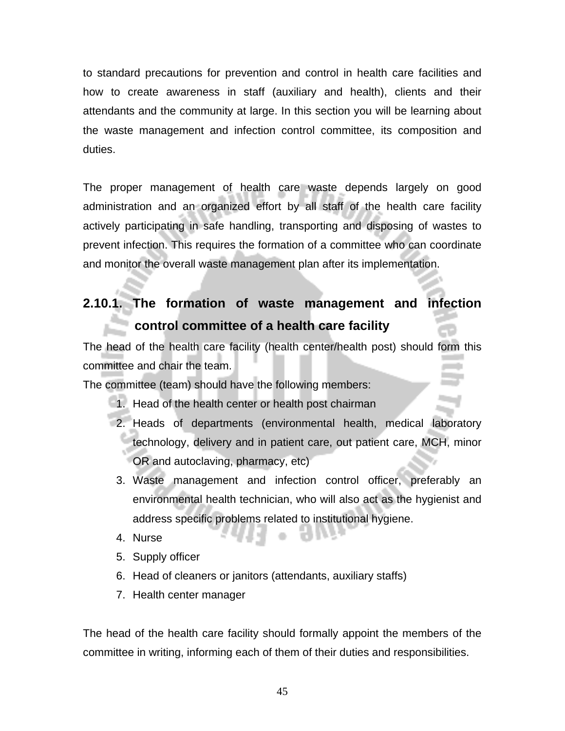to standard precautions for prevention and control in health care facilities and how to create awareness in staff (auxiliary and health), clients and their attendants and the community at large. In this section you will be learning about the waste management and infection control committee, its composition and duties.

The proper management of health care waste depends largely on good administration and an organized effort by all staff of the health care facility actively participating in safe handling, transporting and disposing of wastes to prevent infection. This requires the formation of a committee who can coordinate and monitor the overall waste management plan after its implementation.

### 2.10.1. The formation of waste management and infection control committee of a health care facility

The head of the health care facility (health center/health post) should form this committee and chair the team.

The committee (team) should have the following members:

1. Head of the health center or health post chairman
2. Heads of departments (environmental health, medical laboratory technology, delivery and in patient care, out patient care, MCH, minor OR and autoclaving, pharmacy, etc)
3. Waste management and infection control officer, preferably an environmental health technician, who will also act as the hygienist and address specific problems related to institutional hygiene.
4. Nurse
5. Supply officer
6. Head of cleaners or janitors (attendants, auxiliary staffs)
7. Health center manager

The head of the health care facility should formally appoint the members of the committee in writing, informing each of them of their duties and responsibilities.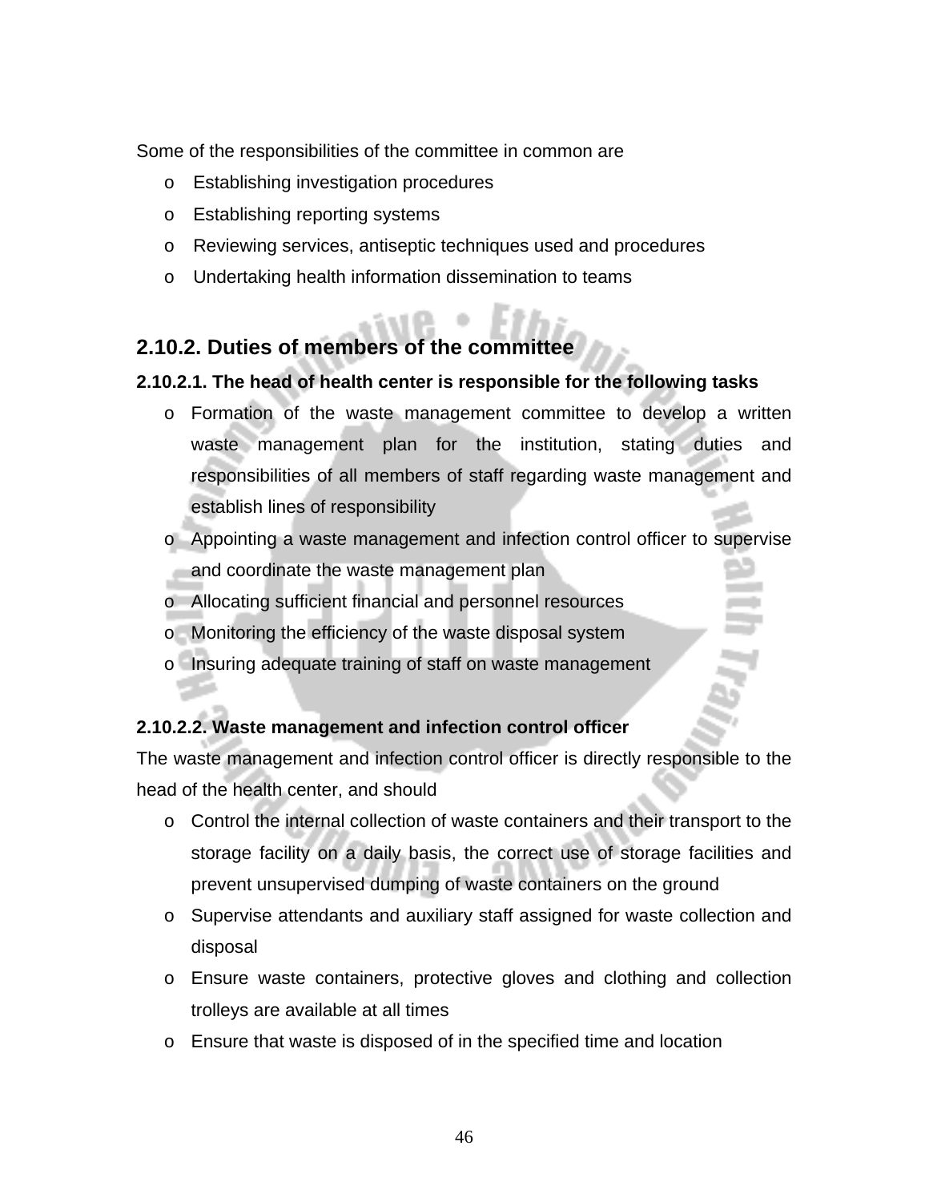Some of the responsibilities of the committee in common are

- Establishing investigation procedures
- Establishing reporting systems
- Reviewing services, antiseptic techniques used and procedures
- Undertaking health information dissemination to teams

## 2.10.2. Duties of members of the committee

### 2.10.2.1. The head of health center is responsible for the following tasks

- Formation of the waste management committee to develop a written waste management plan for the institution, stating duties and responsibilities of all members of staff regarding waste management and establish lines of responsibility
- Appointing a waste management and infection control officer to supervise and coordinate the waste management plan
- Allocating sufficient financial and personnel resources
- Monitoring the efficiency of the waste disposal system
- Insuring adequate training of staff on waste management

### 2.10.2.2. Waste management and infection control officer

The waste management and infection control officer is directly responsible to the head of the health center, and should

- Control the internal collection of waste containers and their transport to the storage facility on a daily basis, the correct use of storage facilities and prevent unsupervised dumping of waste containers on the ground
- Supervise attendants and auxiliary staff assigned for waste collection and disposal
- Ensure waste containers, protective gloves and clothing and collection trolleys are available at all times
- Ensure that waste is disposed of in the specified time and location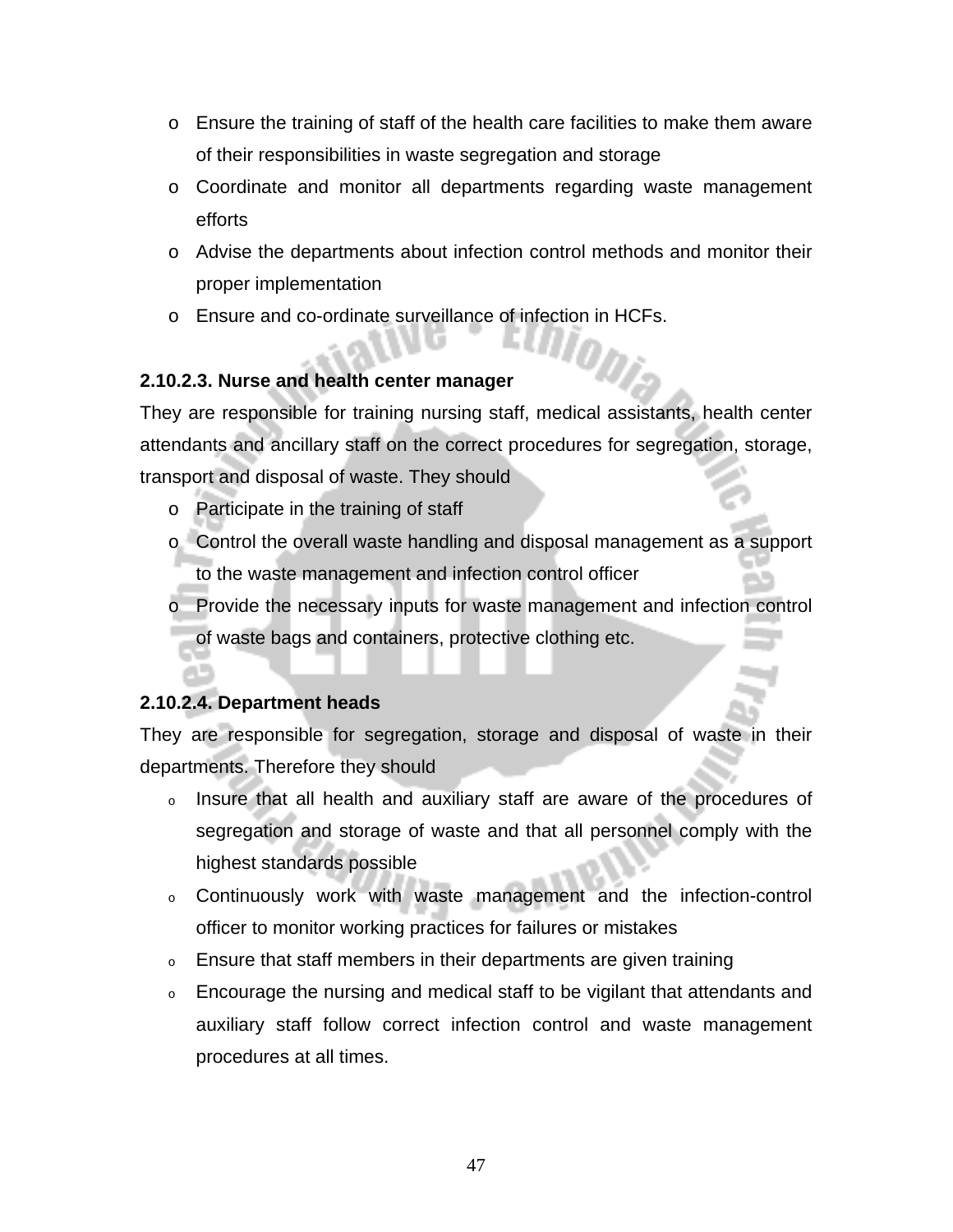- Ensure the training of staff of the health care facilities to make them aware of their responsibilities in waste segregation and storage
- Coordinate and monitor all departments regarding waste management efforts
- Advise the departments about infection control methods and monitor their proper implementation
- Ensure and co-ordinate surveillance of infection in HCFs.

**2.10.2.3. Nurse and health center manager**

They are responsible for training nursing staff, medical assistants, health center attendants and ancillary staff on the correct procedures for segregation, storage, transport and disposal of waste. They should

- Participate in the training of staff
- Control the overall waste handling and disposal management as a support to the waste management and infection control officer
- Provide the necessary inputs for waste management and infection control of waste bags and containers, protective clothing etc.

**2.10.2.4. Department heads**

They are responsible for segregation, storage and disposal of waste in their departments. Therefore they should

- Insure that all health and auxiliary staff are aware of the procedures of segregation and storage of waste and that all personnel comply with the highest standards possible
- Continuously work with waste management and the infection-control officer to monitor working practices for failures or mistakes
- Ensure that staff members in their departments are given training
- Encourage the nursing and medical staff to be vigilant that attendants and auxiliary staff follow correct infection control and waste management procedures at all times.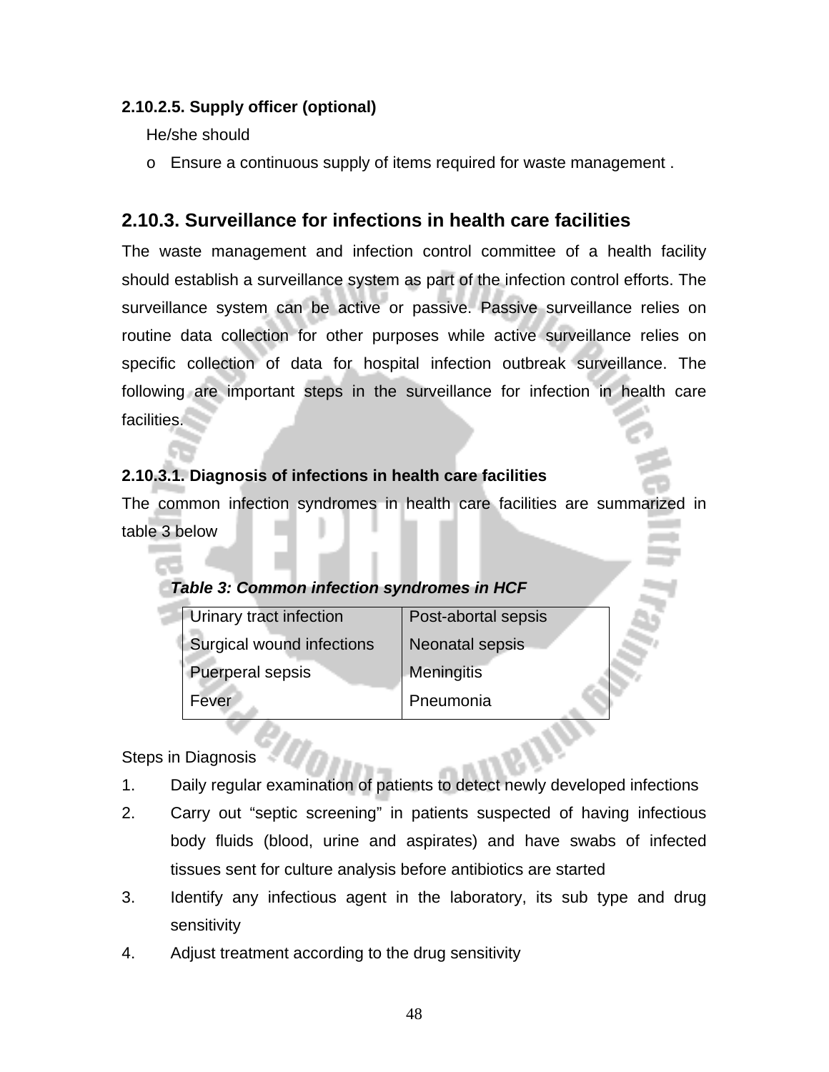#### 2.10.2.5. Supply officer (optional)

He/she should

- o Ensure a continuous supply of items required for waste management .

### 2.10.3. Surveillance for infections in health care facilities

The waste management and infection control committee of a health facility should establish a surveillance system as part of the infection control efforts. The surveillance system can be active or passive. Passive surveillance relies on routine data collection for other purposes while active surveillance relies on specific collection of data for hospital infection outbreak surveillance. The following are important steps in the surveillance for infection in health care facilities.

#### 2.10.3.1. Diagnosis of infections in health care facilities

The common infection syndromes in health care facilities are summarized in table 3 below

***Table 3: Common infection syndromes in HCF***

| | |
|---|---|
| Urinary tract infection | Post-abortal sepsis |
| Surgical wound infections | Neonatal sepsis |
| Puerperal sepsis | Meningitis |
| Fever | Pneumonia |

Steps in Diagnosis

1. Daily regular examination of patients to detect newly developed infections
2. Carry out "septic screening" in patients suspected of having infectious body fluids (blood, urine and aspirates) and have swabs of infected tissues sent for culture analysis before antibiotics are started
3. Identify any infectious agent in the laboratory, its sub type and drug sensitivity
4. Adjust treatment according to the drug sensitivity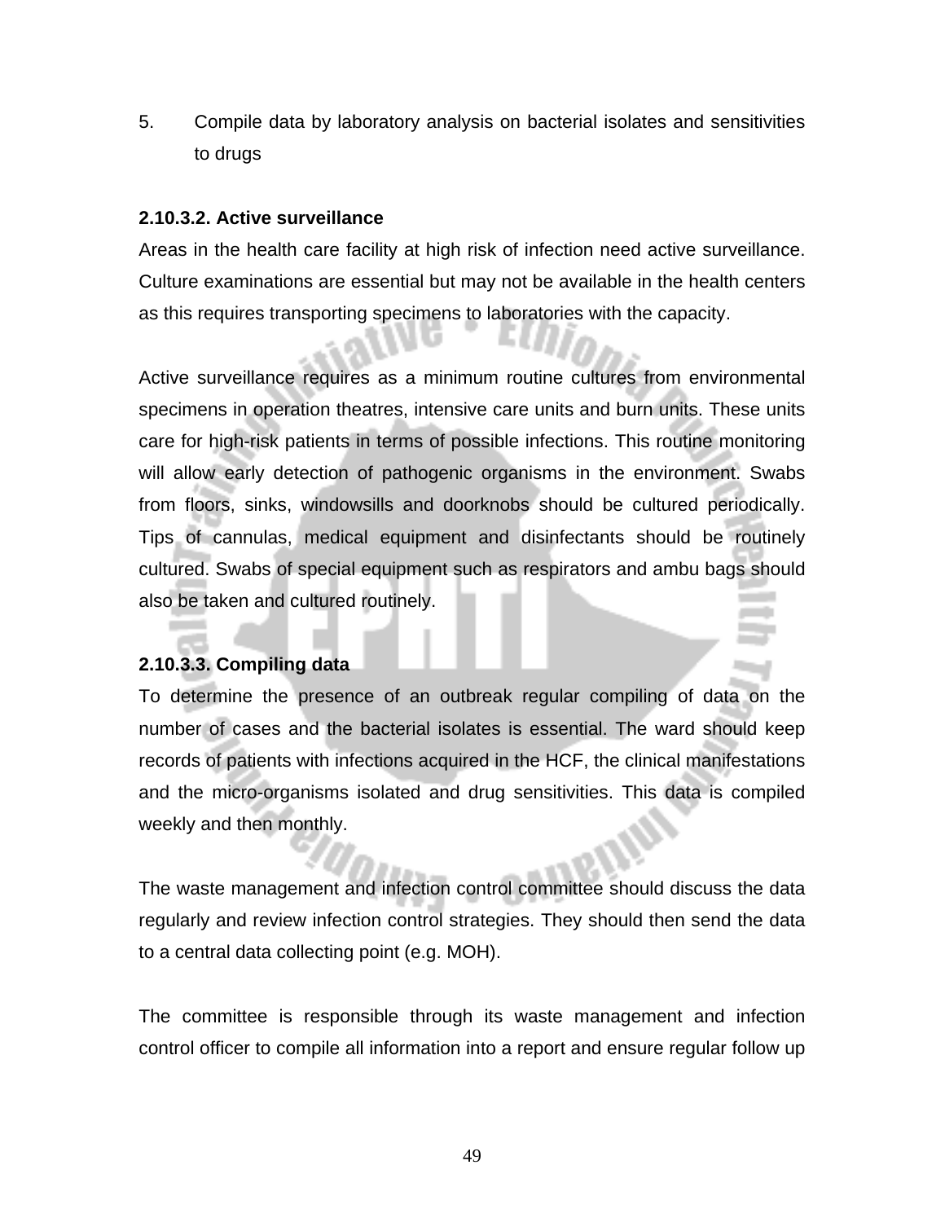5. Compile data by laboratory analysis on bacterial isolates and sensitivities to drugs

#### 2.10.3.2. Active surveillance

Areas in the health care facility at high risk of infection need active surveillance. Culture examinations are essential but may not be available in the health centers as this requires transporting specimens to laboratories with the capacity.

Active surveillance requires as a minimum routine cultures from environmental specimens in operation theatres, intensive care units and burn units. These units care for high-risk patients in terms of possible infections. This routine monitoring will allow early detection of pathogenic organisms in the environment. Swabs from floors, sinks, windowsills and doorknobs should be cultured periodically. Tips of cannulas, medical equipment and disinfectants should be routinely cultured. Swabs of special equipment such as respirators and ambu bags should also be taken and cultured routinely.

#### 2.10.3.3. Compiling data

To determine the presence of an outbreak regular compiling of data on the number of cases and the bacterial isolates is essential. The ward should keep records of patients with infections acquired in the HCF, the clinical manifestations and the micro-organisms isolated and drug sensitivities. This data is compiled weekly and then monthly.

The waste management and infection control committee should discuss the data regularly and review infection control strategies. They should then send the data to a central data collecting point (e.g. MOH).

The committee is responsible through its waste management and infection control officer to compile all information into a report and ensure regular follow up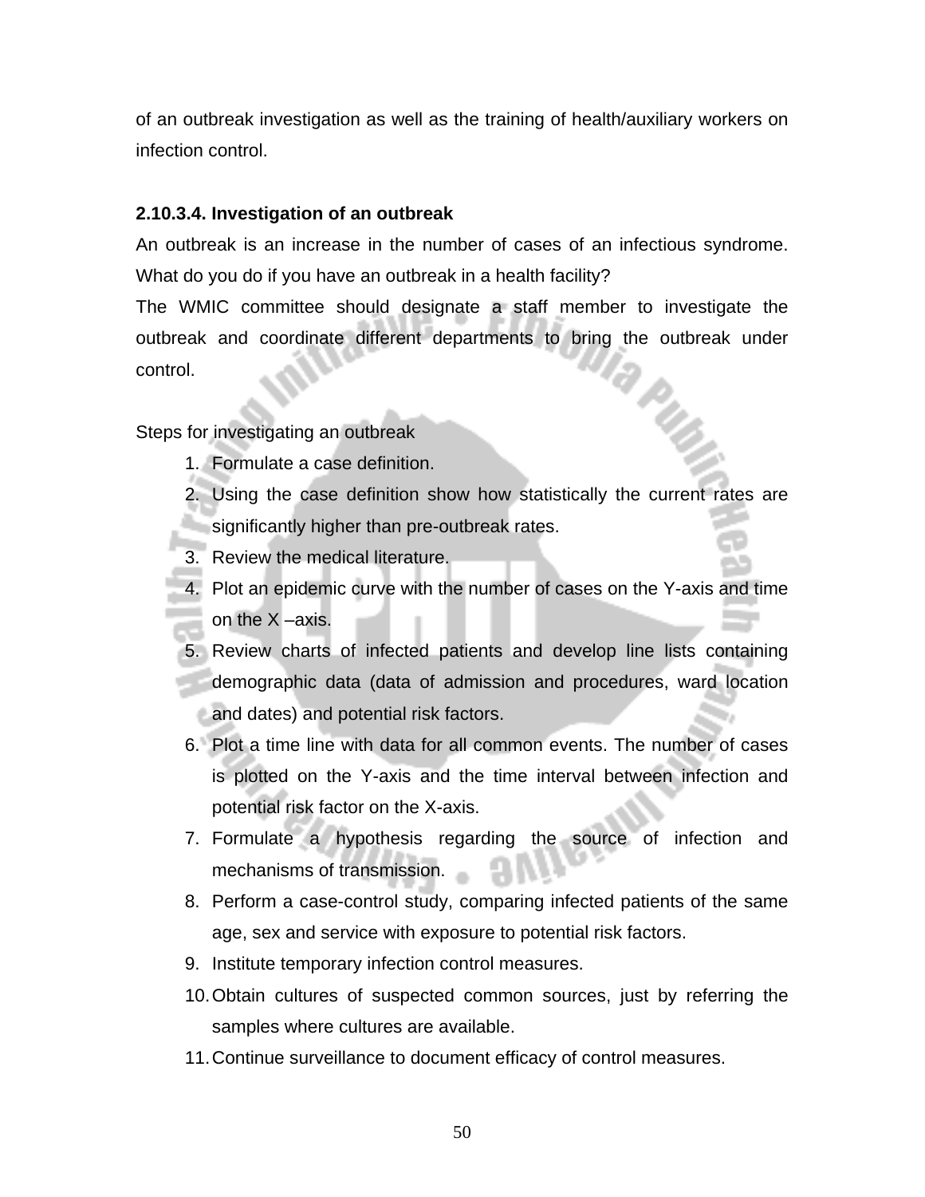of an outbreak investigation as well as the training of health/auxiliary workers on infection control.

### 2.10.3.4. Investigation of an outbreak

An outbreak is an increase in the number of cases of an infectious syndrome. What do you do if you have an outbreak in a health facility?

The WMIC committee should designate a staff member to investigate the outbreak and coordinate different departments to bring the outbreak under control.

Steps for investigating an outbreak

1. Formulate a case definition.
2. Using the case definition show how statistically the current rates are significantly higher than pre-outbreak rates.
3. Review the medical literature.
4. Plot an epidemic curve with the number of cases on the Y-axis and time on the X –axis.
5. Review charts of infected patients and develop line lists containing demographic data (data of admission and procedures, ward location and dates) and potential risk factors.
6. Plot a time line with data for all common events. The number of cases is plotted on the Y-axis and the time interval between infection and potential risk factor on the X-axis.
7. Formulate a hypothesis regarding the source of infection and mechanisms of transmission.
8. Perform a case-control study, comparing infected patients of the same age, sex and service with exposure to potential risk factors.
9. Institute temporary infection control measures.
10. Obtain cultures of suspected common sources, just by referring the samples where cultures are available.
11. Continue surveillance to document efficacy of control measures.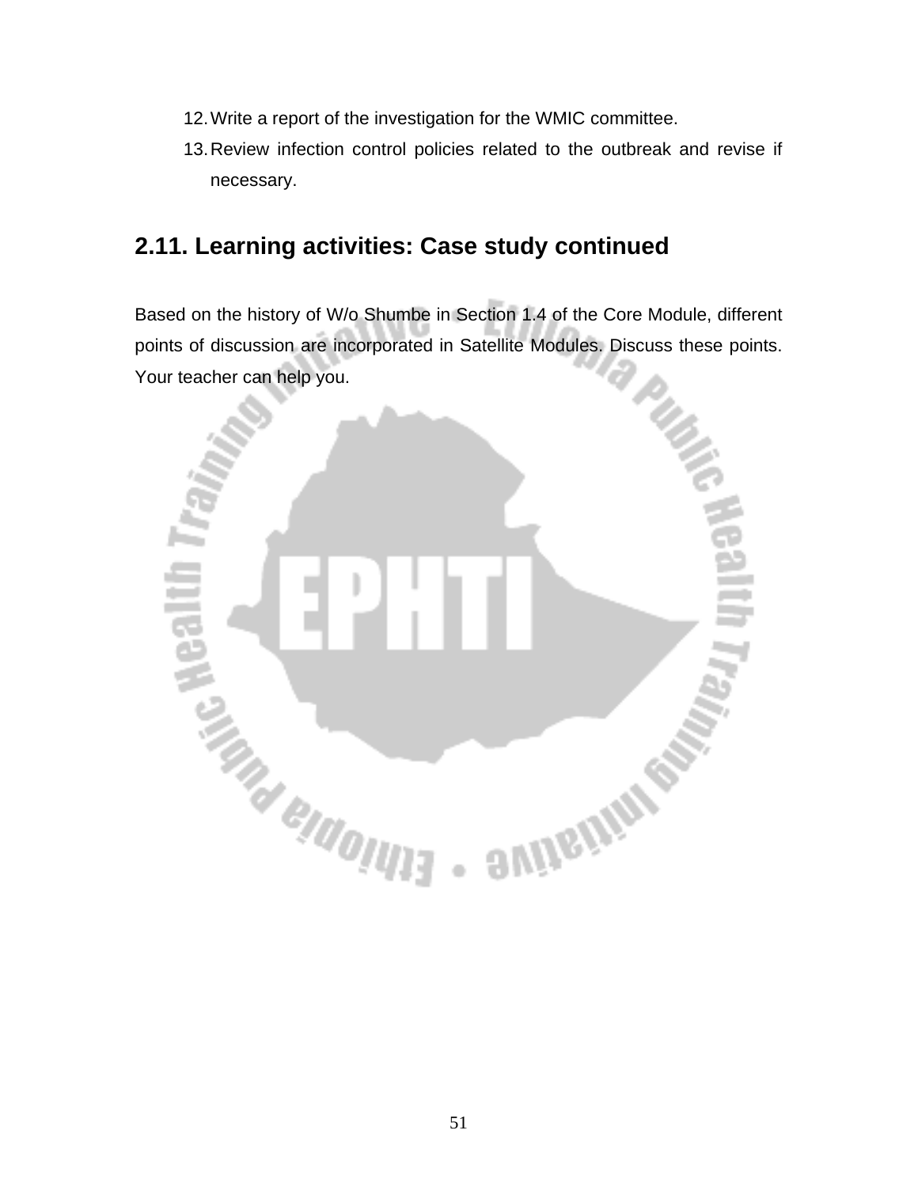12. Write a report of the investigation for the WMIC committee.
13. Review infection control policies related to the outbreak and revise if necessary.

## 2.11. Learning activities: Case study continued

Based on the history of W/o Shumbe in Section 1.4 of the Core Module, different points of discussion are incorporated in Satellite Modules. Discuss these points. Your teacher can help you.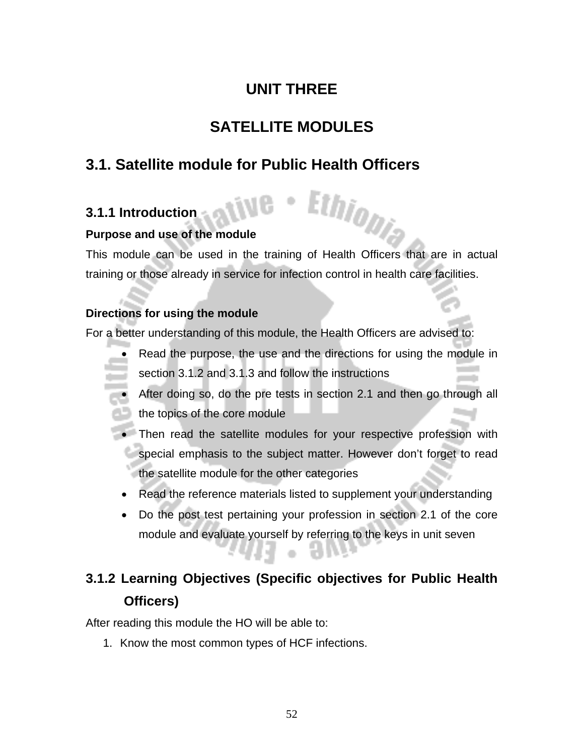# UNIT THREE

# SATELLITE MODULES

## 3.1. Satellite module for Public Health Officers

### 3.1.1 Introduction

**Purpose and use of the module**

This module can be used in the training of Health Officers that are in actual training or those already in service for infection control in health care facilities.

**Directions for using the module**

For a better understanding of this module, the Health Officers are advised to:

- Read the purpose, the use and the directions for using the module in section 3.1.2 and 3.1.3 and follow the instructions
- After doing so, do the pre tests in section 2.1 and then go through all the topics of the core module
- Then read the satellite modules for your respective profession with special emphasis to the subject matter. However don't forget to read the satellite module for the other categories
- Read the reference materials listed to supplement your understanding
- Do the post test pertaining your profession in section 2.1 of the core module and evaluate yourself by referring to the keys in unit seven

### 3.1.2 Learning Objectives (Specific objectives for Public Health Officers)

After reading this module the HO will be able to:

1. Know the most common types of HCF infections.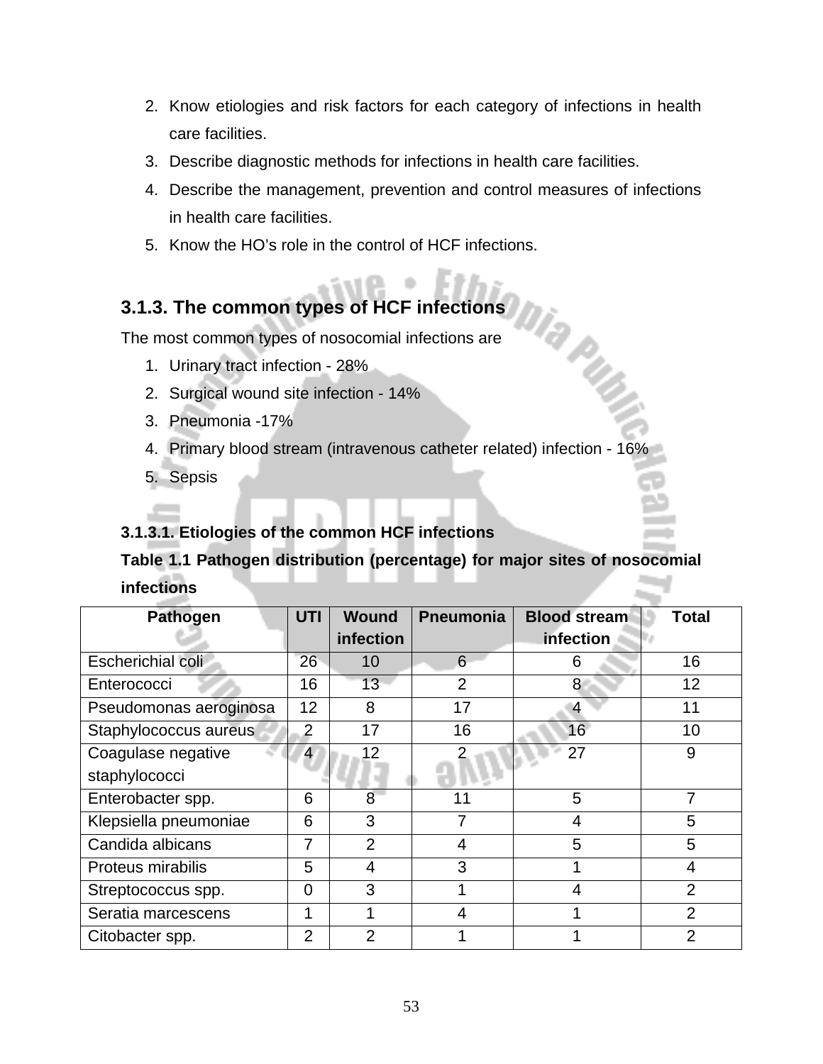2. Know etiologies and risk factors for each category of infections in health care facilities.
3. Describe diagnostic methods for infections in health care facilities.
4. Describe the management, prevention and control measures of infections in health care facilities.
5. Know the HO's role in the control of HCF infections.

### 3.1.3. The common types of HCF infections

The most common types of nosocomial infections are

1. Urinary tract infection - 28%
2. Surgical wound site infection - 14%
3. Pneumonia -17%
4. Primary blood stream (intravenous catheter related) infection - 16%
5. Sepsis

#### 3.1.3.1. Etiologies of the common HCF infections

**Table 1.1 Pathogen distribution (percentage) for major sites of nosocomial infections**

| Pathogen | UTI | Wound infection | Pneumonia | Blood stream infection | Total |
|---|---|---|---|---|---|
| Escherichial coli | 26 | 10 | 6 | 6 | 16 |
| Enterococci | 16 | 13 | 2 | 8 | 12 |
| Pseudomonas aeroginosa | 12 | 8 | 17 | 4 | 11 |
| Staphylococcus aureus | 2 | 17 | 16 | 16 | 10 |
| Coagulase negative staphylococci | 4 | 12 | 2 | 27 | 9 |
| Enterobacter spp. | 6 | 8 | 11 | 5 | 7 |
| Klepsiella pneumoniae | 6 | 3 | 7 | 4 | 5 |
| Candida albicans | 7 | 2 | 4 | 5 | 5 |
| Proteus mirabilis | 5 | 4 | 3 | 1 | 4 |
| Streptococcus spp. | 0 | 3 | 1 | 4 | 2 |
| Seratia marcescens | 1 | 1 | 4 | 1 | 2 |
| Citobacter spp. | 2 | 2 | 1 | 1 | 2 |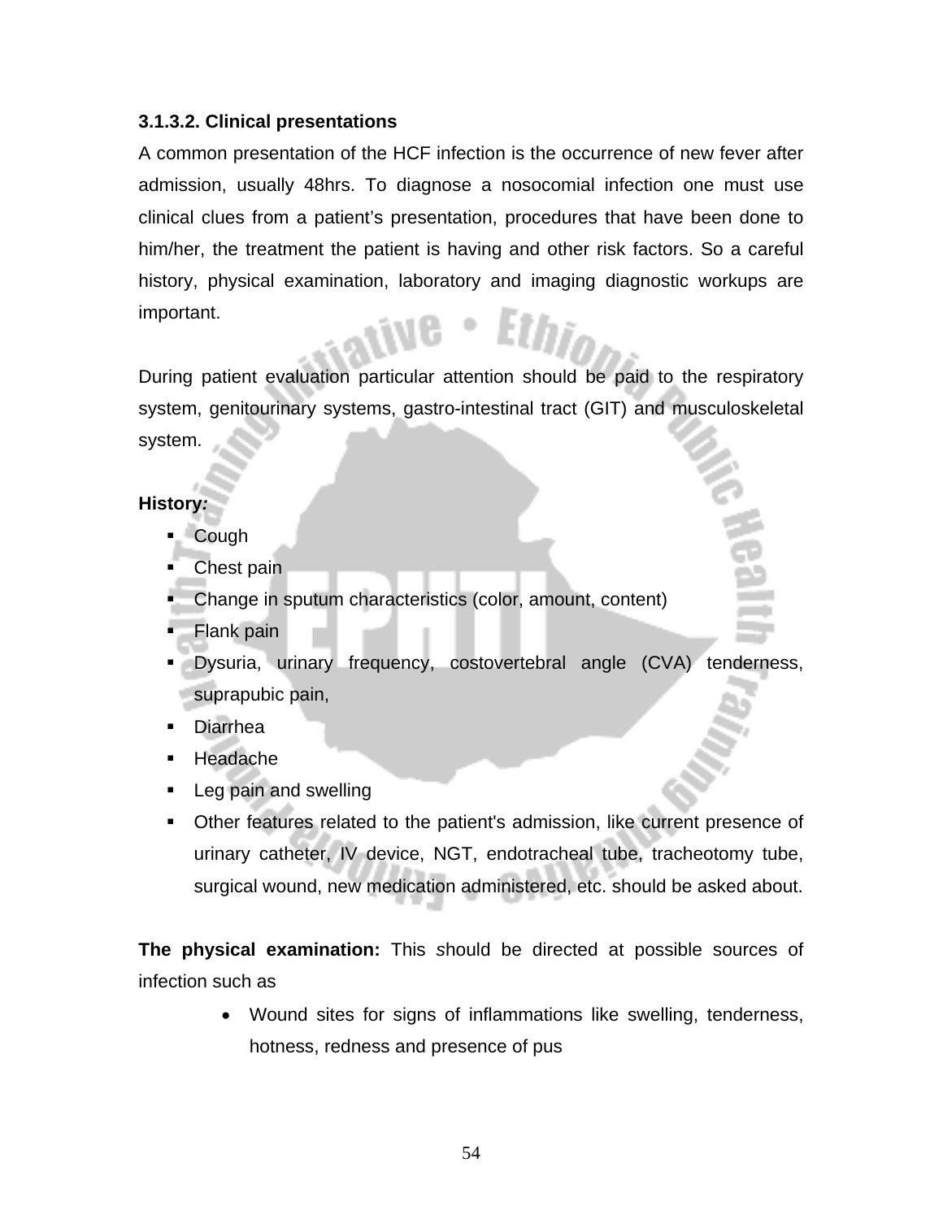### 3.1.3.2. Clinical presentations

A common presentation of the HCF infection is the occurrence of new fever after admission, usually 48hrs. To diagnose a nosocomial infection one must use clinical clues from a patient's presentation, procedures that have been done to him/her, the treatment the patient is having and other risk factors. So a careful history, physical examination, laboratory and imaging diagnostic workups are important.

During patient evaluation particular attention should be paid to the respiratory system, genitourinary systems, gastro-intestinal tract (GIT) and musculoskeletal system.

**History:**

- Cough
- Chest pain
- Change in sputum characteristics (color, amount, content)
- Flank pain
- Dysuria, urinary frequency, costovertebral angle (CVA) tenderness, suprapubic pain,
- Diarrhea
- Headache
- Leg pain and swelling
- Other features related to the patient's admission, like current presence of urinary catheter, IV device, NGT, endotracheal tube, tracheotomy tube, surgical wound, new medication administered, etc. should be asked about.

**The physical examination:** This should be directed at possible sources of infection such as

- Wound sites for signs of inflammations like swelling, tenderness, hotness, redness and presence of pus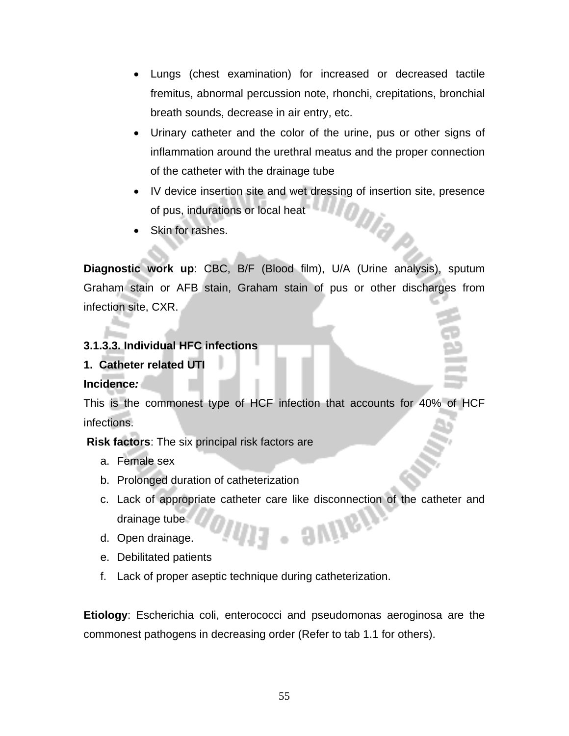- Lungs (chest examination) for increased or decreased tactile fremitus, abnormal percussion note, rhonchi, crepitations, bronchial breath sounds, decrease in air entry, etc.
- Urinary catheter and the color of the urine, pus or other signs of inflammation around the urethral meatus and the proper connection of the catheter with the drainage tube
- IV device insertion site and wet dressing of insertion site, presence of pus, indurations or local heat
- Skin for rashes.

**Diagnostic work up**: CBC, B/F (Blood film), U/A (Urine analysis), sputum Graham stain or AFB stain, Graham stain of pus or other discharges from infection site, CXR.

**3.1.3.3. Individual HFC infections**

**1. Catheter related UTI**

**Incidence*:***

This is the commonest type of HCF infection that accounts for 40% of HCF infections.

**Risk factors**: The six principal risk factors are

a. Female sex
b. Prolonged duration of catheterization
c. Lack of appropriate catheter care like disconnection of the catheter and drainage tube
d. Open drainage.
e. Debilitated patients
f. Lack of proper aseptic technique during catheterization.

**Etiology**: Escherichia coli, enterococci and pseudomonas aeroginosa are the commonest pathogens in decreasing order (Refer to tab 1.1 for others).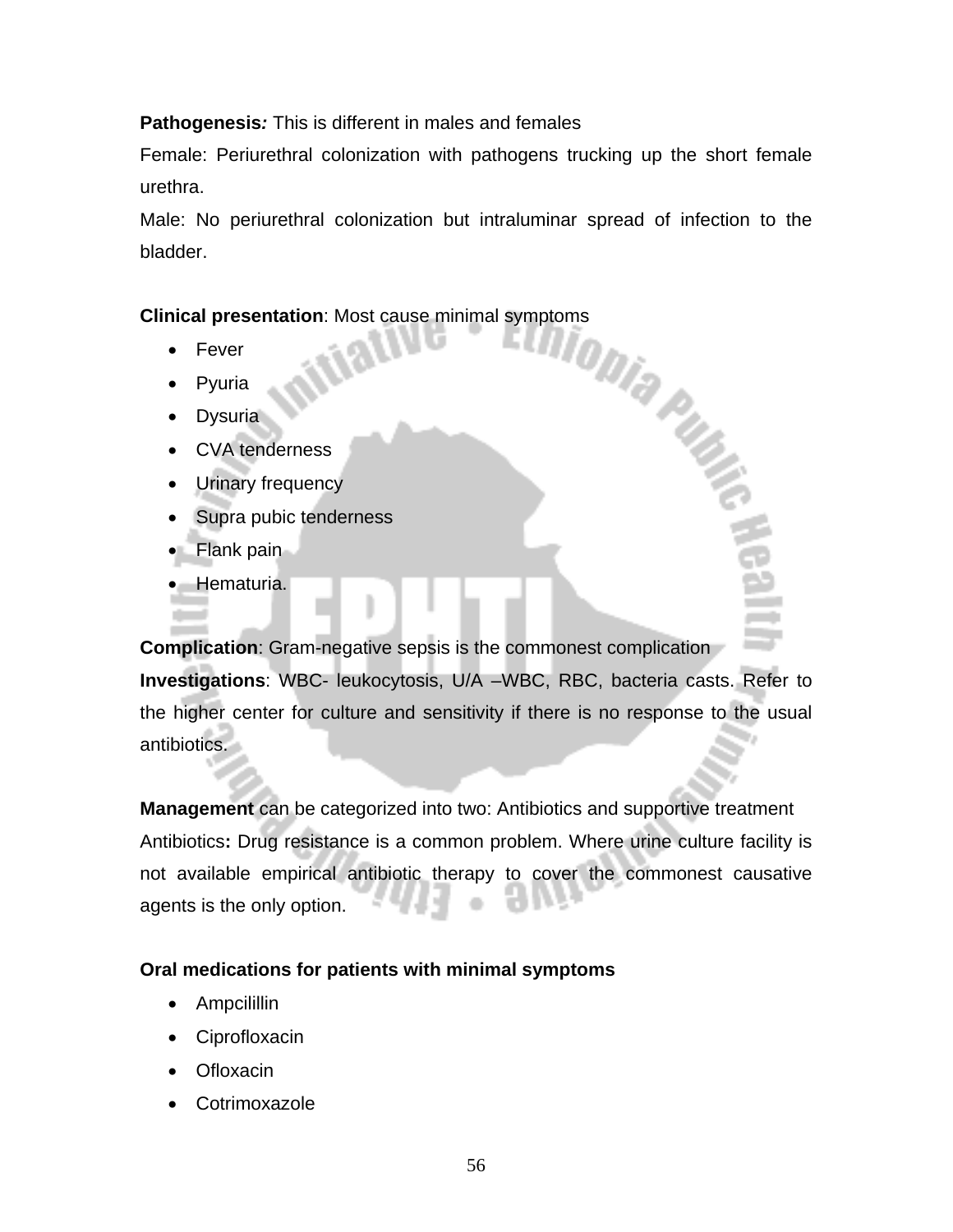**Pathogenesis***:* This is different in males and females

Female: Periurethral colonization with pathogens trucking up the short female urethra.

Male: No periurethral colonization but intraluminar spread of infection to the bladder.

**Clinical presentation**: Most cause minimal symptoms

- Fever
- Pyuria
- Dysuria
- CVA tenderness
- Urinary frequency
- Supra pubic tenderness
- Flank pain
- Hematuria.

**Complication**: Gram-negative sepsis is the commonest complication

**Investigations**: WBC- leukocytosis, U/A –WBC, RBC, bacteria casts. Refer to the higher center for culture and sensitivity if there is no response to the usual antibiotics.

**Management** can be categorized into two: Antibiotics and supportive treatment

Antibiotics**:** Drug resistance is a common problem. Where urine culture facility is not available empirical antibiotic therapy to cover the commonest causative agents is the only option.

**Oral medications for patients with minimal symptoms**

- Ampcilillin
- Ciprofloxacin
- Ofloxacin
- Cotrimoxazole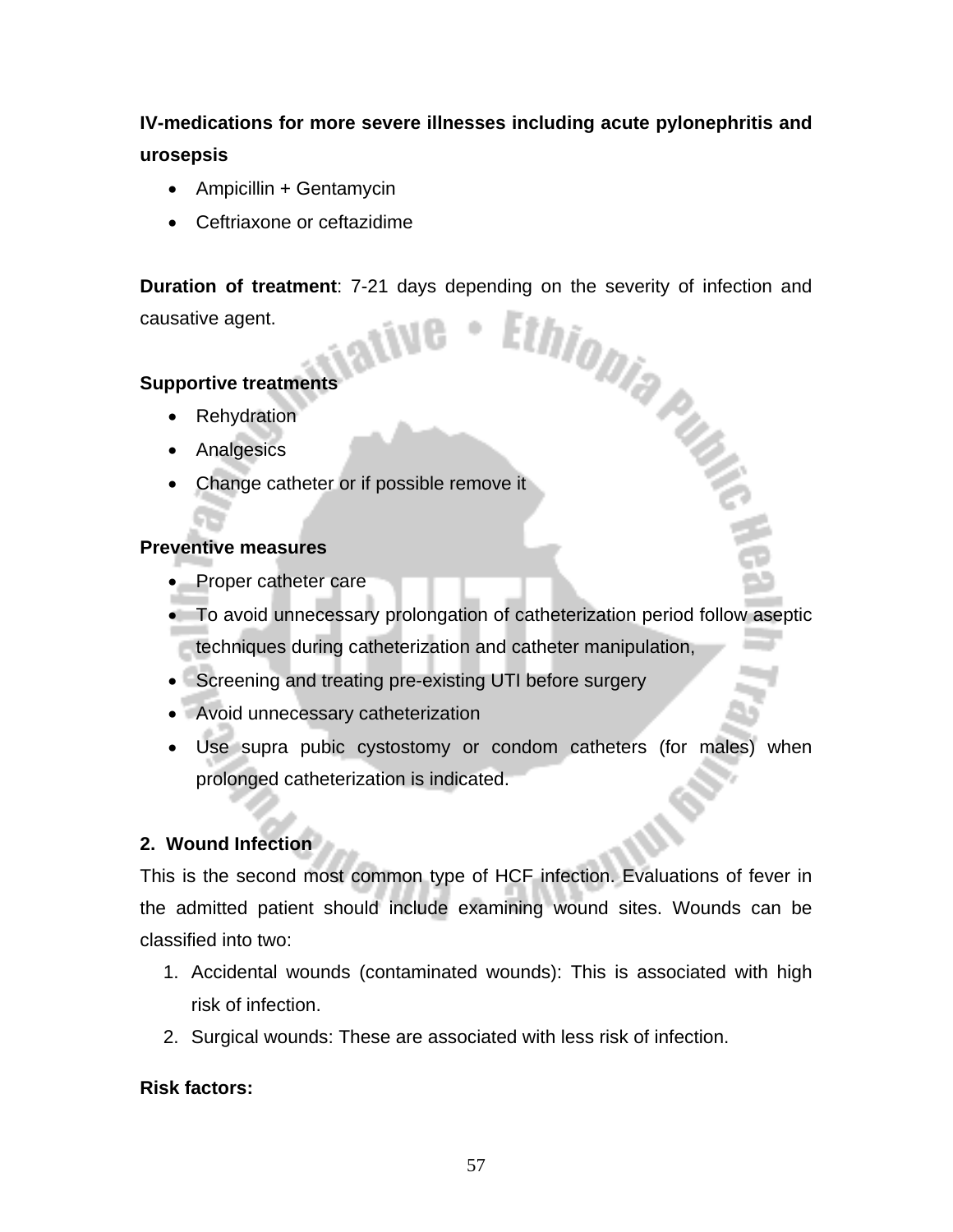**IV-medications for more severe illnesses including acute pylonephritis and urosepsis**

- Ampicillin + Gentamycin
- Ceftriaxone or ceftazidime

**Duration of treatment**: 7-21 days depending on the severity of infection and causative agent.

**Supportive treatments**

- Rehydration
- Analgesics
- Change catheter or if possible remove it

**Preventive measures**

- Proper catheter care
- To avoid unnecessary prolongation of catheterization period follow aseptic techniques during catheterization and catheter manipulation,
- Screening and treating pre-existing UTI before surgery
- Avoid unnecessary catheterization
- Use supra pubic cystostomy or condom catheters (for males) when prolonged catheterization is indicated.

**2. Wound Infection**

This is the second most common type of HCF infection. Evaluations of fever in the admitted patient should include examining wound sites. Wounds can be classified into two:

1. Accidental wounds (contaminated wounds): This is associated with high risk of infection.
2. Surgical wounds: These are associated with less risk of infection.

**Risk factors:**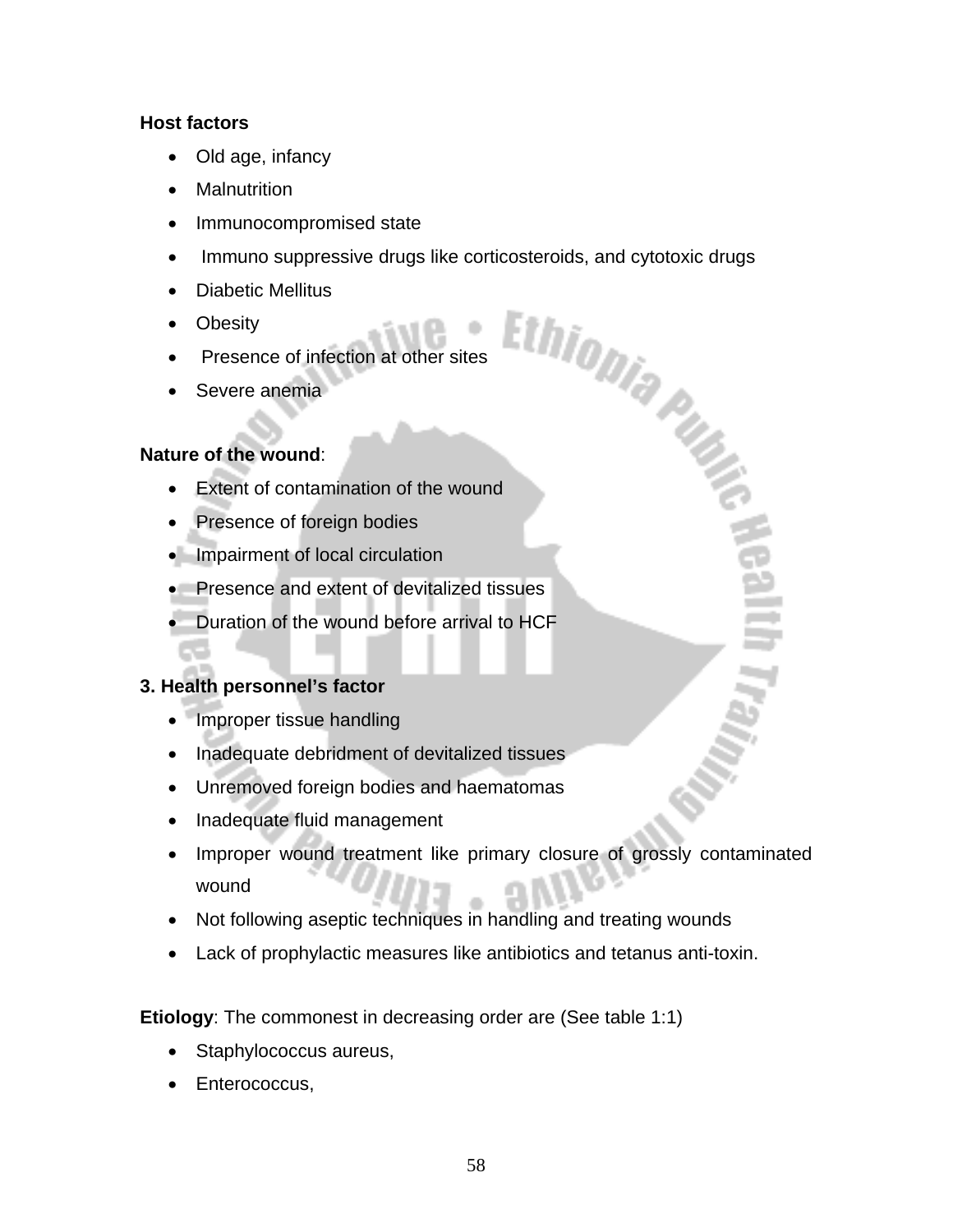**Host factors**

- Old age, infancy
- Malnutrition
- Immunocompromised state
- Immuno suppressive drugs like corticosteroids, and cytotoxic drugs
- Diabetic Mellitus
- Obesity
- Presence of infection at other sites
- Severe anemia

**Nature of the wound**:

- Extent of contamination of the wound
- Presence of foreign bodies
- Impairment of local circulation
- Presence and extent of devitalized tissues
- Duration of the wound before arrival to HCF

**3. Health personnel's factor**

- Improper tissue handling
- Inadequate debridment of devitalized tissues
- Unremoved foreign bodies and haematomas
- Inadequate fluid management
- Improper wound treatment like primary closure of grossly contaminated wound
- Not following aseptic techniques in handling and treating wounds
- Lack of prophylactic measures like antibiotics and tetanus anti-toxin.

**Etiology**: The commonest in decreasing order are (See table 1:1)

- Staphylococcus aureus,
- Enterococcus,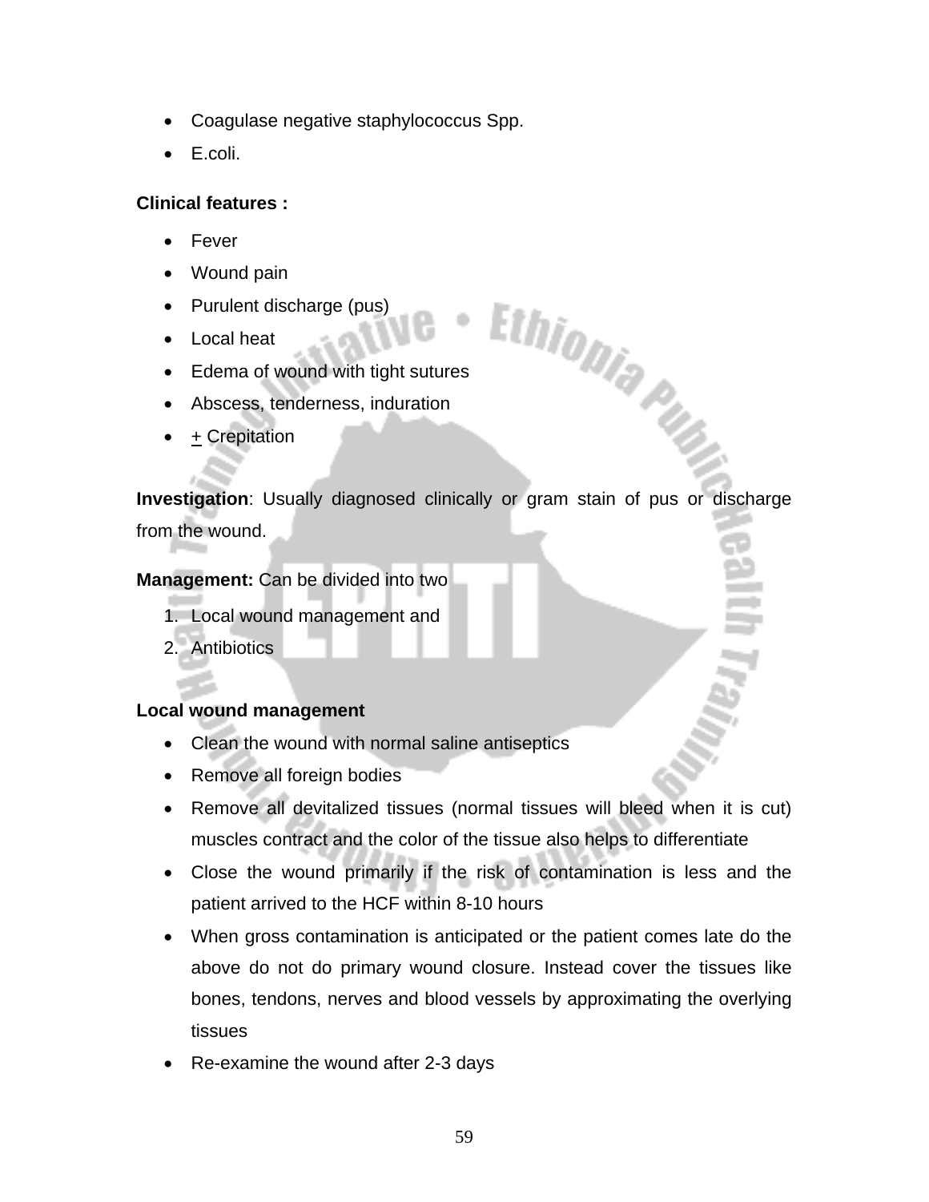- Coagulase negative staphylococcus Spp.
- E.coli.

**Clinical features :**

- Fever
- Wound pain
- Purulent discharge (pus)
- Local heat
- Edema of wound with tight sutures
- Abscess, tenderness, induration
- ± Crepitation

**Investigation**: Usually diagnosed clinically or gram stain of pus or discharge from the wound.

**Management:** Can be divided into two

1. Local wound management and
2. Antibiotics

**Local wound management**

- Clean the wound with normal saline antiseptics
- Remove all foreign bodies
- Remove all devitalized tissues (normal tissues will bleed when it is cut) muscles contract and the color of the tissue also helps to differentiate
- Close the wound primarily if the risk of contamination is less and the patient arrived to the HCF within 8-10 hours
- When gross contamination is anticipated or the patient comes late do the above do not do primary wound closure. Instead cover the tissues like bones, tendons, nerves and blood vessels by approximating the overlying tissues
- Re-examine the wound after 2-3 days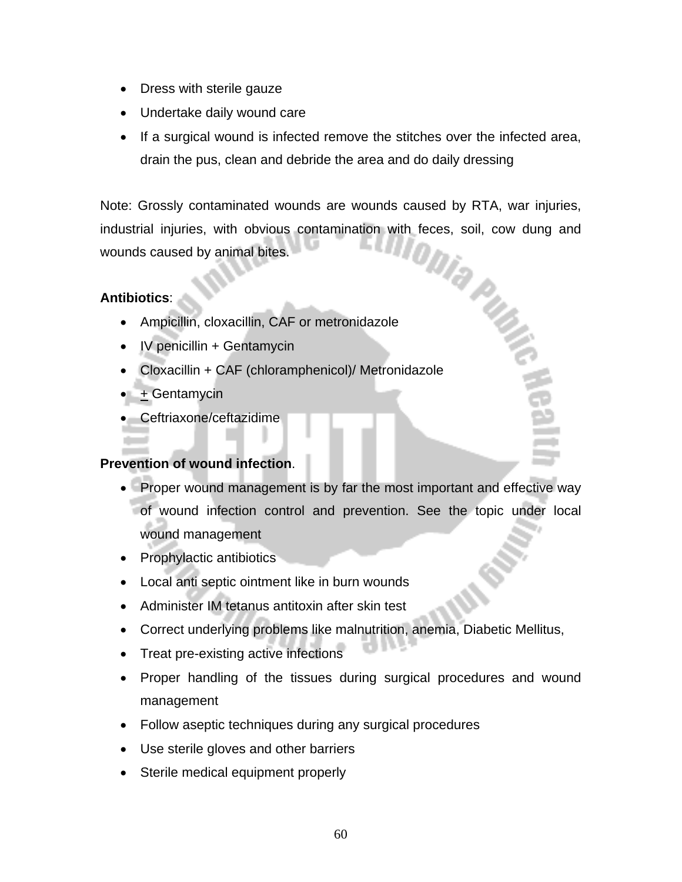- Dress with sterile gauze
- Undertake daily wound care
- If a surgical wound is infected remove the stitches over the infected area, drain the pus, clean and debride the area and do daily dressing

Note: Grossly contaminated wounds are wounds caused by RTA, war injuries, industrial injuries, with obvious contamination with feces, soil, cow dung and wounds caused by animal bites.

**Antibiotics**:

- Ampicillin, cloxacillin, CAF or metronidazole
- IV penicillin + Gentamycin
- Cloxacillin + CAF (chloramphenicol)/ Metronidazole
- ± Gentamycin
- Ceftriaxone/ceftazidime

**Prevention of wound infection**.

- Proper wound management is by far the most important and effective way of wound infection control and prevention. See the topic under local wound management
- Prophylactic antibiotics
- Local anti septic ointment like in burn wounds
- Administer IM tetanus antitoxin after skin test
- Correct underlying problems like malnutrition, anemia, Diabetic Mellitus,
- Treat pre-existing active infections
- Proper handling of the tissues during surgical procedures and wound management
- Follow aseptic techniques during any surgical procedures
- Use sterile gloves and other barriers
- Sterile medical equipment properly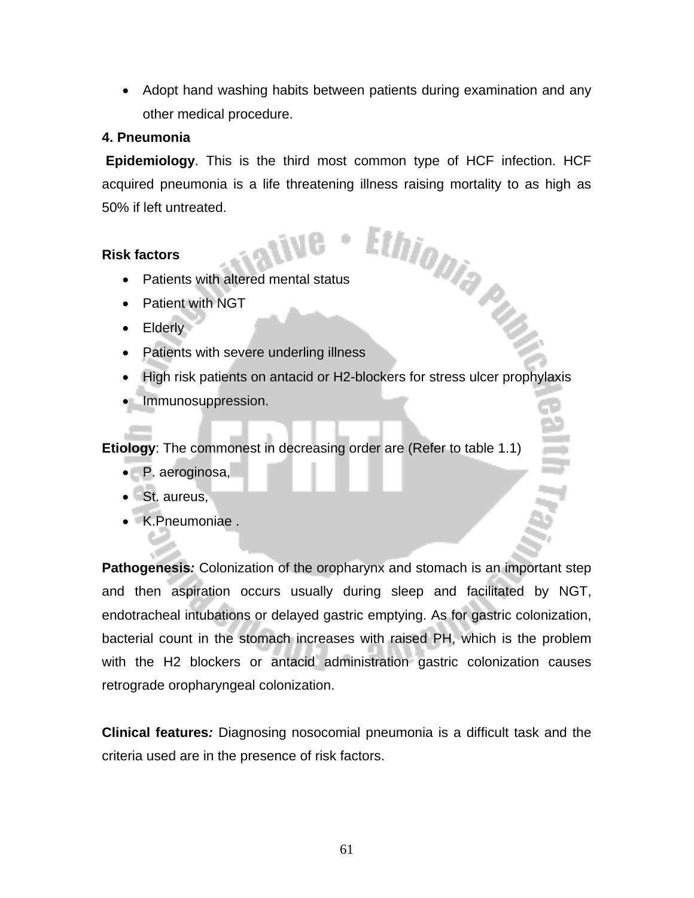- Adopt hand washing habits between patients during examination and any other medical procedure.

**4. Pneumonia**

**Epidemiology**. This is the third most common type of HCF infection. HCF acquired pneumonia is a life threatening illness raising mortality to as high as 50% if left untreated.

**Risk factors**

- Patients with altered mental status
- Patient with NGT
- Elderly
- Patients with severe underling illness
- High risk patients on antacid or H2-blockers for stress ulcer prophylaxis
- Immunosuppression.

**Etiology**: The commonest in decreasing order are (Refer to table 1.1)

- P. aeroginosa,
- St. aureus,
- K.Pneumoniae .

**Pathogenesis*:*** Colonization of the oropharynx and stomach is an important step and then aspiration occurs usually during sleep and facilitated by NGT, endotracheal intubations or delayed gastric emptying. As for gastric colonization, bacterial count in the stomach increases with raised PH, which is the problem with the H2 blockers or antacid administration gastric colonization causes retrograde oropharyngeal colonization.

**Clinical features*:*** Diagnosing nosocomial pneumonia is a difficult task and the criteria used are in the presence of risk factors.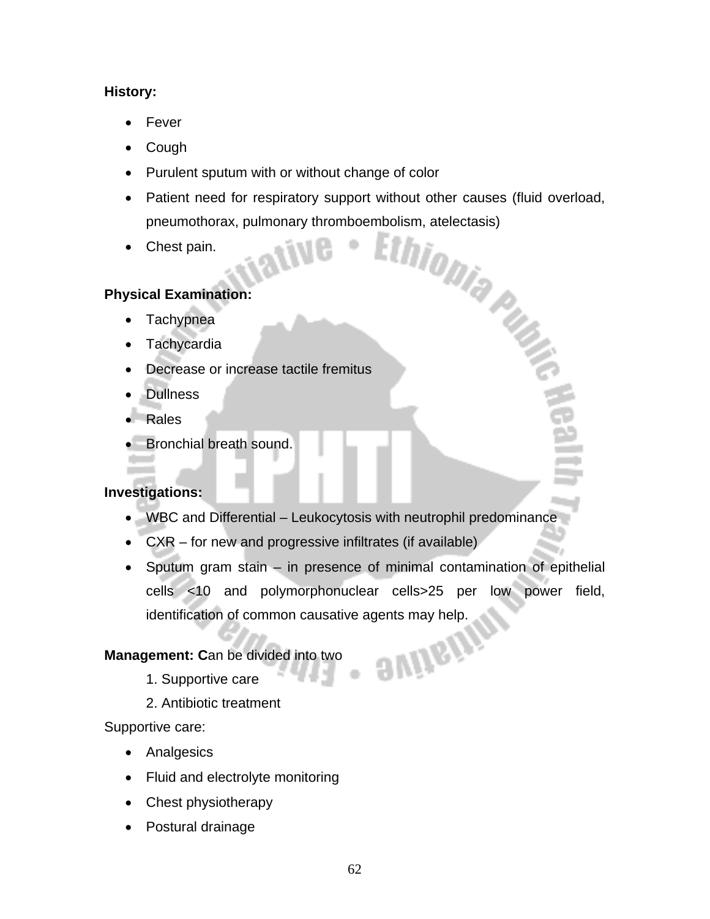**History:**

- Fever
- Cough
- Purulent sputum with or without change of color
- Patient need for respiratory support without other causes (fluid overload, pneumothorax, pulmonary thromboembolism, atelectasis)
- Chest pain.

**Physical Examination:**

- Tachypnea
- Tachycardia
- Decrease or increase tactile fremitus
- Dullness
- Rales
- Bronchial breath sound.

**Investigations:**

- WBC and Differential – Leukocytosis with neutrophil predominance
- CXR – for new and progressive infiltrates (if available)
- Sputum gram stain – in presence of minimal contamination of epithelial cells <10 and polymorphonuclear cells>25 per low power field, identification of common causative agents may help.

**Management: C**an be divided into two

1. Supportive care
2. Antibiotic treatment

Supportive care:

- Analgesics
- Fluid and electrolyte monitoring
- Chest physiotherapy
- Postural drainage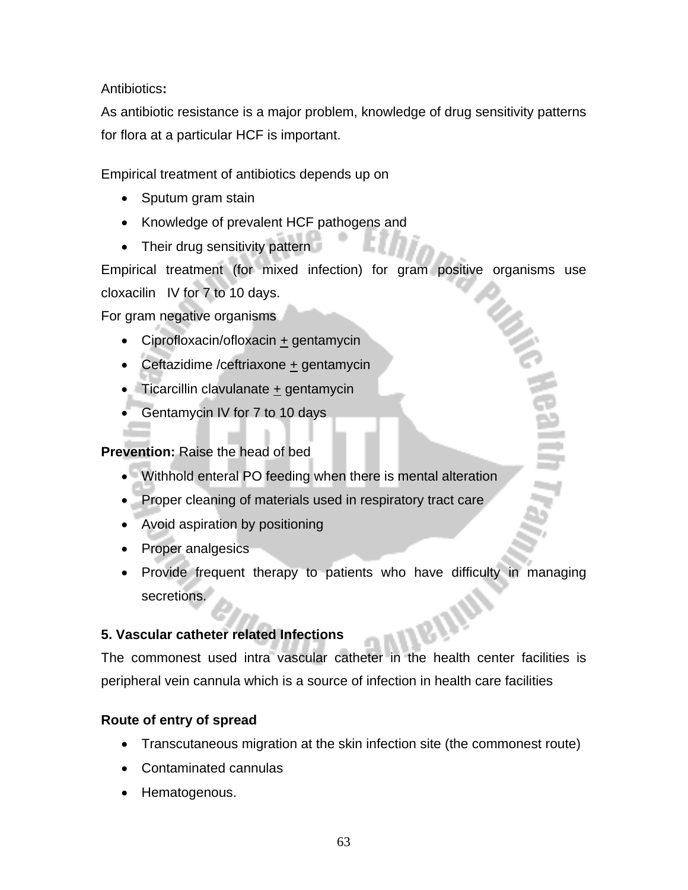Antibiotics**:**

As antibiotic resistance is a major problem, knowledge of drug sensitivity patterns for flora at a particular HCF is important.

Empirical treatment of antibiotics depends up on

- Sputum gram stain
- Knowledge of prevalent HCF pathogens and
- Their drug sensitivity pattern

Empirical treatment (for mixed infection) for gram positive organisms use cloxacilin IV for 7 to 10 days.

For gram negative organisms

- Ciprofloxacin/ofloxacin ± gentamycin
- Ceftazidime /ceftriaxone ± gentamycin
- Ticarcillin clavulanate ± gentamycin
- Gentamycin IV for 7 to 10 days

**Prevention:** Raise the head of bed

- Withhold enteral PO feeding when there is mental alteration
- Proper cleaning of materials used in respiratory tract care
- Avoid aspiration by positioning
- Proper analgesics
- Provide frequent therapy to patients who have difficulty in managing secretions.

**5. Vascular catheter related Infections**

The commonest used intra vascular catheter in the health center facilities is peripheral vein cannula which is a source of infection in health care facilities

**Route of entry of spread**

- Transcutaneous migration at the skin infection site (the commonest route)
- Contaminated cannulas
- Hematogenous.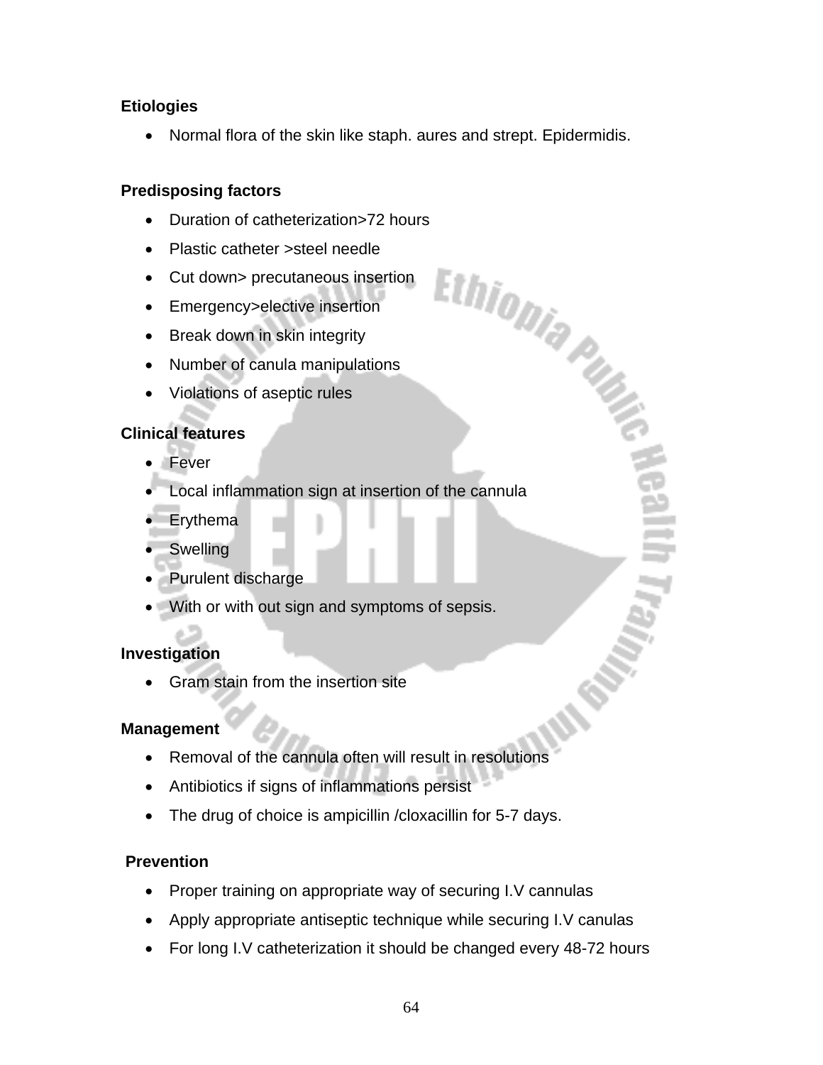**Etiologies**

- Normal flora of the skin like staph. aures and strept. Epidermidis.

**Predisposing factors**

- Duration of catheterization>72 hours
- Plastic catheter >steel needle
- Cut down> precutaneous insertion
- Emergency>elective insertion
- Break down in skin integrity
- Number of canula manipulations
- Violations of aseptic rules

**Clinical features**

- Fever
- Local inflammation sign at insertion of the cannula
- Erythema
- Swelling
- Purulent discharge
- With or with out sign and symptoms of sepsis.

**Investigation**

- Gram stain from the insertion site

**Management**

- Removal of the cannula often will result in resolutions
- Antibiotics if signs of inflammations persist
- The drug of choice is ampicillin /cloxacillin for 5-7 days.

**Prevention**

- Proper training on appropriate way of securing I.V cannulas
- Apply appropriate antiseptic technique while securing I.V canulas
- For long I.V catheterization it should be changed every 48-72 hours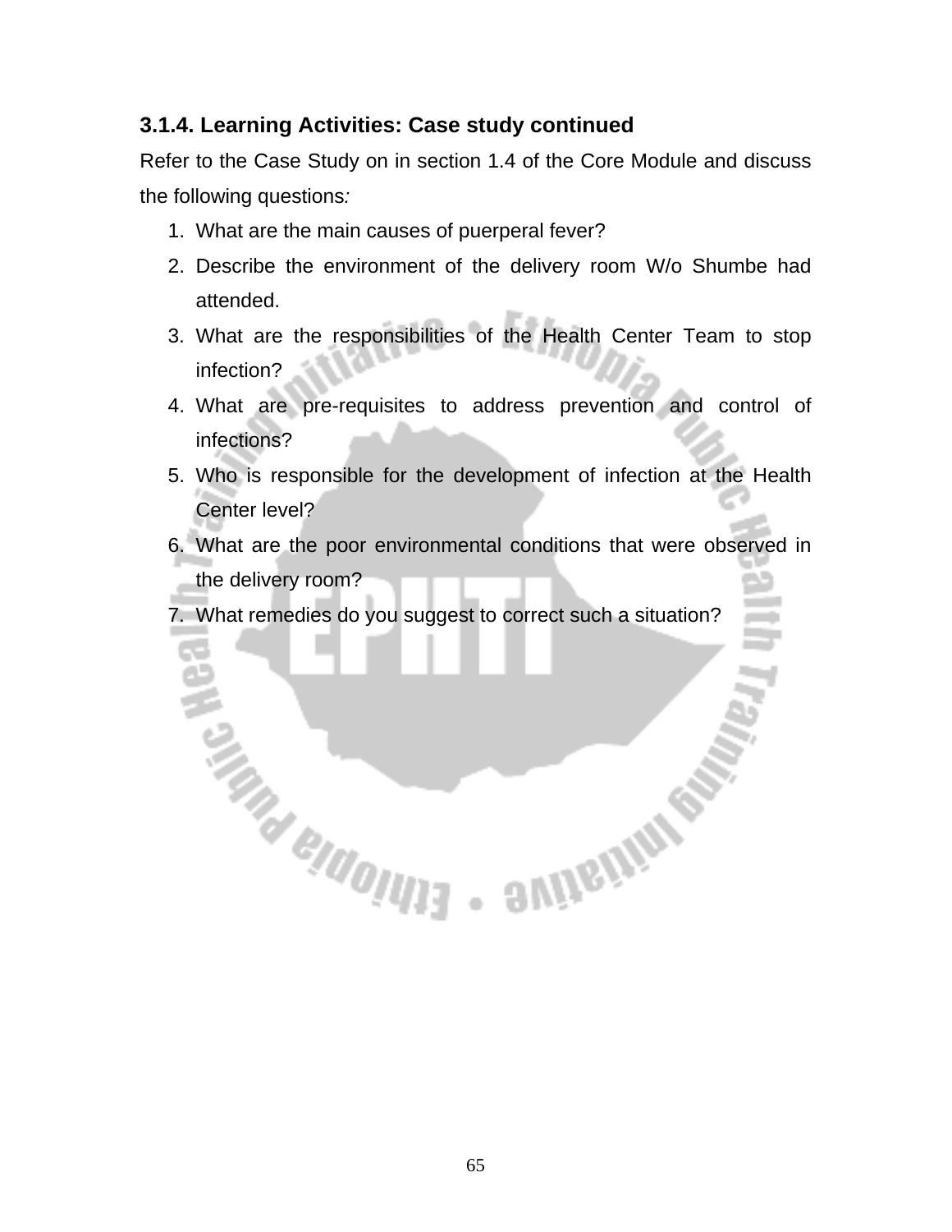### 3.1.4. Learning Activities: Case study continued

Refer to the Case Study on in section 1.4 of the Core Module and discuss the following questions*:*

1. What are the main causes of puerperal fever?
2. Describe the environment of the delivery room W/o Shumbe had attended.
3. What are the responsibilities of the Health Center Team to stop infection?
4. What are pre-requisites to address prevention and control of infections?
5. Who is responsible for the development of infection at the Health Center level?
6. What are the poor environmental conditions that were observed in the delivery room?
7. What remedies do you suggest to correct such a situation?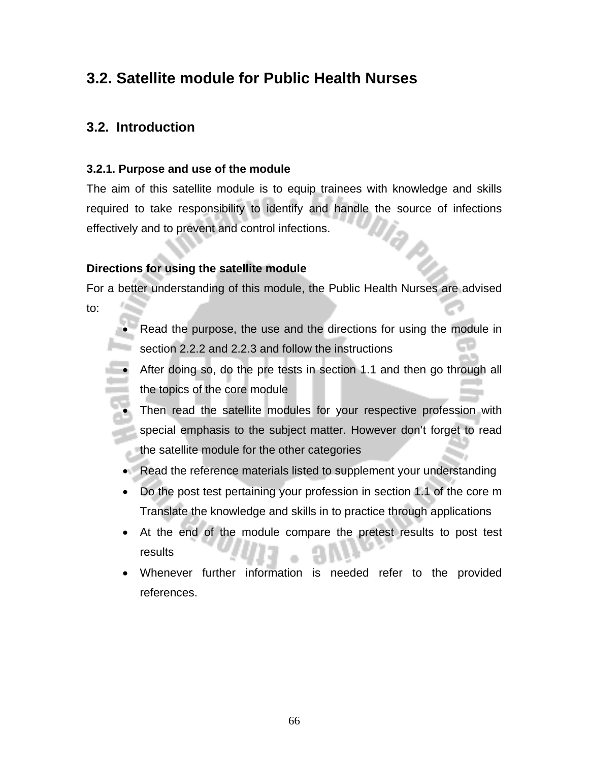## 3.2. Satellite module for Public Health Nurses

### 3.2. Introduction

#### 3.2.1. Purpose and use of the module

The aim of this satellite module is to equip trainees with knowledge and skills required to take responsibility to identify and handle the source of infections effectively and to prevent and control infections.

**Directions for using the satellite module**

For a better understanding of this module, the Public Health Nurses are advised to:

- Read the purpose, the use and the directions for using the module in section 2.2.2 and 2.2.3 and follow the instructions
- After doing so, do the pre tests in section 1.1 and then go through all the topics of the core module
- Then read the satellite modules for your respective profession with special emphasis to the subject matter. However don't forget to read the satellite module for the other categories
- Read the reference materials listed to supplement your understanding
- Do the post test pertaining your profession in section 1.1 of the core m Translate the knowledge and skills in to practice through applications
- At the end of the module compare the pretest results to post test results
- Whenever further information is needed refer to the provided references.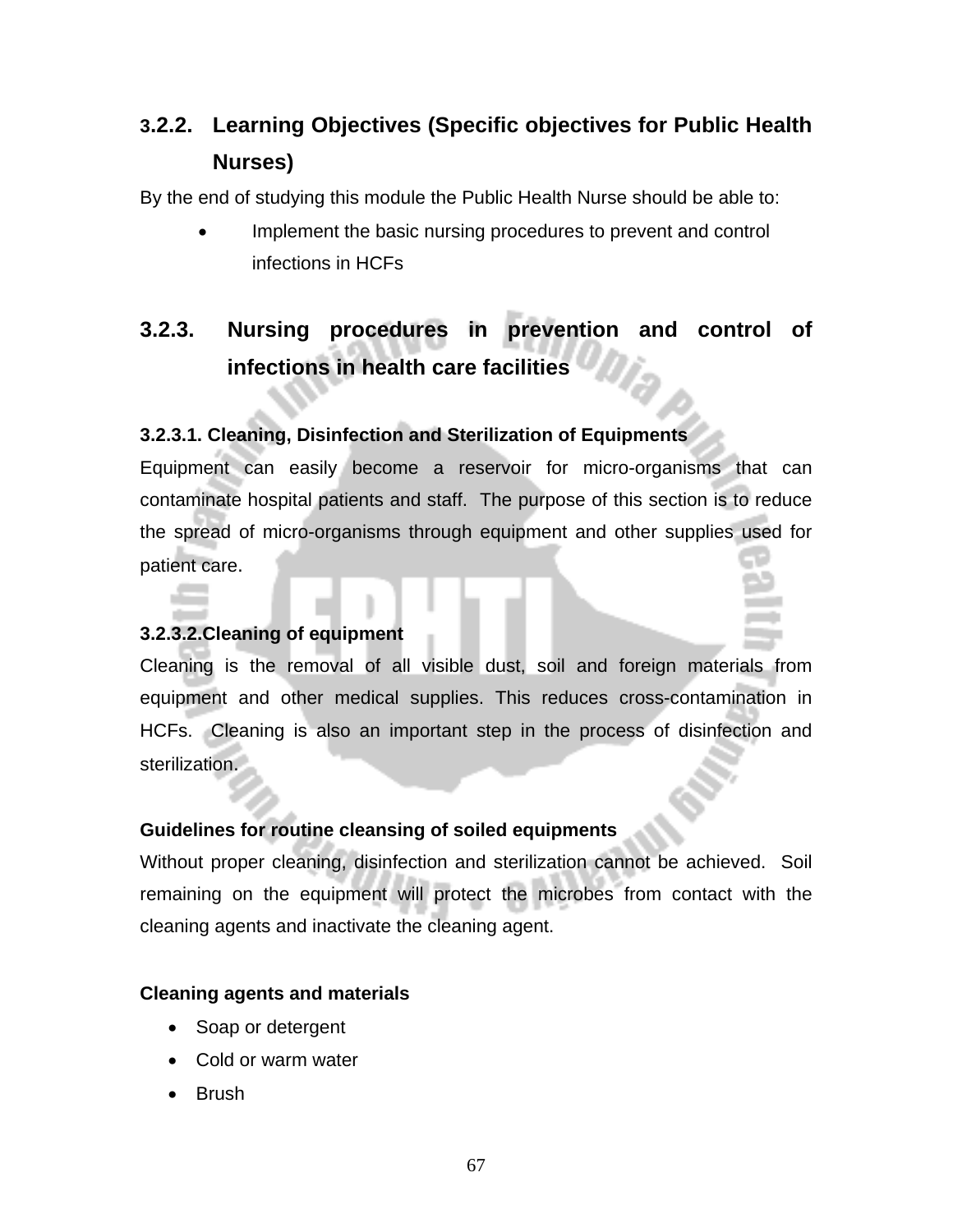### 3.2.2. Learning Objectives (Specific objectives for Public Health Nurses)

By the end of studying this module the Public Health Nurse should be able to:

- Implement the basic nursing procedures to prevent and control infections in HCFs

### 3.2.3. Nursing procedures in prevention and control of infections in health care facilities

#### 3.2.3.1. Cleaning, Disinfection and Sterilization of Equipments

Equipment can easily become a reservoir for micro-organisms that can contaminate hospital patients and staff. The purpose of this section is to reduce the spread of micro-organisms through equipment and other supplies used for patient care.

#### 3.2.3.2.Cleaning of equipment

Cleaning is the removal of all visible dust, soil and foreign materials from equipment and other medical supplies. This reduces cross-contamination in HCFs. Cleaning is also an important step in the process of disinfection and sterilization.

**Guidelines for routine cleansing of soiled equipments**

Without proper cleaning, disinfection and sterilization cannot be achieved. Soil remaining on the equipment will protect the microbes from contact with the cleaning agents and inactivate the cleaning agent.

**Cleaning agents and materials**

- Soap or detergent
- Cold or warm water
- Brush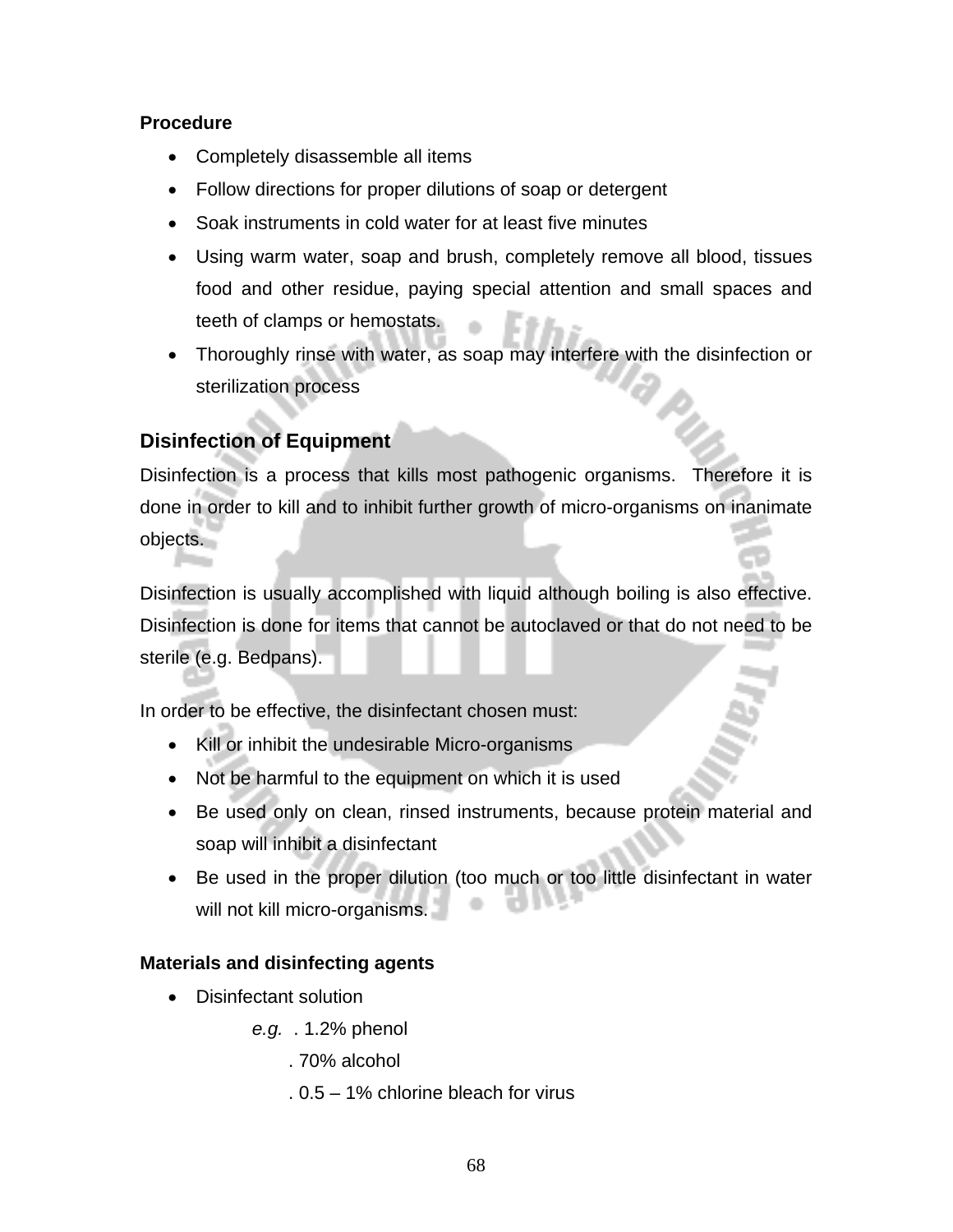**Procedure**

- Completely disassemble all items
- Follow directions for proper dilutions of soap or detergent
- Soak instruments in cold water for at least five minutes
- Using warm water, soap and brush, completely remove all blood, tissues food and other residue, paying special attention and small spaces and teeth of clamps or hemostats.
- Thoroughly rinse with water, as soap may interfere with the disinfection or sterilization process

## Disinfection of Equipment

Disinfection is a process that kills most pathogenic organisms. Therefore it is done in order to kill and to inhibit further growth of micro-organisms on inanimate objects.

Disinfection is usually accomplished with liquid although boiling is also effective. Disinfection is done for items that cannot be autoclaved or that do not need to be sterile (e.g. Bedpans).

In order to be effective, the disinfectant chosen must:

- Kill or inhibit the undesirable Micro-organisms
- Not be harmful to the equipment on which it is used
- Be used only on clean, rinsed instruments, because protein material and soap will inhibit a disinfectant
- Be used in the proper dilution (too much or too little disinfectant in water will not kill micro-organisms.

**Materials and disinfecting agents**

- Disinfectant solution

  *e.g.* . 1.2% phenol

  . 70% alcohol

  . 0.5 – 1% chlorine bleach for virus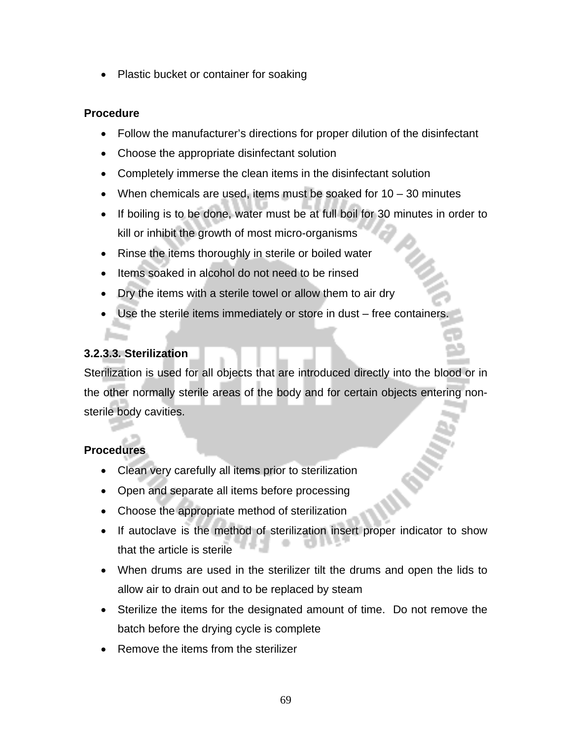- Plastic bucket or container for soaking

**Procedure**

- Follow the manufacturer's directions for proper dilution of the disinfectant
- Choose the appropriate disinfectant solution
- Completely immerse the clean items in the disinfectant solution
- When chemicals are used, items must be soaked for 10 – 30 minutes
- If boiling is to be done, water must be at full boil for 30 minutes in order to kill or inhibit the growth of most micro-organisms
- Rinse the items thoroughly in sterile or boiled water
- Items soaked in alcohol do not need to be rinsed
- Dry the items with a sterile towel or allow them to air dry
- Use the sterile items immediately or store in dust – free containers.

**3.2.3.3. Sterilization**

Sterilization is used for all objects that are introduced directly into the blood or in the other normally sterile areas of the body and for certain objects entering non-sterile body cavities.

**Procedures**

- Clean very carefully all items prior to sterilization
- Open and separate all items before processing
- Choose the appropriate method of sterilization
- If autoclave is the method of sterilization insert proper indicator to show that the article is sterile
- When drums are used in the sterilizer tilt the drums and open the lids to allow air to drain out and to be replaced by steam
- Sterilize the items for the designated amount of time. Do not remove the batch before the drying cycle is complete
- Remove the items from the sterilizer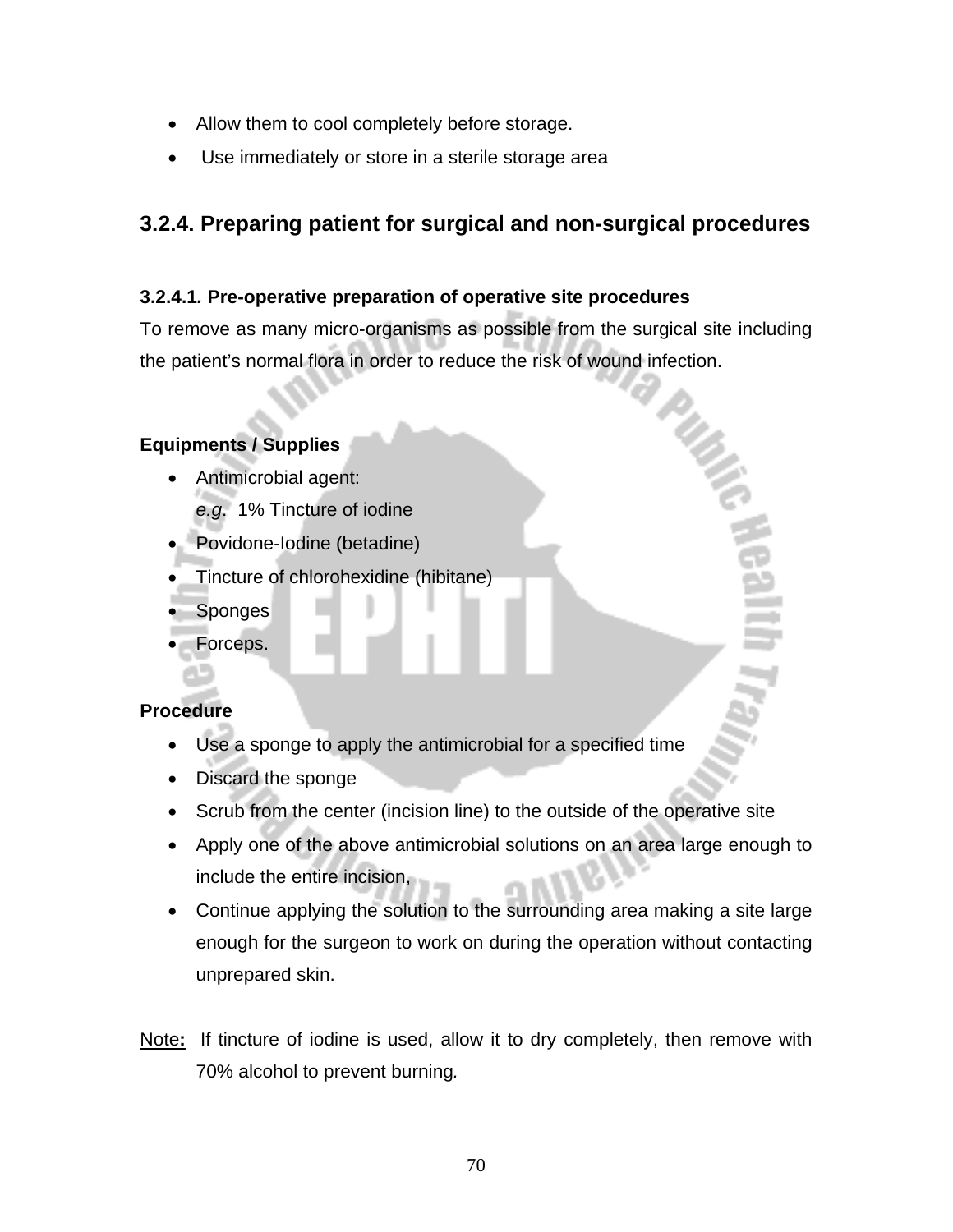- Allow them to cool completely before storage.
- Use immediately or store in a sterile storage area

## 3.2.4. Preparing patient for surgical and non-surgical procedures

### 3.2.4.1. Pre-operative preparation of operative site procedures

To remove as many micro-organisms as possible from the surgical site including the patient's normal flora in order to reduce the risk of wound infection.

**Equipments / Supplies**

- Antimicrobial agent:
  *e.g.* 1% Tincture of iodine
- Povidone-Iodine (betadine)
- Tincture of chlorohexidine (hibitane)
- Sponges
- Forceps.

**Procedure**

- Use a sponge to apply the antimicrobial for a specified time
- Discard the sponge
- Scrub from the center (incision line) to the outside of the operative site
- Apply one of the above antimicrobial solutions on an area large enough to include the entire incision,
- Continue applying the solution to the surrounding area making a site large enough for the surgeon to work on during the operation without contacting unprepared skin.

Note: If tincture of iodine is used, allow it to dry completely, then remove with 70% alcohol to prevent burning.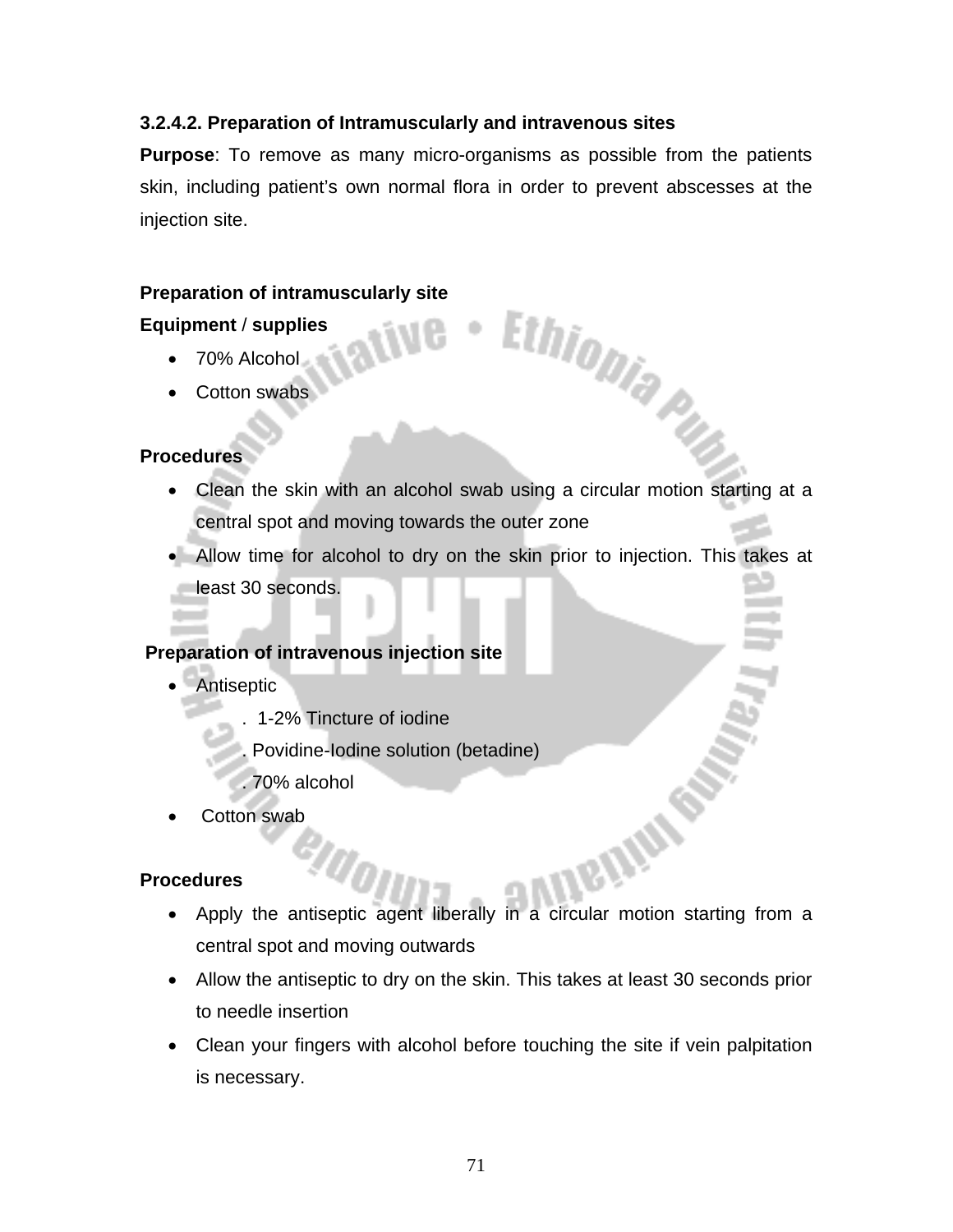### 3.2.4.2. Preparation of Intramuscularly and intravenous sites

**Purpose**: To remove as many micro-organisms as possible from the patients skin, including patient's own normal flora in order to prevent abscesses at the injection site.

**Preparation of intramuscularly site**

**Equipment** / **supplies**

- 70% Alcohol
- Cotton swabs

**Procedures**

- Clean the skin with an alcohol swab using a circular motion starting at a central spot and moving towards the outer zone
- Allow time for alcohol to dry on the skin prior to injection. This takes at least 30 seconds.

**Preparation of intravenous injection site**

- Antiseptic
  - . 1-2% Tincture of iodine
  - . Povidine-Iodine solution (betadine)
  - . 70% alcohol
- Cotton swab

**Procedures**

- Apply the antiseptic agent liberally in a circular motion starting from a central spot and moving outwards
- Allow the antiseptic to dry on the skin. This takes at least 30 seconds prior to needle insertion
- Clean your fingers with alcohol before touching the site if vein palpitation is necessary.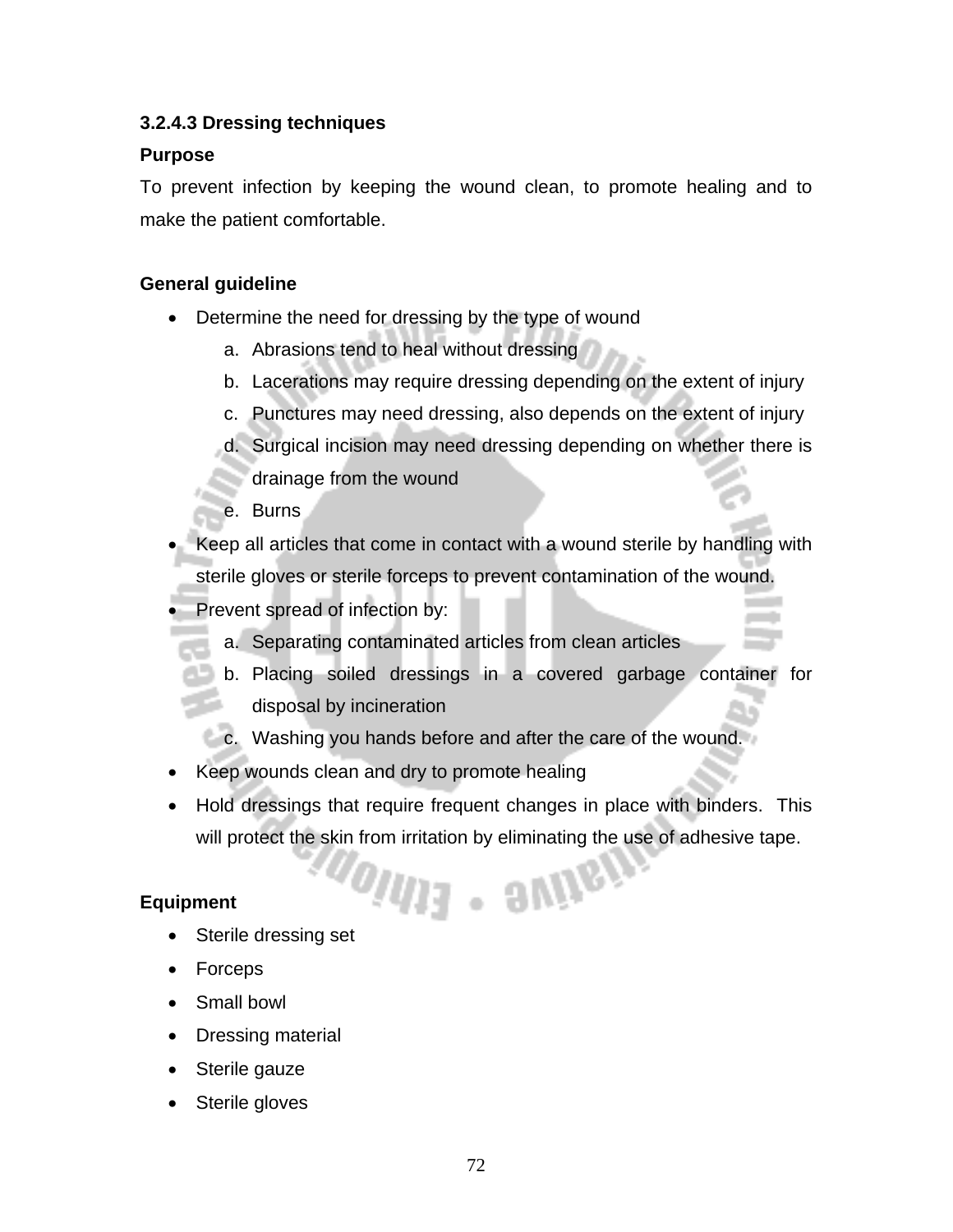### 3.2.4.3 Dressing techniques

**Purpose**

To prevent infection by keeping the wound clean, to promote healing and to make the patient comfortable.

**General guideline**

- Determine the need for dressing by the type of wound
  a. Abrasions tend to heal without dressing
  b. Lacerations may require dressing depending on the extent of injury
  c. Punctures may need dressing, also depends on the extent of injury
  d. Surgical incision may need dressing depending on whether there is drainage from the wound
  e. Burns
- Keep all articles that come in contact with a wound sterile by handling with sterile gloves or sterile forceps to prevent contamination of the wound.
- Prevent spread of infection by:
  a. Separating contaminated articles from clean articles
  b. Placing soiled dressings in a covered garbage container for disposal by incineration
  c. Washing you hands before and after the care of the wound.
- Keep wounds clean and dry to promote healing
- Hold dressings that require frequent changes in place with binders. This will protect the skin from irritation by eliminating the use of adhesive tape.

**Equipment**

- Sterile dressing set
- Forceps
- Small bowl
- Dressing material
- Sterile gauze
- Sterile gloves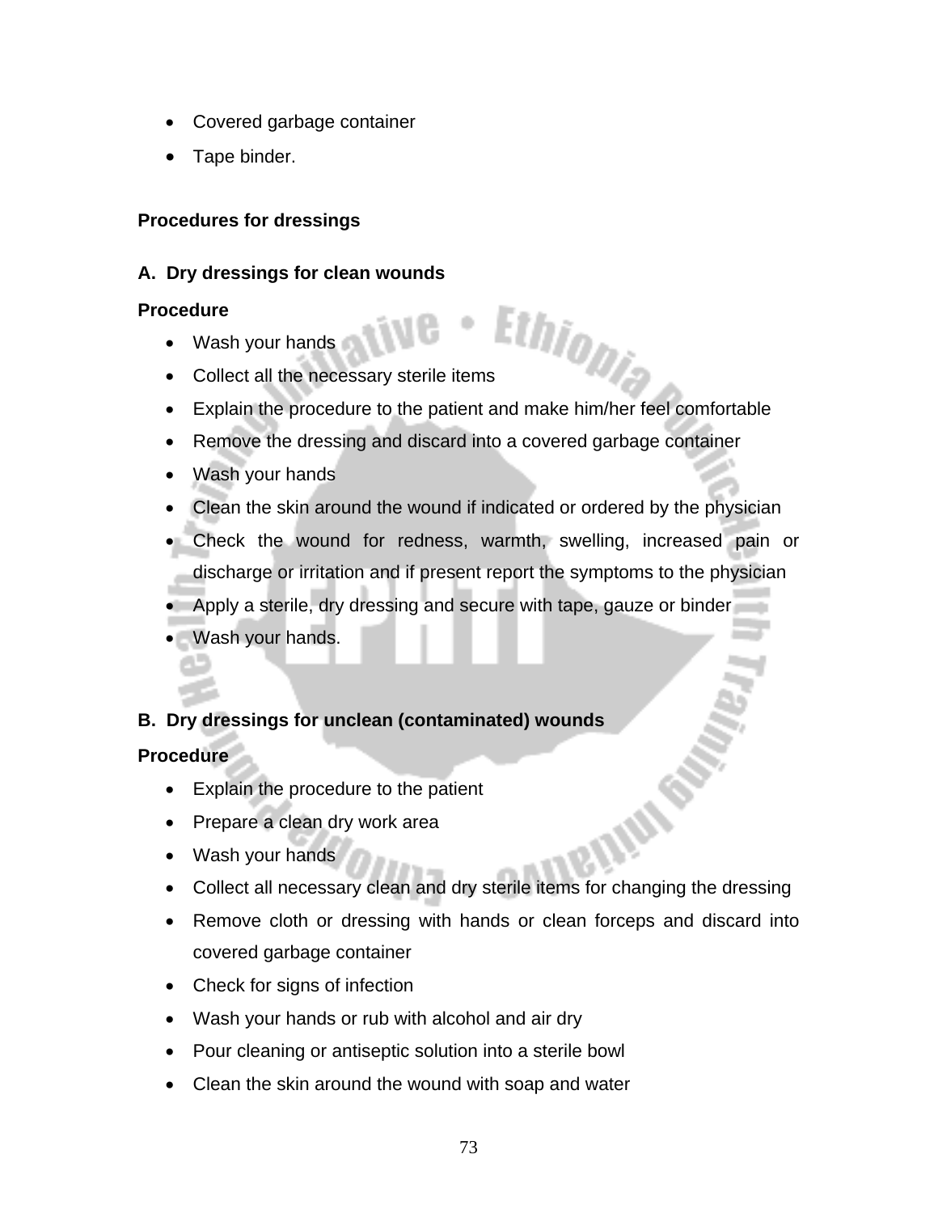- Covered garbage container
- Tape binder.

**Procedures for dressings**

**A. Dry dressings for clean wounds**

**Procedure**

- Wash your hands
- Collect all the necessary sterile items
- Explain the procedure to the patient and make him/her feel comfortable
- Remove the dressing and discard into a covered garbage container
- Wash your hands
- Clean the skin around the wound if indicated or ordered by the physician
- Check the wound for redness, warmth, swelling, increased pain or discharge or irritation and if present report the symptoms to the physician
- Apply a sterile, dry dressing and secure with tape, gauze or binder
- Wash your hands.

**B. Dry dressings for unclean (contaminated) wounds**

**Procedure**

- Explain the procedure to the patient
- Prepare a clean dry work area
- Wash your hands
- Collect all necessary clean and dry sterile items for changing the dressing
- Remove cloth or dressing with hands or clean forceps and discard into covered garbage container
- Check for signs of infection
- Wash your hands or rub with alcohol and air dry
- Pour cleaning or antiseptic solution into a sterile bowl
- Clean the skin around the wound with soap and water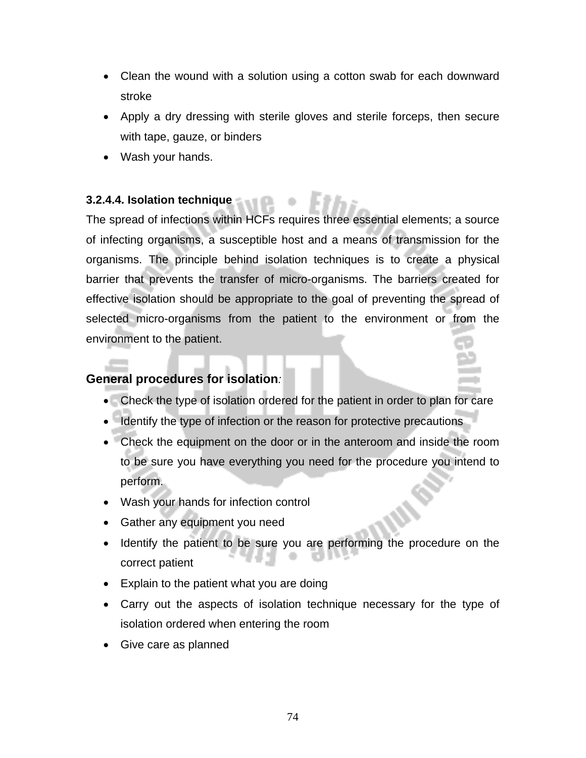- Clean the wound with a solution using a cotton swab for each downward stroke
- Apply a dry dressing with sterile gloves and sterile forceps, then secure with tape, gauze, or binders
- Wash your hands.

### 3.2.4.4. Isolation technique

The spread of infections within HCFs requires three essential elements; a source of infecting organisms, a susceptible host and a means of transmission for the organisms. The principle behind isolation techniques is to create a physical barrier that prevents the transfer of micro-organisms. The barriers created for effective isolation should be appropriate to the goal of preventing the spread of selected micro-organisms from the patient to the environment or from the environment to the patient.

## General procedures for isolation:

- Check the type of isolation ordered for the patient in order to plan for care
- Identify the type of infection or the reason for protective precautions
- Check the equipment on the door or in the anteroom and inside the room to be sure you have everything you need for the procedure you intend to perform.
- Wash your hands for infection control
- Gather any equipment you need
- Identify the patient to be sure you are performing the procedure on the correct patient
- Explain to the patient what you are doing
- Carry out the aspects of isolation technique necessary for the type of isolation ordered when entering the room
- Give care as planned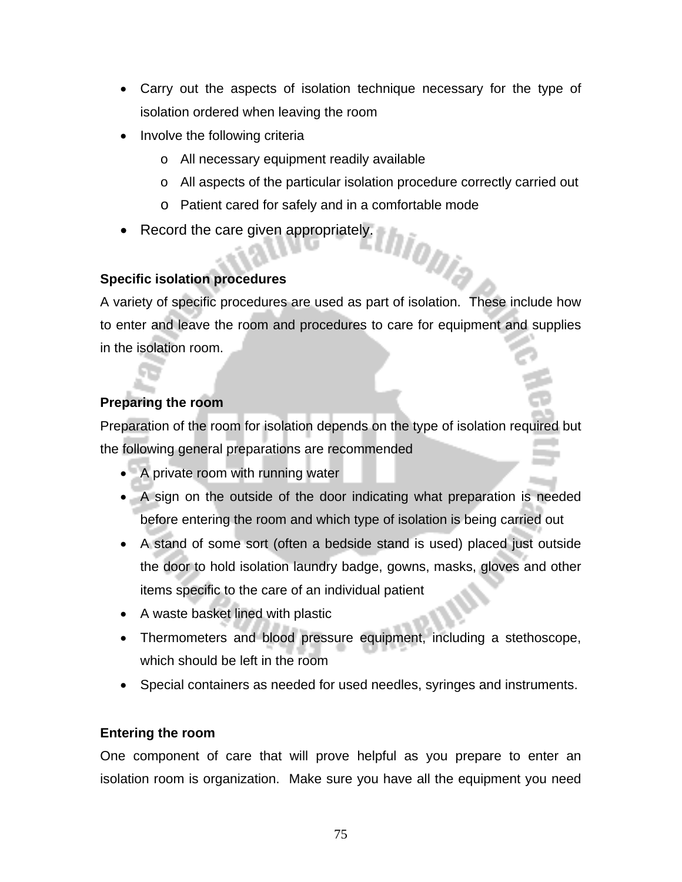- Carry out the aspects of isolation technique necessary for the type of isolation ordered when leaving the room
- Involve the following criteria
    - All necessary equipment readily available
    - All aspects of the particular isolation procedure correctly carried out
    - Patient cared for safely and in a comfortable mode
- Record the care given appropriately.

**Specific isolation procedures**

A variety of specific procedures are used as part of isolation. These include how to enter and leave the room and procedures to care for equipment and supplies in the isolation room.

**Preparing the room**

Preparation of the room for isolation depends on the type of isolation required but the following general preparations are recommended

- A private room with running water
- A sign on the outside of the door indicating what preparation is needed before entering the room and which type of isolation is being carried out
- A stand of some sort (often a bedside stand is used) placed just outside the door to hold isolation laundry badge, gowns, masks, gloves and other items specific to the care of an individual patient
- A waste basket lined with plastic
- Thermometers and blood pressure equipment, including a stethoscope, which should be left in the room
- Special containers as needed for used needles, syringes and instruments.

**Entering the room**

One component of care that will prove helpful as you prepare to enter an isolation room is organization. Make sure you have all the equipment you need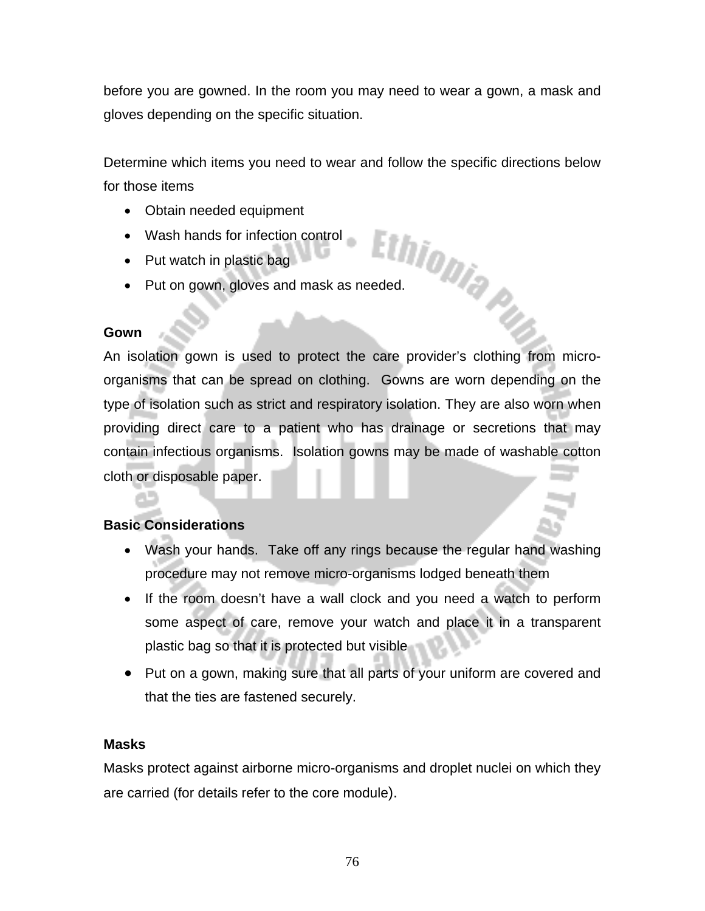before you are gowned. In the room you may need to wear a gown, a mask and gloves depending on the specific situation.

Determine which items you need to wear and follow the specific directions below for those items

- Obtain needed equipment
- Wash hands for infection control
- Put watch in plastic bag
- Put on gown, gloves and mask as needed.

**Gown**

An isolation gown is used to protect the care provider's clothing from micro-organisms that can be spread on clothing. Gowns are worn depending on the type of isolation such as strict and respiratory isolation. They are also worn when providing direct care to a patient who has drainage or secretions that may contain infectious organisms. Isolation gowns may be made of washable cotton cloth or disposable paper.

**Basic Considerations**

- Wash your hands. Take off any rings because the regular hand washing procedure may not remove micro-organisms lodged beneath them
- If the room doesn't have a wall clock and you need a watch to perform some aspect of care, remove your watch and place it in a transparent plastic bag so that it is protected but visible
- Put on a gown, making sure that all parts of your uniform are covered and that the ties are fastened securely.

**Masks**

Masks protect against airborne micro-organisms and droplet nuclei on which they are carried (for details refer to the core module).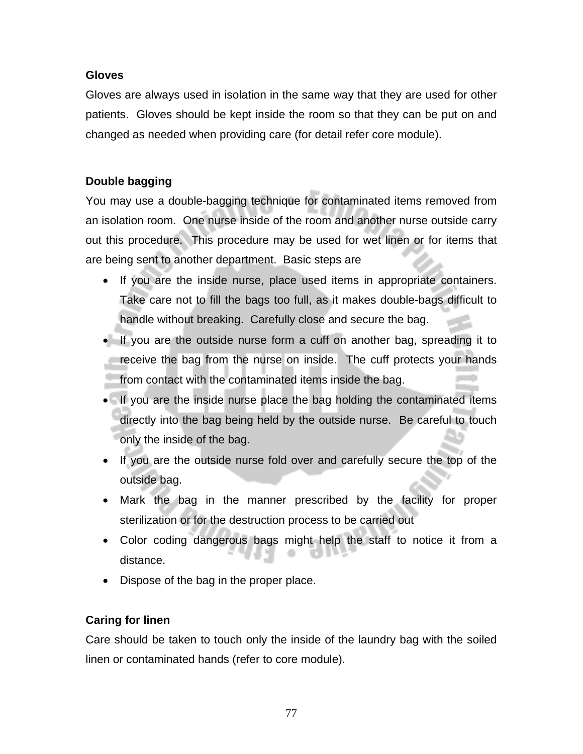**Gloves**

Gloves are always used in isolation in the same way that they are used for other patients. Gloves should be kept inside the room so that they can be put on and changed as needed when providing care (for detail refer core module).

**Double bagging**

You may use a double-bagging technique for contaminated items removed from an isolation room. One nurse inside of the room and another nurse outside carry out this procedure. This procedure may be used for wet linen or for items that are being sent to another department. Basic steps are

- If you are the inside nurse, place used items in appropriate containers. Take care not to fill the bags too full, as it makes double-bags difficult to handle without breaking. Carefully close and secure the bag.
- If you are the outside nurse form a cuff on another bag, spreading it to receive the bag from the nurse on inside. The cuff protects your hands from contact with the contaminated items inside the bag.
- If you are the inside nurse place the bag holding the contaminated items directly into the bag being held by the outside nurse. Be careful to touch only the inside of the bag.
- If you are the outside nurse fold over and carefully secure the top of the outside bag.
- Mark the bag in the manner prescribed by the facility for proper sterilization or for the destruction process to be carried out
- Color coding dangerous bags might help the staff to notice it from a distance.
- Dispose of the bag in the proper place.

**Caring for linen**

Care should be taken to touch only the inside of the laundry bag with the soiled linen or contaminated hands (refer to core module).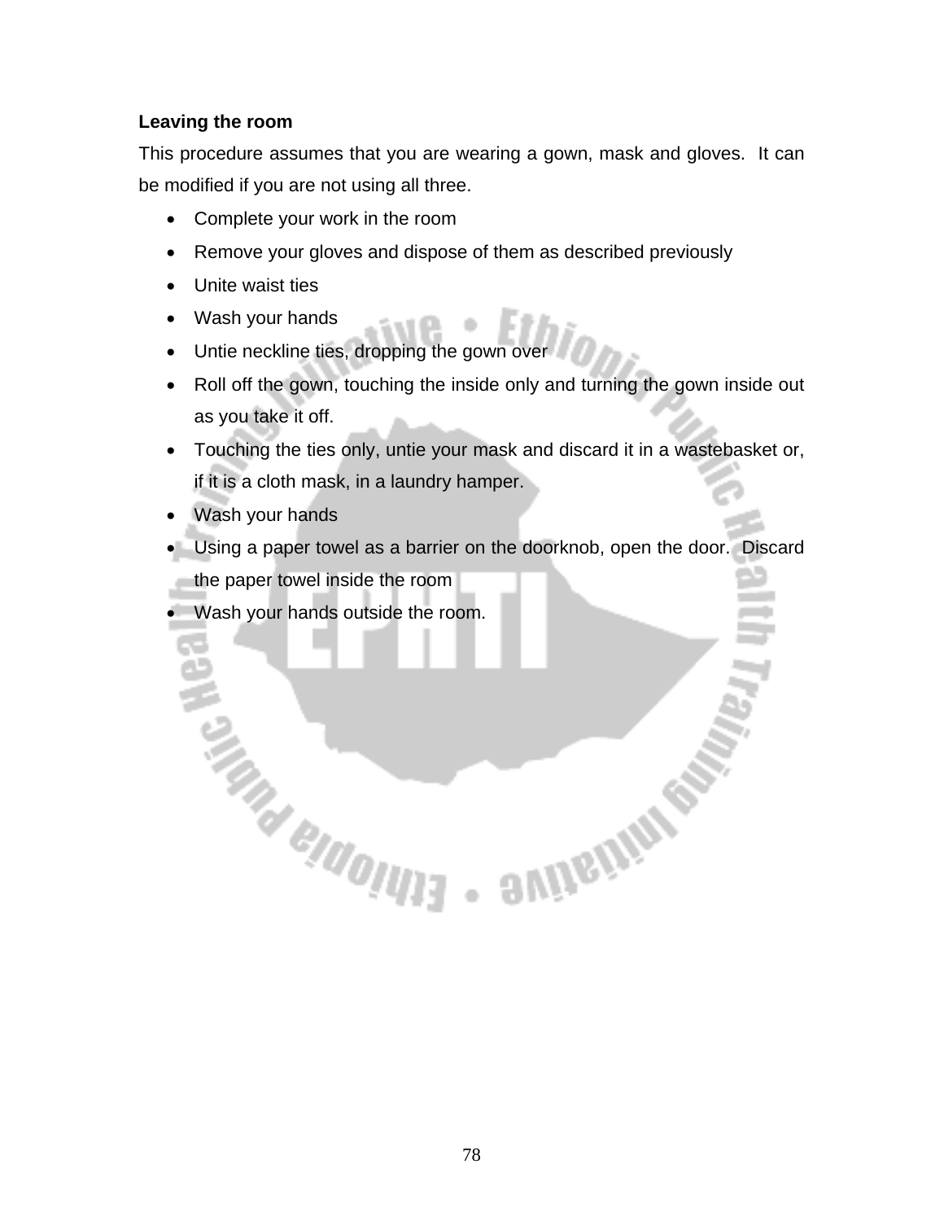**Leaving the room**

This procedure assumes that you are wearing a gown, mask and gloves. It can be modified if you are not using all three.

- Complete your work in the room
- Remove your gloves and dispose of them as described previously
- Unite waist ties
- Wash your hands
- Untie neckline ties, dropping the gown over
- Roll off the gown, touching the inside only and turning the gown inside out as you take it off.
- Touching the ties only, untie your mask and discard it in a wastebasket or, if it is a cloth mask, in a laundry hamper.
- Wash your hands
- Using a paper towel as a barrier on the doorknob, open the door. Discard the paper towel inside the room
- Wash your hands outside the room.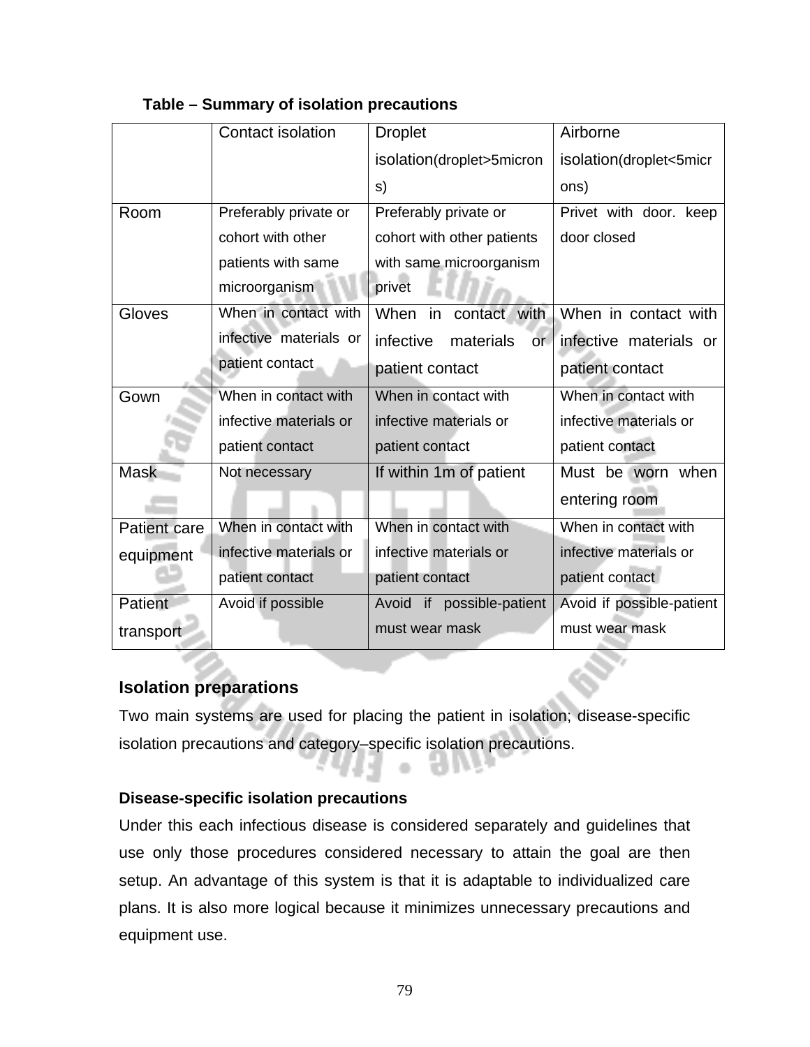**Table – Summary of isolation precautions**

| | Contact isolation | Droplet isolation(droplet>5microns) | Airborne isolation(droplet<5microns) |
|---|---|---|---|
| Room | Preferably private or cohort with other patients with same microorganism | Preferably private or cohort with other patients with same microorganism privet | Privet with door. keep door closed |
| Gloves | When in contact with infective materials or patient contact | When in contact with infective materials or patient contact | When in contact with infective materials or patient contact |
| Gown | When in contact with infective materials or patient contact | When in contact with infective materials or patient contact | When in contact with infective materials or patient contact |
| Mask | Not necessary | If within 1m of patient | Must be worn when entering room |
| Patient care equipment | When in contact with infective materials or patient contact | When in contact with infective materials or patient contact | When in contact with infective materials or patient contact |
| Patient transport | Avoid if possible | Avoid if possible-patient must wear mask | Avoid if possible-patient must wear mask |

### Isolation preparations

Two main systems are used for placing the patient in isolation; disease-specific isolation precautions and category–specific isolation precautions.

#### Disease-specific isolation precautions

Under this each infectious disease is considered separately and guidelines that use only those procedures considered necessary to attain the goal are then setup. An advantage of this system is that it is adaptable to individualized care plans. It is also more logical because it minimizes unnecessary precautions and equipment use.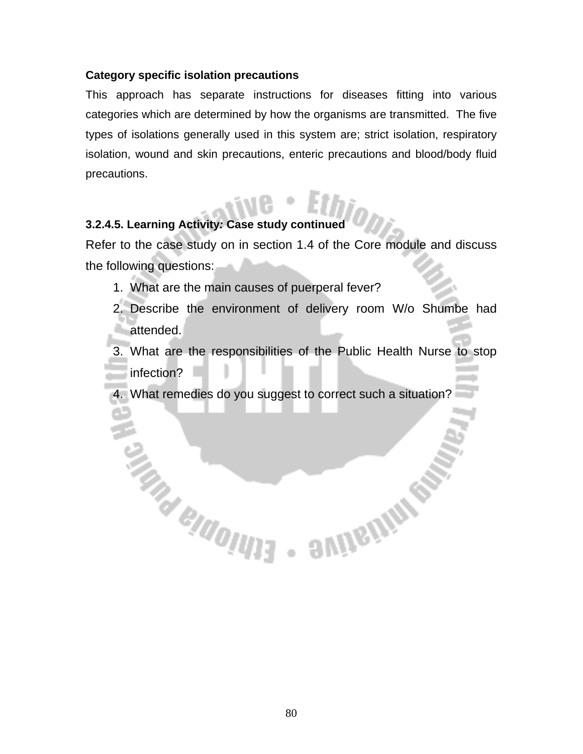**Category specific isolation precautions**

This approach has separate instructions for diseases fitting into various categories which are determined by how the organisms are transmitted. The five types of isolations generally used in this system are; strict isolation, respiratory isolation, wound and skin precautions, enteric precautions and blood/body fluid precautions.

**3.2.4.5. Learning Activity: Case study continued**

Refer to the case study on in section 1.4 of the Core module and discuss the following questions:

1. What are the main causes of puerperal fever?
2. Describe the environment of delivery room W/o Shumbe had attended.
3. What are the responsibilities of the Public Health Nurse to stop infection?
4. What remedies do you suggest to correct such a situation?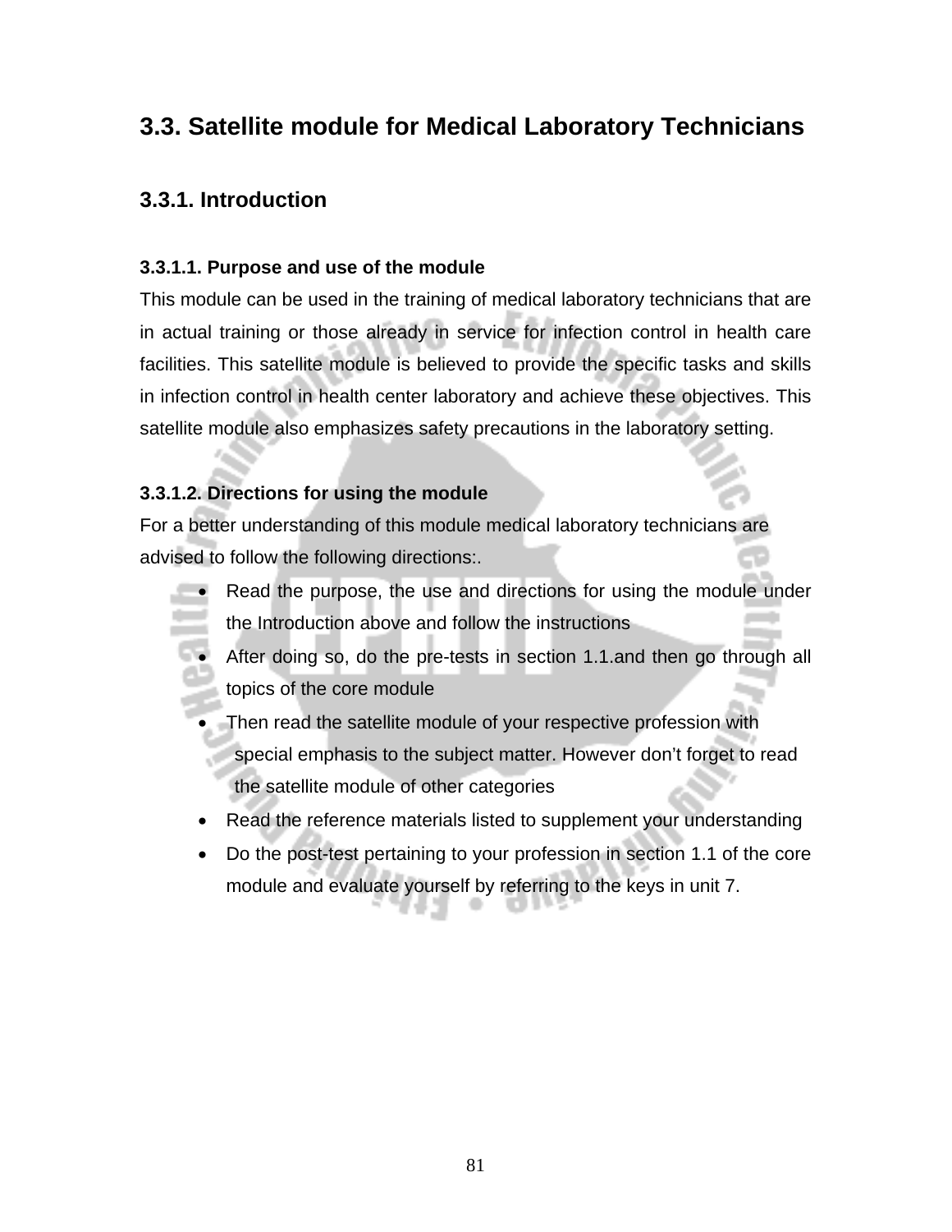## 3.3. Satellite module for Medical Laboratory Technicians

### 3.3.1. Introduction

#### 3.3.1.1. Purpose and use of the module

This module can be used in the training of medical laboratory technicians that are in actual training or those already in service for infection control in health care facilities. This satellite module is believed to provide the specific tasks and skills in infection control in health center laboratory and achieve these objectives. This satellite module also emphasizes safety precautions in the laboratory setting.

#### 3.3.1.2. Directions for using the module

For a better understanding of this module medical laboratory technicians are advised to follow the following directions:.

- Read the purpose, the use and directions for using the module under the Introduction above and follow the instructions
- After doing so, do the pre-tests in section 1.1.and then go through all topics of the core module
- Then read the satellite module of your respective profession with special emphasis to the subject matter. However don't forget to read the satellite module of other categories
- Read the reference materials listed to supplement your understanding
- Do the post-test pertaining to your profession in section 1.1 of the core module and evaluate yourself by referring to the keys in unit 7.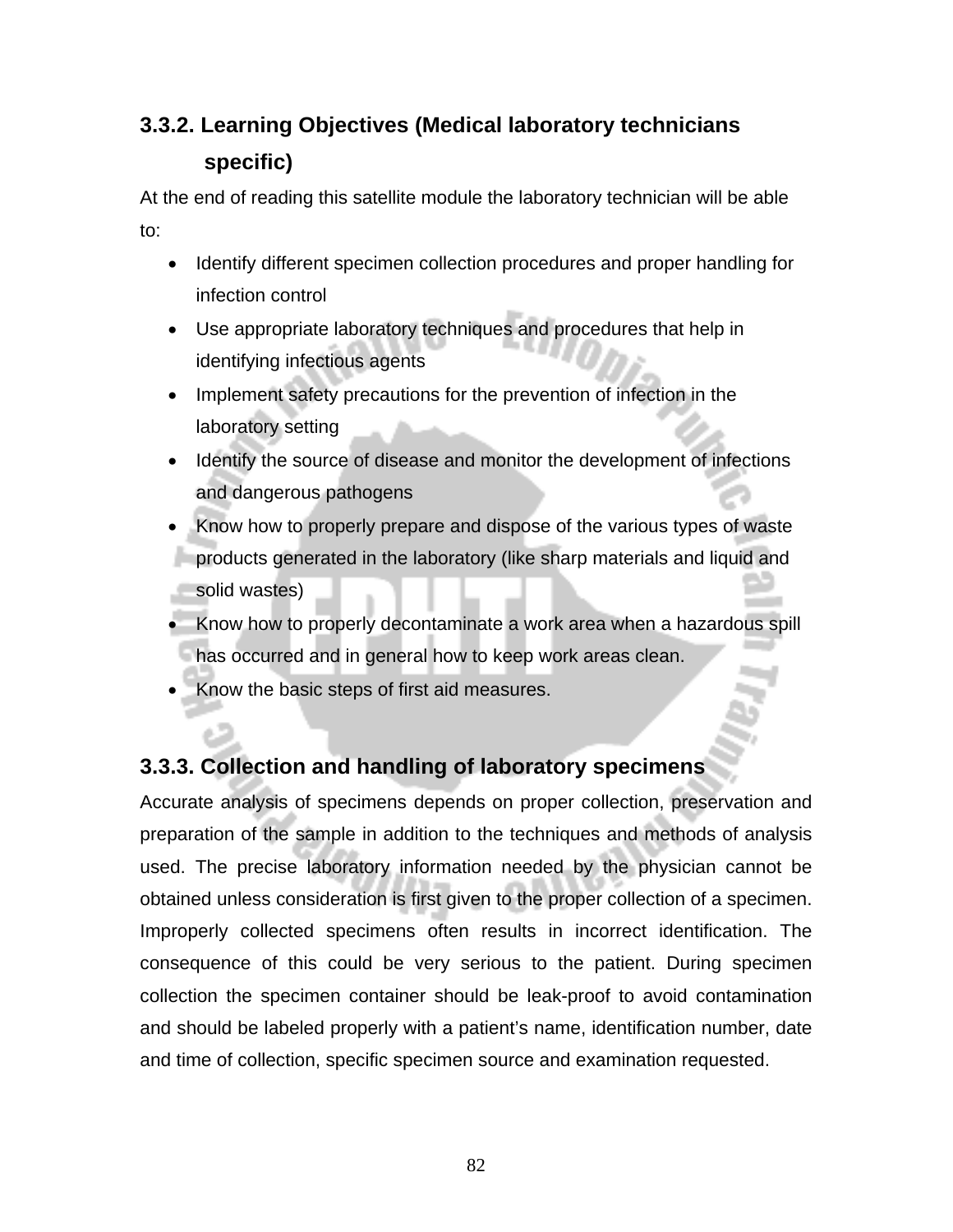### 3.3.2. Learning Objectives (Medical laboratory technicians specific)

At the end of reading this satellite module the laboratory technician will be able to:

- Identify different specimen collection procedures and proper handling for infection control
- Use appropriate laboratory techniques and procedures that help in identifying infectious agents
- Implement safety precautions for the prevention of infection in the laboratory setting
- Identify the source of disease and monitor the development of infections and dangerous pathogens
- Know how to properly prepare and dispose of the various types of waste products generated in the laboratory (like sharp materials and liquid and solid wastes)
- Know how to properly decontaminate a work area when a hazardous spill has occurred and in general how to keep work areas clean.
- Know the basic steps of first aid measures.

### 3.3.3. Collection and handling of laboratory specimens

Accurate analysis of specimens depends on proper collection, preservation and preparation of the sample in addition to the techniques and methods of analysis used. The precise laboratory information needed by the physician cannot be obtained unless consideration is first given to the proper collection of a specimen. Improperly collected specimens often results in incorrect identification. The consequence of this could be very serious to the patient. During specimen collection the specimen container should be leak-proof to avoid contamination and should be labeled properly with a patient's name, identification number, date and time of collection, specific specimen source and examination requested.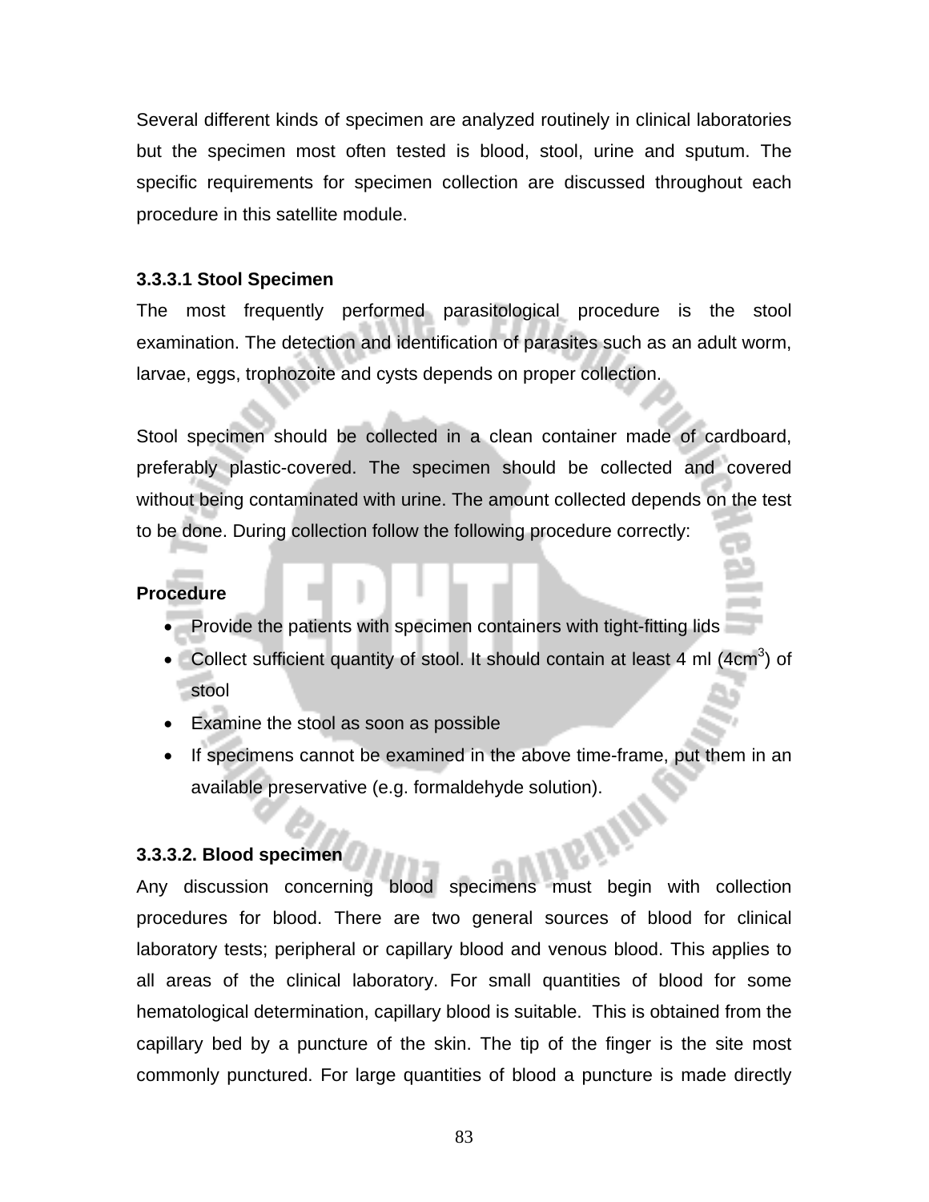Several different kinds of specimen are analyzed routinely in clinical laboratories but the specimen most often tested is blood, stool, urine and sputum. The specific requirements for specimen collection are discussed throughout each procedure in this satellite module.

### 3.3.3.1 Stool Specimen

The most frequently performed parasitological procedure is the stool examination. The detection and identification of parasites such as an adult worm, larvae, eggs, trophozoite and cysts depends on proper collection.

Stool specimen should be collected in a clean container made of cardboard, preferably plastic-covered. The specimen should be collected and covered without being contaminated with urine. The amount collected depends on the test to be done. During collection follow the following procedure correctly:

**Procedure**

- Provide the patients with specimen containers with tight-fitting lids
- Collect sufficient quantity of stool. It should contain at least 4 ml ($4cm^3$) of stool
- Examine the stool as soon as possible
- If specimens cannot be examined in the above time-frame, put them in an available preservative (e.g. formaldehyde solution).

### 3.3.3.2. Blood specimen

Any discussion concerning blood specimens must begin with collection procedures for blood. There are two general sources of blood for clinical laboratory tests; peripheral or capillary blood and venous blood. This applies to all areas of the clinical laboratory. For small quantities of blood for some hematological determination, capillary blood is suitable. This is obtained from the capillary bed by a puncture of the skin. The tip of the finger is the site most commonly punctured. For large quantities of blood a puncture is made directly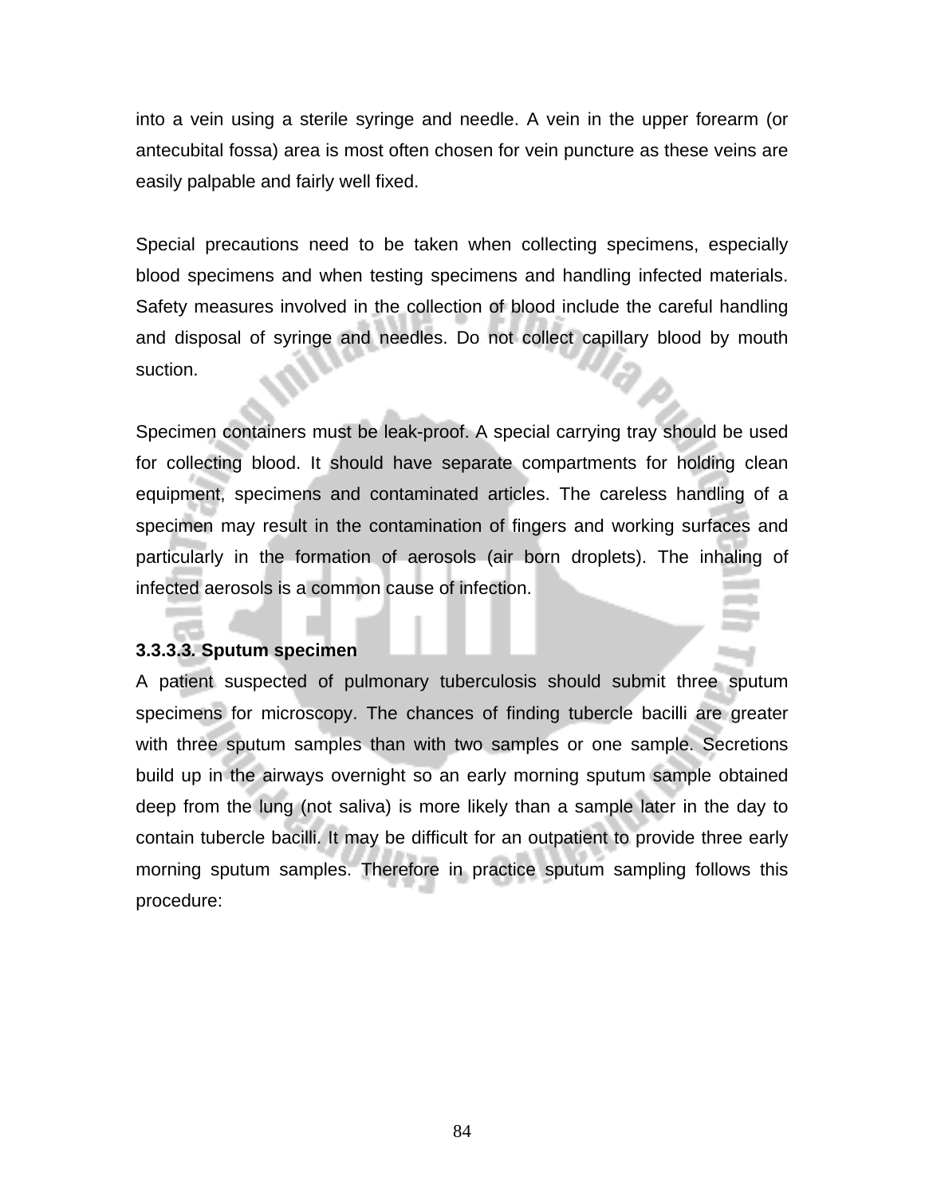into a vein using a sterile syringe and needle. A vein in the upper forearm (or antecubital fossa) area is most often chosen for vein puncture as these veins are easily palpable and fairly well fixed.

Special precautions need to be taken when collecting specimens, especially blood specimens and when testing specimens and handling infected materials. Safety measures involved in the collection of blood include the careful handling and disposal of syringe and needles. Do not collect capillary blood by mouth suction.

Specimen containers must be leak-proof. A special carrying tray should be used for collecting blood. It should have separate compartments for holding clean equipment, specimens and contaminated articles. The careless handling of a specimen may result in the contamination of fingers and working surfaces and particularly in the formation of aerosols (air born droplets). The inhaling of infected aerosols is a common cause of infection.

**3.3.3.3. Sputum specimen**

A patient suspected of pulmonary tuberculosis should submit three sputum specimens for microscopy. The chances of finding tubercle bacilli are greater with three sputum samples than with two samples or one sample. Secretions build up in the airways overnight so an early morning sputum sample obtained deep from the lung (not saliva) is more likely than a sample later in the day to contain tubercle bacilli. It may be difficult for an outpatient to provide three early morning sputum samples. Therefore in practice sputum sampling follows this procedure: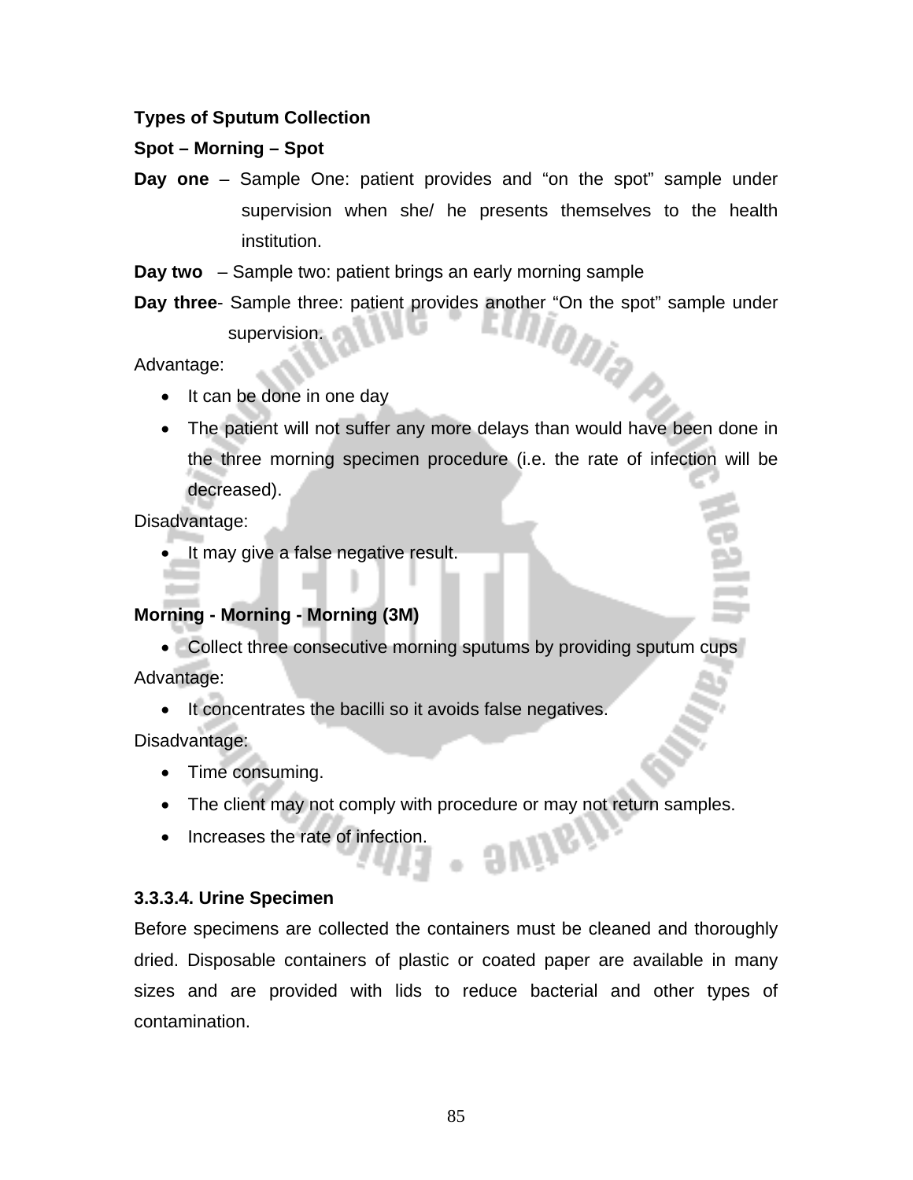**Types of Sputum Collection**

**Spot – Morning – Spot**

**Day one** – Sample One: patient provides and “on the spot” sample under supervision when she/ he presents themselves to the health institution.

**Day two** – Sample two: patient brings an early morning sample

**Day three**- Sample three: patient provides another “On the spot” sample under supervision.

Advantage:

- It can be done in one day
- The patient will not suffer any more delays than would have been done in the three morning specimen procedure (i.e. the rate of infection will be decreased).

Disadvantage:

- It may give a false negative result.

**Morning - Morning - Morning (3M)**

- Collect three consecutive morning sputums by providing sputum cups

Advantage:

- It concentrates the bacilli so it avoids false negatives.

Disadvantage:

- Time consuming.
- The client may not comply with procedure or may not return samples.
- Increases the rate of infection.

**3.3.3.4. Urine Specimen**

Before specimens are collected the containers must be cleaned and thoroughly dried. Disposable containers of plastic or coated paper are available in many sizes and are provided with lids to reduce bacterial and other types of contamination.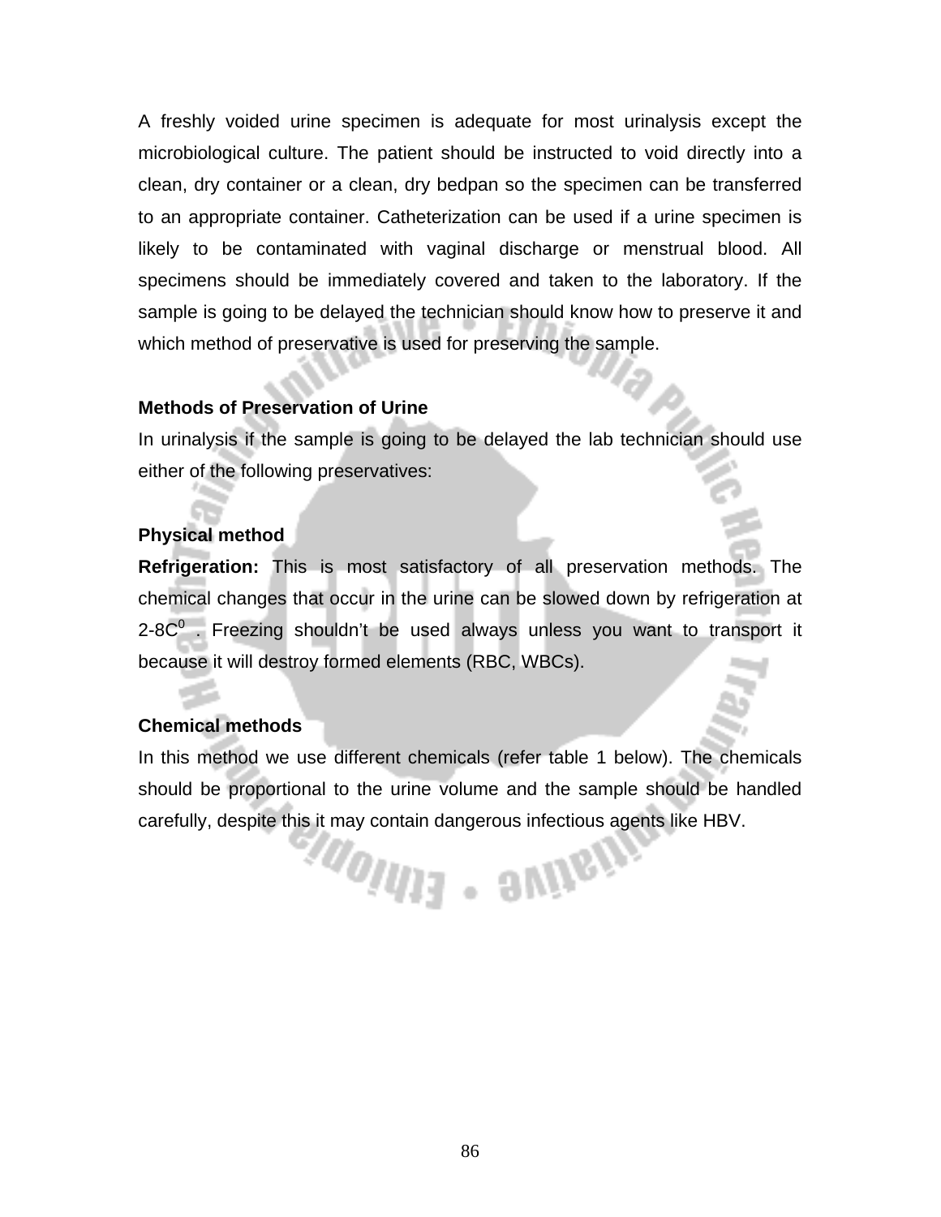A freshly voided urine specimen is adequate for most urinalysis except the microbiological culture. The patient should be instructed to void directly into a clean, dry container or a clean, dry bedpan so the specimen can be transferred to an appropriate container. Catheterization can be used if a urine specimen is likely to be contaminated with vaginal discharge or menstrual blood. All specimens should be immediately covered and taken to the laboratory. If the sample is going to be delayed the technician should know how to preserve it and which method of preservative is used for preserving the sample.

**Methods of Preservation of Urine**

In urinalysis if the sample is going to be delayed the lab technician should use either of the following preservatives:

**Physical method**

**Refrigeration:** This is most satisfactory of all preservation methods. The chemical changes that occur in the urine can be slowed down by refrigeration at 2-8C$^0$ . Freezing shouldn't be used always unless you want to transport it because it will destroy formed elements (RBC, WBCs).

**Chemical methods**

In this method we use different chemicals (refer table 1 below). The chemicals should be proportional to the urine volume and the sample should be handled carefully, despite this it may contain dangerous infectious agents like HBV.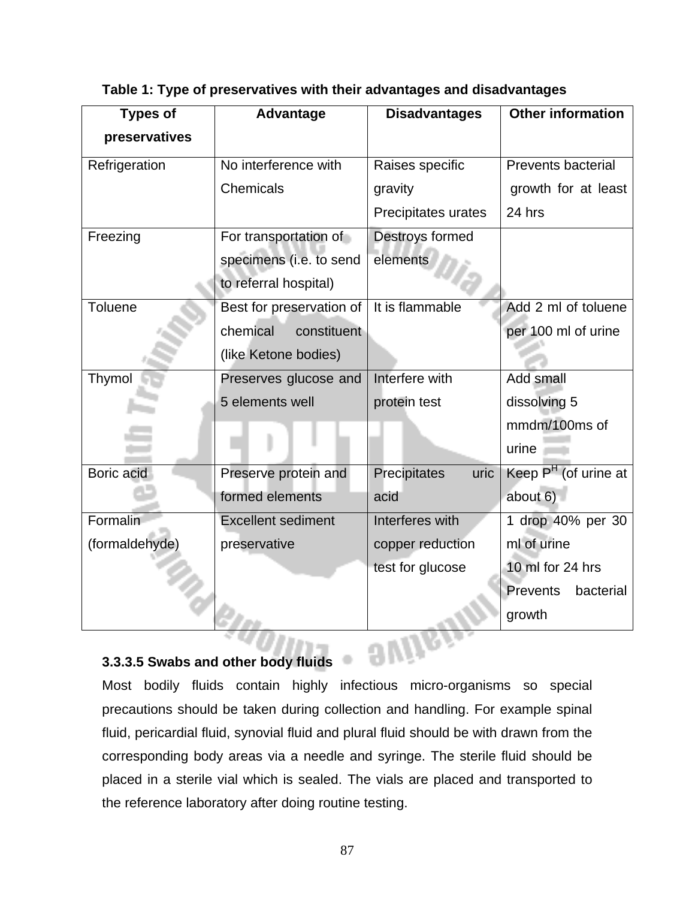**Table 1: Type of preservatives with their advantages and disadvantages**

| Types of preservatives | Advantage | Disadvantages | Other information |
|---|---|---|---|
| Refrigeration | No interference with Chemicals | Raises specific gravity Precipitates urates | Prevents bacterial growth for at least 24 hrs |
| Freezing | For transportation of specimens (i.e. to send to referral hospital) | Destroys formed elements | |
| Toluene | Best for preservation of chemical constituent (like Ketone bodies) | It is flammable | Add 2 ml of toluene per 100 ml of urine |
| Thymol | Preserves glucose and 5 elements well | Interfere with protein test | Add small dissolving 5 mmdm/100ms of urine |
| Boric acid | Preserve protein and formed elements | Precipitates uric acid | Keep $P^H$ (of urine at about 6) |
| Formalin (formaldehyde) | Excellent sediment preservative | Interferes with copper reduction test for glucose | 1 drop 40% per 30 ml of urine 10 ml for 24 hrs Prevents bacterial growth |

### 3.3.3.5 Swabs and other body fluids

Most bodily fluids contain highly infectious micro-organisms so special precautions should be taken during collection and handling. For example spinal fluid, pericardial fluid, synovial fluid and plural fluid should be with drawn from the corresponding body areas via a needle and syringe. The sterile fluid should be placed in a sterile vial which is sealed. The vials are placed and transported to the reference laboratory after doing routine testing.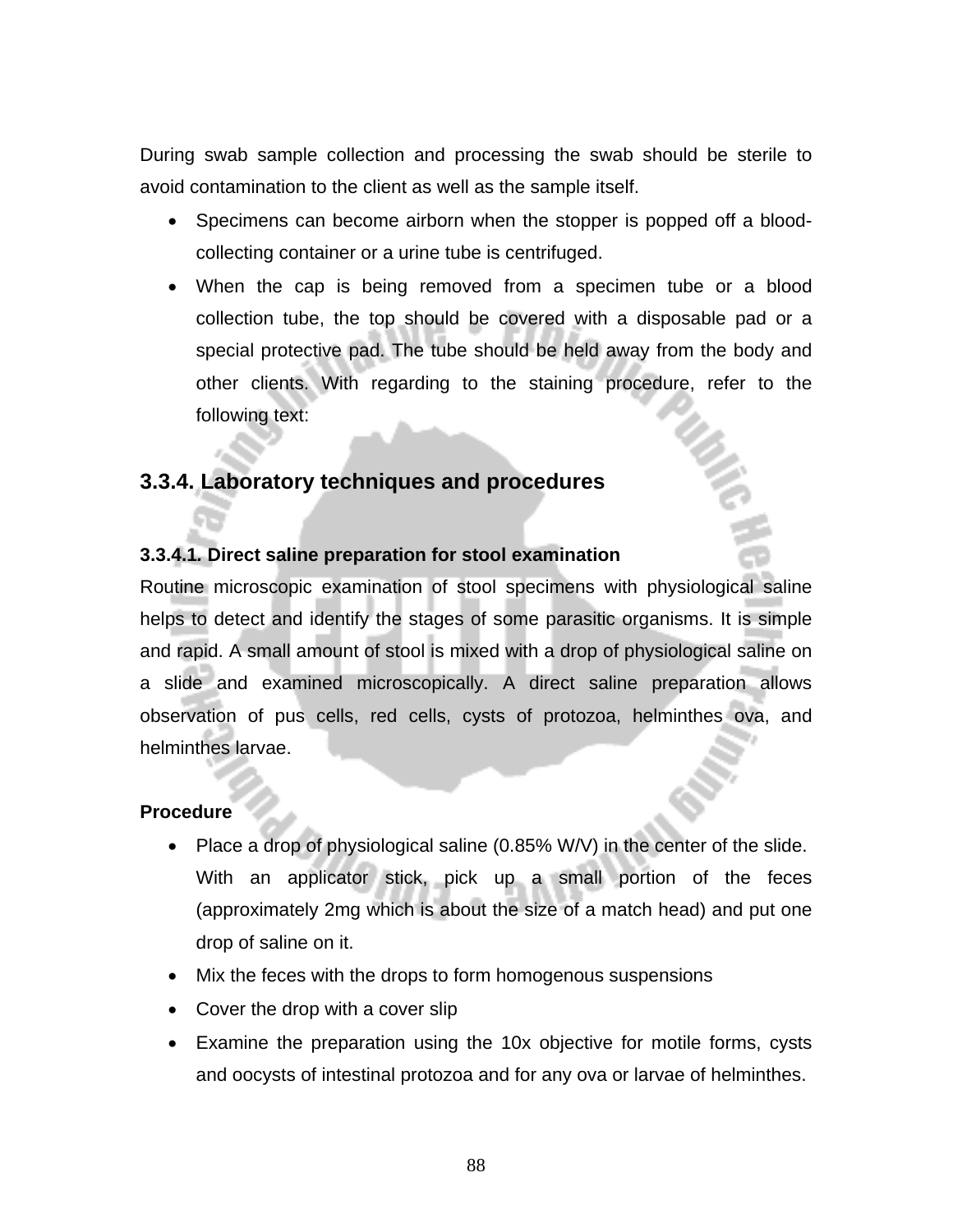During swab sample collection and processing the swab should be sterile to avoid contamination to the client as well as the sample itself.

- Specimens can become airborn when the stopper is popped off a blood-collecting container or a urine tube is centrifuged.
- When the cap is being removed from a specimen tube or a blood collection tube, the top should be covered with a disposable pad or a special protective pad. The tube should be held away from the body and other clients. With regarding to the staining procedure, refer to the following text:

## 3.3.4. Laboratory techniques and procedures

### 3.3.4.1. Direct saline preparation for stool examination

Routine microscopic examination of stool specimens with physiological saline helps to detect and identify the stages of some parasitic organisms. It is simple and rapid. A small amount of stool is mixed with a drop of physiological saline on a slide and examined microscopically. A direct saline preparation allows observation of pus cells, red cells, cysts of protozoa, helminthes ova, and helminthes larvae.

**Procedure**

- Place a drop of physiological saline (0.85% W/V) in the center of the slide. With an applicator stick, pick up a small portion of the feces (approximately 2mg which is about the size of a match head) and put one drop of saline on it.
- Mix the feces with the drops to form homogenous suspensions
- Cover the drop with a cover slip
- Examine the preparation using the 10x objective for motile forms, cysts and oocysts of intestinal protozoa and for any ova or larvae of helminthes.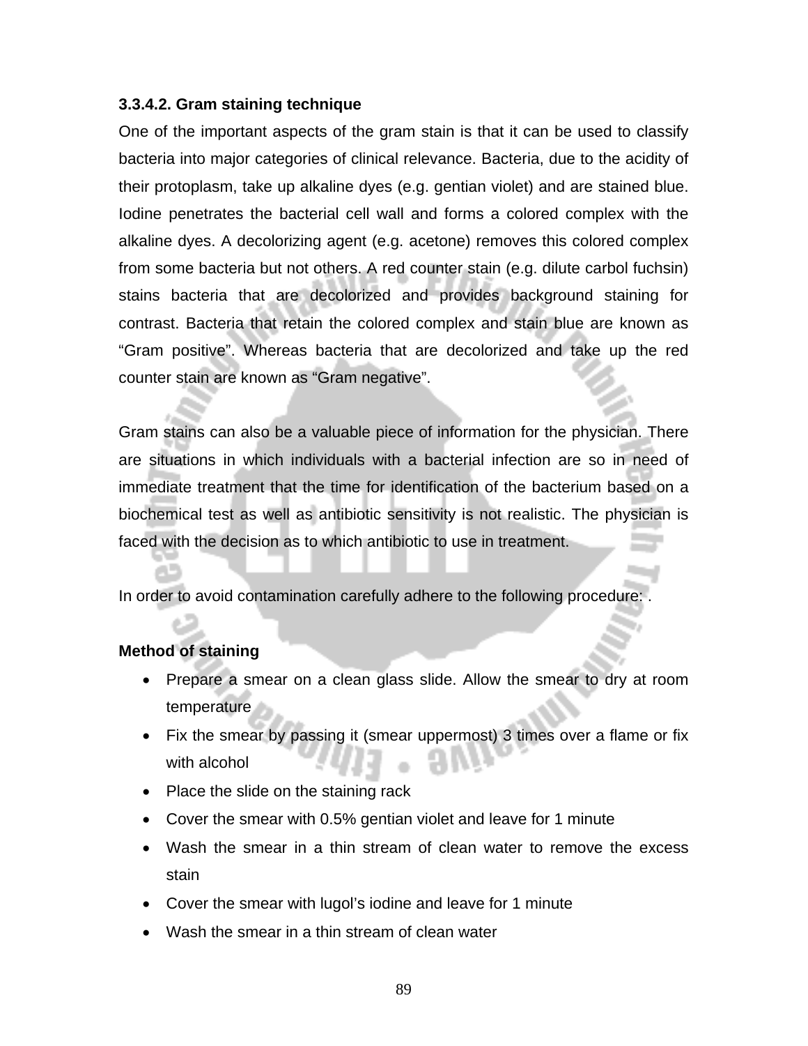### 3.3.4.2. Gram staining technique

One of the important aspects of the gram stain is that it can be used to classify bacteria into major categories of clinical relevance. Bacteria, due to the acidity of their protoplasm, take up alkaline dyes (e.g. gentian violet) and are stained blue. Iodine penetrates the bacterial cell wall and forms a colored complex with the alkaline dyes. A decolorizing agent (e.g. acetone) removes this colored complex from some bacteria but not others. A red counter stain (e.g. dilute carbol fuchsin) stains bacteria that are decolorized and provides background staining for contrast. Bacteria that retain the colored complex and stain blue are known as "Gram positive". Whereas bacteria that are decolorized and take up the red counter stain are known as "Gram negative".

Gram stains can also be a valuable piece of information for the physician. There are situations in which individuals with a bacterial infection are so in need of immediate treatment that the time for identification of the bacterium based on a biochemical test as well as antibiotic sensitivity is not realistic. The physician is faced with the decision as to which antibiotic to use in treatment.

In order to avoid contamination carefully adhere to the following procedure: .

**Method of staining**

- Prepare a smear on a clean glass slide. Allow the smear to dry at room temperature
- Fix the smear by passing it (smear uppermost) 3 times over a flame or fix with alcohol
- Place the slide on the staining rack
- Cover the smear with 0.5% gentian violet and leave for 1 minute
- Wash the smear in a thin stream of clean water to remove the excess stain
- Cover the smear with lugol's iodine and leave for 1 minute
- Wash the smear in a thin stream of clean water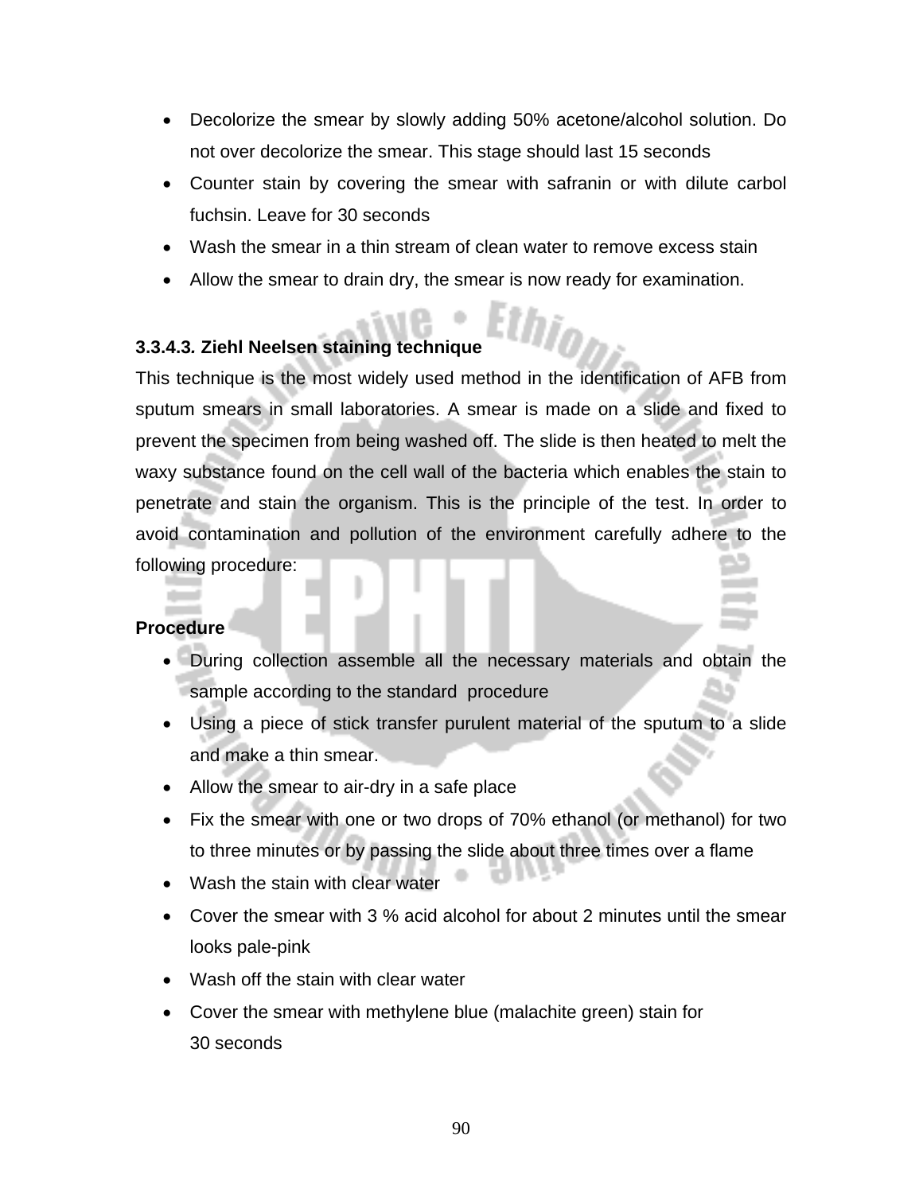- Decolorize the smear by slowly adding 50% acetone/alcohol solution. Do not over decolorize the smear. This stage should last 15 seconds
- Counter stain by covering the smear with safranin or with dilute carbol fuchsin. Leave for 30 seconds
- Wash the smear in a thin stream of clean water to remove excess stain
- Allow the smear to drain dry, the smear is now ready for examination.

### 3.3.4.3. Ziehl Neelsen staining technique

This technique is the most widely used method in the identification of AFB from sputum smears in small laboratories. A smear is made on a slide and fixed to prevent the specimen from being washed off. The slide is then heated to melt the waxy substance found on the cell wall of the bacteria which enables the stain to penetrate and stain the organism. This is the principle of the test. In order to avoid contamination and pollution of the environment carefully adhere to the following procedure:

**Procedure**

- During collection assemble all the necessary materials and obtain the sample according to the standard procedure
- Using a piece of stick transfer purulent material of the sputum to a slide and make a thin smear.
- Allow the smear to air-dry in a safe place
- Fix the smear with one or two drops of 70% ethanol (or methanol) for two to three minutes or by passing the slide about three times over a flame
- Wash the stain with clear water
- Cover the smear with 3 % acid alcohol for about 2 minutes until the smear looks pale-pink
- Wash off the stain with clear water
- Cover the smear with methylene blue (malachite green) stain for 30 seconds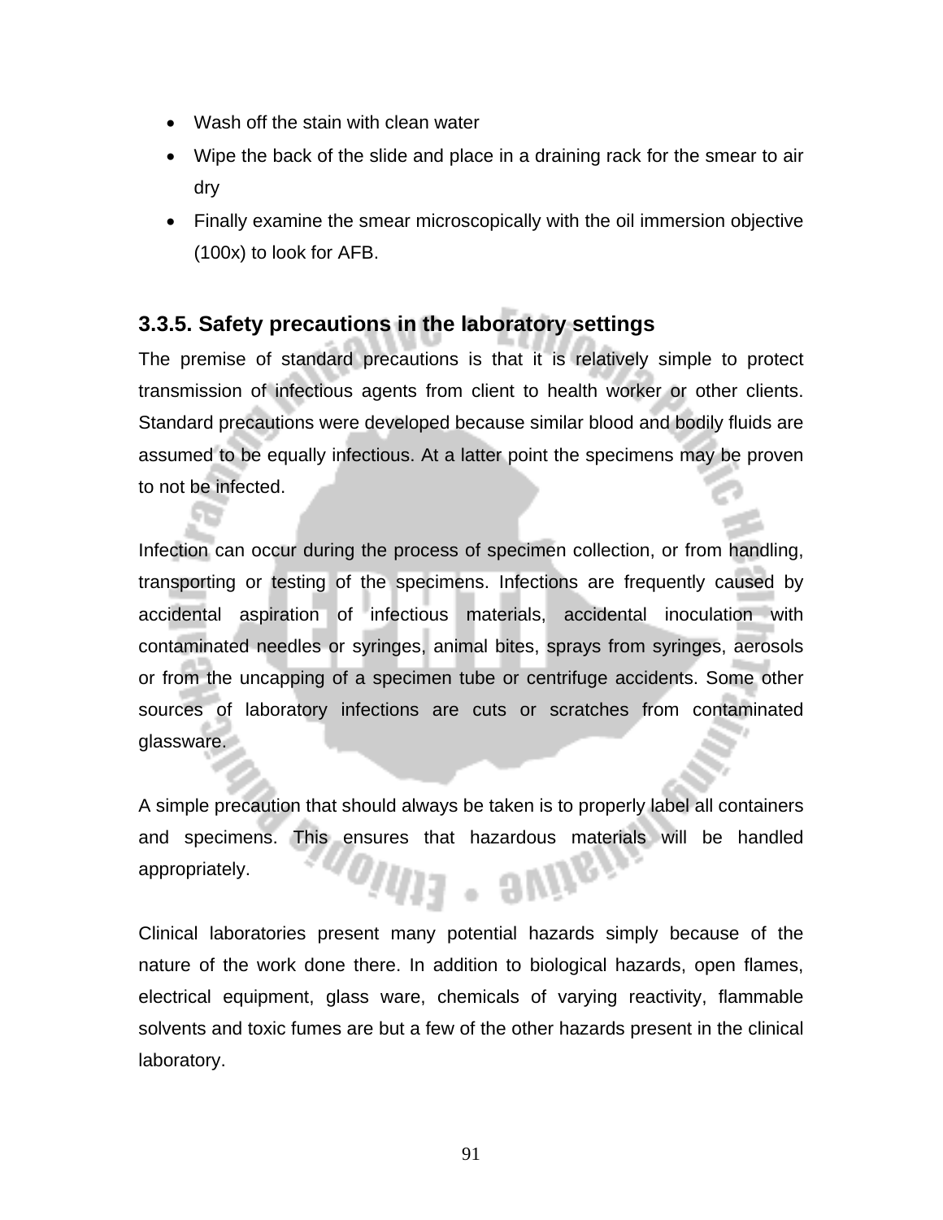- Wash off the stain with clean water
- Wipe the back of the slide and place in a draining rack for the smear to air dry
- Finally examine the smear microscopically with the oil immersion objective (100x) to look for AFB.

### 3.3.5. Safety precautions in the laboratory settings

The premise of standard precautions is that it is relatively simple to protect transmission of infectious agents from client to health worker or other clients. Standard precautions were developed because similar blood and bodily fluids are assumed to be equally infectious. At a latter point the specimens may be proven to not be infected.

Infection can occur during the process of specimen collection, or from handling, transporting or testing of the specimens. Infections are frequently caused by accidental aspiration of infectious materials, accidental inoculation with contaminated needles or syringes, animal bites, sprays from syringes, aerosols or from the uncapping of a specimen tube or centrifuge accidents. Some other sources of laboratory infections are cuts or scratches from contaminated glassware.

A simple precaution that should always be taken is to properly label all containers and specimens. This ensures that hazardous materials will be handled appropriately.

Clinical laboratories present many potential hazards simply because of the nature of the work done there. In addition to biological hazards, open flames, electrical equipment, glass ware, chemicals of varying reactivity, flammable solvents and toxic fumes are but a few of the other hazards present in the clinical laboratory.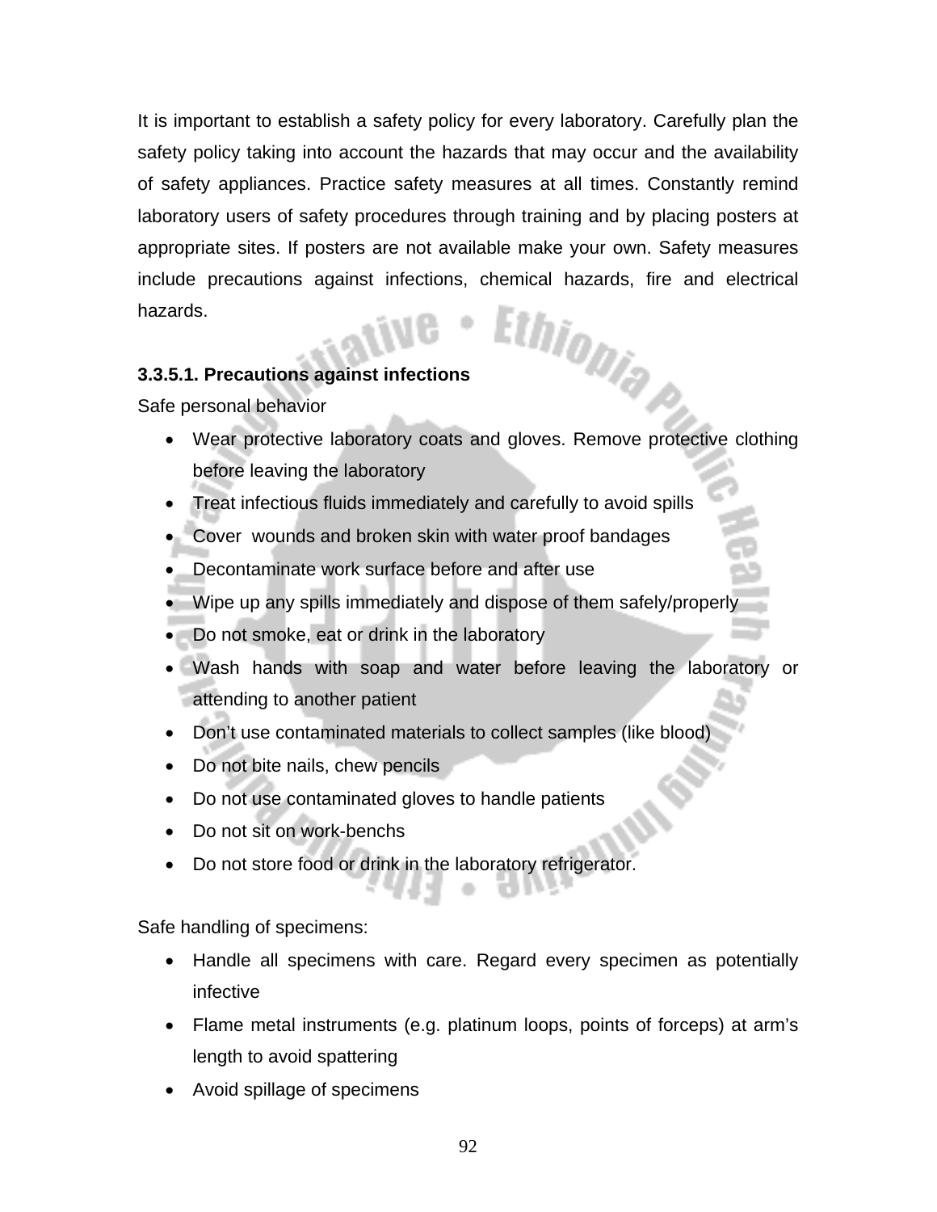It is important to establish a safety policy for every laboratory. Carefully plan the safety policy taking into account the hazards that may occur and the availability of safety appliances. Practice safety measures at all times. Constantly remind laboratory users of safety procedures through training and by placing posters at appropriate sites. If posters are not available make your own. Safety measures include precautions against infections, chemical hazards, fire and electrical hazards.

**3.3.5.1. Precautions against infections**

Safe personal behavior

- Wear protective laboratory coats and gloves. Remove protective clothing before leaving the laboratory
- Treat infectious fluids immediately and carefully to avoid spills
- Cover wounds and broken skin with water proof bandages
- Decontaminate work surface before and after use
- Wipe up any spills immediately and dispose of them safely/properly
- Do not smoke, eat or drink in the laboratory
- Wash hands with soap and water before leaving the laboratory or attending to another patient
- Don't use contaminated materials to collect samples (like blood)
- Do not bite nails, chew pencils
- Do not use contaminated gloves to handle patients
- Do not sit on work-benchs
- Do not store food or drink in the laboratory refrigerator.

Safe handling of specimens:

- Handle all specimens with care. Regard every specimen as potentially infective
- Flame metal instruments (e.g. platinum loops, points of forceps) at arm's length to avoid spattering
- Avoid spillage of specimens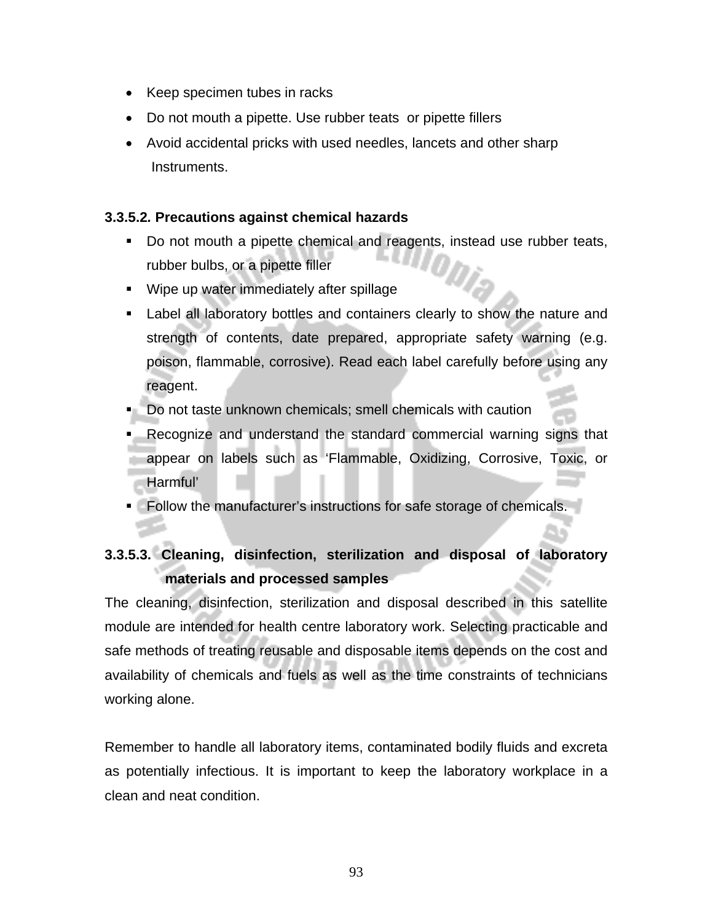- Keep specimen tubes in racks
- Do not mouth a pipette. Use rubber teats or pipette fillers
- Avoid accidental pricks with used needles, lancets and other sharp Instruments.

**3.3.5.2. Precautions against chemical hazards**

- Do not mouth a pipette chemical and reagents, instead use rubber teats, rubber bulbs, or a pipette filler
- Wipe up water immediately after spillage
- Label all laboratory bottles and containers clearly to show the nature and strength of contents, date prepared, appropriate safety warning (e.g. poison, flammable, corrosive). Read each label carefully before using any reagent.
- Do not taste unknown chemicals; smell chemicals with caution
- Recognize and understand the standard commercial warning signs that appear on labels such as 'Flammable, Oxidizing, Corrosive, Toxic, or Harmful'
- Follow the manufacturer's instructions for safe storage of chemicals.

**3.3.5.3. Cleaning, disinfection, sterilization and disposal of laboratory materials and processed samples**

The cleaning, disinfection, sterilization and disposal described in this satellite module are intended for health centre laboratory work. Selecting practicable and safe methods of treating reusable and disposable items depends on the cost and availability of chemicals and fuels as well as the time constraints of technicians working alone.

Remember to handle all laboratory items, contaminated bodily fluids and excreta as potentially infectious. It is important to keep the laboratory workplace in a clean and neat condition.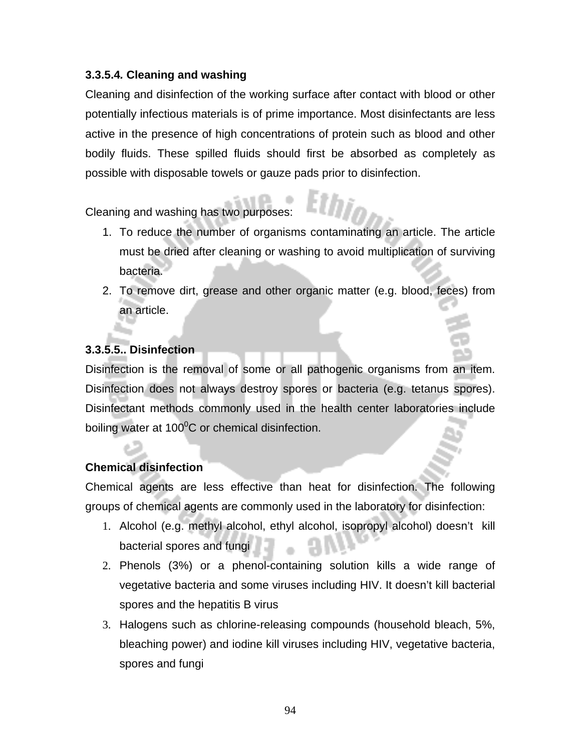### 3.3.5.4*.* Cleaning and washing

Cleaning and disinfection of the working surface after contact with blood or other potentially infectious materials is of prime importance. Most disinfectants are less active in the presence of high concentrations of protein such as blood and other bodily fluids. These spilled fluids should first be absorbed as completely as possible with disposable towels or gauze pads prior to disinfection.

Cleaning and washing has two purposes:

1. To reduce the number of organisms contaminating an article. The article must be dried after cleaning or washing to avoid multiplication of surviving bacteria.
2. To remove dirt, grease and other organic matter (e.g. blood, feces) from an article.

### 3.3.5.5.. Disinfection

Disinfection is the removal of some or all pathogenic organisms from an item. Disinfection does not always destroy spores or bacteria (e.g. tetanus spores). Disinfectant methods commonly used in the health center laboratories include boiling water at $100^0$C or chemical disinfection.

**Chemical disinfection**

Chemical agents are less effective than heat for disinfection. The following groups of chemical agents are commonly used in the laboratory for disinfection:

1. Alcohol (e.g. methyl alcohol, ethyl alcohol, isopropyl alcohol) doesn't kill bacterial spores and fungi
2. Phenols (3%) or a phenol-containing solution kills a wide range of vegetative bacteria and some viruses including HIV. It doesn't kill bacterial spores and the hepatitis B virus
3. Halogens such as chlorine-releasing compounds (household bleach, 5%, bleaching power) and iodine kill viruses including HIV, vegetative bacteria, spores and fungi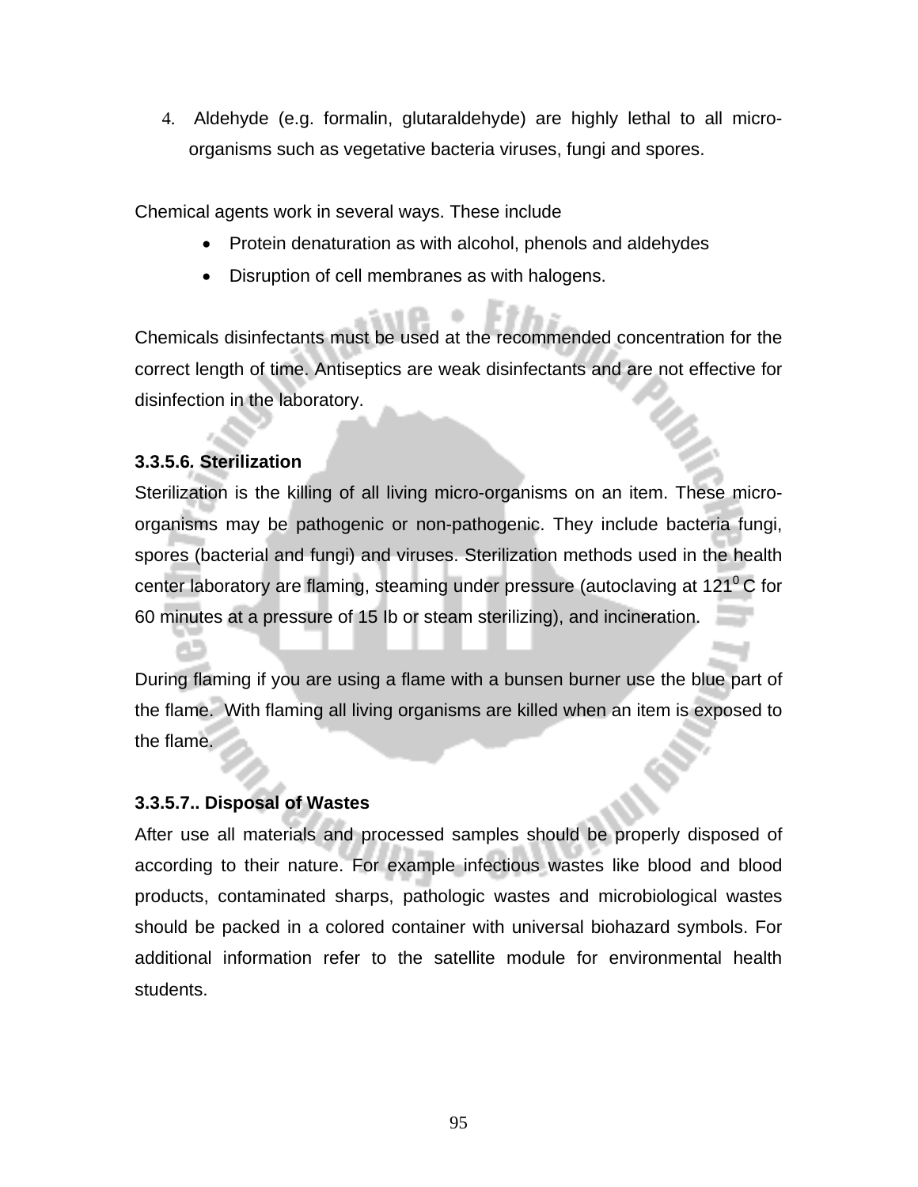4. Aldehyde (e.g. formalin, glutaraldehyde) are highly lethal to all micro-organisms such as vegetative bacteria viruses, fungi and spores.

Chemical agents work in several ways. These include

- Protein denaturation as with alcohol, phenols and aldehydes
- Disruption of cell membranes as with halogens.

Chemicals disinfectants must be used at the recommended concentration for the correct length of time. Antiseptics are weak disinfectants and are not effective for disinfection in the laboratory.

**3.3.5.6. Sterilization**

Sterilization is the killing of all living micro-organisms on an item. These micro-organisms may be pathogenic or non-pathogenic. They include bacteria fungi, spores (bacterial and fungi) and viruses. Sterilization methods used in the health center laboratory are flaming, steaming under pressure (autoclaving at $121^0$ C for 60 minutes at a pressure of 15 Ib or steam sterilizing), and incineration.

During flaming if you are using a flame with a bunsen burner use the blue part of the flame. With flaming all living organisms are killed when an item is exposed to the flame.

**3.3.5.7.. Disposal of Wastes**

After use all materials and processed samples should be properly disposed of according to their nature. For example infectious wastes like blood and blood products, contaminated sharps, pathologic wastes and microbiological wastes should be packed in a colored container with universal biohazard symbols. For additional information refer to the satellite module for environmental health students.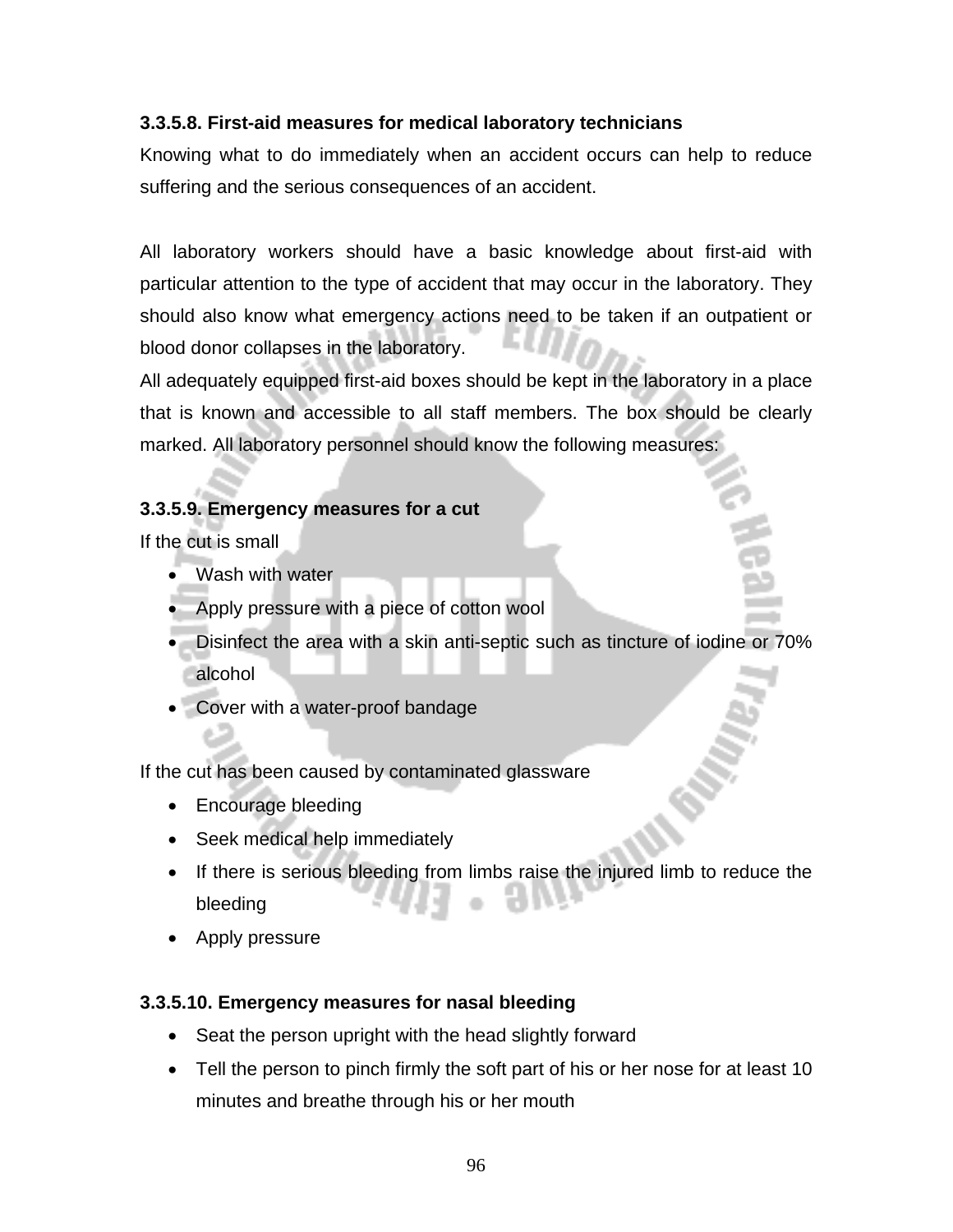### 3.3.5.8. First-aid measures for medical laboratory technicians

Knowing what to do immediately when an accident occurs can help to reduce suffering and the serious consequences of an accident.

All laboratory workers should have a basic knowledge about first-aid with particular attention to the type of accident that may occur in the laboratory. They should also know what emergency actions need to be taken if an outpatient or blood donor collapses in the laboratory.

All adequately equipped first-aid boxes should be kept in the laboratory in a place that is known and accessible to all staff members. The box should be clearly marked. All laboratory personnel should know the following measures:

### 3.3.5.9. Emergency measures for a cut

If the cut is small

- Wash with water
- Apply pressure with a piece of cotton wool
- Disinfect the area with a skin anti-septic such as tincture of iodine or 70% alcohol
- Cover with a water-proof bandage

If the cut has been caused by contaminated glassware

- Encourage bleeding
- Seek medical help immediately
- If there is serious bleeding from limbs raise the injured limb to reduce the bleeding
- Apply pressure

### 3.3.5.10. Emergency measures for nasal bleeding

- Seat the person upright with the head slightly forward
- Tell the person to pinch firmly the soft part of his or her nose for at least 10 minutes and breathe through his or her mouth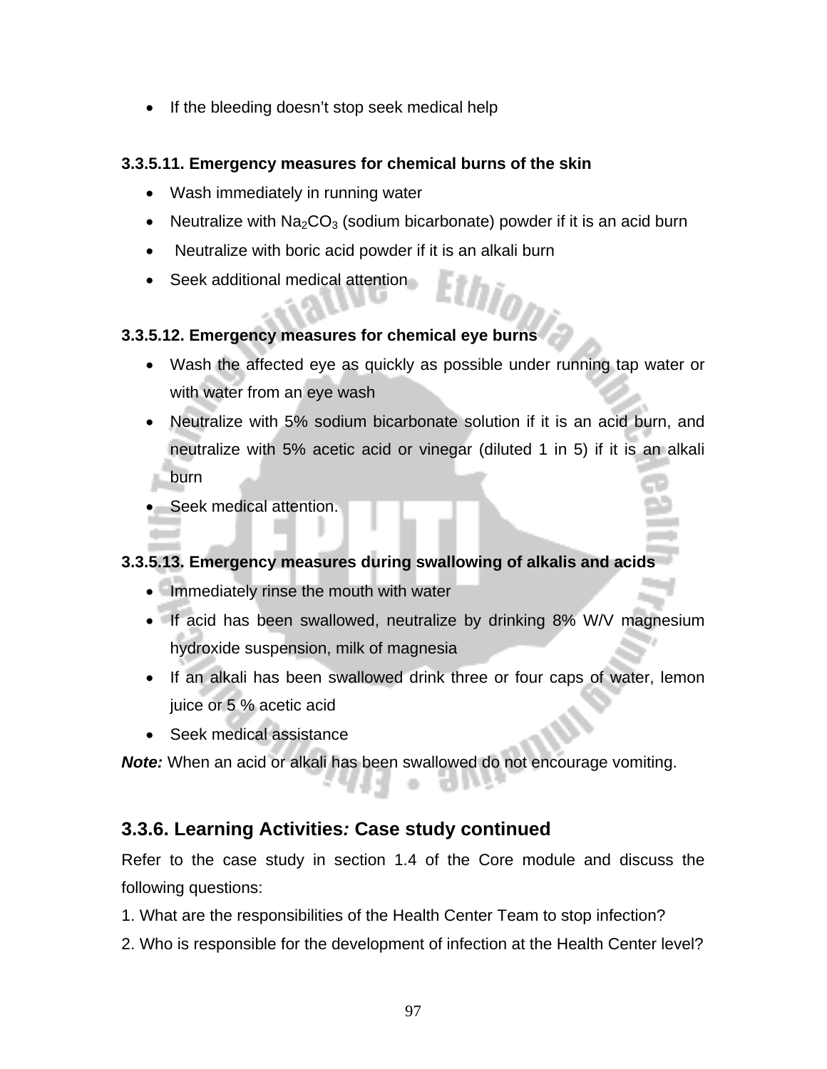- If the bleeding doesn't stop seek medical help

**3.3.5.11. Emergency measures for chemical burns of the skin**

- Wash immediately in running water
- Neutralize with $Na_2CO_3$ (sodium bicarbonate) powder if it is an acid burn
- Neutralize with boric acid powder if it is an alkali burn
- Seek additional medical attention

**3.3.5.12. Emergency measures for chemical eye burns**

- Wash the affected eye as quickly as possible under running tap water or with water from an eye wash
- Neutralize with 5% sodium bicarbonate solution if it is an acid burn, and neutralize with 5% acetic acid or vinegar (diluted 1 in 5) if it is an alkali burn
- Seek medical attention.

**3.3.5.13. Emergency measures during swallowing of alkalis and acids**

- Immediately rinse the mouth with water
- If acid has been swallowed, neutralize by drinking 8% W/V magnesium hydroxide suspension, milk of magnesia
- If an alkali has been swallowed drink three or four caps of water, lemon juice or 5 % acetic acid
- Seek medical assistance

***Note:*** When an acid or alkali has been swallowed do not encourage vomiting.

## 3.3.6. Learning Activities*:* Case study continued

Refer to the case study in section 1.4 of the Core module and discuss the following questions:

1. What are the responsibilities of the Health Center Team to stop infection?
2. Who is responsible for the development of infection at the Health Center level?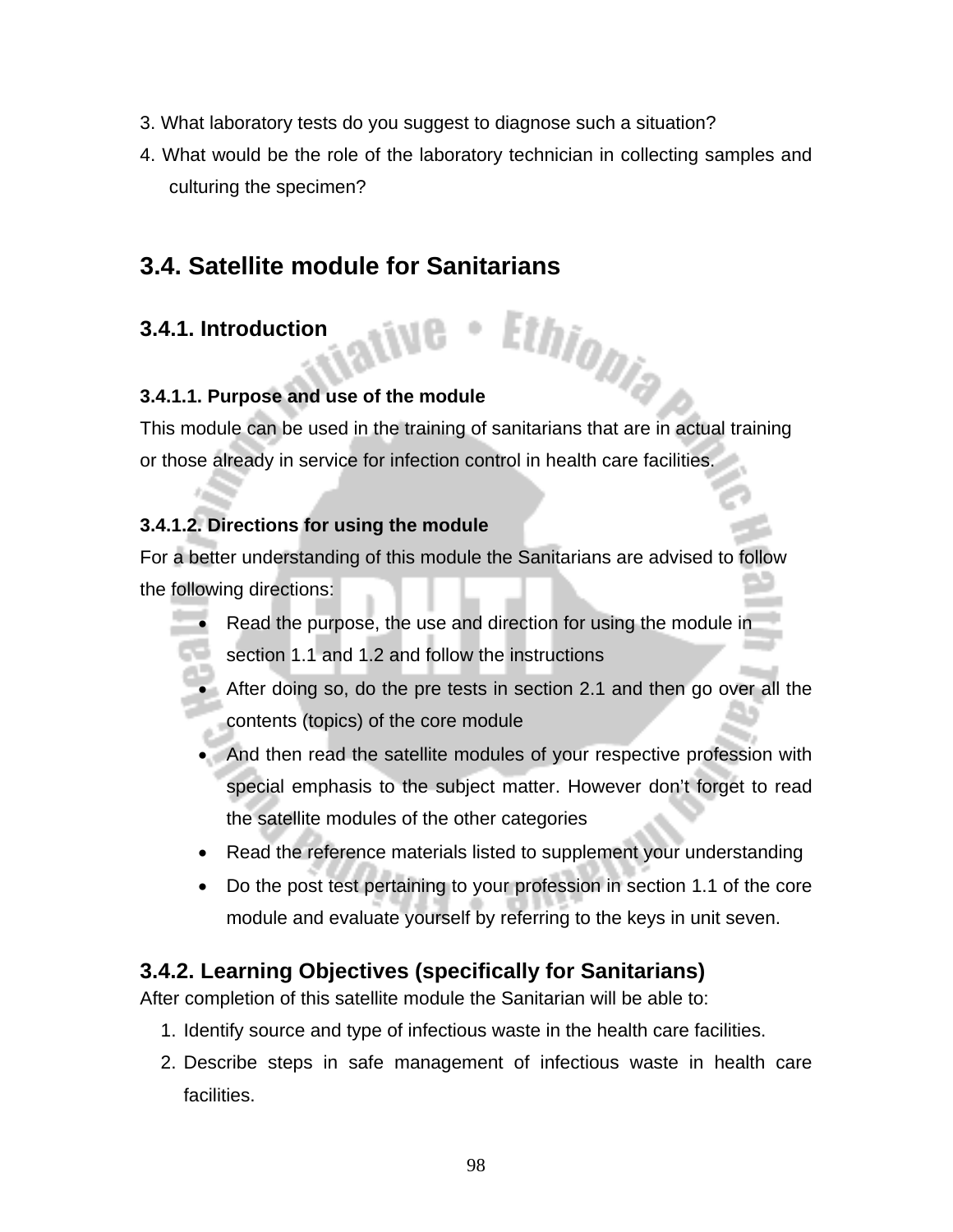3. What laboratory tests do you suggest to diagnose such a situation?
4. What would be the role of the laboratory technician in collecting samples and culturing the specimen?

## 3.4. Satellite module for Sanitarians

### 3.4.1. Introduction

#### 3.4.1.1. Purpose and use of the module

This module can be used in the training of sanitarians that are in actual training or those already in service for infection control in health care facilities.

#### 3.4.1.2. Directions for using the module

For a better understanding of this module the Sanitarians are advised to follow the following directions:

- Read the purpose, the use and direction for using the module in section 1.1 and 1.2 and follow the instructions
- After doing so, do the pre tests in section 2.1 and then go over all the contents (topics) of the core module
- And then read the satellite modules of your respective profession with special emphasis to the subject matter. However don't forget to read the satellite modules of the other categories
- Read the reference materials listed to supplement your understanding
- Do the post test pertaining to your profession in section 1.1 of the core module and evaluate yourself by referring to the keys in unit seven.

### 3.4.2. Learning Objectives (specifically for Sanitarians)

After completion of this satellite module the Sanitarian will be able to:

1. Identify source and type of infectious waste in the health care facilities.
2. Describe steps in safe management of infectious waste in health care facilities.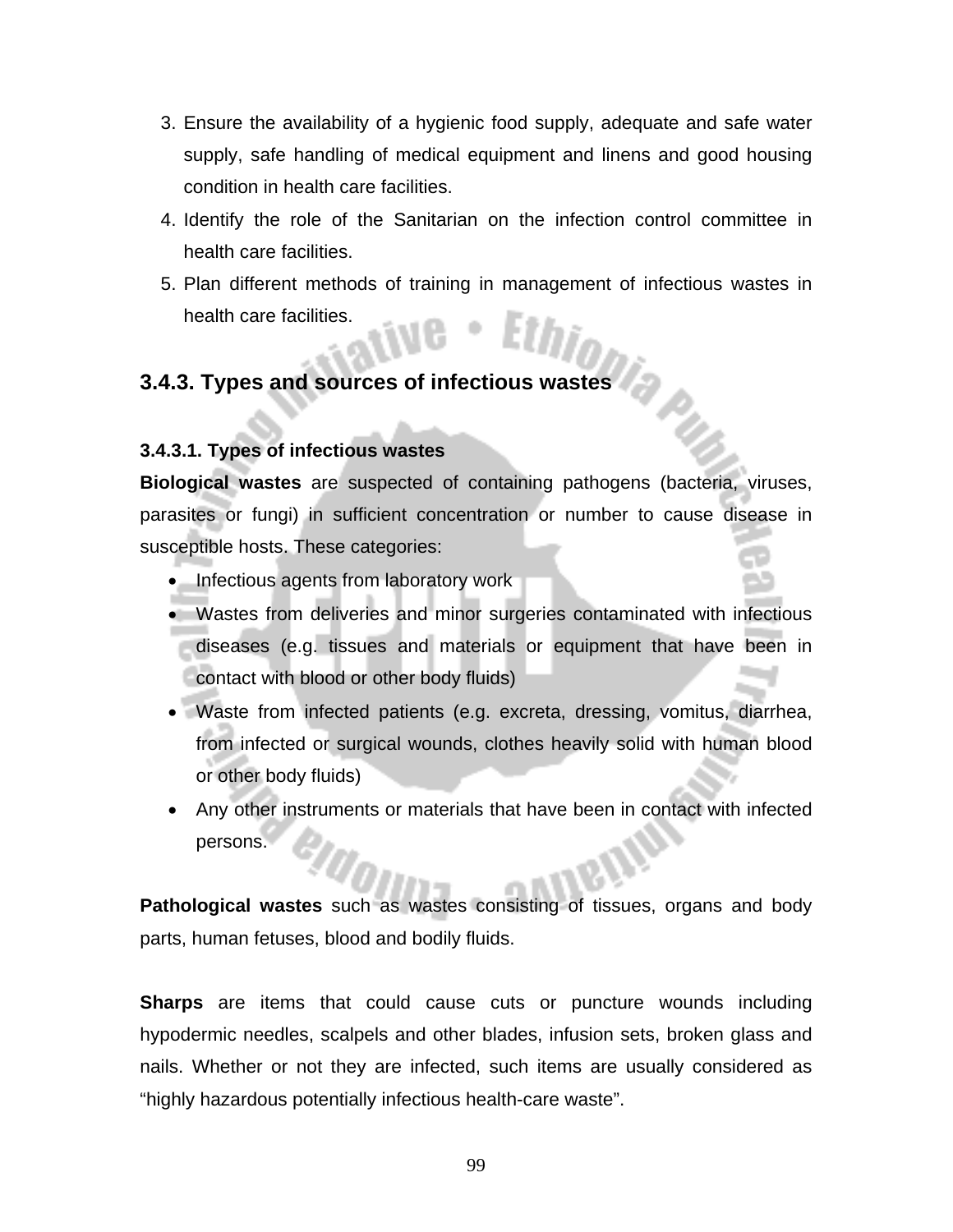3. Ensure the availability of a hygienic food supply, adequate and safe water supply, safe handling of medical equipment and linens and good housing condition in health care facilities.
4. Identify the role of the Sanitarian on the infection control committee in health care facilities.
5. Plan different methods of training in management of infectious wastes in health care facilities.

### 3.4.3. Types and sources of infectious wastes

#### 3.4.3.1. Types of infectious wastes

**Biological wastes** are suspected of containing pathogens (bacteria, viruses, parasites or fungi) in sufficient concentration or number to cause disease in susceptible hosts. These categories:

- Infectious agents from laboratory work
- Wastes from deliveries and minor surgeries contaminated with infectious diseases (e.g. tissues and materials or equipment that have been in contact with blood or other body fluids)
- Waste from infected patients (e.g. excreta, dressing, vomitus, diarrhea, from infected or surgical wounds, clothes heavily solid with human blood or other body fluids)
- Any other instruments or materials that have been in contact with infected persons.

**Pathological wastes** such as wastes consisting of tissues, organs and body parts, human fetuses, blood and bodily fluids.

**Sharps** are items that could cause cuts or puncture wounds including hypodermic needles, scalpels and other blades, infusion sets, broken glass and nails. Whether or not they are infected, such items are usually considered as “highly hazardous potentially infectious health-care waste”.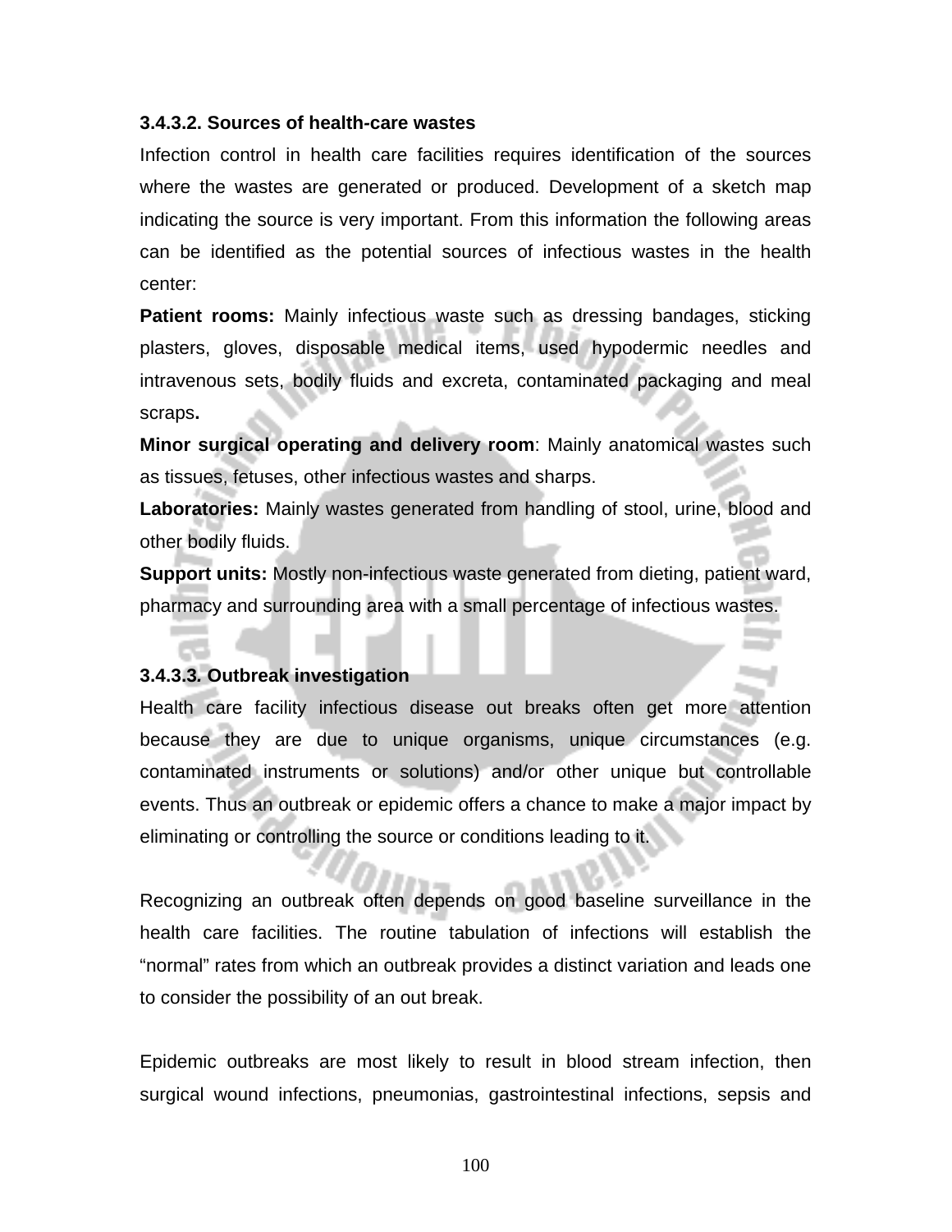#### 3.4.3.2. Sources of health-care wastes

Infection control in health care facilities requires identification of the sources where the wastes are generated or produced. Development of a sketch map indicating the source is very important. From this information the following areas can be identified as the potential sources of infectious wastes in the health center:

**Patient rooms:** Mainly infectious waste such as dressing bandages, sticking plasters, gloves, disposable medical items, used hypodermic needles and intravenous sets, bodily fluids and excreta, contaminated packaging and meal scraps**.**

**Minor surgical operating and delivery room**: Mainly anatomical wastes such as tissues, fetuses, other infectious wastes and sharps.

**Laboratories:** Mainly wastes generated from handling of stool, urine, blood and other bodily fluids.

**Support units:** Mostly non-infectious waste generated from dieting, patient ward, pharmacy and surrounding area with a small percentage of infectious wastes.

#### 3.4.3.3. Outbreak investigation

Health care facility infectious disease out breaks often get more attention because they are due to unique organisms, unique circumstances (e.g. contaminated instruments or solutions) and/or other unique but controllable events. Thus an outbreak or epidemic offers a chance to make a major impact by eliminating or controlling the source or conditions leading to it.

Recognizing an outbreak often depends on good baseline surveillance in the health care facilities. The routine tabulation of infections will establish the "normal" rates from which an outbreak provides a distinct variation and leads one to consider the possibility of an out break.

Epidemic outbreaks are most likely to result in blood stream infection, then surgical wound infections, pneumonias, gastrointestinal infections, sepsis and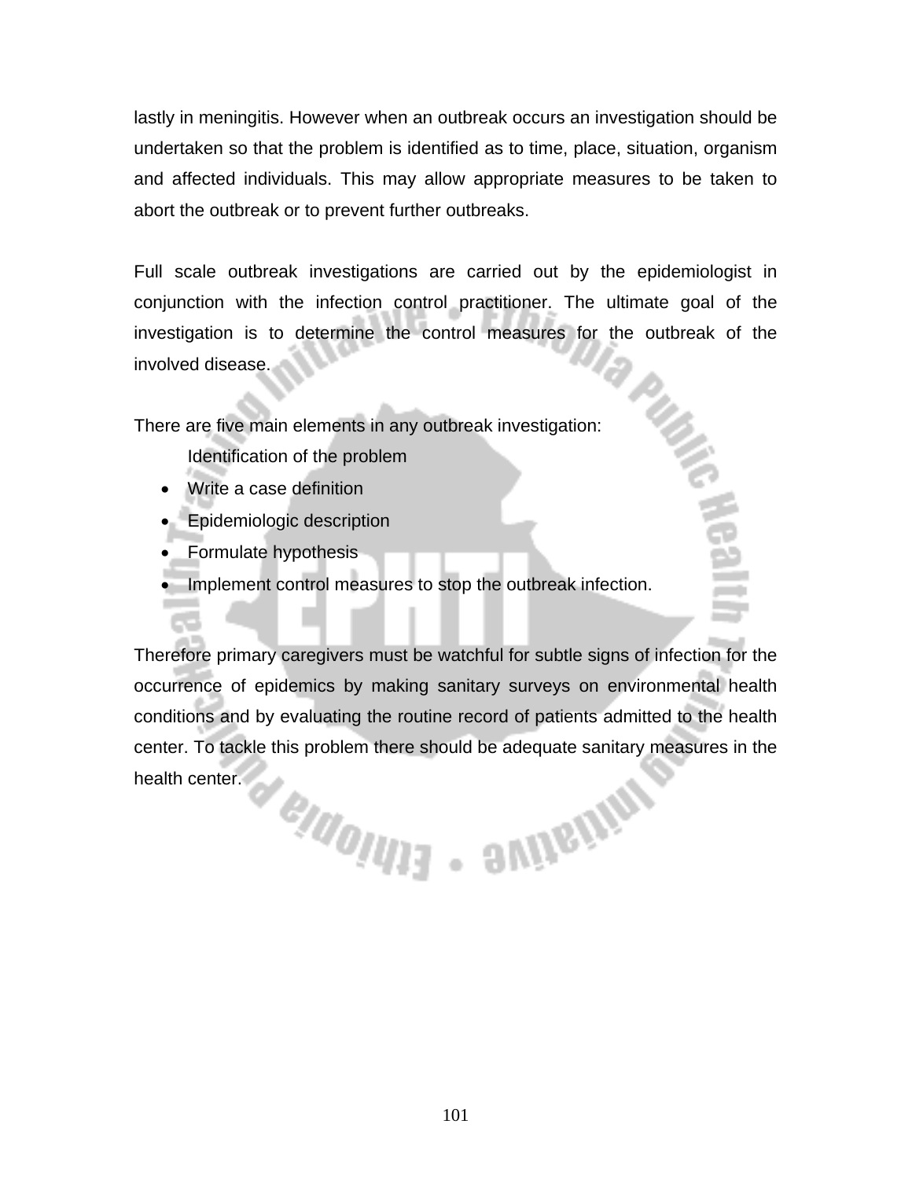lastly in meningitis. However when an outbreak occurs an investigation should be undertaken so that the problem is identified as to time, place, situation, organism and affected individuals. This may allow appropriate measures to be taken to abort the outbreak or to prevent further outbreaks.

Full scale outbreak investigations are carried out by the epidemiologist in conjunction with the infection control practitioner. The ultimate goal of the investigation is to determine the control measures for the outbreak of the involved disease.

There are five main elements in any outbreak investigation:

Identification of the problem

- Write a case definition
- Epidemiologic description
- Formulate hypothesis
- Implement control measures to stop the outbreak infection.

Therefore primary caregivers must be watchful for subtle signs of infection for the occurrence of epidemics by making sanitary surveys on environmental health conditions and by evaluating the routine record of patients admitted to the health center. To tackle this problem there should be adequate sanitary measures in the health center.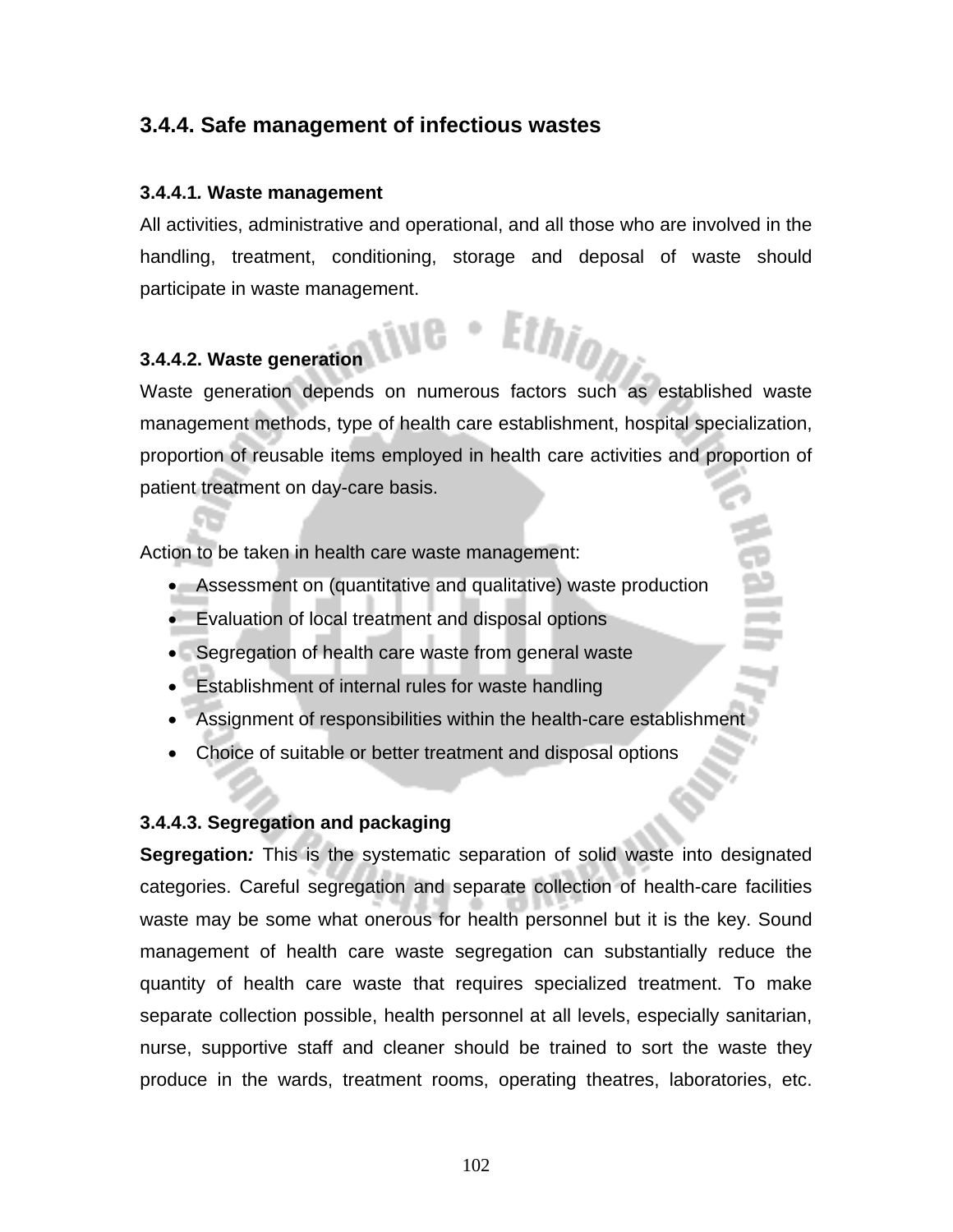### 3.4.4. Safe management of infectious wastes

#### 3.4.4.1. Waste management

All activities, administrative and operational, and all those who are involved in the handling, treatment, conditioning, storage and deposal of waste should participate in waste management.

#### 3.4.4.2. Waste generation

Waste generation depends on numerous factors such as established waste management methods, type of health care establishment, hospital specialization, proportion of reusable items employed in health care activities and proportion of patient treatment on day-care basis.

Action to be taken in health care waste management:

- Assessment on (quantitative and qualitative) waste production
- Evaluation of local treatment and disposal options
- Segregation of health care waste from general waste
- Establishment of internal rules for waste handling
- Assignment of responsibilities within the health-care establishment
- Choice of suitable or better treatment and disposal options

#### 3.4.4.3. Segregation and packaging

**Segregation***:* This is the systematic separation of solid waste into designated categories. Careful segregation and separate collection of health-care facilities waste may be some what onerous for health personnel but it is the key. Sound management of health care waste segregation can substantially reduce the quantity of health care waste that requires specialized treatment. To make separate collection possible, health personnel at all levels, especially sanitarian, nurse, supportive staff and cleaner should be trained to sort the waste they produce in the wards, treatment rooms, operating theatres, laboratories, etc.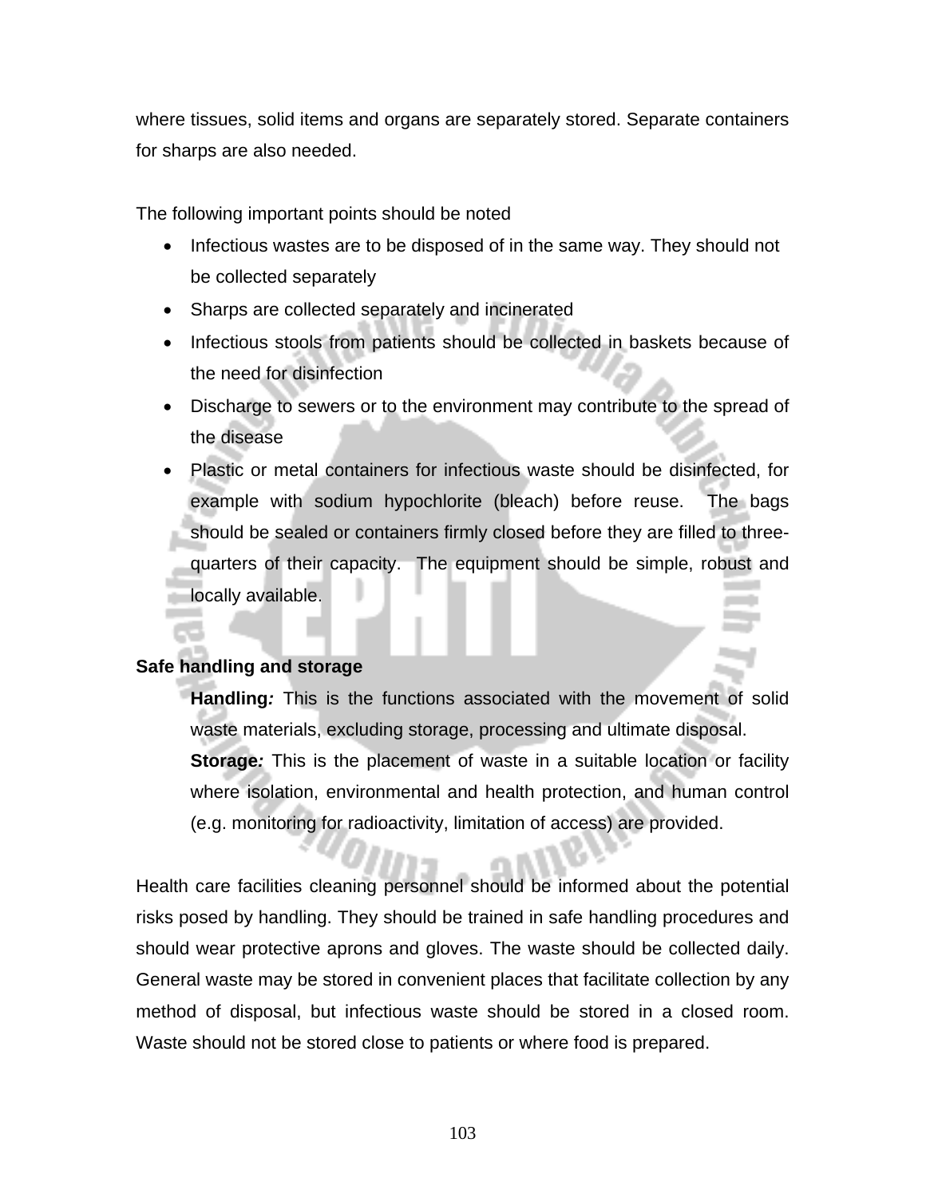where tissues, solid items and organs are separately stored. Separate containers for sharps are also needed.

The following important points should be noted

- Infectious wastes are to be disposed of in the same way. They should not be collected separately
- Sharps are collected separately and incinerated
- Infectious stools from patients should be collected in baskets because of the need for disinfection
- Discharge to sewers or to the environment may contribute to the spread of the disease
- Plastic or metal containers for infectious waste should be disinfected, for example with sodium hypochlorite (bleach) before reuse. The bags should be sealed or containers firmly closed before they are filled to three-quarters of their capacity. The equipment should be simple, robust and locally available.

**Safe handling and storage**

> **Handling*:*** This is the functions associated with the movement of solid waste materials, excluding storage, processing and ultimate disposal.
>
> **Storage*:*** This is the placement of waste in a suitable location or facility where isolation, environmental and health protection, and human control (e.g. monitoring for radioactivity, limitation of access) are provided.

Health care facilities cleaning personnel should be informed about the potential risks posed by handling. They should be trained in safe handling procedures and should wear protective aprons and gloves. The waste should be collected daily. General waste may be stored in convenient places that facilitate collection by any method of disposal, but infectious waste should be stored in a closed room. Waste should not be stored close to patients or where food is prepared.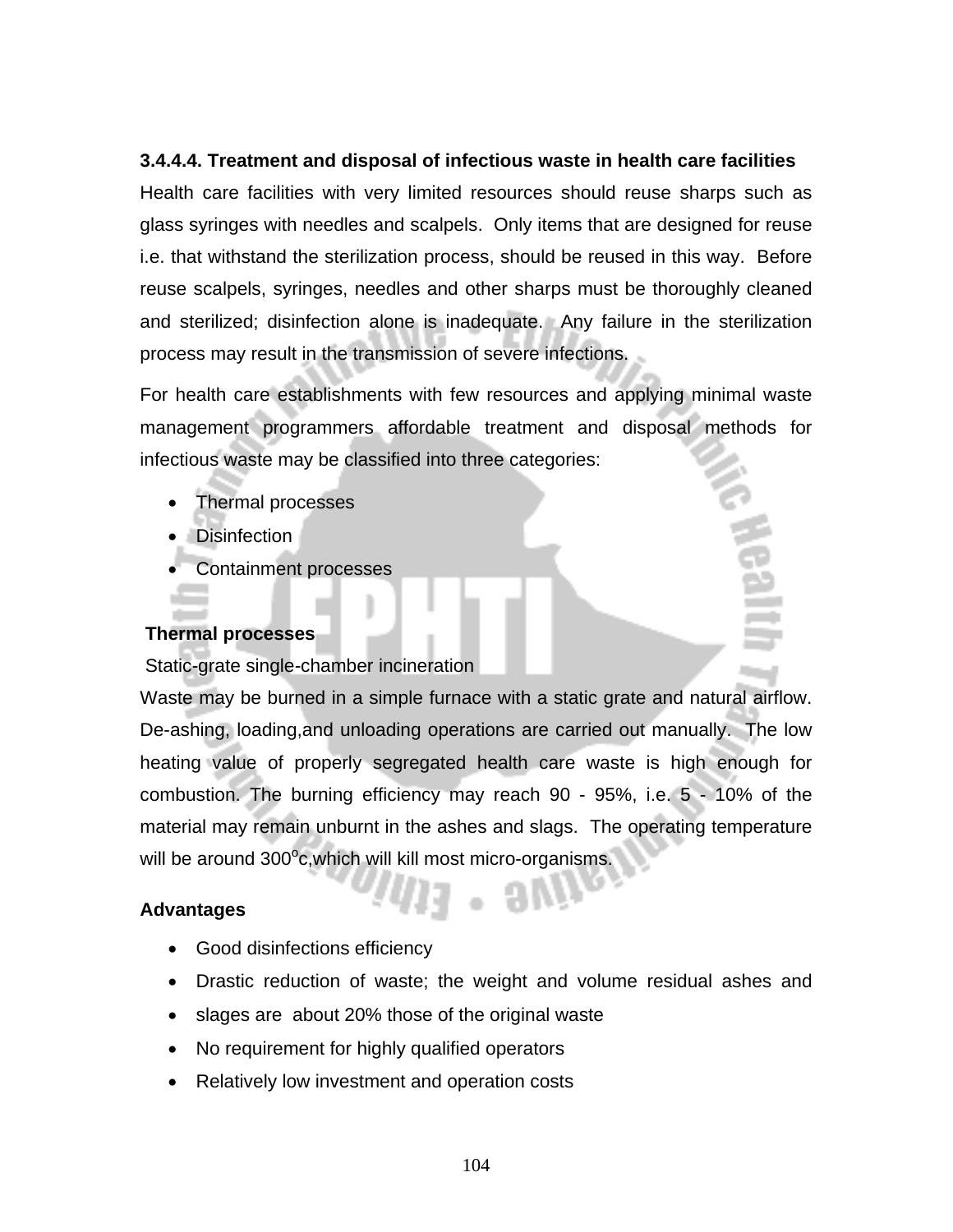### 3.4.4.4. Treatment and disposal of infectious waste in health care facilities

Health care facilities with very limited resources should reuse sharps such as glass syringes with needles and scalpels. Only items that are designed for reuse i.e. that withstand the sterilization process, should be reused in this way. Before reuse scalpels, syringes, needles and other sharps must be thoroughly cleaned and sterilized; disinfection alone is inadequate. Any failure in the sterilization process may result in the transmission of severe infections.

For health care establishments with few resources and applying minimal waste management programmers affordable treatment and disposal methods for infectious waste may be classified into three categories:

- Thermal processes
- Disinfection
- Containment processes

**Thermal processes**

Static-grate single-chamber incineration

Waste may be burned in a simple furnace with a static grate and natural airflow. De-ashing, loading,and unloading operations are carried out manually. The low heating value of properly segregated health care waste is high enough for combustion. The burning efficiency may reach 90 - 95%, i.e. 5 - 10% of the material may remain unburnt in the ashes and slags. The operating temperature will be around 300$^{o}$c,which will kill most micro-organisms.

**Advantages**

- Good disinfections efficiency
- Drastic reduction of waste; the weight and volume residual ashes and
- slages are about 20% those of the original waste
- No requirement for highly qualified operators
- Relatively low investment and operation costs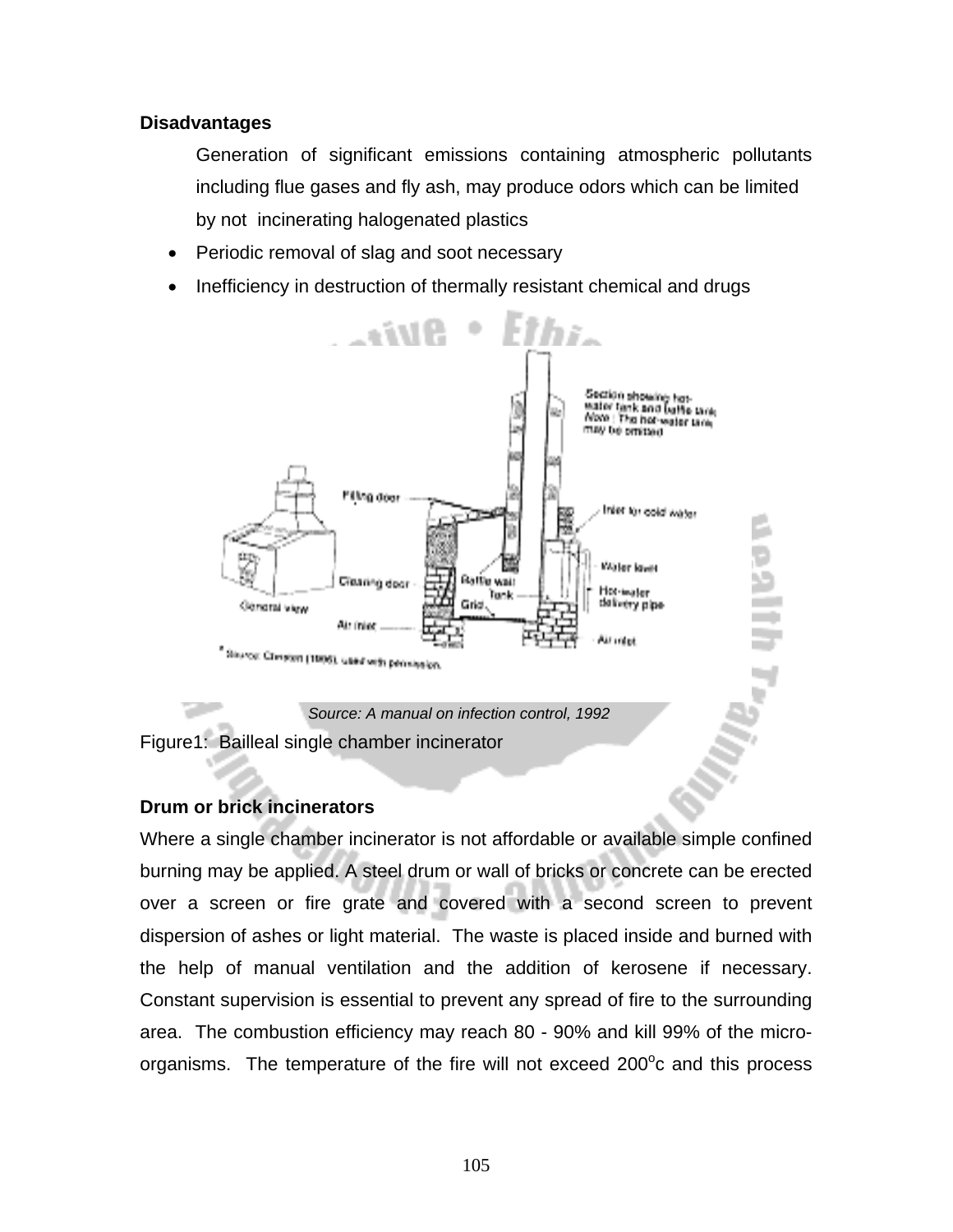**Disadvantages**

Generation of significant emissions containing atmospheric pollutants including flue gases and fly ash, may produce odors which can be limited by not incinerating halogenated plastics

- Periodic removal of slag and soot necessary
- Inefficiency in destruction of thermally resistant chemical and drugs

*Source: A manual on infection control, 1992*

Figure1: Bailleal single chamber incinerator

**Drum or brick incinerators**

Where a single chamber incinerator is not affordable or available simple confined burning may be applied. A steel drum or wall of bricks or concrete can be erected over a screen or fire grate and covered with a second screen to prevent dispersion of ashes or light material. The waste is placed inside and burned with the help of manual ventilation and the addition of kerosene if necessary. Constant supervision is essential to prevent any spread of fire to the surrounding area. The combustion efficiency may reach 80 - 90% and kill 99% of the micro-organisms. The temperature of the fire will not exceed 200$^{o}$c and this process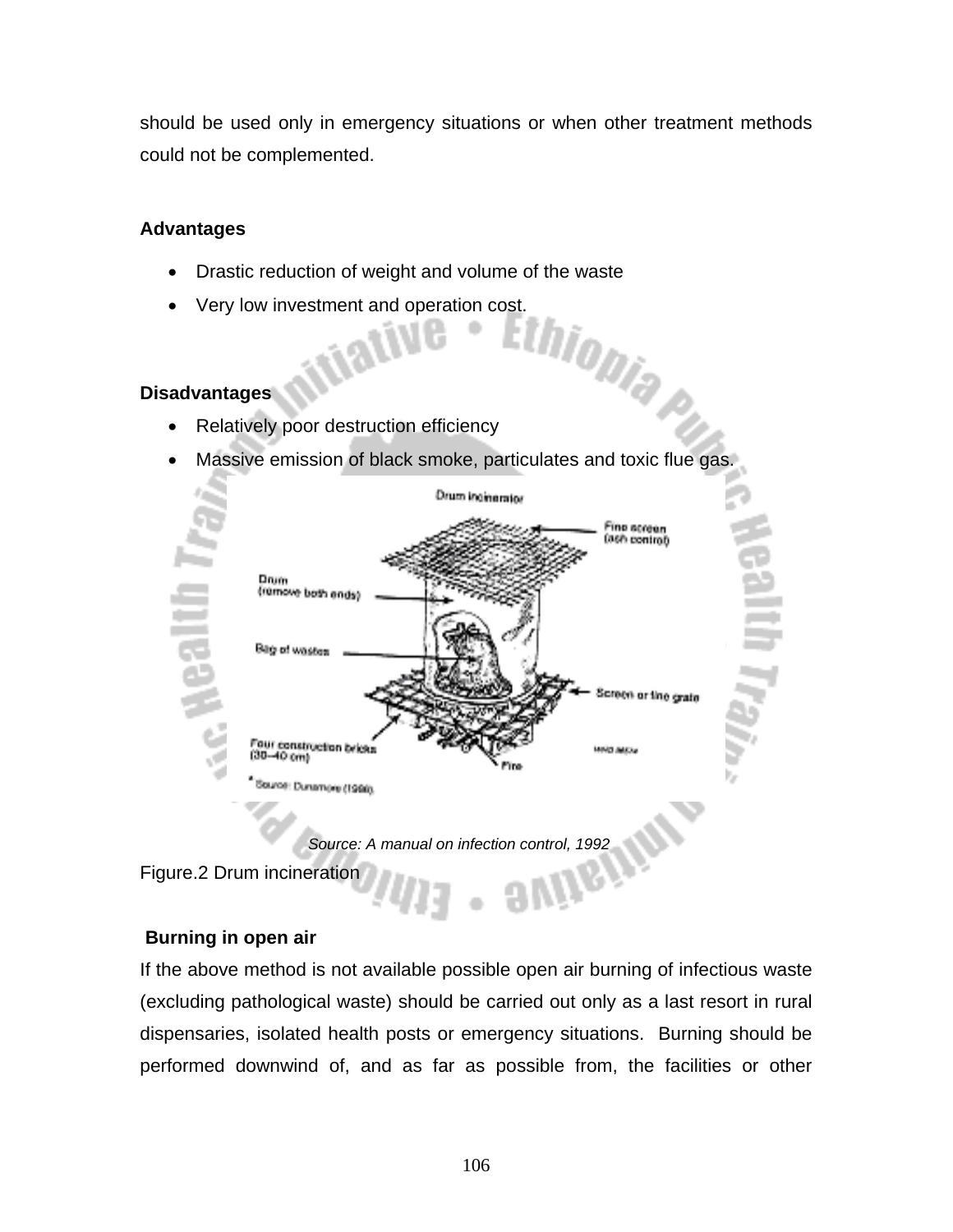should be used only in emergency situations or when other treatment methods could not be complemented.

**Advantages**

- Drastic reduction of weight and volume of the waste
- Very low investment and operation cost.

**Disadvantages**

- Relatively poor destruction efficiency
- Massive emission of black smoke, particulates and toxic flue gas.

*Source: A manual on infection control, 1992*

Figure.2 Drum incineration

**Burning in open air**

If the above method is not available possible open air burning of infectious waste (excluding pathological waste) should be carried out only as a last resort in rural dispensaries, isolated health posts or emergency situations. Burning should be performed downwind of, and as far as possible from, the facilities or other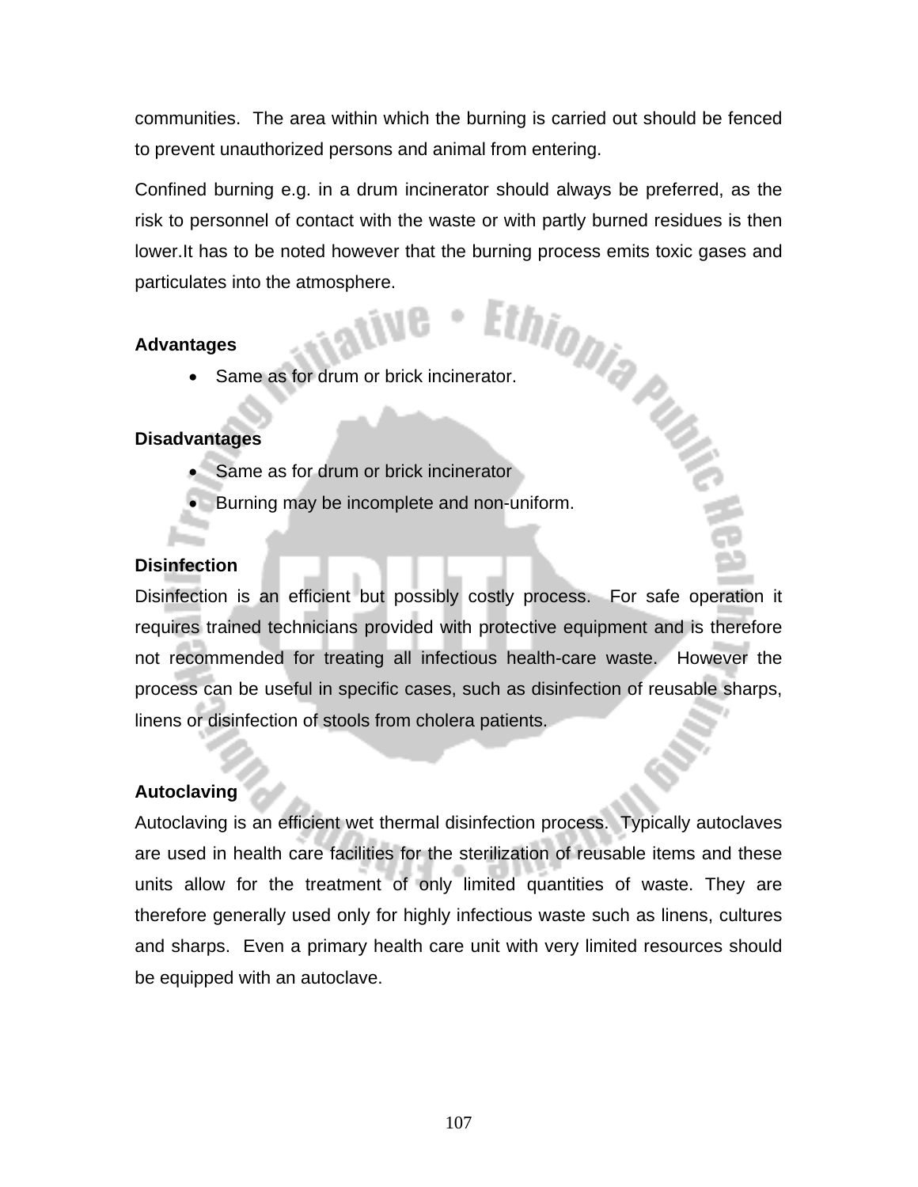communities. The area within which the burning is carried out should be fenced to prevent unauthorized persons and animal from entering.

Confined burning e.g. in a drum incinerator should always be preferred, as the risk to personnel of contact with the waste or with partly burned residues is then lower.It has to be noted however that the burning process emits toxic gases and particulates into the atmosphere.

**Advantages**

- Same as for drum or brick incinerator.

**Disadvantages**

- Same as for drum or brick incinerator
- Burning may be incomplete and non-uniform.

**Disinfection**

Disinfection is an efficient but possibly costly process. For safe operation it requires trained technicians provided with protective equipment and is therefore not recommended for treating all infectious health-care waste. However the process can be useful in specific cases, such as disinfection of reusable sharps, linens or disinfection of stools from cholera patients.

**Autoclaving**

Autoclaving is an efficient wet thermal disinfection process. Typically autoclaves are used in health care facilities for the sterilization of reusable items and these units allow for the treatment of only limited quantities of waste. They are therefore generally used only for highly infectious waste such as linens, cultures and sharps. Even a primary health care unit with very limited resources should be equipped with an autoclave.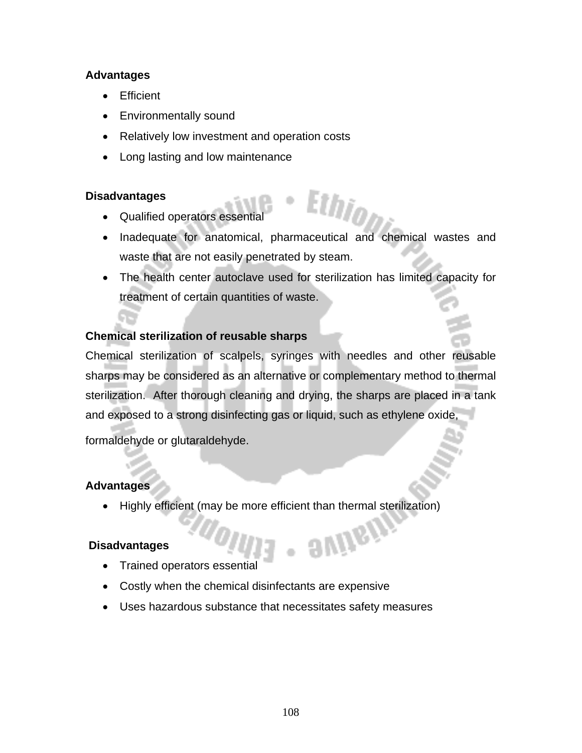**Advantages**

- Efficient
- Environmentally sound
- Relatively low investment and operation costs
- Long lasting and low maintenance

**Disadvantages**

- Qualified operators essential
- Inadequate for anatomical, pharmaceutical and chemical wastes and waste that are not easily penetrated by steam.
- The health center autoclave used for sterilization has limited capacity for treatment of certain quantities of waste.

**Chemical sterilization of reusable sharps**

Chemical sterilization of scalpels, syringes with needles and other reusable sharps may be considered as an alternative or complementary method to thermal sterilization. After thorough cleaning and drying, the sharps are placed in a tank and exposed to a strong disinfecting gas or liquid, such as ethylene oxide, formaldehyde or glutaraldehyde.

**Advantages**

- Highly efficient (may be more efficient than thermal sterilization)

**Disadvantages**

- Trained operators essential
- Costly when the chemical disinfectants are expensive
- Uses hazardous substance that necessitates safety measures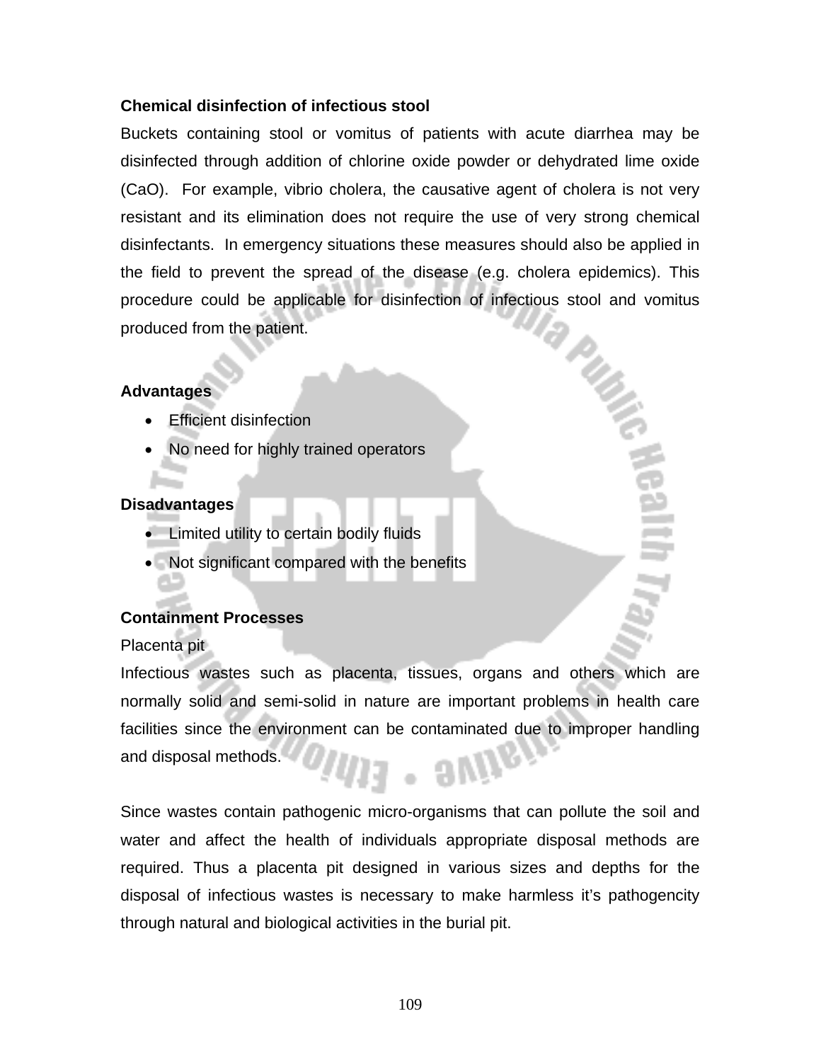**Chemical disinfection of infectious stool**

Buckets containing stool or vomitus of patients with acute diarrhea may be disinfected through addition of chlorine oxide powder or dehydrated lime oxide (CaO). For example, vibrio cholera, the causative agent of cholera is not very resistant and its elimination does not require the use of very strong chemical disinfectants. In emergency situations these measures should also be applied in the field to prevent the spread of the disease (e.g. cholera epidemics). This procedure could be applicable for disinfection of infectious stool and vomitus produced from the patient.

**Advantages**

- Efficient disinfection
- No need for highly trained operators

**Disadvantages**

- Limited utility to certain bodily fluids
- Not significant compared with the benefits

**Containment Processes**

Placenta pit

Infectious wastes such as placenta, tissues, organs and others which are normally solid and semi-solid in nature are important problems in health care facilities since the environment can be contaminated due to improper handling and disposal methods.

Since wastes contain pathogenic micro-organisms that can pollute the soil and water and affect the health of individuals appropriate disposal methods are required. Thus a placenta pit designed in various sizes and depths for the disposal of infectious wastes is necessary to make harmless it's pathogencity through natural and biological activities in the burial pit.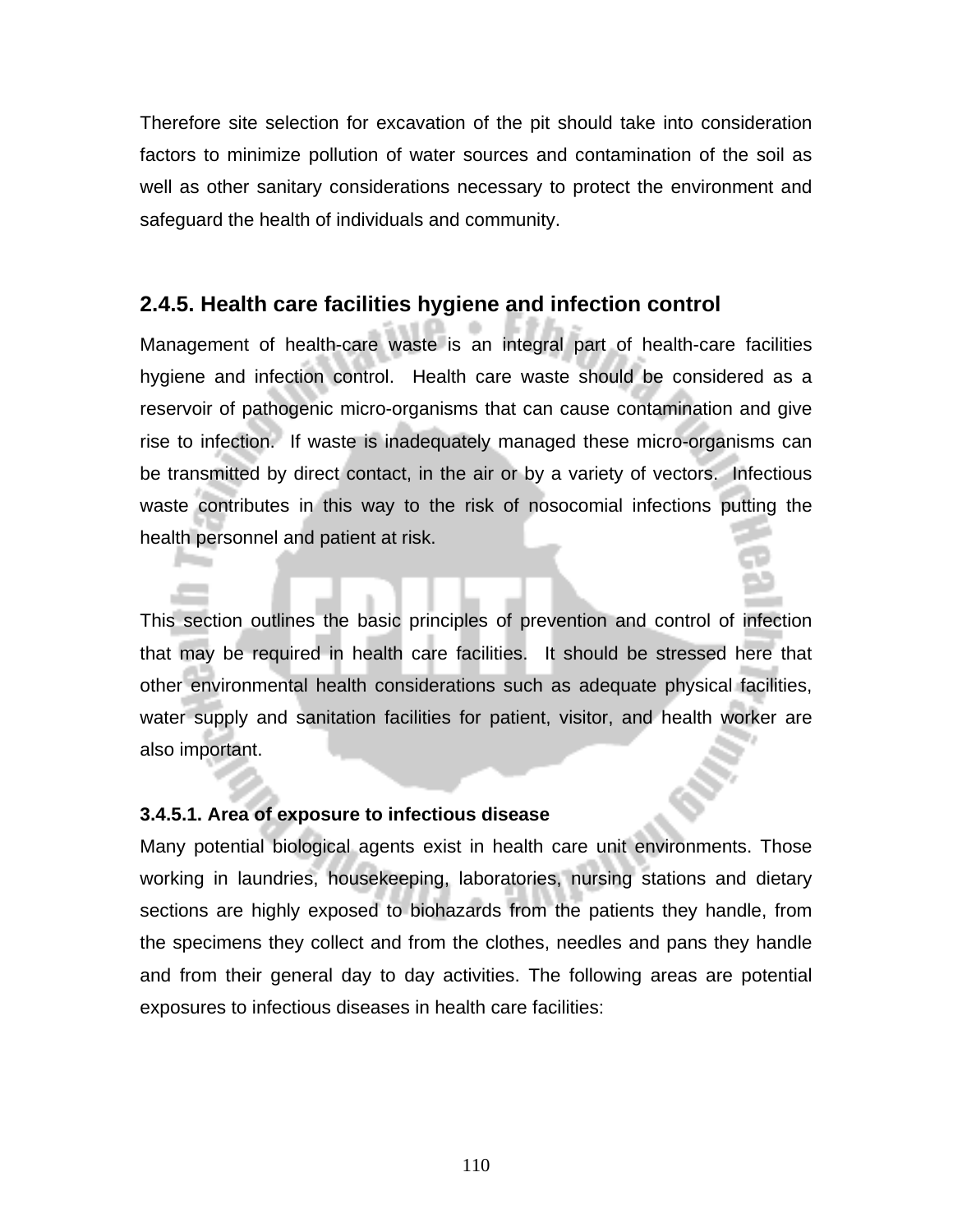Therefore site selection for excavation of the pit should take into consideration factors to minimize pollution of water sources and contamination of the soil as well as other sanitary considerations necessary to protect the environment and safeguard the health of individuals and community.

### 2.4.5. Health care facilities hygiene and infection control

Management of health-care waste is an integral part of health-care facilities hygiene and infection control. Health care waste should be considered as a reservoir of pathogenic micro-organisms that can cause contamination and give rise to infection. If waste is inadequately managed these micro-organisms can be transmitted by direct contact, in the air or by a variety of vectors. Infectious waste contributes in this way to the risk of nosocomial infections putting the health personnel and patient at risk.

This section outlines the basic principles of prevention and control of infection that may be required in health care facilities. It should be stressed here that other environmental health considerations such as adequate physical facilities, water supply and sanitation facilities for patient, visitor, and health worker are also important.

#### 3.4.5.1. Area of exposure to infectious disease

Many potential biological agents exist in health care unit environments. Those working in laundries, housekeeping, laboratories, nursing stations and dietary sections are highly exposed to biohazards from the patients they handle, from the specimens they collect and from the clothes, needles and pans they handle and from their general day to day activities. The following areas are potential exposures to infectious diseases in health care facilities: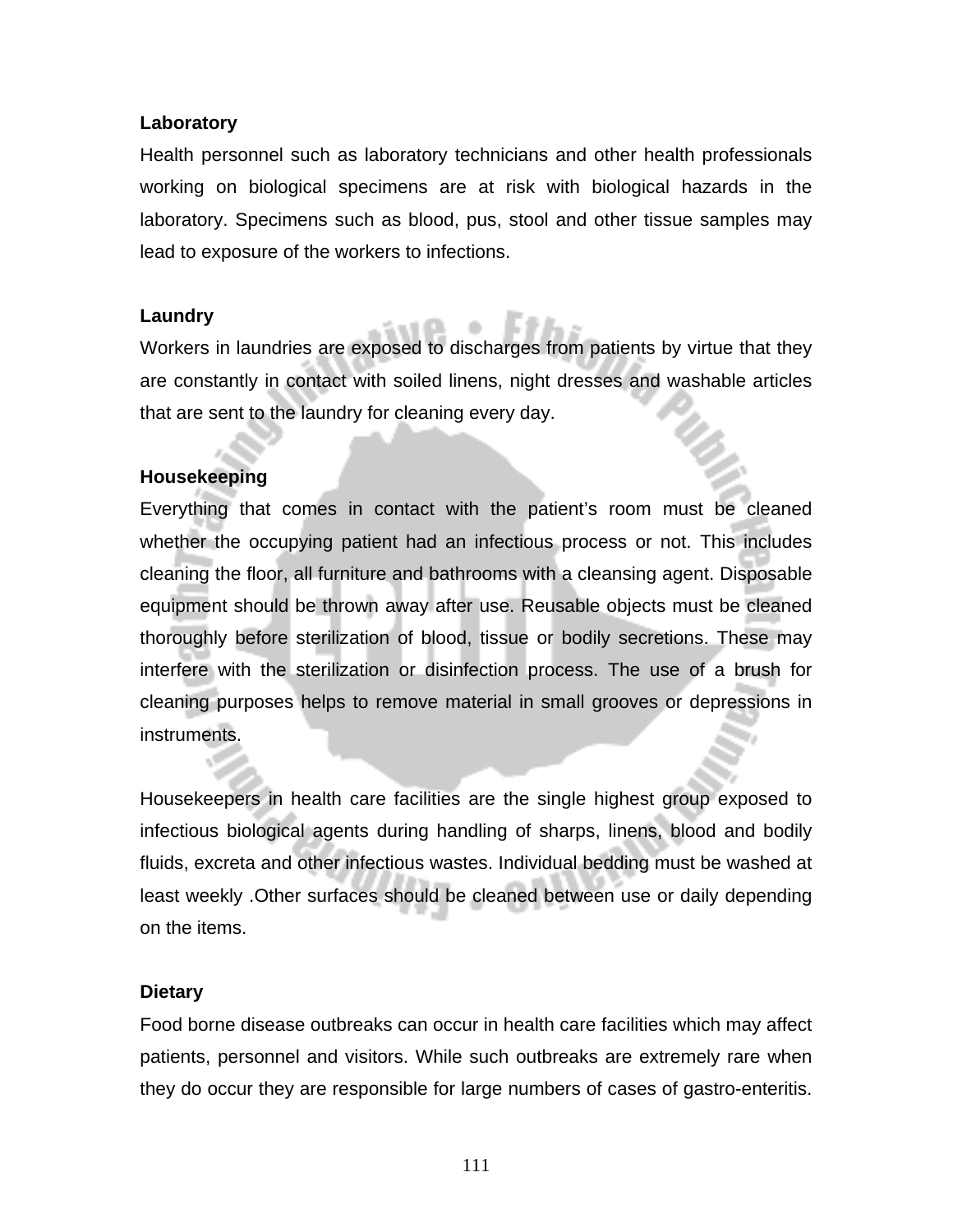**Laboratory**

Health personnel such as laboratory technicians and other health professionals working on biological specimens are at risk with biological hazards in the laboratory. Specimens such as blood, pus, stool and other tissue samples may lead to exposure of the workers to infections.

**Laundry**

Workers in laundries are exposed to discharges from patients by virtue that they are constantly in contact with soiled linens, night dresses and washable articles that are sent to the laundry for cleaning every day.

**Housekeeping**

Everything that comes in contact with the patient's room must be cleaned whether the occupying patient had an infectious process or not. This includes cleaning the floor, all furniture and bathrooms with a cleansing agent. Disposable equipment should be thrown away after use. Reusable objects must be cleaned thoroughly before sterilization of blood, tissue or bodily secretions. These may interfere with the sterilization or disinfection process. The use of a brush for cleaning purposes helps to remove material in small grooves or depressions in instruments.

Housekeepers in health care facilities are the single highest group exposed to infectious biological agents during handling of sharps, linens, blood and bodily fluids, excreta and other infectious wastes. Individual bedding must be washed at least weekly .Other surfaces should be cleaned between use or daily depending on the items.

**Dietary**

Food borne disease outbreaks can occur in health care facilities which may affect patients, personnel and visitors. While such outbreaks are extremely rare when they do occur they are responsible for large numbers of cases of gastro-enteritis.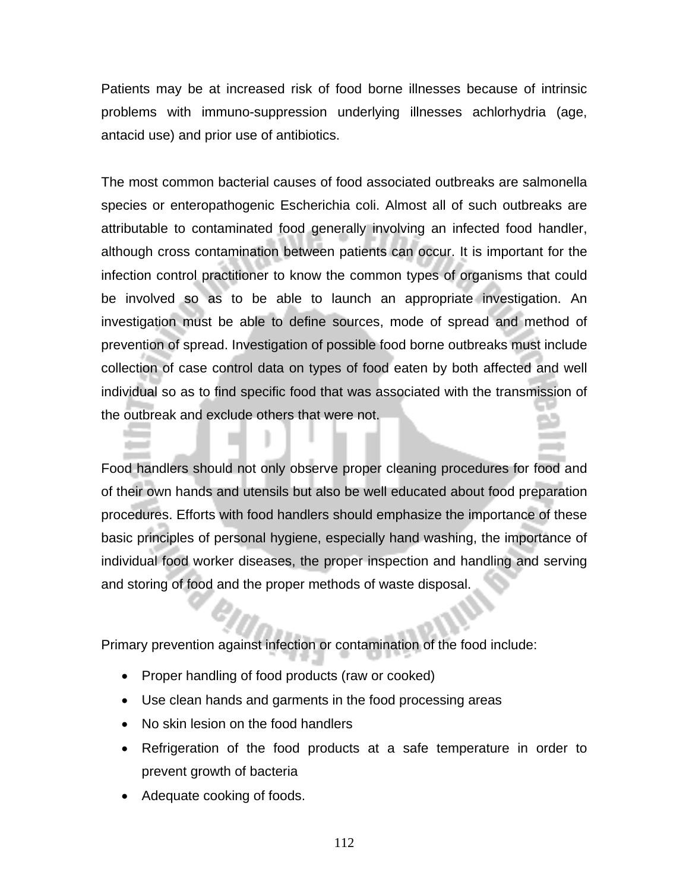Patients may be at increased risk of food borne illnesses because of intrinsic problems with immuno-suppression underlying illnesses achlorhydria (age, antacid use) and prior use of antibiotics.

The most common bacterial causes of food associated outbreaks are salmonella species or enteropathogenic Escherichia coli. Almost all of such outbreaks are attributable to contaminated food generally involving an infected food handler, although cross contamination between patients can occur. It is important for the infection control practitioner to know the common types of organisms that could be involved so as to be able to launch an appropriate investigation. An investigation must be able to define sources, mode of spread and method of prevention of spread. Investigation of possible food borne outbreaks must include collection of case control data on types of food eaten by both affected and well individual so as to find specific food that was associated with the transmission of the outbreak and exclude others that were not.

Food handlers should not only observe proper cleaning procedures for food and of their own hands and utensils but also be well educated about food preparation procedures. Efforts with food handlers should emphasize the importance of these basic principles of personal hygiene, especially hand washing, the importance of individual food worker diseases, the proper inspection and handling and serving and storing of food and the proper methods of waste disposal.

Primary prevention against infection or contamination of the food include:

- Proper handling of food products (raw or cooked)
- Use clean hands and garments in the food processing areas
- No skin lesion on the food handlers
- Refrigeration of the food products at a safe temperature in order to prevent growth of bacteria
- Adequate cooking of foods.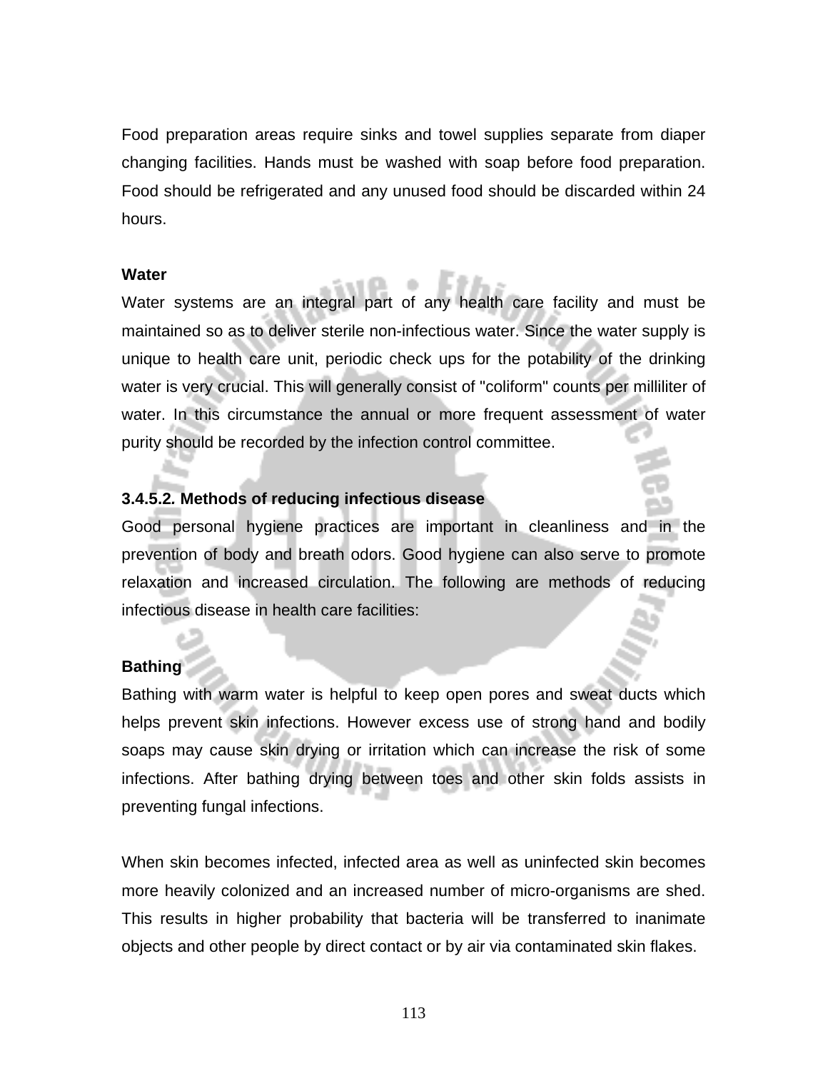Food preparation areas require sinks and towel supplies separate from diaper changing facilities. Hands must be washed with soap before food preparation. Food should be refrigerated and any unused food should be discarded within 24 hours.

**Water**

Water systems are an integral part of any health care facility and must be maintained so as to deliver sterile non-infectious water. Since the water supply is unique to health care unit, periodic check ups for the potability of the drinking water is very crucial. This will generally consist of "coliform" counts per milliliter of water. In this circumstance the annual or more frequent assessment of water purity should be recorded by the infection control committee.

**3.4.5.2. Methods of reducing infectious disease**

Good personal hygiene practices are important in cleanliness and in the prevention of body and breath odors. Good hygiene can also serve to promote relaxation and increased circulation. The following are methods of reducing infectious disease in health care facilities:

**Bathing**

Bathing with warm water is helpful to keep open pores and sweat ducts which helps prevent skin infections. However excess use of strong hand and bodily soaps may cause skin drying or irritation which can increase the risk of some infections. After bathing drying between toes and other skin folds assists in preventing fungal infections.

When skin becomes infected, infected area as well as uninfected skin becomes more heavily colonized and an increased number of micro-organisms are shed. This results in higher probability that bacteria will be transferred to inanimate objects and other people by direct contact or by air via contaminated skin flakes.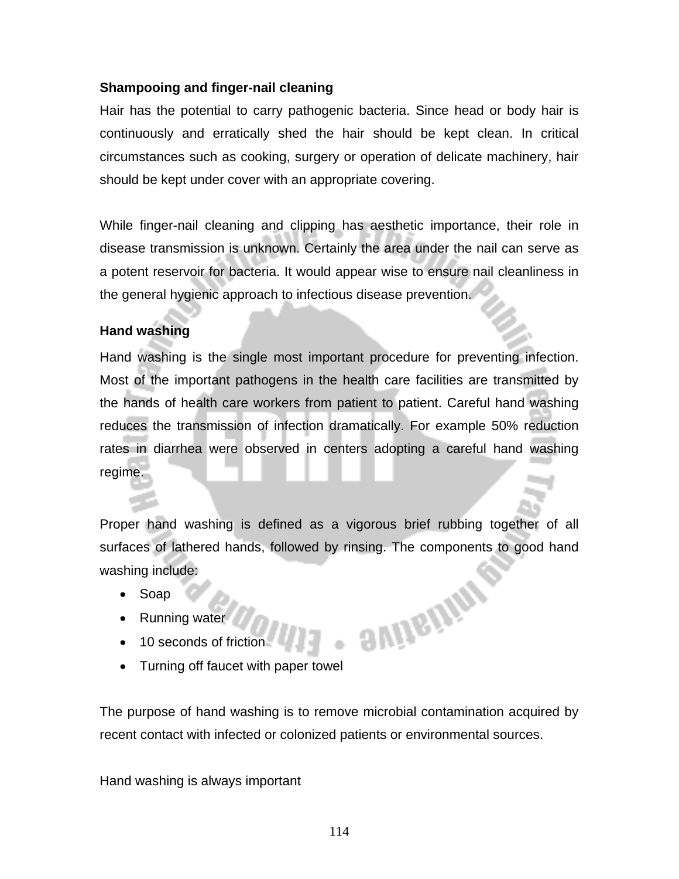**Shampooing and finger-nail cleaning**

Hair has the potential to carry pathogenic bacteria. Since head or body hair is continuously and erratically shed the hair should be kept clean. In critical circumstances such as cooking, surgery or operation of delicate machinery, hair should be kept under cover with an appropriate covering.

While finger-nail cleaning and clipping has aesthetic importance, their role in disease transmission is unknown. Certainly the area under the nail can serve as a potent reservoir for bacteria. It would appear wise to ensure nail cleanliness in the general hygienic approach to infectious disease prevention.

**Hand washing**

Hand washing is the single most important procedure for preventing infection. Most of the important pathogens in the health care facilities are transmitted by the hands of health care workers from patient to patient. Careful hand washing reduces the transmission of infection dramatically. For example 50% reduction rates in diarrhea were observed in centers adopting a careful hand washing regime.

Proper hand washing is defined as a vigorous brief rubbing together of all surfaces of lathered hands, followed by rinsing. The components to good hand washing include:

- Soap
- Running water
- 10 seconds of friction
- Turning off faucet with paper towel

The purpose of hand washing is to remove microbial contamination acquired by recent contact with infected or colonized patients or environmental sources.

Hand washing is always important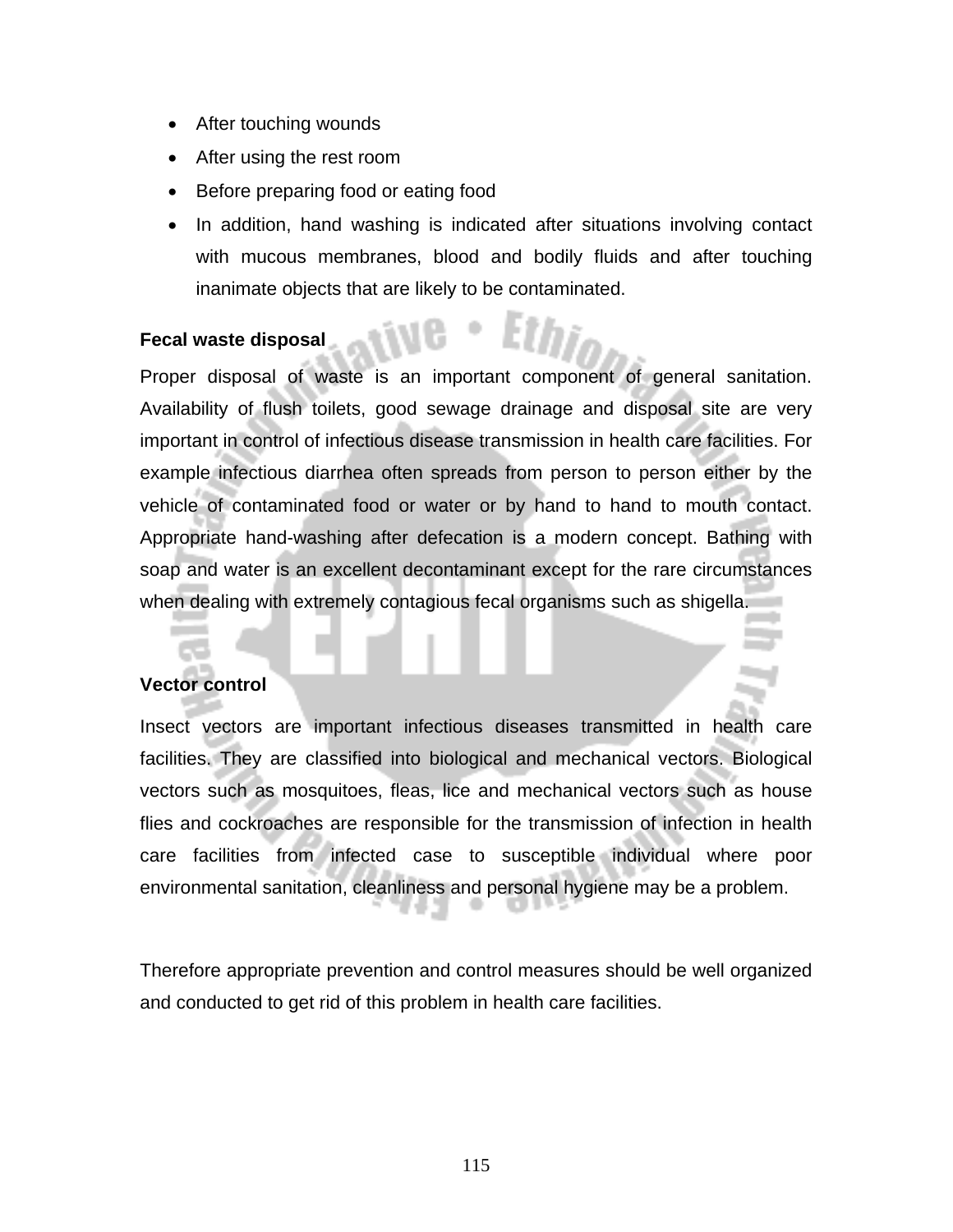- After touching wounds
- After using the rest room
- Before preparing food or eating food
- In addition, hand washing is indicated after situations involving contact with mucous membranes, blood and bodily fluids and after touching inanimate objects that are likely to be contaminated.

**Fecal waste disposal**

Proper disposal of waste is an important component of general sanitation. Availability of flush toilets, good sewage drainage and disposal site are very important in control of infectious disease transmission in health care facilities. For example infectious diarrhea often spreads from person to person either by the vehicle of contaminated food or water or by hand to hand to mouth contact. Appropriate hand-washing after defecation is a modern concept. Bathing with soap and water is an excellent decontaminant except for the rare circumstances when dealing with extremely contagious fecal organisms such as shigella.

**Vector control**

Insect vectors are important infectious diseases transmitted in health care facilities. They are classified into biological and mechanical vectors. Biological vectors such as mosquitoes, fleas, lice and mechanical vectors such as house flies and cockroaches are responsible for the transmission of infection in health care facilities from infected case to susceptible individual where poor environmental sanitation, cleanliness and personal hygiene may be a problem.

Therefore appropriate prevention and control measures should be well organized and conducted to get rid of this problem in health care facilities.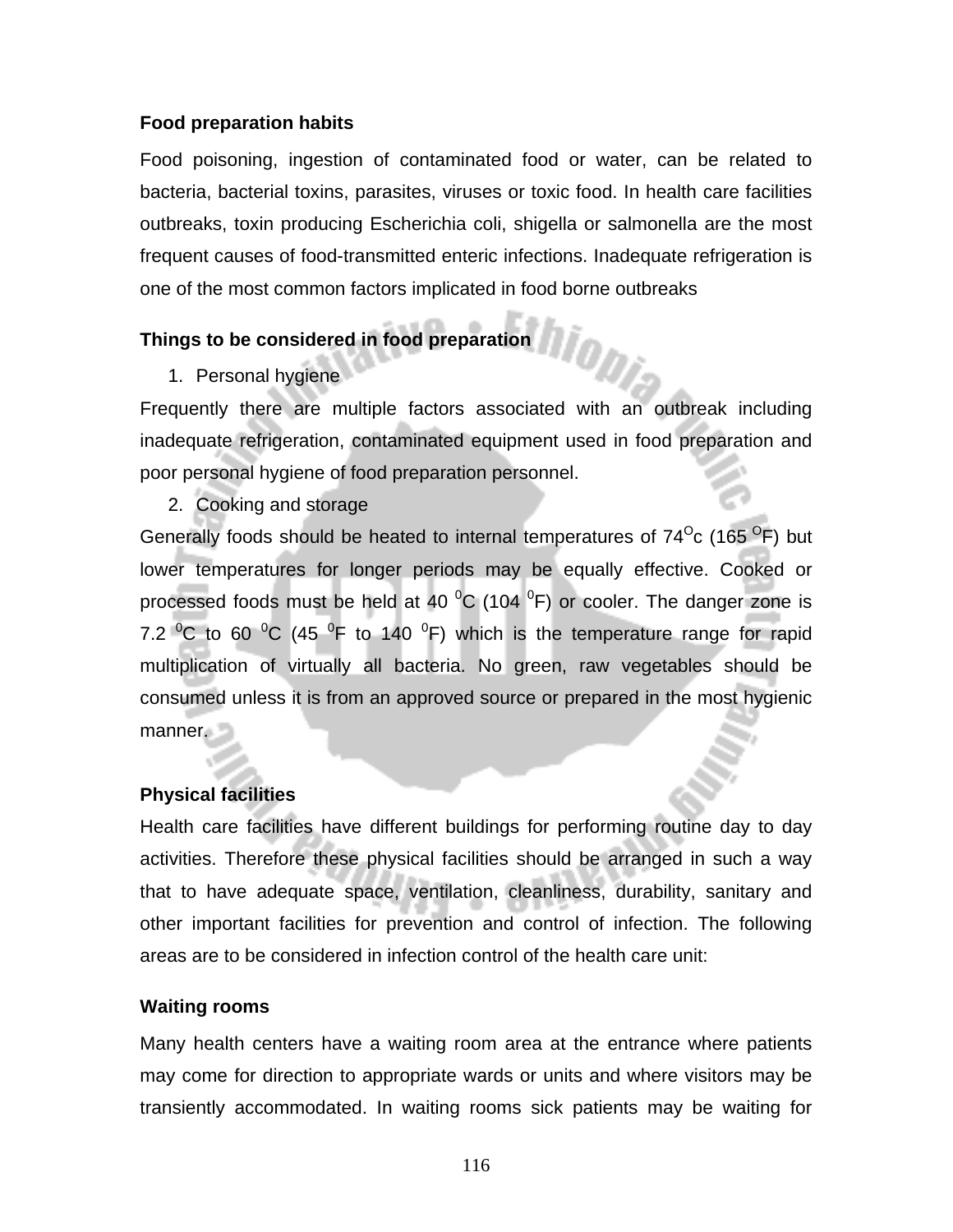### Food preparation habits

Food poisoning, ingestion of contaminated food or water, can be related to bacteria, bacterial toxins, parasites, viruses or toxic food. In health care facilities outbreaks, toxin producing Escherichia coli, shigella or salmonella are the most frequent causes of food-transmitted enteric infections. Inadequate refrigeration is one of the most common factors implicated in food borne outbreaks

### Things to be considered in food preparation

1. Personal hygiene

Frequently there are multiple factors associated with an outbreak including inadequate refrigeration, contaminated equipment used in food preparation and poor personal hygiene of food preparation personnel.

2. Cooking and storage

Generally foods should be heated to internal temperatures of 74$^{O}$c (165 $^{O}$F) but lower temperatures for longer periods may be equally effective. Cooked or processed foods must be held at 40 $^{0}$C (104 $^{0}$F) or cooler. The danger zone is 7.2 $^{0}$C to 60 $^{0}$C (45 $^{0}$F to 140 $^{0}$F) which is the temperature range for rapid multiplication of virtually all bacteria. No green, raw vegetables should be consumed unless it is from an approved source or prepared in the most hygienic manner.

### Physical facilities

Health care facilities have different buildings for performing routine day to day activities. Therefore these physical facilities should be arranged in such a way that to have adequate space, ventilation, cleanliness, durability, sanitary and other important facilities for prevention and control of infection. The following areas are to be considered in infection control of the health care unit:

### Waiting rooms

Many health centers have a waiting room area at the entrance where patients may come for direction to appropriate wards or units and where visitors may be transiently accommodated. In waiting rooms sick patients may be waiting for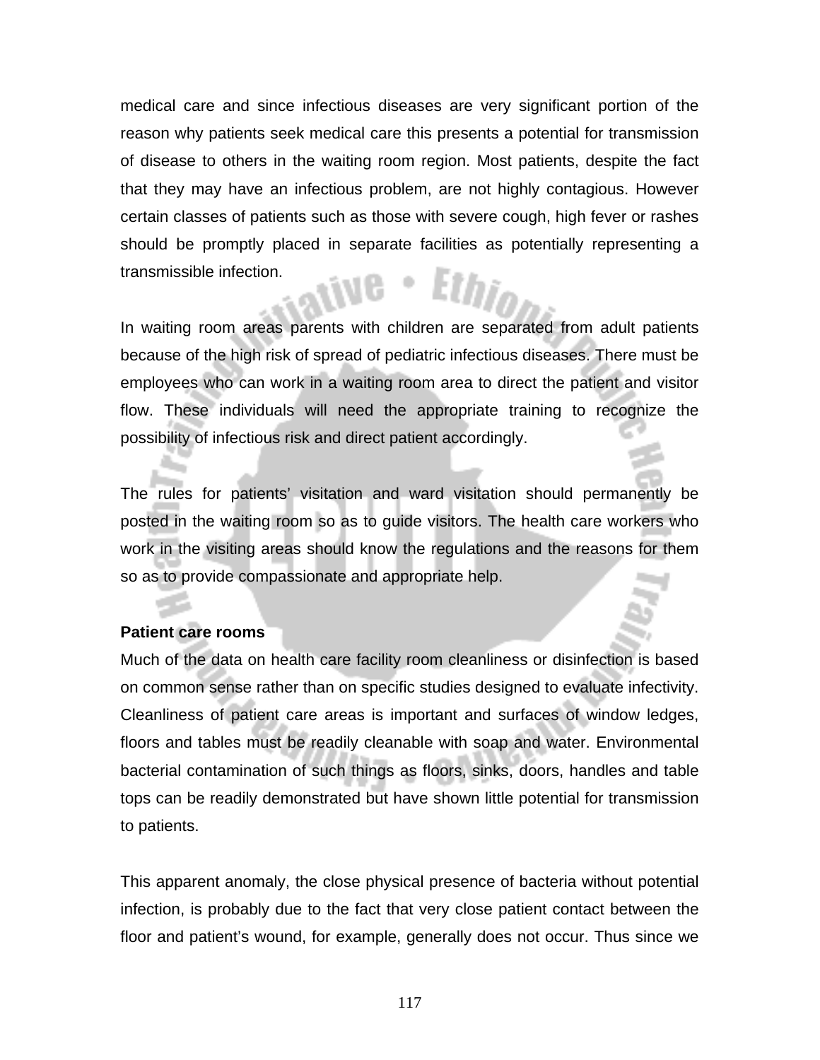medical care and since infectious diseases are very significant portion of the reason why patients seek medical care this presents a potential for transmission of disease to others in the waiting room region. Most patients, despite the fact that they may have an infectious problem, are not highly contagious. However certain classes of patients such as those with severe cough, high fever or rashes should be promptly placed in separate facilities as potentially representing a transmissible infection.

In waiting room areas parents with children are separated from adult patients because of the high risk of spread of pediatric infectious diseases. There must be employees who can work in a waiting room area to direct the patient and visitor flow. These individuals will need the appropriate training to recognize the possibility of infectious risk and direct patient accordingly.

The rules for patients' visitation and ward visitation should permanently be posted in the waiting room so as to guide visitors. The health care workers who work in the visiting areas should know the regulations and the reasons for them so as to provide compassionate and appropriate help.

**Patient care rooms**

Much of the data on health care facility room cleanliness or disinfection is based on common sense rather than on specific studies designed to evaluate infectivity. Cleanliness of patient care areas is important and surfaces of window ledges, floors and tables must be readily cleanable with soap and water. Environmental bacterial contamination of such things as floors, sinks, doors, handles and table tops can be readily demonstrated but have shown little potential for transmission to patients.

This apparent anomaly, the close physical presence of bacteria without potential infection, is probably due to the fact that very close patient contact between the floor and patient's wound, for example, generally does not occur. Thus since we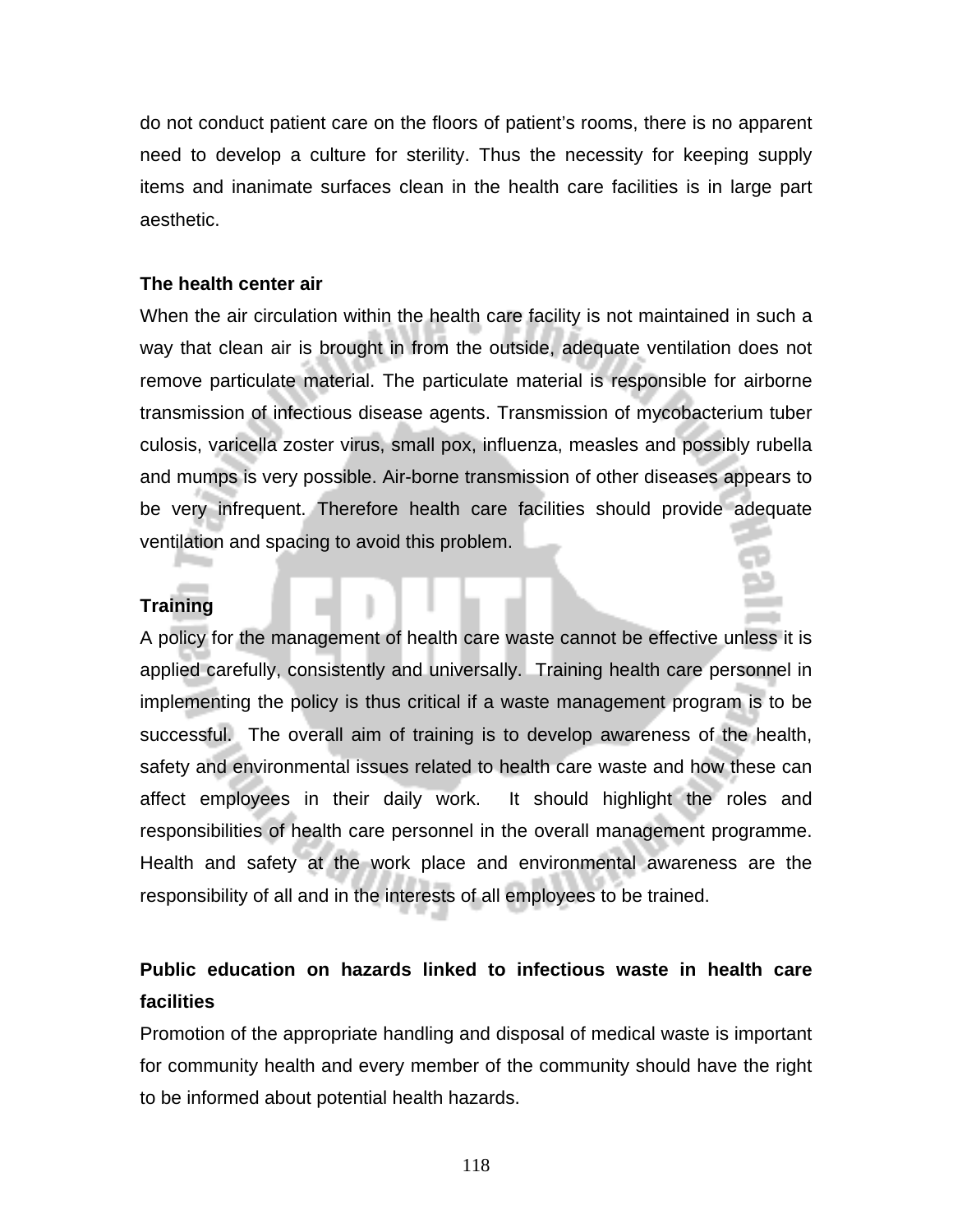do not conduct patient care on the floors of patient's rooms, there is no apparent need to develop a culture for sterility. Thus the necessity for keeping supply items and inanimate surfaces clean in the health care facilities is in large part aesthetic.

**The health center air**

When the air circulation within the health care facility is not maintained in such a way that clean air is brought in from the outside, adequate ventilation does not remove particulate material. The particulate material is responsible for airborne transmission of infectious disease agents. Transmission of mycobacterium tuber culosis, varicella zoster virus, small pox, influenza, measles and possibly rubella and mumps is very possible. Air-borne transmission of other diseases appears to be very infrequent. Therefore health care facilities should provide adequate ventilation and spacing to avoid this problem.

**Training**

A policy for the management of health care waste cannot be effective unless it is applied carefully, consistently and universally. Training health care personnel in implementing the policy is thus critical if a waste management program is to be successful. The overall aim of training is to develop awareness of the health, safety and environmental issues related to health care waste and how these can affect employees in their daily work. It should highlight the roles and responsibilities of health care personnel in the overall management programme. Health and safety at the work place and environmental awareness are the responsibility of all and in the interests of all employees to be trained.

**Public education on hazards linked to infectious waste in health care facilities**

Promotion of the appropriate handling and disposal of medical waste is important for community health and every member of the community should have the right to be informed about potential health hazards.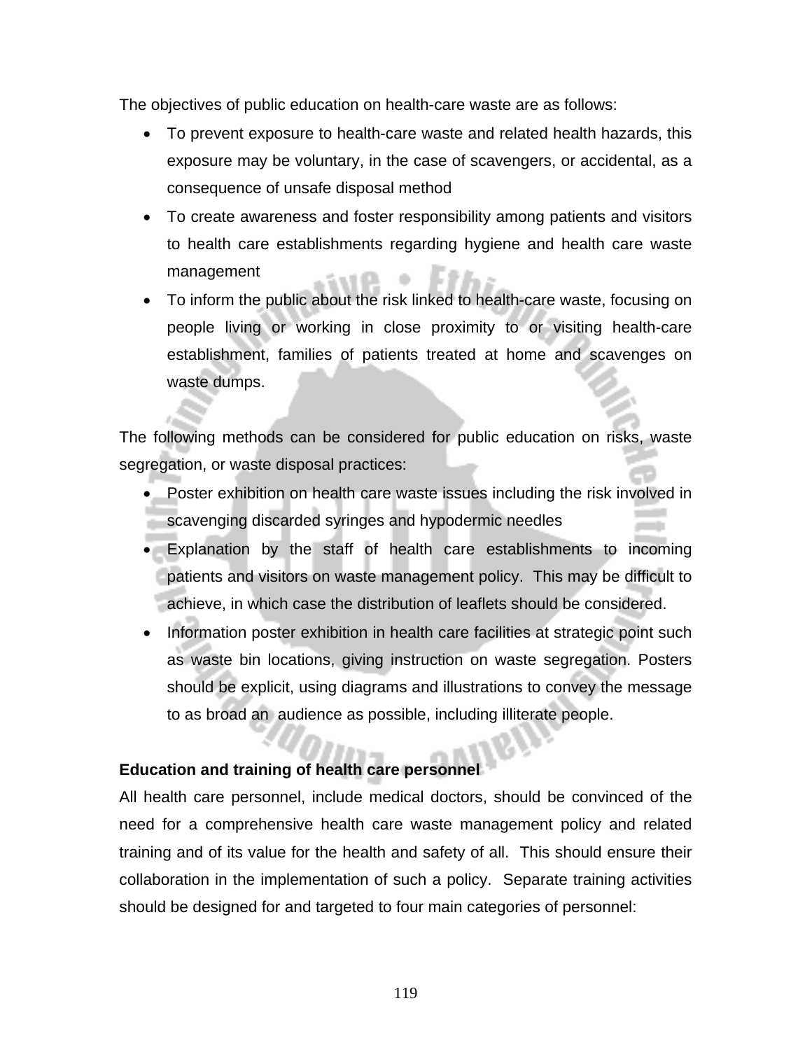The objectives of public education on health-care waste are as follows:

- To prevent exposure to health-care waste and related health hazards, this exposure may be voluntary, in the case of scavengers, or accidental, as a consequence of unsafe disposal method
- To create awareness and foster responsibility among patients and visitors to health care establishments regarding hygiene and health care waste management
- To inform the public about the risk linked to health-care waste, focusing on people living or working in close proximity to or visiting health-care establishment, families of patients treated at home and scavenges on waste dumps.

The following methods can be considered for public education on risks, waste segregation, or waste disposal practices:

- Poster exhibition on health care waste issues including the risk involved in scavenging discarded syringes and hypodermic needles
- Explanation by the staff of health care establishments to incoming patients and visitors on waste management policy. This may be difficult to achieve, in which case the distribution of leaflets should be considered.
- Information poster exhibition in health care facilities at strategic point such as waste bin locations, giving instruction on waste segregation. Posters should be explicit, using diagrams and illustrations to convey the message to as broad an audience as possible, including illiterate people.

**Education and training of health care personnel**

All health care personnel, include medical doctors, should be convinced of the need for a comprehensive health care waste management policy and related training and of its value for the health and safety of all. This should ensure their collaboration in the implementation of such a policy. Separate training activities should be designed for and targeted to four main categories of personnel: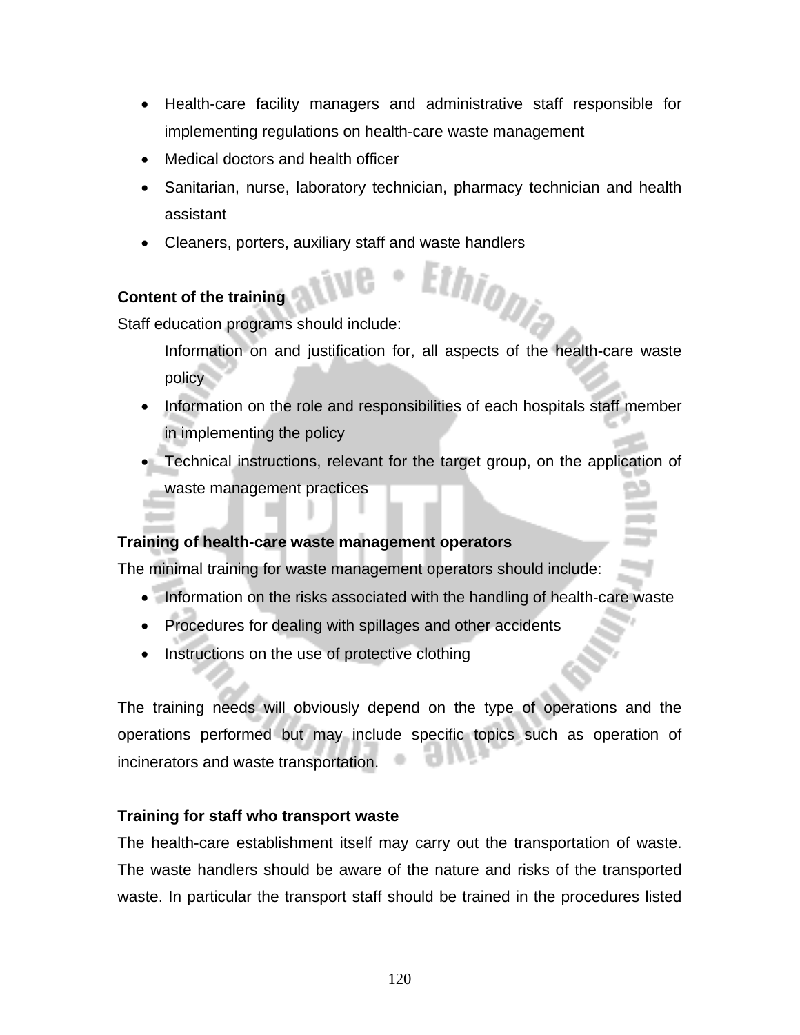- Health-care facility managers and administrative staff responsible for implementing regulations on health-care waste management
- Medical doctors and health officer
- Sanitarian, nurse, laboratory technician, pharmacy technician and health assistant
- Cleaners, porters, auxiliary staff and waste handlers

**Content of the training**

Staff education programs should include:

Information on and justification for, all aspects of the health-care waste policy

- Information on the role and responsibilities of each hospitals staff member in implementing the policy
- Technical instructions, relevant for the target group, on the application of waste management practices

**Training of health-care waste management operators**

The minimal training for waste management operators should include:

- Information on the risks associated with the handling of health-care waste
- Procedures for dealing with spillages and other accidents
- Instructions on the use of protective clothing

The training needs will obviously depend on the type of operations and the operations performed but may include specific topics such as operation of incinerators and waste transportation.

**Training for staff who transport waste**

The health-care establishment itself may carry out the transportation of waste. The waste handlers should be aware of the nature and risks of the transported waste. In particular the transport staff should be trained in the procedures listed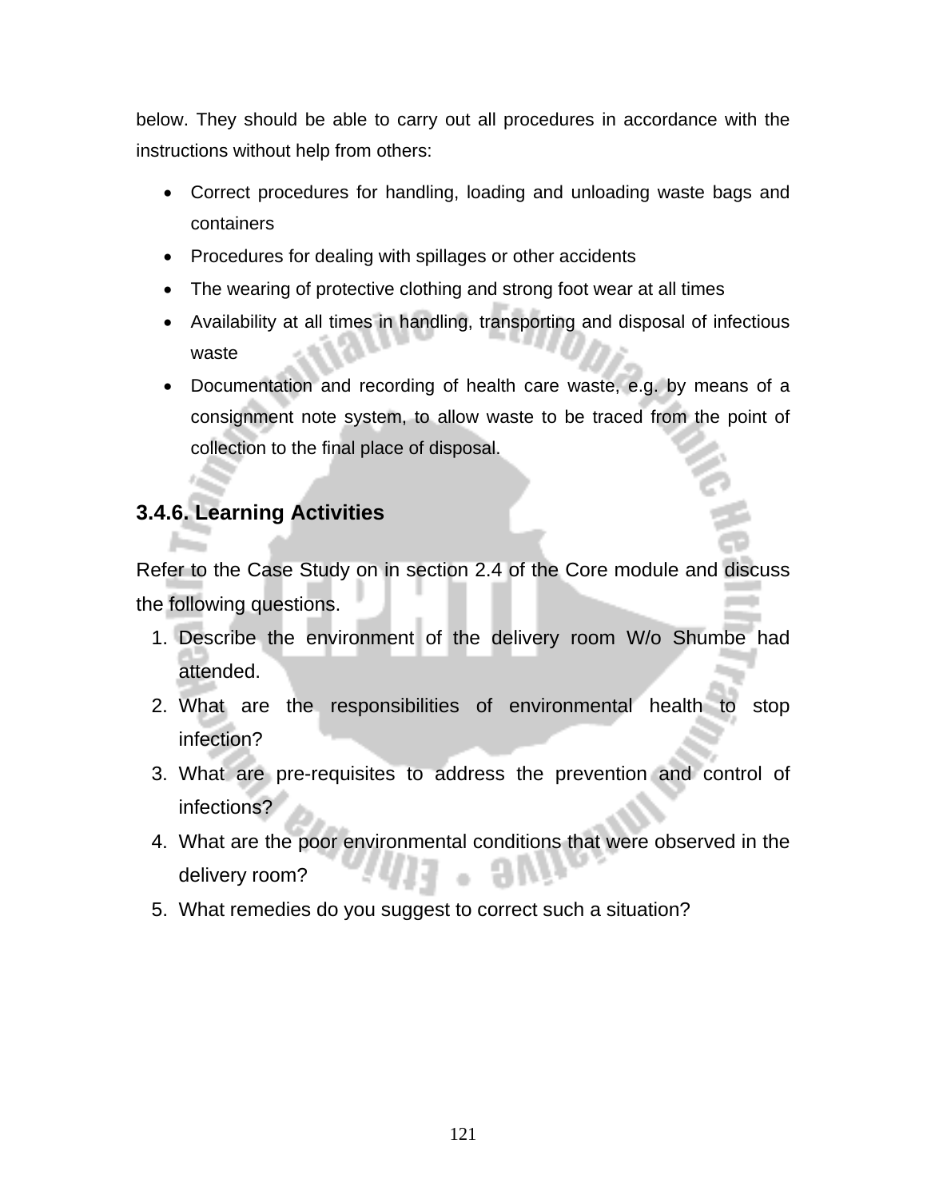below. They should be able to carry out all procedures in accordance with the instructions without help from others:

- Correct procedures for handling, loading and unloading waste bags and containers
- Procedures for dealing with spillages or other accidents
- The wearing of protective clothing and strong foot wear at all times
- Availability at all times in handling, transporting and disposal of infectious waste
- Documentation and recording of health care waste, e.g. by means of a consignment note system, to allow waste to be traced from the point of collection to the final place of disposal.

### 3.4.6. Learning Activities

Refer to the Case Study on in section 2.4 of the Core module and discuss the following questions.

1. Describe the environment of the delivery room W/o Shumbe had attended.
2. What are the responsibilities of environmental health to stop infection?
3. What are pre-requisites to address the prevention and control of infections?
4. What are the poor environmental conditions that were observed in the delivery room?
5. What remedies do you suggest to correct such a situation?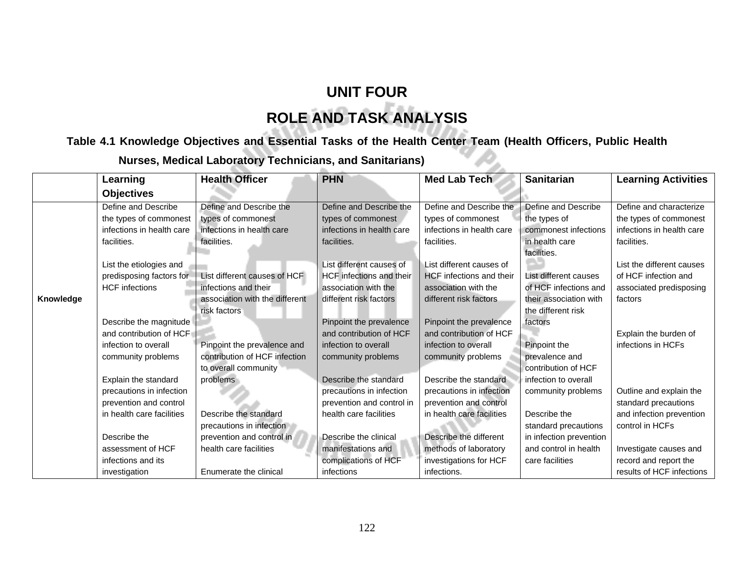# UNIT FOUR

## ROLE AND TASK ANALYSIS

**Table 4.1 Knowledge Objectives and Essential Tasks of the Health Center Team (Health Officers, Public Health Nurses, Medical Laboratory Technicians, and Sanitarians)**

| | Learning Objectives | Health Officer | PHN | Med Lab Tech | Sanitarian | Learning Activities |
|---|---|---|---|---|---|---|
| **Knowledge** | Define and Describe the types of commonest infections in health care facilities.<br><br>List the etiologies and predisposing factors for HCF infections<br><br>Describe the magnitude and contribution of HCF infection to overall community problems<br><br>Explain the standard precautions in infection prevention and control in health care facilities<br><br>Describe the assessment of HCF infections and its investigation | Define and Describe the types of commonest infections in health care facilities.<br><br>List different causes of HCF infections and their association with the different risk factors<br><br>Pinpoint the prevalence and contribution of HCF infection to overall community problems<br><br>Describe the standard precautions in infection prevention and control in health care facilities<br><br>Enumerate the clinical | Define and Describe the types of commonest infections in health care facilities.<br><br>List different causes of HCF infections and their association with the different risk factors<br><br>Pinpoint the prevalence and contribution of HCF infection to overall community problems<br><br>Describe the standard precautions in infection prevention and control in health care facilities<br><br>Describe the clinical manifestations and complications of HCF infections | Define and Describe the types of commonest infections in health care facilities.<br><br>List different causes of HCF infections and their association with the different risk factors<br><br>Pinpoint the prevalence and contribution of HCF infection to overall community problems<br><br>Describe the standard precautions in infection prevention and control in health care facilities<br><br>Describe the different methods of laboratory investigations for HCF infections. | Define and Describe the types of commonest infections in health care facilities.<br><br>List different causes of HCF infections and their association with the different risk factors<br><br>Pinpoint the prevalence and contribution of HCF infection to overall community problems<br><br>Describe the standard precautions in infection prevention and control in health care facilities | Define and characterize the types of commonest infections in health care facilities.<br><br>List the different causes of HCF infection and associated predisposing factors<br><br>Explain the burden of infections in HCFs<br><br>Outline and explain the standard precautions and infection prevention control in HCFs<br><br>Investigate causes and record and report the results of HCF infections |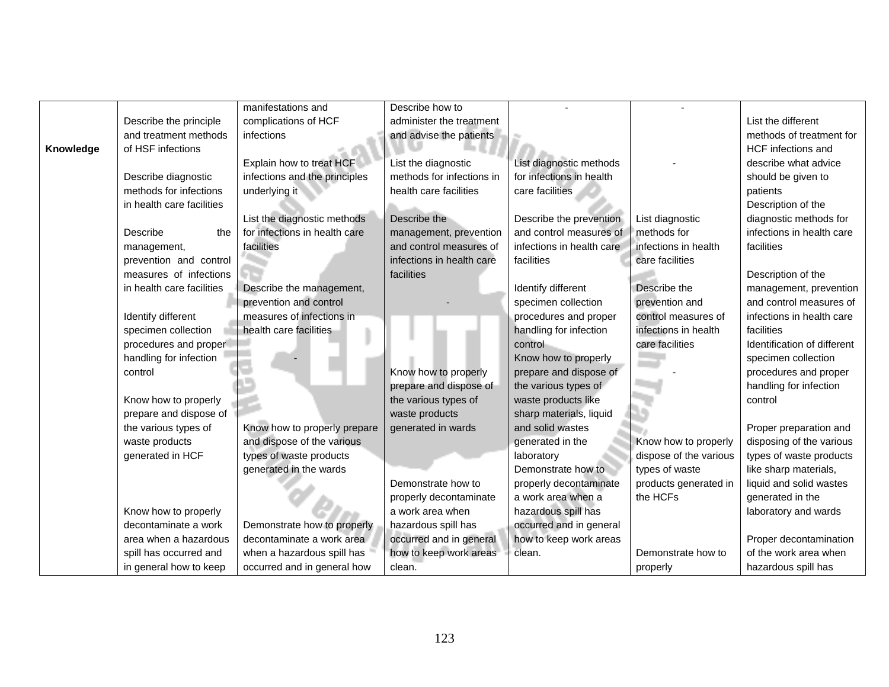| | | | | | | |
|---|---|---|---|---|---|---|
| **Knowledge** | Describe the principle and treatment methods of HSF infections<br><br>Describe diagnostic methods for infections in health care facilities<br><br>Describe the management, prevention and control measures of infections in health care facilities<br><br>Identify different specimen collection procedures and proper handling for infection control<br><br>Know how to properly prepare and dispose of the various types of waste products generated in HCF<br><br>Know how to properly decontaminate a work area when a hazardous spill has occurred and in general how to keep | manifestations and complications of HCF infections<br><br>Explain how to treat HCF infections and the principles underlying it<br><br>List the diagnostic methods for infections in health care facilities<br><br>Describe the management, prevention and control measures of infections in health care facilities<br><br>-<br><br>Know how to properly prepare and dispose of the various types of waste products generated in the wards<br><br>Demonstrate how to properly decontaminate a work area when a hazardous spill has occurred and in general how | Describe how to administer the treatment and advise the patients<br><br>List the diagnostic methods for infections in health care facilities<br><br>Describe the management, prevention and control measures of infections in health care facilities<br><br>-<br><br>Know how to properly prepare and dispose of the various types of waste products generated in wards<br><br>Demonstrate how to properly decontaminate a work area when hazardous spill has occurred and in general how to keep work areas clean. | -<br><br>List diagnostic methods for infections in health care facilities<br><br>Describe the prevention and control measures of infections in health care facilities<br><br>Identify different specimen collection procedures and proper handling for infection control<br>Know how to properly prepare and dispose of the various types of waste products like sharp materials, liquid and solid wastes generated in the laboratory<br>Demonstrate how to properly decontaminate a work area when a hazardous spill has occurred and in general how to keep work areas clean. | -<br><br>-<br><br>List diagnostic methods for infections in health care facilities<br><br>Describe the prevention and control measures of infections in health care facilities<br><br>-<br><br>Know how to properly dispose of the various types of waste products generated in the HCFs<br><br>Demonstrate how to properly | List the different methods of treatment for HCF infections and describe what advice should be given to patients<br>Description of the diagnostic methods for infections in health care facilities<br><br>Description of the management, prevention and control measures of infections in health care facilities<br>Identification of different specimen collection procedures and proper handling for infection control<br><br>Proper preparation and disposing of the various types of waste products like sharp materials, liquid and solid wastes generated in the laboratory and wards<br><br>Proper decontamination of the work area when hazardous spill has |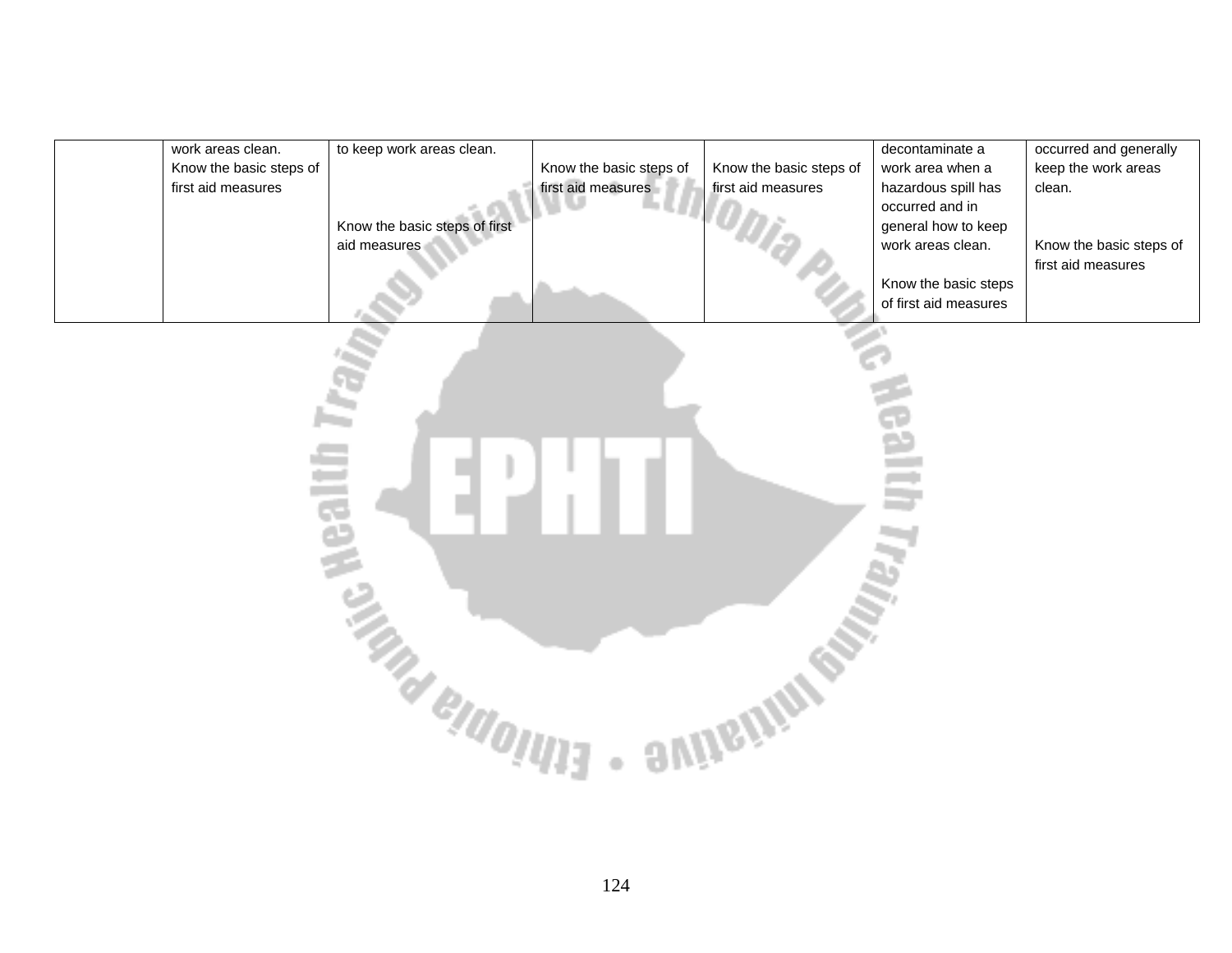| | | | | | | |
|---|---|---|---|---|---|---|
| | work areas clean.<br>Know the basic steps of first aid measures | to keep work areas clean.<br><br>Know the basic steps of first aid measures | Know the basic steps of first aid measures | Know the basic steps of first aid measures | decontaminate a work area when a hazardous spill has occurred and in general how to keep work areas clean.<br><br>Know the basic steps of first aid measures | occurred and generally keep the work areas clean.<br><br>Know the basic steps of first aid measures |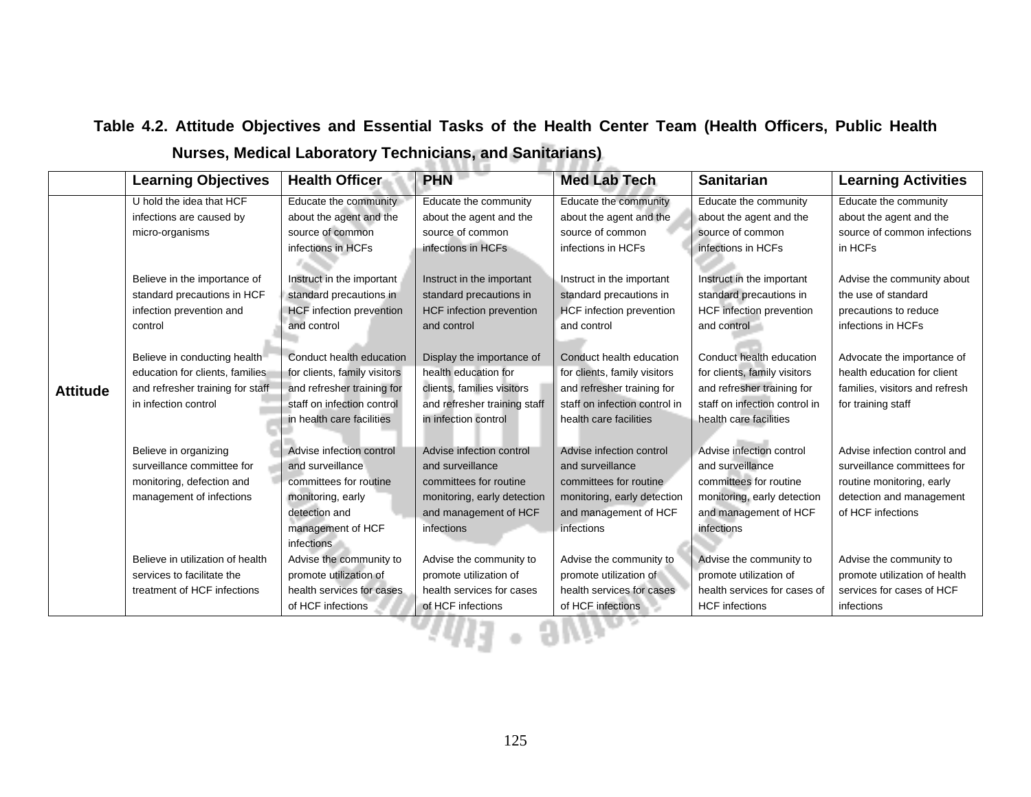**Table 4.2. Attitude Objectives and Essential Tasks of the Health Center Team (Health Officers, Public Health Nurses, Medical Laboratory Technicians, and Sanitarians)**

| | Learning Objectives | Health Officer | PHN | Med Lab Tech | Sanitarian | Learning Activities |
|---|---|---|---|---|---|---|
| **Attitude** | U hold the idea that HCF infections are caused by micro-organisms | Educate the community about the agent and the source of common infections in HCFs | Educate the community about the agent and the source of common infections in HCFs | Educate the community about the agent and the source of common infections in HCFs | Educate the community about the agent and the source of common infections in HCFs | Educate the community about the agent and the source of common infections in HCFs |
| | Believe in the importance of standard precautions in HCF infection prevention and control | Instruct in the important standard precautions in HCF infection prevention and control | Instruct in the important standard precautions in HCF infection prevention and control | Instruct in the important standard precautions in HCF infection prevention and control | Instruct in the important standard precautions in HCF infection prevention and control | Advise the community about the use of standard precautions to reduce infections in HCFs |
| | Believe in conducting health education for clients, families and refresher training for staff in infection control | Conduct health education for clients, family visitors and refresher training for staff on infection control in health care facilities | Display the importance of health education for clients, families visitors and refresher training staff in infection control | Conduct health education for clients, family visitors and refresher training for staff on infection control in health care facilities | Conduct health education for clients, family visitors and refresher training for staff on infection control in health care facilities | Advocate the importance of health education for client families, visitors and refresh for training staff |
| | Believe in organizing surveillance committee for monitoring, defection and management of infections | Advise infection control and surveillance committees for routine monitoring, early detection and management of HCF infections | Advise infection control and surveillance committees for routine monitoring, early detection and management of HCF infections | Advise infection control and surveillance committees for routine monitoring, early detection and management of HCF infections | Advise infection control and surveillance committees for routine monitoring, early detection and management of HCF infections | Advise infection control and surveillance committees for routine monitoring, early detection and management of HCF infections |
| | Believe in utilization of health services to facilitate the treatment of HCF infections | Advise the community to promote utilization of health services for cases of HCF infections | Advise the community to promote utilization of health services for cases of HCF infections | Advise the community to promote utilization of health services for cases of HCF infections | Advise the community to promote utilization of health services for cases of HCF infections | Advise the community to promote utilization of health services for cases of HCF infections |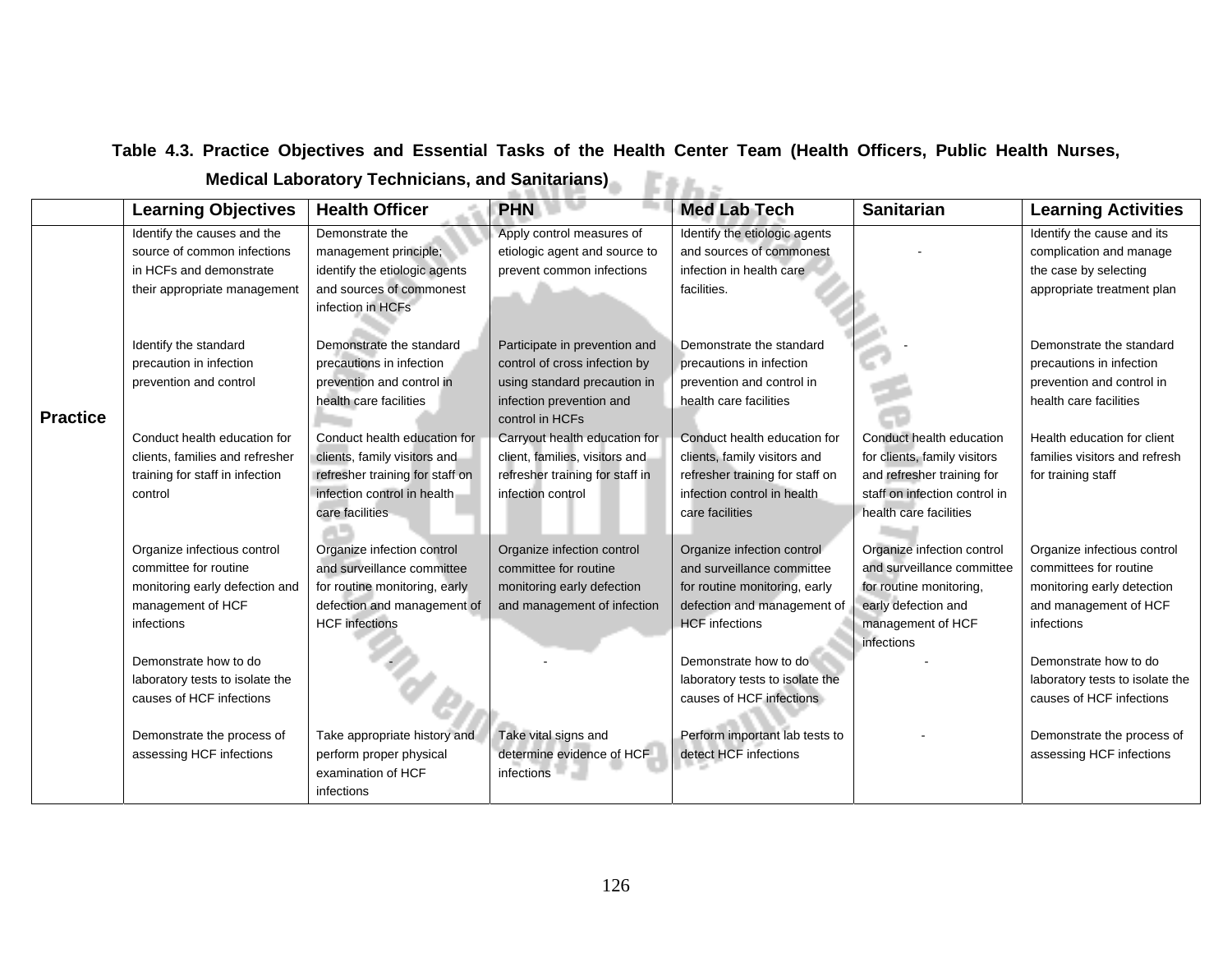**Table 4.3. Practice Objectives and Essential Tasks of the Health Center Team (Health Officers, Public Health Nurses, Medical Laboratory Technicians, and Sanitarians)**

| | Learning Objectives | Health Officer | PHN | Med Lab Tech | Sanitarian | Learning Activities |
|---|---|---|---|---|---|---|
| **Practice** | Identify the causes and the source of common infections in HCFs and demonstrate their appropriate management | Demonstrate the management principle; identify the etiologic agents and sources of commonest infection in HCFs | Apply control measures of etiologic agent and source to prevent common infections | Identify the etiologic agents and sources of commonest infection in health care facilities. | - | Identify the cause and its complication and manage the case by selecting appropriate treatment plan |
| | Identify the standard precaution in infection prevention and control | Demonstrate the standard precautions in infection prevention and control in health care facilities | Participate in prevention and control of cross infection by using standard precaution in infection prevention and control in HCFs | Demonstrate the standard precautions in infection prevention and control in health care facilities | - | Demonstrate the standard precautions in infection prevention and control in health care facilities |
| | Conduct health education for clients, families and refresher training for staff in infection control | Conduct health education for clients, family visitors and refresher training for staff on infection control in health care facilities | Carryout health education for client, families, visitors and refresher training for staff in infection control | Conduct health education for clients, family visitors and refresher training for staff on infection control in health care facilities | Conduct health education for clients, family visitors and refresher training for staff on infection control in health care facilities | Health education for client families visitors and refresh for training staff |
| | Organize infectious control committee for routine monitoring early defection and management of HCF infections | Organize infection control and surveillance committee for routine monitoring, early defection and management of HCF infections | Organize infection control committee for routine monitoring early defection and management of infection | Organize infection control and surveillance committee for routine monitoring, early defection and management of HCF infections | Organize infection control and surveillance committee for routine monitoring, early defection and management of HCF infections | Organize infectious control committees for routine monitoring early detection and management of HCF infections |
| | Demonstrate how to do laboratory tests to isolate the causes of HCF infections | - | - | Demonstrate how to do laboratory tests to isolate the causes of HCF infections | - | Demonstrate how to do laboratory tests to isolate the causes of HCF infections |
| | Demonstrate the process of assessing HCF infections | Take appropriate history and perform proper physical examination of HCF infections | Take vital signs and determine evidence of HCF infections | Perform important lab tests to detect HCF infections | - | Demonstrate the process of assessing HCF infections |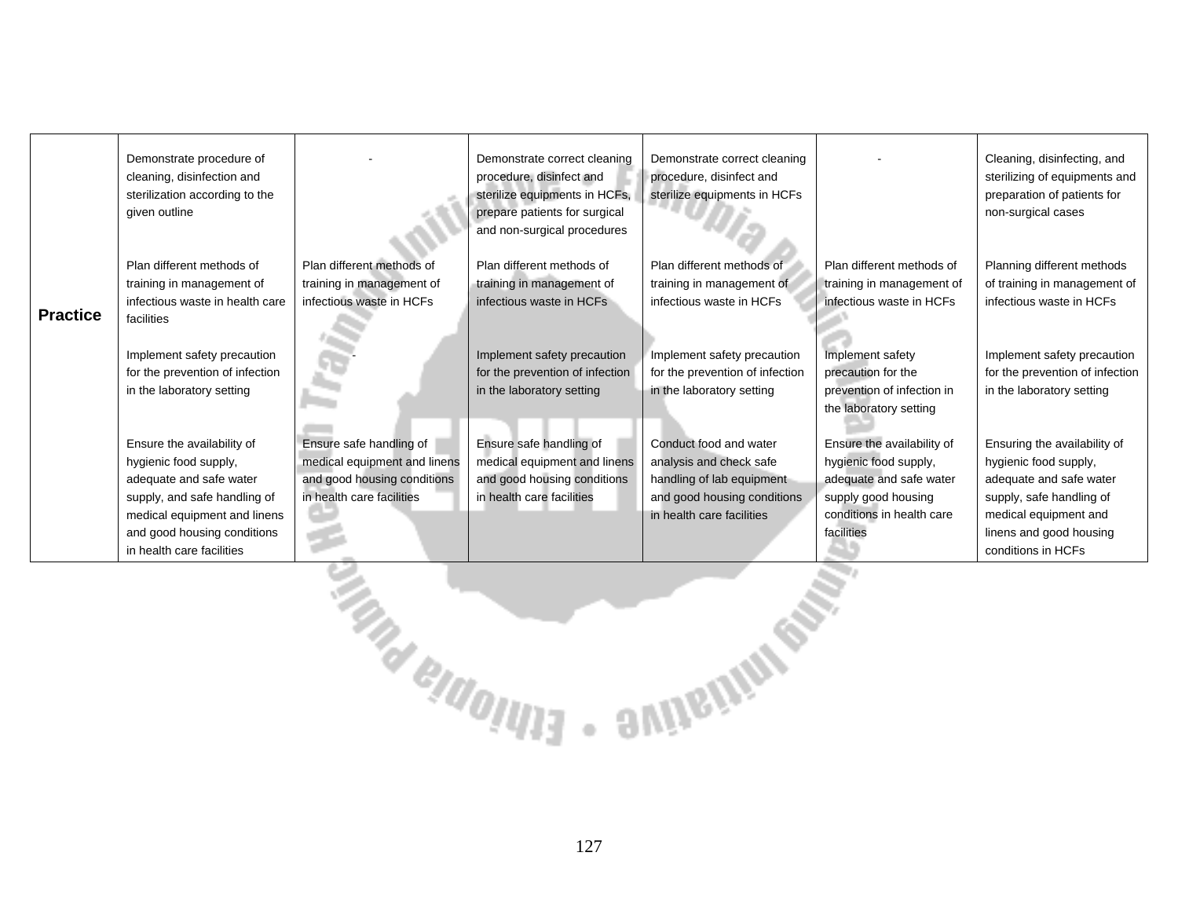| Practice | Demonstrate procedure of cleaning, disinfection and sterilization according to the given outline | - | Demonstrate correct cleaning procedure, disinfect and sterilize equipments in HCFs, prepare patients for surgical and non-surgical procedures | Demonstrate correct cleaning procedure, disinfect and sterilize equipments in HCFs | - | Cleaning, disinfecting, and sterilizing of equipments and preparation of patients for non-surgical cases |
|---|---|---|---|---|---|---|
| | Plan different methods of training in management of infectious waste in health care facilities | Plan different methods of training in management of infectious waste in HCFs | Plan different methods of training in management of infectious waste in HCFs | Plan different methods of training in management of infectious waste in HCFs | Plan different methods of training in management of infectious waste in HCFs | Planning different methods of training in management of infectious waste in HCFs |
| | Implement safety precaution for the prevention of infection in the laboratory setting | - | Implement safety precaution for the prevention of infection in the laboratory setting | Implement safety precaution for the prevention of infection in the laboratory setting | Implement safety precaution for the prevention of infection in the laboratory setting | Implement safety precaution for the prevention of infection in the laboratory setting |
| | Ensure the availability of hygienic food supply, adequate and safe water supply, and safe handling of medical equipment and linens and good housing conditions in health care facilities | Ensure safe handling of medical equipment and linens and good housing conditions in health care facilities | Ensure safe handling of medical equipment and linens and good housing conditions in health care facilities | Conduct food and water analysis and check safe handling of lab equipment and good housing conditions in health care facilities | Ensure the availability of hygienic food supply, adequate and safe water supply good housing conditions in health care facilities | Ensuring the availability of hygienic food supply, adequate and safe water supply, safe handling of medical equipment and linens and good housing conditions in HCFs |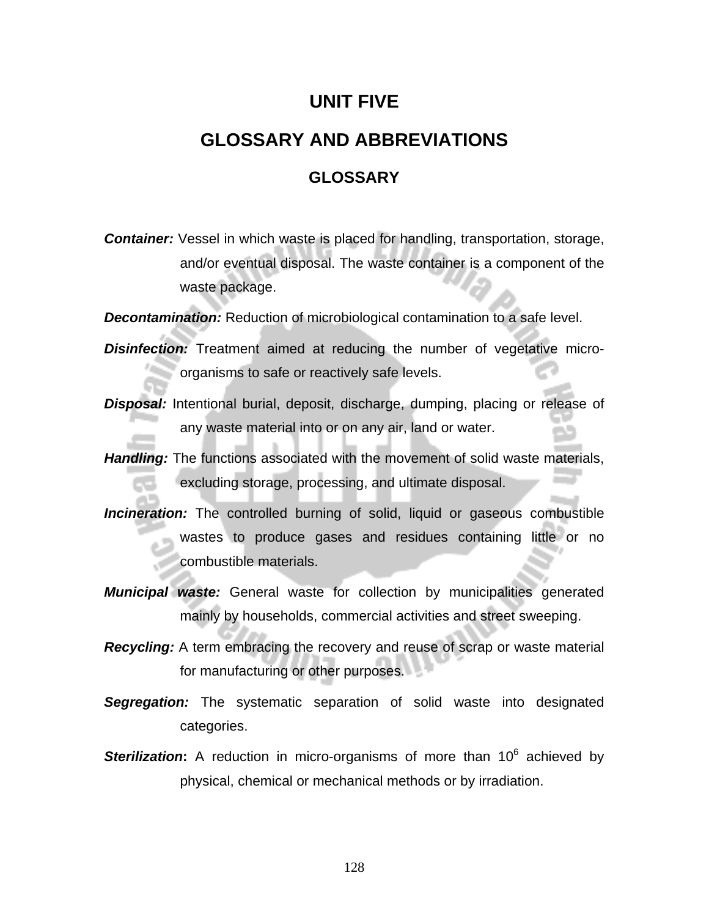# UNIT FIVE

# GLOSSARY AND ABBREVIATIONS

## GLOSSARY

***Container:*** Vessel in which waste is placed for handling, transportation, storage, and/or eventual disposal. The waste container is a component of the waste package.

***Decontamination:*** Reduction of microbiological contamination to a safe level.

***Disinfection:*** Treatment aimed at reducing the number of vegetative micro-organisms to safe or reactively safe levels.

***Disposal:*** Intentional burial, deposit, discharge, dumping, placing or release of any waste material into or on any air, land or water.

***Handling:*** The functions associated with the movement of solid waste materials, excluding storage, processing, and ultimate disposal.

***Incineration:*** The controlled burning of solid, liquid or gaseous combustible wastes to produce gases and residues containing little or no combustible materials.

***Municipal waste:*** General waste for collection by municipalities generated mainly by households, commercial activities and street sweeping.

***Recycling:*** A term embracing the recovery and reuse of scrap or waste material for manufacturing or other purposes.

***Segregation:*** The systematic separation of solid waste into designated categories.

***Sterilization*:** A reduction in micro-organisms of more than $10^6$ achieved by physical, chemical or mechanical methods or by irradiation.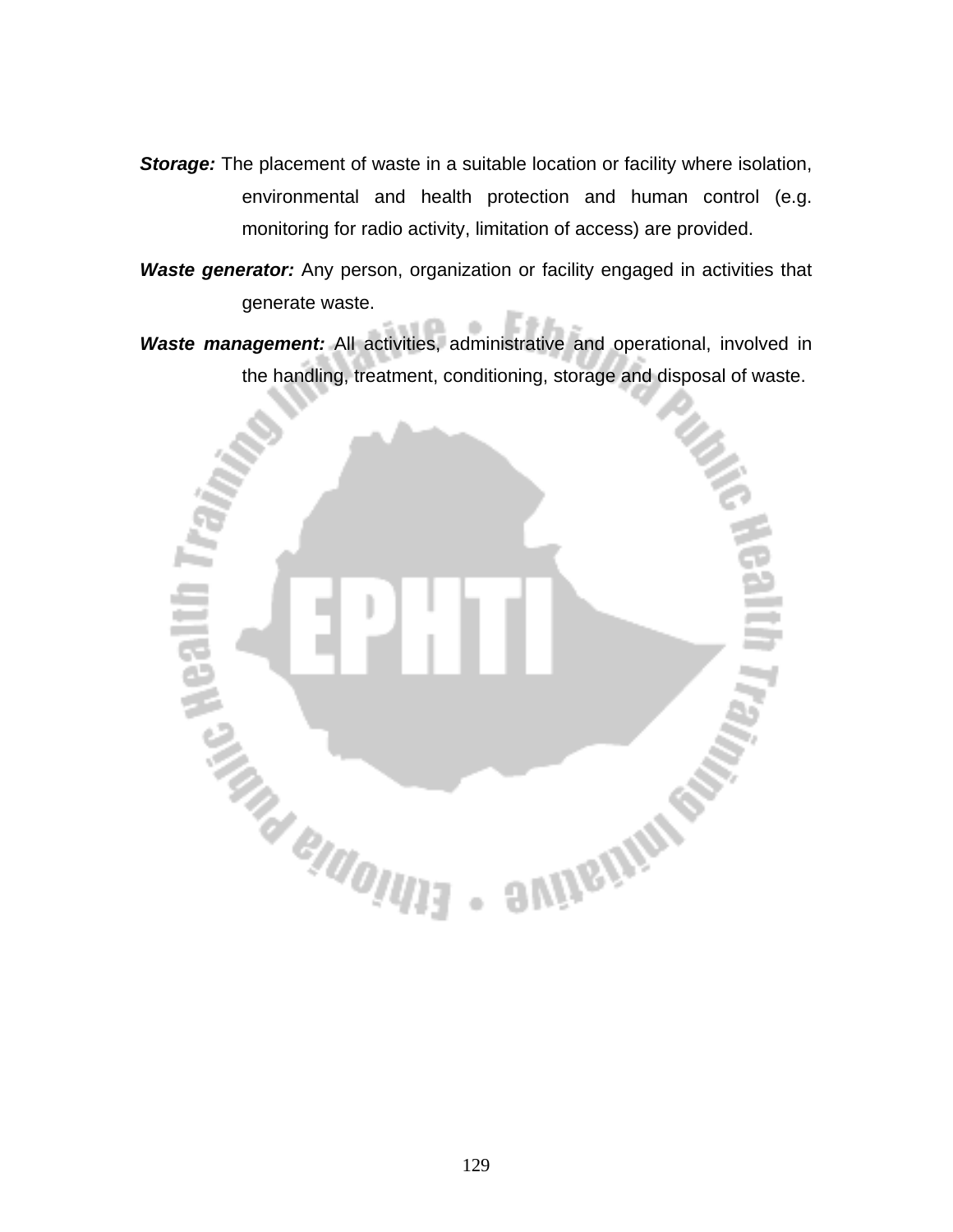***Storage:*** The placement of waste in a suitable location or facility where isolation, environmental and health protection and human control (e.g. monitoring for radio activity, limitation of access) are provided.

***Waste generator:*** Any person, organization or facility engaged in activities that generate waste.

***Waste management:*** All activities, administrative and operational, involved in the handling, treatment, conditioning, storage and disposal of waste.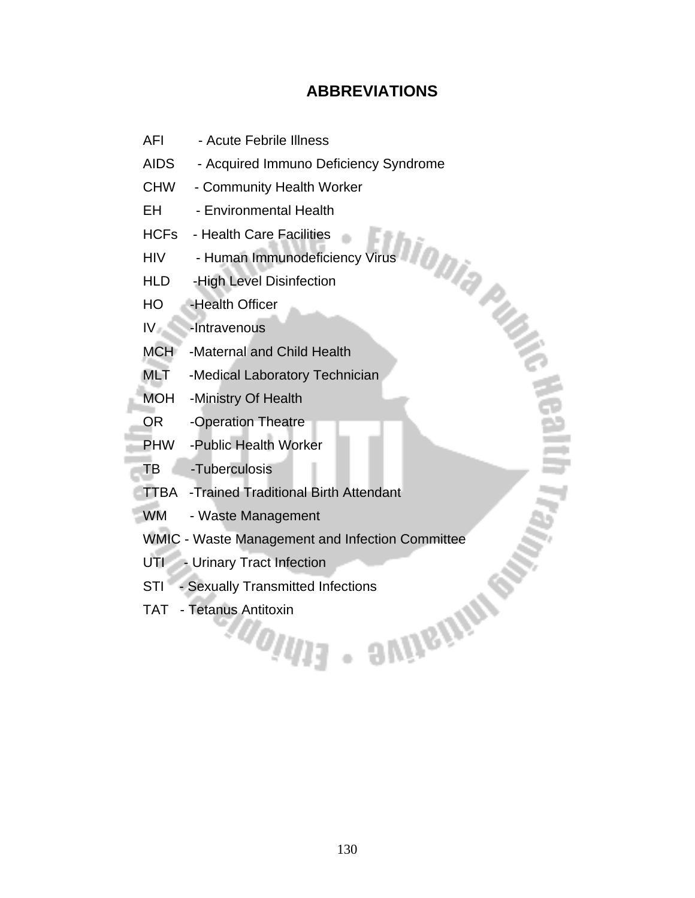# ABBREVIATIONS

AFI - Acute Febrile Illness

AIDS - Acquired Immuno Deficiency Syndrome

CHW - Community Health Worker

EH - Environmental Health

HCFs - Health Care Facilities

HIV - Human Immunodeficiency Virus

HLD -High Level Disinfection

HO -Health Officer

IV -Intravenous

MCH -Maternal and Child Health

MLT -Medical Laboratory Technician

MOH -Ministry Of Health

OR -Operation Theatre

PHW -Public Health Worker

TB -Tuberculosis

TTBA -Trained Traditional Birth Attendant

WM - Waste Management

WMIC - Waste Management and Infection Committee

UTI - Urinary Tract Infection

STI - Sexually Transmitted Infections

TAT - Tetanus Antitoxin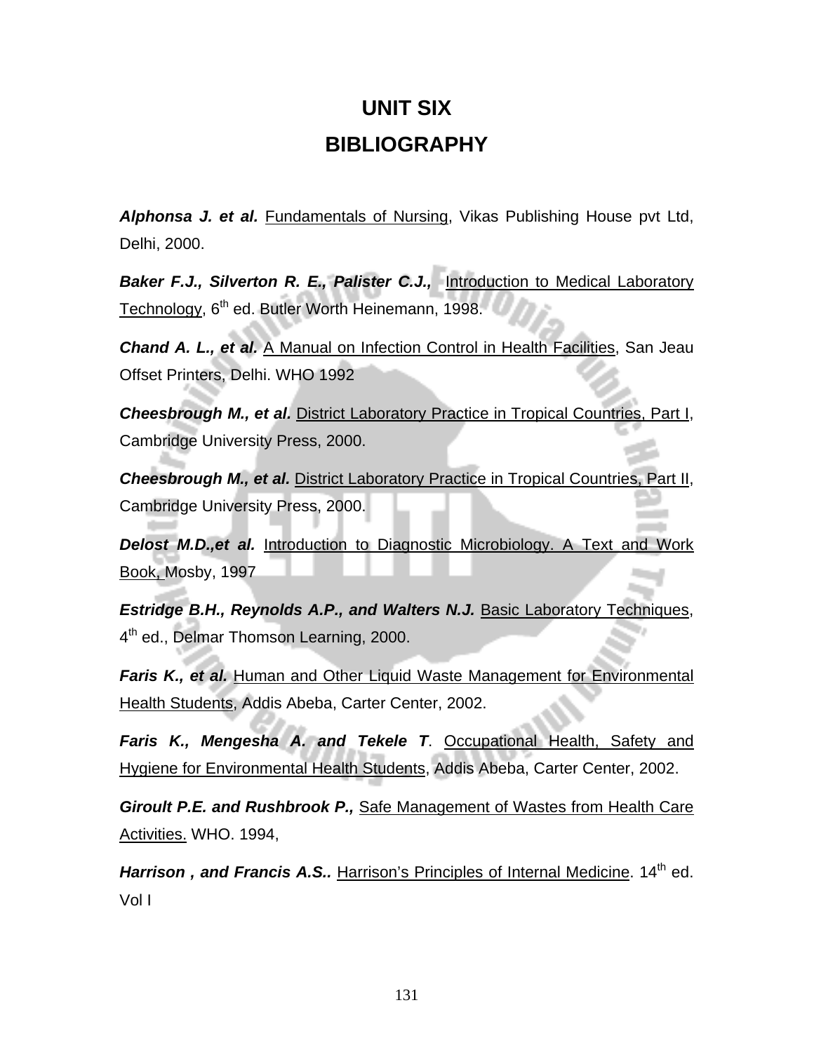# UNIT SIX

# BIBLIOGRAPHY

***Alphonsa J. et al.*** Fundamentals of Nursing, Vikas Publishing House pvt Ltd, Delhi, 2000.

***Baker F.J., Silverton R. E., Palister C.J.,*** Introduction to Medical Laboratory Technology, 6th ed. Butler Worth Heinemann, 1998.

***Chand A. L., et al.*** A Manual on Infection Control in Health Facilities, San Jeau Offset Printers, Delhi. WHO 1992

***Cheesbrough M., et al.*** District Laboratory Practice in Tropical Countries, Part I, Cambridge University Press, 2000.

***Cheesbrough M., et al.*** District Laboratory Practice in Tropical Countries, Part II, Cambridge University Press, 2000.

***Delost M.D.,et al.*** Introduction to Diagnostic Microbiology. A Text and Work Book, Mosby, 1997

***Estridge B.H., Reynolds A.P., and Walters N.J.*** Basic Laboratory Techniques, 4th ed., Delmar Thomson Learning, 2000.

***Faris K., et al.*** Human and Other Liquid Waste Management for Environmental Health Students, Addis Abeba, Carter Center, 2002.

***Faris K., Mengesha A. and Tekele T***. Occupational Health, Safety and Hygiene for Environmental Health Students, Addis Abeba, Carter Center, 2002.

***Giroult P.E. and Rushbrook P.,*** Safe Management of Wastes from Health Care Activities. WHO. 1994,

***Harrison , and Francis A.S..*** Harrison's Principles of Internal Medicine. 14th ed. Vol I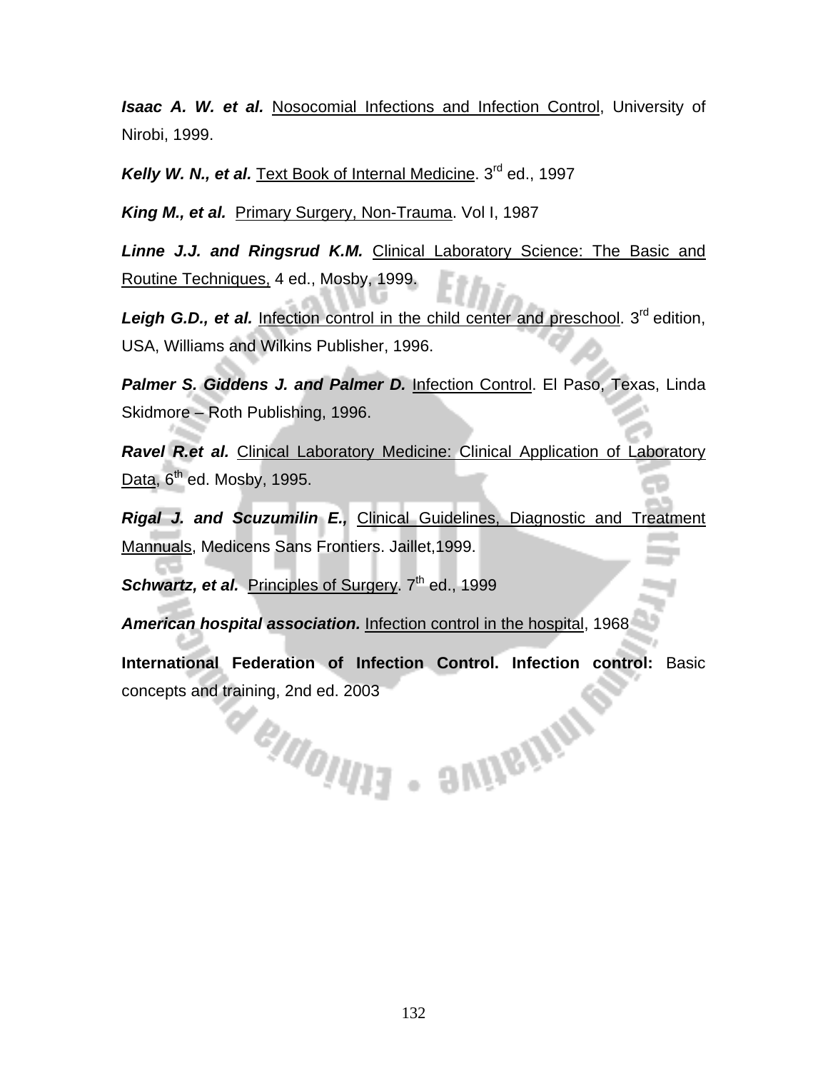***Isaac A. W. et al.*** Nosocomial Infections and Infection Control, University of Nirobi, 1999.

***Kelly W. N., et al.*** Text Book of Internal Medicine. 3rd ed., 1997

***King M., et al.*** Primary Surgery, Non-Trauma. Vol I, 1987

***Linne J.J. and Ringsrud K.M.*** Clinical Laboratory Science: The Basic and Routine Techniques, 4 ed., Mosby, 1999.

***Leigh G.D., et al.*** Infection control in the child center and preschool. 3rd edition, USA, Williams and Wilkins Publisher, 1996.

***Palmer S. Giddens J. and Palmer D.*** Infection Control. El Paso, Texas, Linda Skidmore – Roth Publishing, 1996.

***Ravel R.et al.*** Clinical Laboratory Medicine: Clinical Application of Laboratory Data, 6th ed. Mosby, 1995.

***Rigal J. and Scuzumilin E.,*** Clinical Guidelines, Diagnostic and Treatment Mannuals, Medicens Sans Frontiers. Jaillet,1999.

***Schwartz, et al.*** Principles of Surgery. 7th ed., 1999

***American hospital association.*** Infection control in the hospital, 1968

**International Federation of Infection Control. Infection control:** Basic concepts and training, 2nd ed. 2003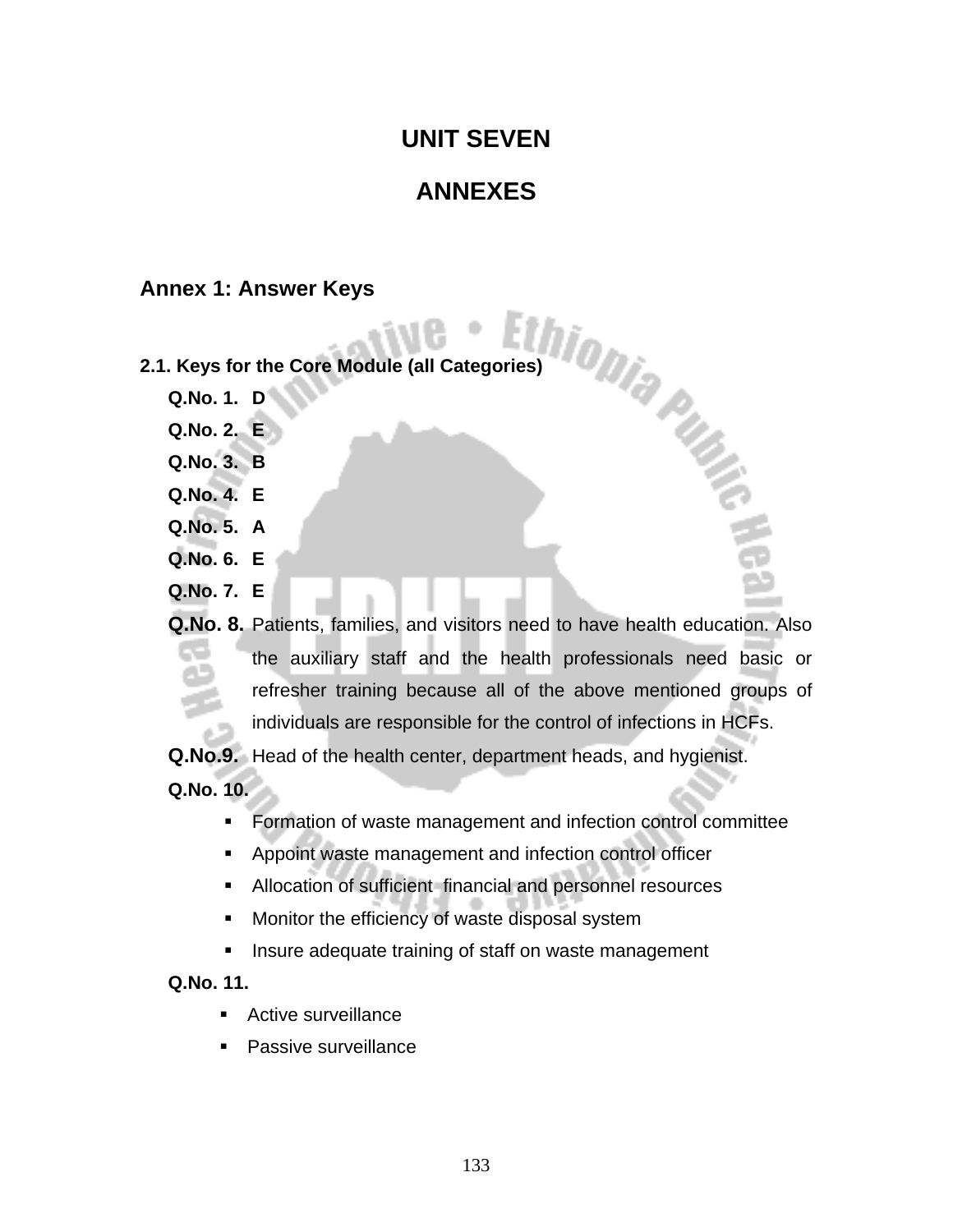# UNIT SEVEN

# ANNEXES

## Annex 1: Answer Keys

### 2.1. Keys for the Core Module (all Categories)

**Q.No. 1.** **D**

**Q.No. 2.** **E**

**Q.No. 3.** **B**

**Q.No. 4.** **E**

**Q.No. 5.** **A**

**Q.No. 6.** **E**

**Q.No. 7.** **E**

**Q.No. 8.** Patients, families, and visitors need to have health education. Also the auxiliary staff and the health professionals need basic or refresher training because all of the above mentioned groups of individuals are responsible for the control of infections in HCFs.

**Q.No.9.** Head of the health center, department heads, and hygienist.

**Q.No. 10.**

- Formation of waste management and infection control committee
- Appoint waste management and infection control officer
- Allocation of sufficient financial and personnel resources
- Monitor the efficiency of waste disposal system
- Insure adequate training of staff on waste management

**Q.No. 11.**

- Active surveillance
- Passive surveillance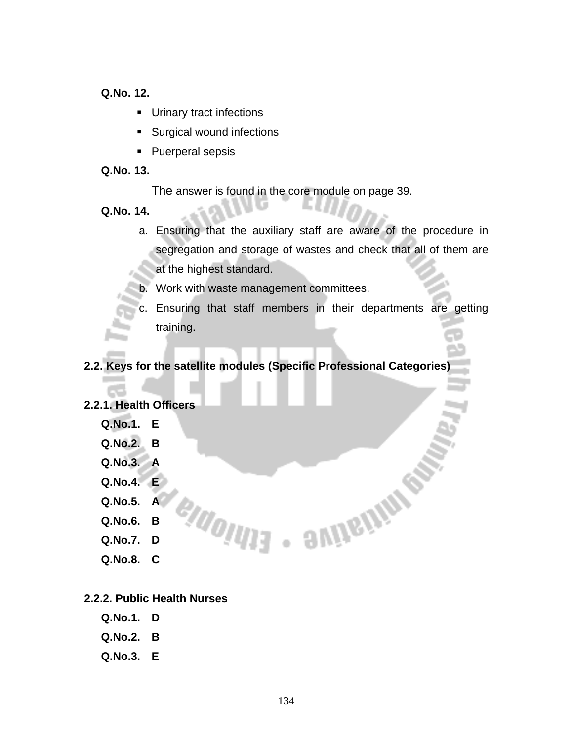**Q.No. 12.**

- Urinary tract infections
- Surgical wound infections
- Puerperal sepsis

**Q.No. 13.**

The answer is found in the core module on page 39.

**Q.No. 14.**

a. Ensuring that the auxiliary staff are aware of the procedure in segregation and storage of wastes and check that all of them are at the highest standard.

b. Work with waste management committees.

c. Ensuring that staff members in their departments are getting training.

## 2.2. Keys for the satellite modules (Specific Professional Categories)

### 2.2.1. Health Officers

**Q.No.1. E**

**Q.No.2. B**

**Q.No.3. A**

**Q.No.4. E**

**Q.No.5. A**

**Q.No.6. B**

**Q.No.7. D**

**Q.No.8. C**

### 2.2.2. Public Health Nurses

**Q.No.1. D**

**Q.No.2. B**

**Q.No.3. E**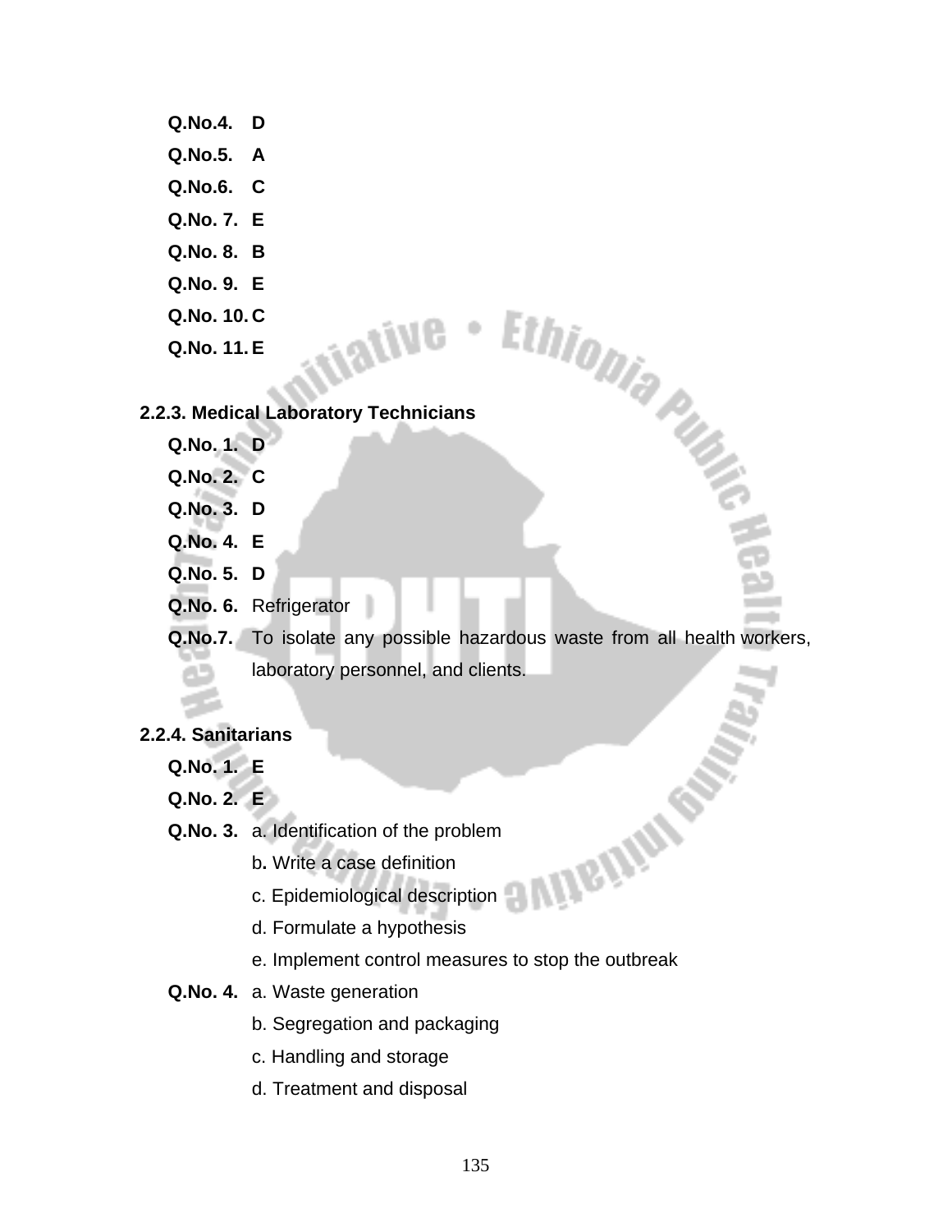**Q.No.4.** D

**Q.No.5.** A

**Q.No.6.** C

**Q.No. 7.** E

**Q.No. 8.** B

**Q.No. 9.** E

**Q.No. 10.** C

**Q.No. 11.** E

### 2.2.3. Medical Laboratory Technicians

**Q.No. 1.** D

**Q.No. 2.** C

**Q.No. 3.** D

**Q.No. 4.** E

**Q.No. 5.** D

**Q.No. 6.** Refrigerator

**Q.No.7.** To isolate any possible hazardous waste from all health workers, laboratory personnel, and clients.

### 2.2.4. Sanitarians

**Q.No. 1.** E

**Q.No. 2.** E

**Q.No. 3.** a. Identification of the problem

b. Write a case definition

c. Epidemiological description

d. Formulate a hypothesis

e. Implement control measures to stop the outbreak

**Q.No. 4.** a. Waste generation

b. Segregation and packaging

c. Handling and storage

d. Treatment and disposal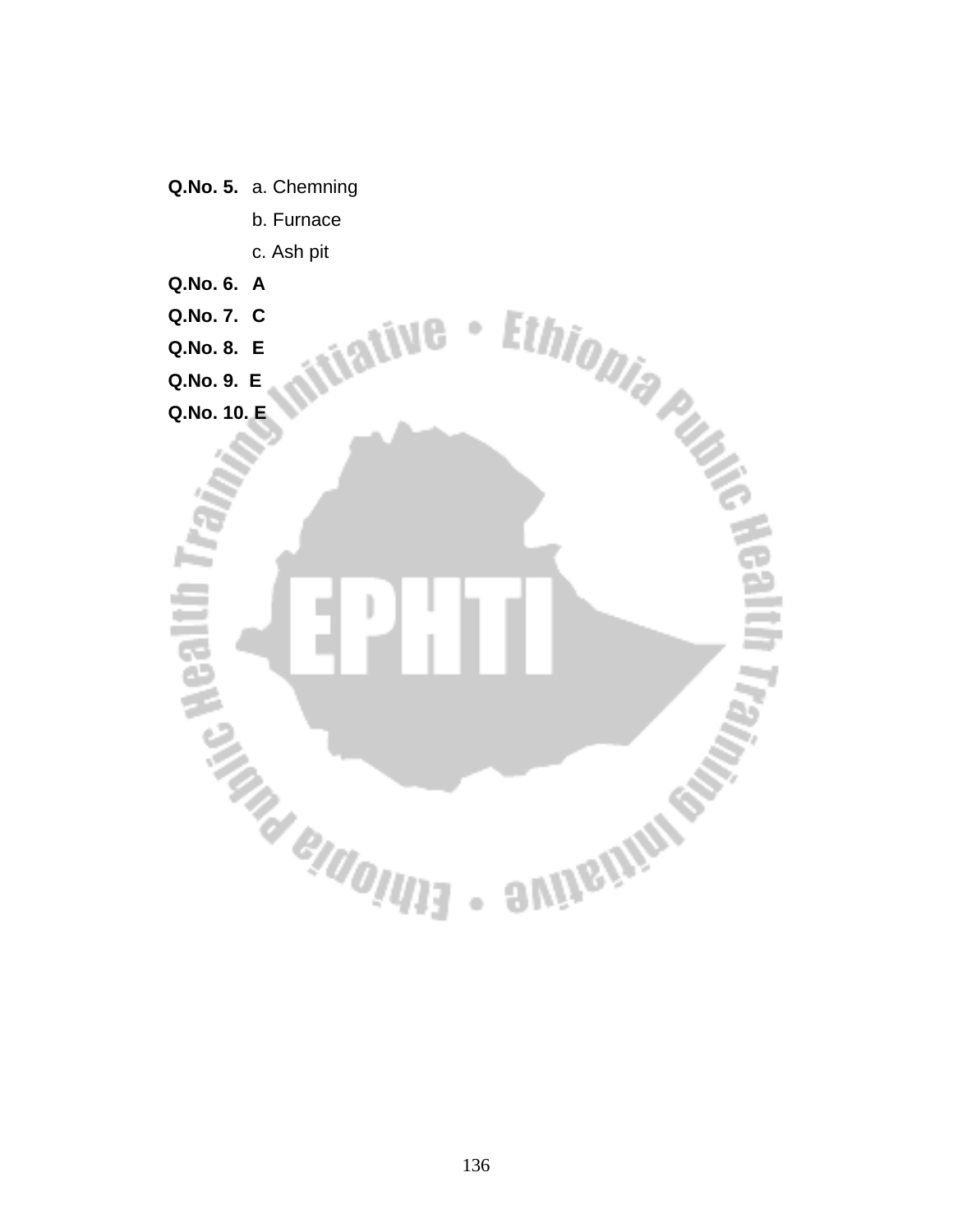**Q.No. 5.** a. Chemning

b. Furnace

c. Ash pit

**Q.No. 6. A**

**Q.No. 7. C**

**Q.No. 8. E**

**Q.No. 9. E**

**Q.No. 10. E**